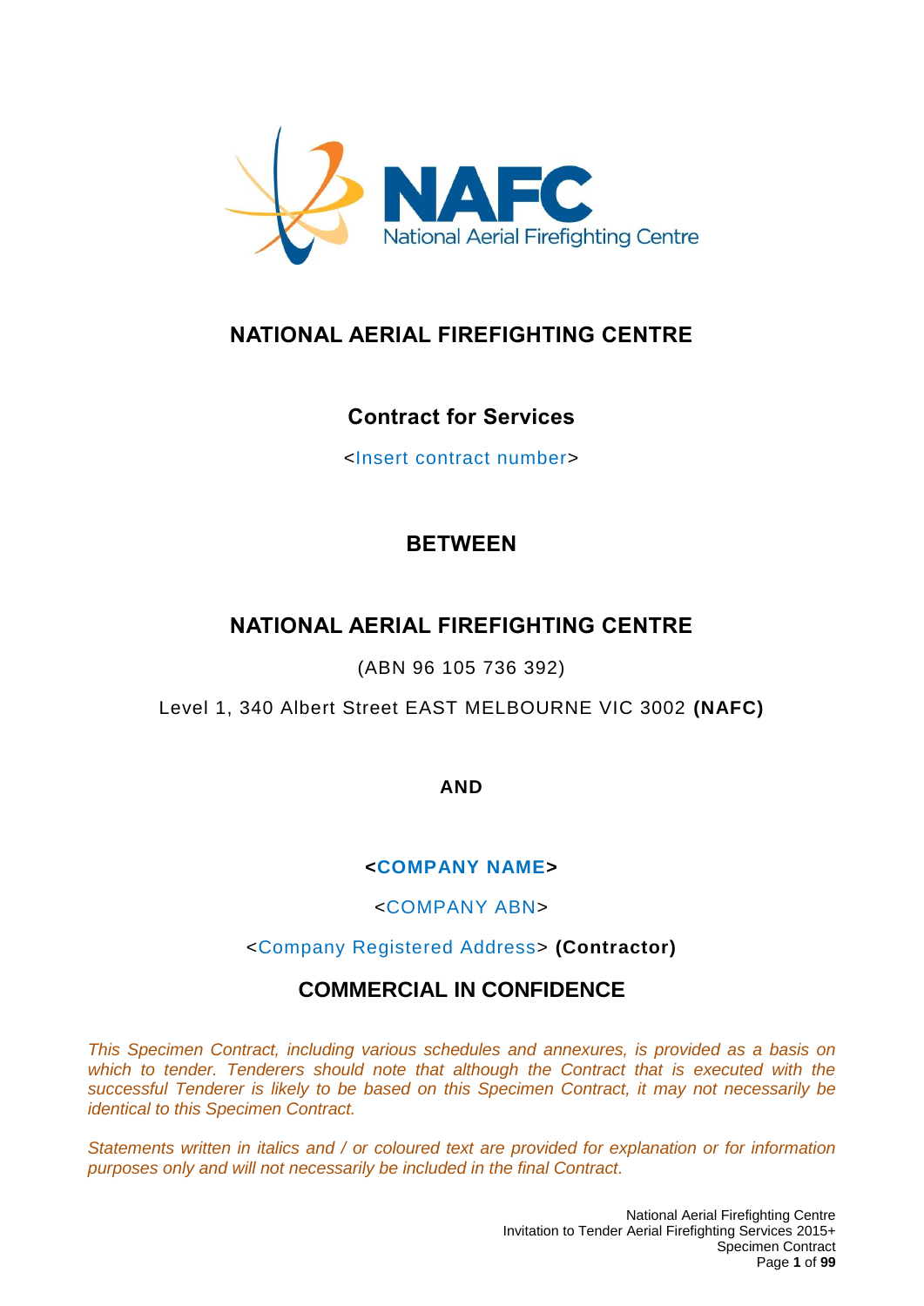NAFC

National Aerial Firefighting Centre

# NATIONAL AERIAL FIREFIGHTING CENTRE

## Contract for Services

<Insert contract number>

## BETWEEN

## NATIONAL AERIAL FIREFIGHTING CENTRE

(ABN 96 105 736 392)

Level 1, 340 Albert Street EAST MELBOURNE VIC 3002 **(NAFC)**

**AND**

**<COMPANY NAME>**

<COMPANY ABN>

<Company Registered Address> **(Contractor)**

## COMMERCIAL IN CONFIDENCE

*This Specimen Contract, including various schedules and annexures, is provided as a basis on which to tender. Tenderers should note that although the Contract that is executed with the successful Tenderer is likely to be based on this Specimen Contract, it may not necessarily be identical to this Specimen Contract.*

*Statements written in italics and / or coloured text are provided for explanation or for information purposes only and will not necessarily be included in the final Contract.*

National Aerial Firefighting Centre
Invitation to Tender Aerial Firefighting Services 2015+
Specimen Contract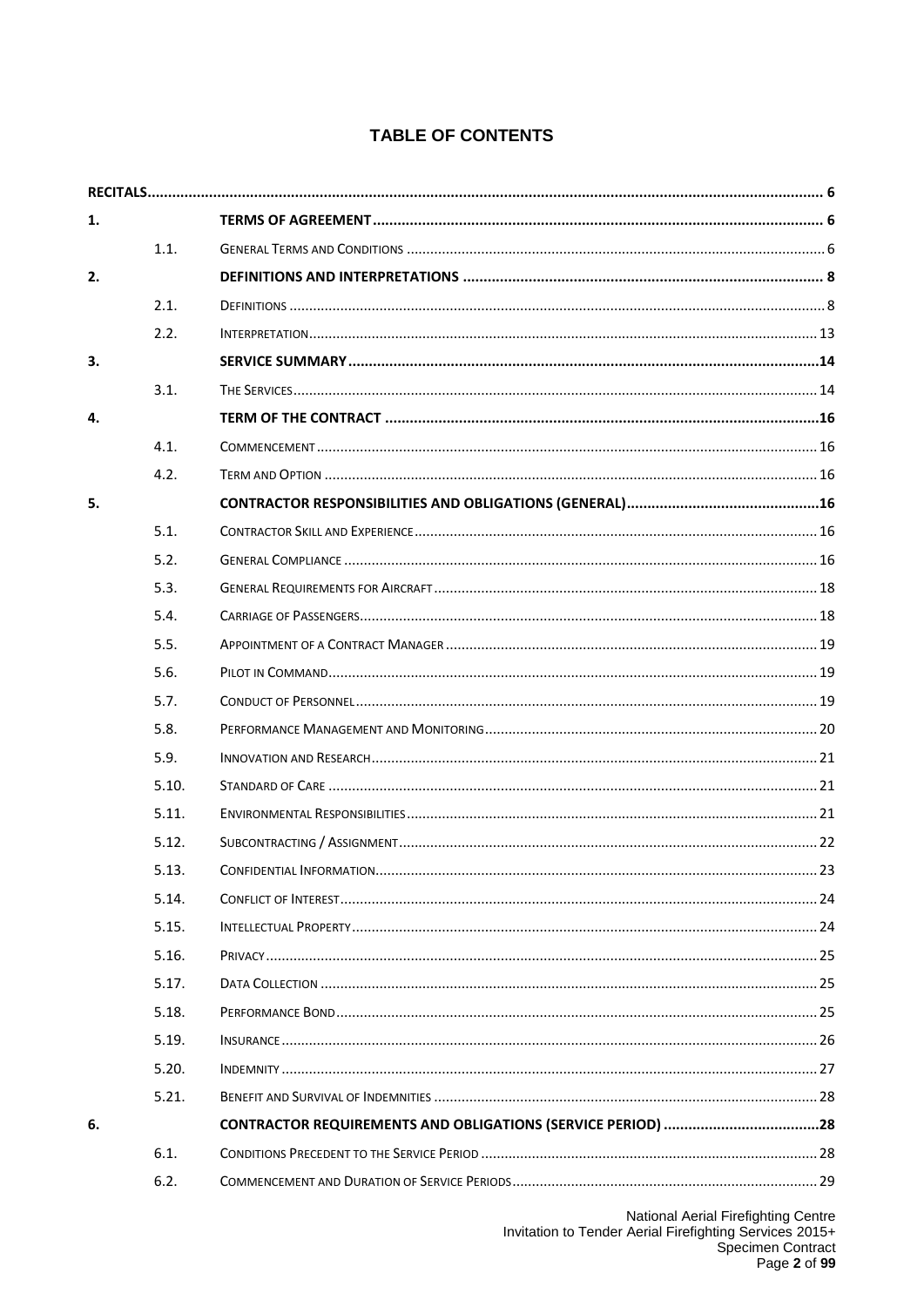# TABLE OF CONTENTS

| | | | |
|---|---|---|---|
| **RECITALS** | | | **6** |
| **1.** | | **TERMS OF AGREEMENT** | **6** |
| | 1.1. | GENERAL TERMS AND CONDITIONS | 6 |
| **2.** | | **DEFINITIONS AND INTERPRETATIONS** | **8** |
| | 2.1. | DEFINITIONS | 8 |
| | 2.2. | INTERPRETATION | 13 |
| **3.** | | **SERVICE SUMMARY** | **14** |
| | 3.1. | THE SERVICES | 14 |
| **4.** | | **TERM OF THE CONTRACT** | **16** |
| | 4.1. | COMMENCEMENT | 16 |
| | 4.2. | TERM AND OPTION | 16 |
| **5.** | | **CONTRACTOR RESPONSIBILITIES AND OBLIGATIONS (GENERAL)** | **16** |
| | 5.1. | CONTRACTOR SKILL AND EXPERIENCE | 16 |
| | 5.2. | GENERAL COMPLIANCE | 16 |
| | 5.3. | GENERAL REQUIREMENTS FOR AIRCRAFT | 18 |
| | 5.4. | CARRIAGE OF PASSENGERS | 18 |
| | 5.5. | APPOINTMENT OF A CONTRACT MANAGER | 19 |
| | 5.6. | PILOT IN COMMAND | 19 |
| | 5.7. | CONDUCT OF PERSONNEL | 19 |
| | 5.8. | PERFORMANCE MANAGEMENT AND MONITORING | 20 |
| | 5.9. | INNOVATION AND RESEARCH | 21 |
| | 5.10. | STANDARD OF CARE | 21 |
| | 5.11. | ENVIRONMENTAL RESPONSIBILITIES | 21 |
| | 5.12. | SUBCONTRACTING / ASSIGNMENT | 22 |
| | 5.13. | CONFIDENTIAL INFORMATION | 23 |
| | 5.14. | CONFLICT OF INTEREST | 24 |
| | 5.15. | INTELLECTUAL PROPERTY | 24 |
| | 5.16. | PRIVACY | 25 |
| | 5.17. | DATA COLLECTION | 25 |
| | 5.18. | PERFORMANCE BOND | 25 |
| | 5.19. | INSURANCE | 26 |
| | 5.20. | INDEMNITY | 27 |
| | 5.21. | BENEFIT AND SURVIVAL OF INDEMNITIES | 28 |
| **6.** | | **CONTRACTOR REQUIREMENTS AND OBLIGATIONS (SERVICE PERIOD)** | **28** |
| | 6.1. | CONDITIONS PRECEDENT TO THE SERVICE PERIOD | 28 |
| | 6.2. | COMMENCEMENT AND DURATION OF SERVICE PERIODS | 29 |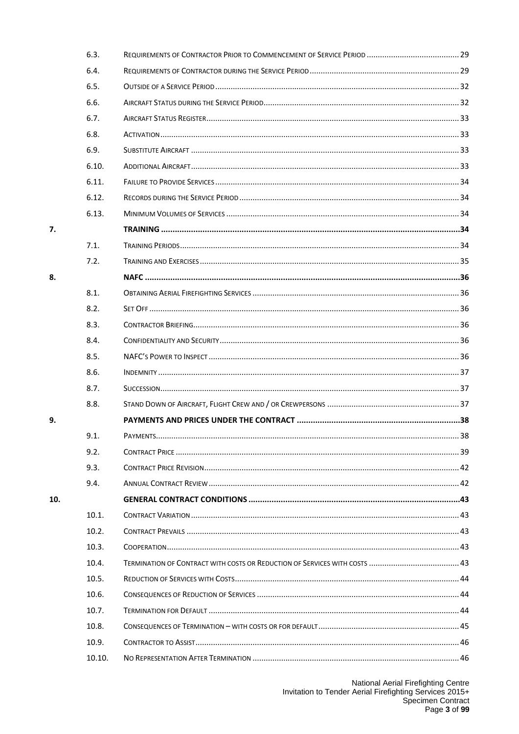| | | | |
|---|---|---|---|
| | 6.3. | Requirements of Contractor Prior to Commencement of Service Period | 29 |
| | 6.4. | Requirements of Contractor during the Service Period | 29 |
| | 6.5. | Outside of a Service Period | 32 |
| | 6.6. | Aircraft Status during the Service Period | 32 |
| | 6.7. | Aircraft Status Register | 33 |
| | 6.8. | Activation | 33 |
| | 6.9. | Substitute Aircraft | 33 |
| | 6.10. | Additional Aircraft | 33 |
| | 6.11. | Failure to Provide Services | 34 |
| | 6.12. | Records during the Service Period | 34 |
| | 6.13. | Minimum Volumes of Services | 34 |
| **7.** | | **TRAINING** | **34** |
| | 7.1. | Training Periods | 34 |
| | 7.2. | Training and Exercises | 35 |
| **8.** | | **NAFC** | **36** |
| | 8.1. | Obtaining Aerial Firefighting Services | 36 |
| | 8.2. | Set Off | 36 |
| | 8.3. | Contractor Briefing | 36 |
| | 8.4. | Confidentiality and Security | 36 |
| | 8.5. | NAFC's Power to Inspect | 36 |
| | 8.6. | Indemnity | 37 |
| | 8.7. | Succession | 37 |
| | 8.8. | Stand Down of Aircraft, Flight Crew and / or Crewpersons | 37 |
| **9.** | | **PAYMENTS AND PRICES UNDER THE CONTRACT** | **38** |
| | 9.1. | Payments | 38 |
| | 9.2. | Contract Price | 39 |
| | 9.3. | Contract Price Revision | 42 |
| | 9.4. | Annual Contract Review | 42 |
| **10.** | | **GENERAL CONTRACT CONDITIONS** | **43** |
| | 10.1. | Contract Variation | 43 |
| | 10.2. | Contract Prevails | 43 |
| | 10.3. | Cooperation | 43 |
| | 10.4. | Termination of Contract with costs or Reduction of Services with costs | 43 |
| | 10.5. | Reduction of Services with Costs | 44 |
| | 10.6. | Consequences of Reduction of Services | 44 |
| | 10.7. | Termination for Default | 44 |
| | 10.8. | Consequences of Termination – with costs or for default | 45 |
| | 10.9. | Contractor to Assist | 46 |
| | 10.10. | No Representation After Termination | 46 |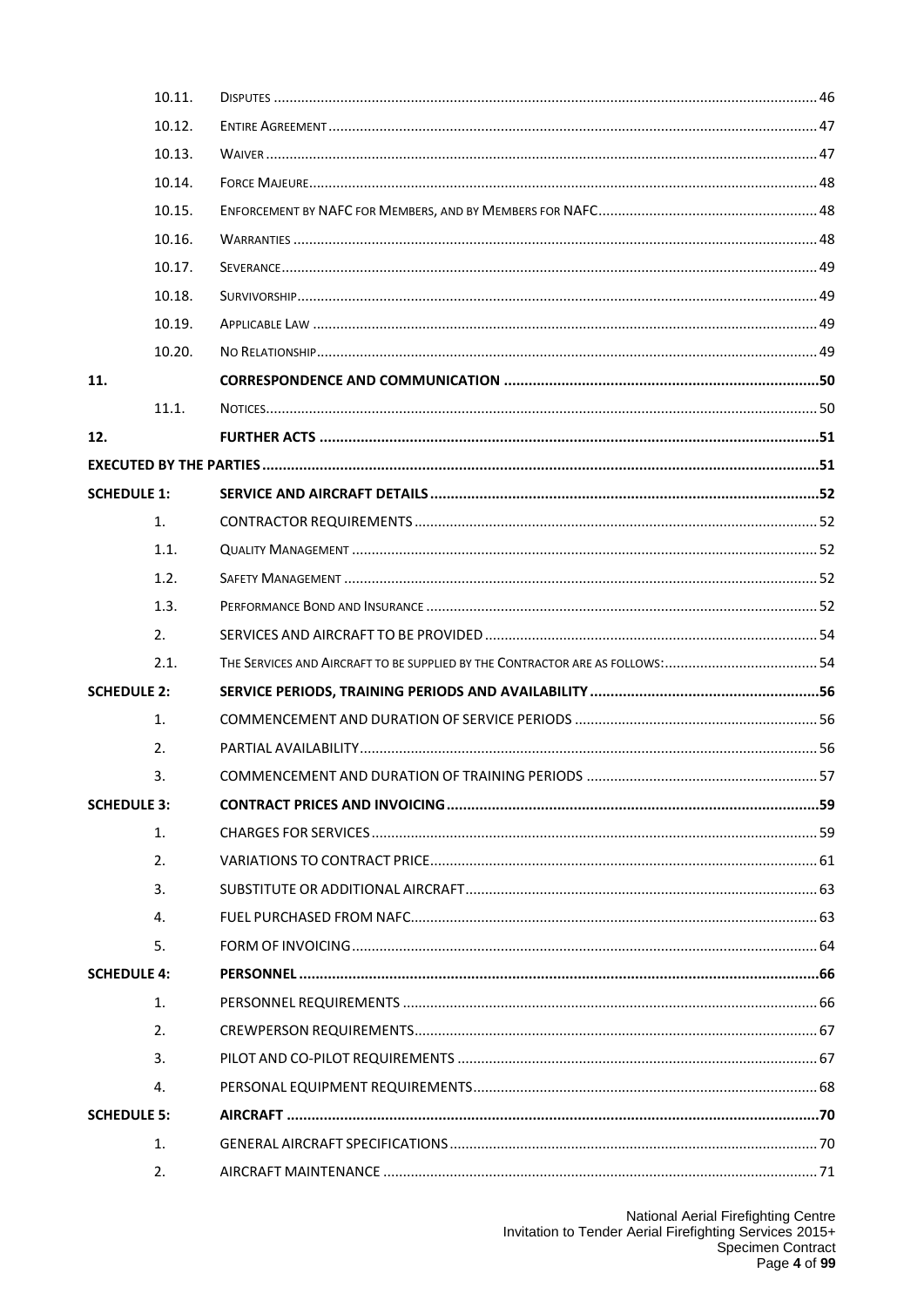| | | |
|---|---|---|
| 10.11. | DISPUTES | 46 |
| 10.12. | ENTIRE AGREEMENT | 47 |
| 10.13. | WAIVER | 47 |
| 10.14. | FORCE MAJEURE | 48 |
| 10.15. | ENFORCEMENT BY NAFC FOR MEMBERS, AND BY MEMBERS FOR NAFC | 48 |
| 10.16. | WARRANTIES | 48 |
| 10.17. | SEVERANCE | 49 |
| 10.18. | SURVIVORSHIP | 49 |
| 10.19. | APPLICABLE LAW | 49 |
| 10.20. | NO RELATIONSHIP | 49 |
| **11.** | **CORRESPONDENCE AND COMMUNICATION** | **50** |
| 11.1. | NOTICES | 50 |
| **12.** | **FURTHER ACTS** | **51** |
| **EXECUTED BY THE PARTIES** | | **51** |
| **SCHEDULE 1:** | **SERVICE AND AIRCRAFT DETAILS** | **52** |
| 1. | CONTRACTOR REQUIREMENTS | 52 |
| 1.1. | QUALITY MANAGEMENT | 52 |
| 1.2. | SAFETY MANAGEMENT | 52 |
| 1.3. | PERFORMANCE BOND AND INSURANCE | 52 |
| 2. | SERVICES AND AIRCRAFT TO BE PROVIDED | 54 |
| 2.1. | THE SERVICES AND AIRCRAFT TO BE SUPPLIED BY THE CONTRACTOR ARE AS FOLLOWS: | 54 |
| **SCHEDULE 2:** | **SERVICE PERIODS, TRAINING PERIODS AND AVAILABILITY** | **56** |
| 1. | COMMENCEMENT AND DURATION OF SERVICE PERIODS | 56 |
| 2. | PARTIAL AVAILABILITY | 56 |
| 3. | COMMENCEMENT AND DURATION OF TRAINING PERIODS | 57 |
| **SCHEDULE 3:** | **CONTRACT PRICES AND INVOICING** | **59** |
| 1. | CHARGES FOR SERVICES | 59 |
| 2. | VARIATIONS TO CONTRACT PRICE | 61 |
| 3. | SUBSTITUTE OR ADDITIONAL AIRCRAFT | 63 |
| 4. | FUEL PURCHASED FROM NAFC | 63 |
| 5. | FORM OF INVOICING | 64 |
| **SCHEDULE 4:** | **PERSONNEL** | **66** |
| 1. | PERSONNEL REQUIREMENTS | 66 |
| 2. | CREWPERSON REQUIREMENTS | 67 |
| 3. | PILOT AND CO-PILOT REQUIREMENTS | 67 |
| 4. | PERSONAL EQUIPMENT REQUIREMENTS | 68 |
| **SCHEDULE 5:** | **AIRCRAFT** | **70** |
| 1. | GENERAL AIRCRAFT SPECIFICATIONS | 70 |
| 2. | AIRCRAFT MAINTENANCE | 71 |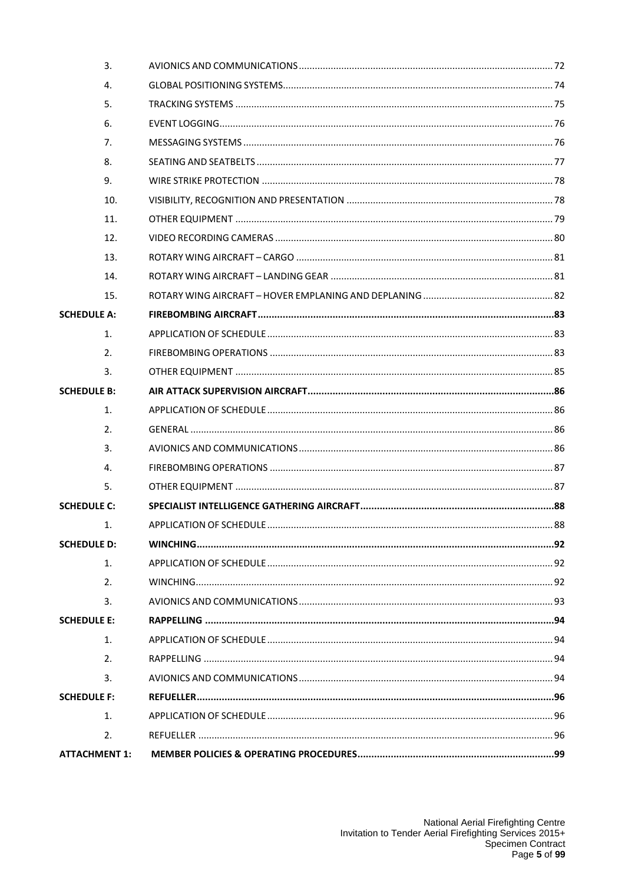| | | |
|---|---|---|
| 3. | AVIONICS AND COMMUNICATIONS | 72 |
| 4. | GLOBAL POSITIONING SYSTEMS | 74 |
| 5. | TRACKING SYSTEMS | 75 |
| 6. | EVENT LOGGING | 76 |
| 7. | MESSAGING SYSTEMS | 76 |
| 8. | SEATING AND SEATBELTS | 77 |
| 9. | WIRE STRIKE PROTECTION | 78 |
| 10. | VISIBILITY, RECOGNITION AND PRESENTATION | 78 |
| 11. | OTHER EQUIPMENT | 79 |
| 12. | VIDEO RECORDING CAMERAS | 80 |
| 13. | ROTARY WING AIRCRAFT – CARGO | 81 |
| 14. | ROTARY WING AIRCRAFT – LANDING GEAR | 81 |
| 15. | ROTARY WING AIRCRAFT – HOVER EMPLANING AND DEPLANING | 82 |
| **SCHEDULE A:** | **FIREBOMBING AIRCRAFT** | **83** |
| 1. | APPLICATION OF SCHEDULE | 83 |
| 2. | FIREBOMBING OPERATIONS | 83 |
| 3. | OTHER EQUIPMENT | 85 |
| **SCHEDULE B:** | **AIR ATTACK SUPERVISION AIRCRAFT** | **86** |
| 1. | APPLICATION OF SCHEDULE | 86 |
| 2. | GENERAL | 86 |
| 3. | AVIONICS AND COMMUNICATIONS | 86 |
| 4. | FIREBOMBING OPERATIONS | 87 |
| 5. | OTHER EQUIPMENT | 87 |
| **SCHEDULE C:** | **SPECIALIST INTELLIGENCE GATHERING AIRCRAFT** | **88** |
| 1. | APPLICATION OF SCHEDULE | 88 |
| **SCHEDULE D:** | **WINCHING** | **92** |
| 1. | APPLICATION OF SCHEDULE | 92 |
| 2. | WINCHING | 92 |
| 3. | AVIONICS AND COMMUNICATIONS | 93 |
| **SCHEDULE E:** | **RAPPELLING** | **94** |
| 1. | APPLICATION OF SCHEDULE | 94 |
| 2. | RAPPELLING | 94 |
| 3. | AVIONICS AND COMMUNICATIONS | 94 |
| **SCHEDULE F:** | **REFUELLER** | **96** |
| 1. | APPLICATION OF SCHEDULE | 96 |
| 2. | REFUELLER | 96 |
| **ATTACHMENT 1:** | **MEMBER POLICIES & OPERATING PROCEDURES** | **99** |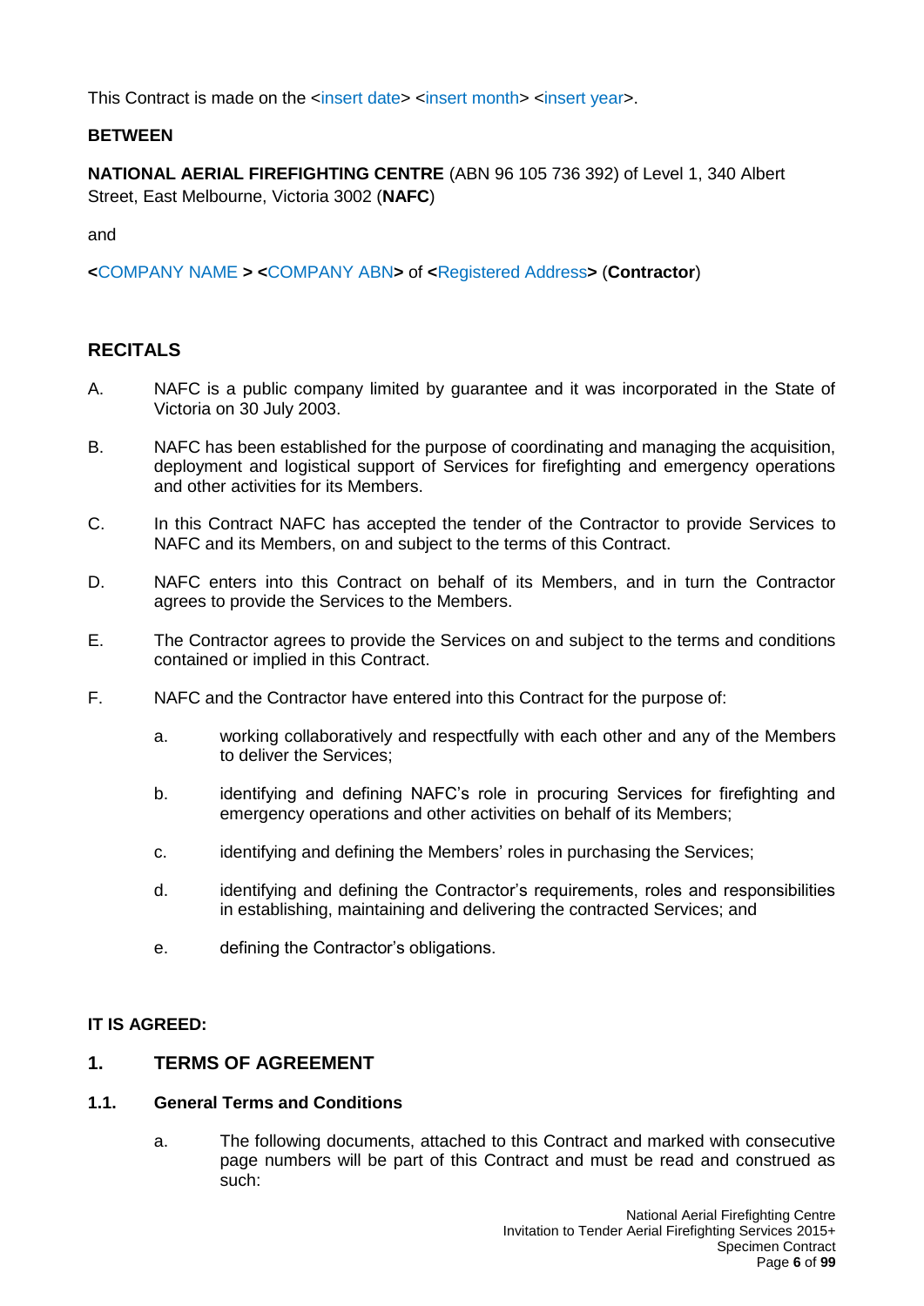This Contract is made on the <insert date> <insert month> <insert year>.

**BETWEEN**

**NATIONAL AERIAL FIREFIGHTING CENTRE** (ABN 96 105 736 392) of Level 1, 340 Albert Street, East Melbourne, Victoria 3002 (**NAFC**)

and

**<**COMPANY NAME **> <**COMPANY ABN**>** of **<**Registered Address**>** (**Contractor**)

## RECITALS

A. NAFC is a public company limited by guarantee and it was incorporated in the State of Victoria on 30 July 2003.

B. NAFC has been established for the purpose of coordinating and managing the acquisition, deployment and logistical support of Services for firefighting and emergency operations and other activities for its Members.

C. In this Contract NAFC has accepted the tender of the Contractor to provide Services to NAFC and its Members, on and subject to the terms of this Contract.

D. NAFC enters into this Contract on behalf of its Members, and in turn the Contractor agrees to provide the Services to the Members.

E. The Contractor agrees to provide the Services on and subject to the terms and conditions contained or implied in this Contract.

F. NAFC and the Contractor have entered into this Contract for the purpose of:

   a. working collaboratively and respectfully with each other and any of the Members to deliver the Services;

   b. identifying and defining NAFC's role in procuring Services for firefighting and emergency operations and other activities on behalf of its Members;

   c. identifying and defining the Members' roles in purchasing the Services;

   d. identifying and defining the Contractor's requirements, roles and responsibilities in establishing, maintaining and delivering the contracted Services; and

   e. defining the Contractor's obligations.

**IT IS AGREED:**

## 1. TERMS OF AGREEMENT

### 1.1. General Terms and Conditions

a. The following documents, attached to this Contract and marked with consecutive page numbers will be part of this Contract and must be read and construed as such: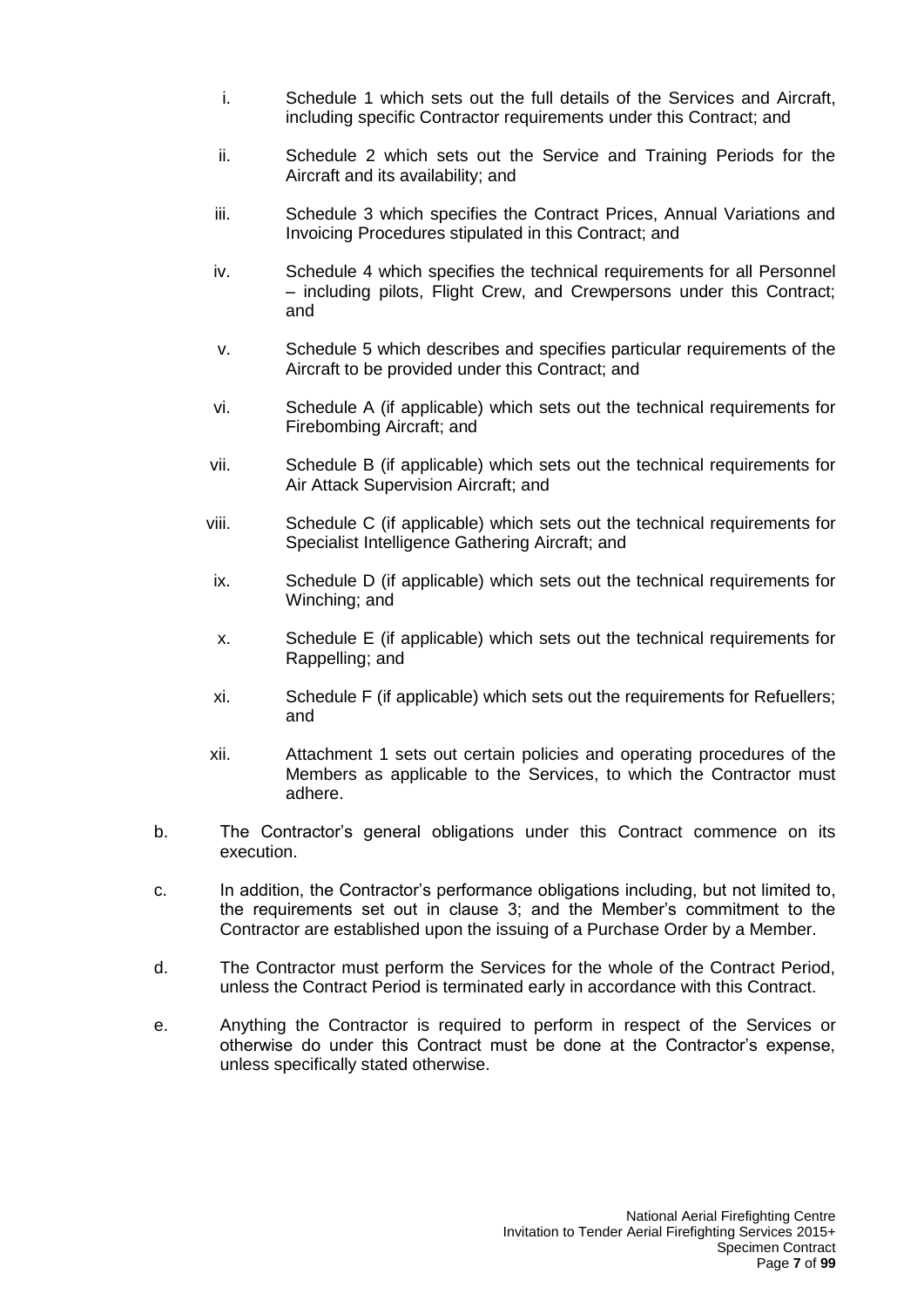i. Schedule 1 which sets out the full details of the Services and Aircraft, including specific Contractor requirements under this Contract; and

ii. Schedule 2 which sets out the Service and Training Periods for the Aircraft and its availability; and

iii. Schedule 3 which specifies the Contract Prices, Annual Variations and Invoicing Procedures stipulated in this Contract; and

iv. Schedule 4 which specifies the technical requirements for all Personnel – including pilots, Flight Crew, and Crewpersons under this Contract; and

v. Schedule 5 which describes and specifies particular requirements of the Aircraft to be provided under this Contract; and

vi. Schedule A (if applicable) which sets out the technical requirements for Firebombing Aircraft; and

vii. Schedule B (if applicable) which sets out the technical requirements for Air Attack Supervision Aircraft; and

viii. Schedule C (if applicable) which sets out the technical requirements for Specialist Intelligence Gathering Aircraft; and

ix. Schedule D (if applicable) which sets out the technical requirements for Winching; and

x. Schedule E (if applicable) which sets out the technical requirements for Rappelling; and

xi. Schedule F (if applicable) which sets out the requirements for Refuellers; and

xii. Attachment 1 sets out certain policies and operating procedures of the Members as applicable to the Services, to which the Contractor must adhere.

b. The Contractor's general obligations under this Contract commence on its execution.

c. In addition, the Contractor's performance obligations including, but not limited to, the requirements set out in clause 3; and the Member's commitment to the Contractor are established upon the issuing of a Purchase Order by a Member.

d. The Contractor must perform the Services for the whole of the Contract Period, unless the Contract Period is terminated early in accordance with this Contract.

e. Anything the Contractor is required to perform in respect of the Services or otherwise do under this Contract must be done at the Contractor's expense, unless specifically stated otherwise.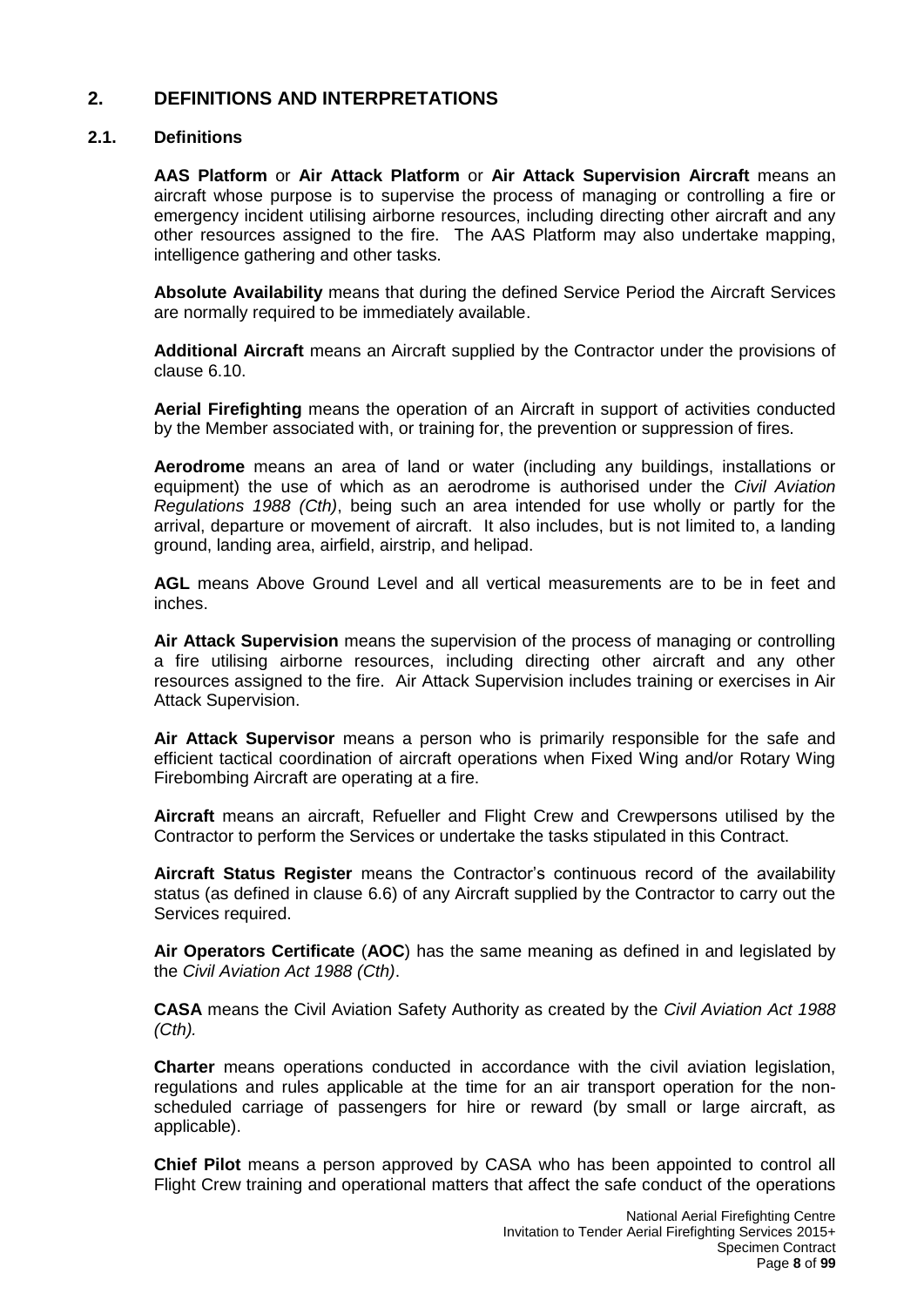## 2. DEFINITIONS AND INTERPRETATIONS

### 2.1. Definitions

**AAS Platform** or **Air Attack Platform** or **Air Attack Supervision Aircraft** means an aircraft whose purpose is to supervise the process of managing or controlling a fire or emergency incident utilising airborne resources, including directing other aircraft and any other resources assigned to the fire. The AAS Platform may also undertake mapping, intelligence gathering and other tasks.

**Absolute Availability** means that during the defined Service Period the Aircraft Services are normally required to be immediately available.

**Additional Aircraft** means an Aircraft supplied by the Contractor under the provisions of clause 6.10.

**Aerial Firefighting** means the operation of an Aircraft in support of activities conducted by the Member associated with, or training for, the prevention or suppression of fires.

**Aerodrome** means an area of land or water (including any buildings, installations or equipment) the use of which as an aerodrome is authorised under the *Civil Aviation Regulations 1988 (Cth)*, being such an area intended for use wholly or partly for the arrival, departure or movement of aircraft. It also includes, but is not limited to, a landing ground, landing area, airfield, airstrip, and helipad.

**AGL** means Above Ground Level and all vertical measurements are to be in feet and inches.

**Air Attack Supervision** means the supervision of the process of managing or controlling a fire utilising airborne resources, including directing other aircraft and any other resources assigned to the fire. Air Attack Supervision includes training or exercises in Air Attack Supervision.

**Air Attack Supervisor** means a person who is primarily responsible for the safe and efficient tactical coordination of aircraft operations when Fixed Wing and/or Rotary Wing Firebombing Aircraft are operating at a fire.

**Aircraft** means an aircraft, Refueller and Flight Crew and Crewpersons utilised by the Contractor to perform the Services or undertake the tasks stipulated in this Contract.

**Aircraft Status Register** means the Contractor's continuous record of the availability status (as defined in clause 6.6) of any Aircraft supplied by the Contractor to carry out the Services required.

**Air Operators Certificate** (**AOC**) has the same meaning as defined in and legislated by the *Civil Aviation Act 1988 (Cth)*.

**CASA** means the Civil Aviation Safety Authority as created by the *Civil Aviation Act 1988 (Cth).*

**Charter** means operations conducted in accordance with the civil aviation legislation, regulations and rules applicable at the time for an air transport operation for the non-scheduled carriage of passengers for hire or reward (by small or large aircraft, as applicable).

**Chief Pilot** means a person approved by CASA who has been appointed to control all Flight Crew training and operational matters that affect the safe conduct of the operations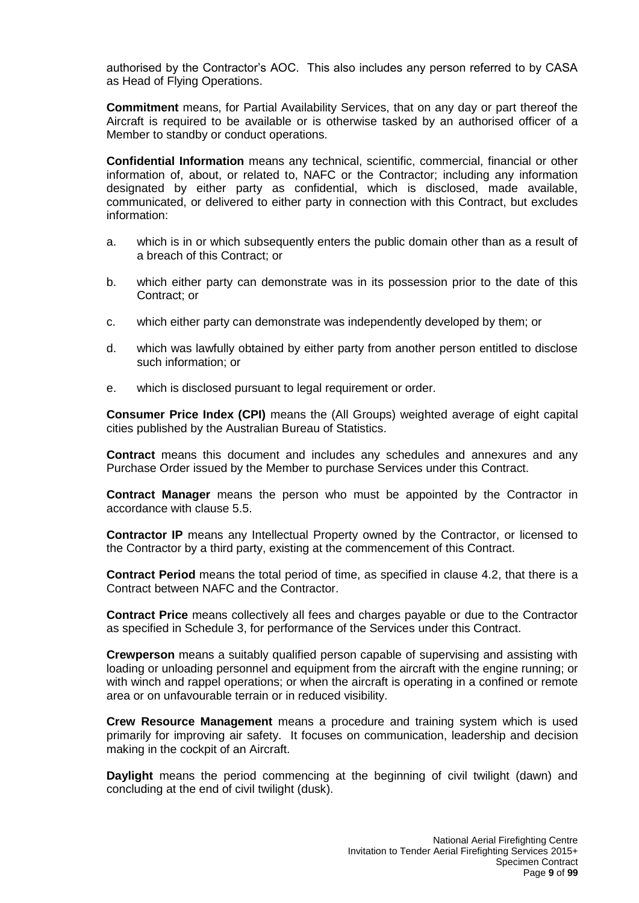authorised by the Contractor's AOC. This also includes any person referred to by CASA as Head of Flying Operations.

**Commitment** means, for Partial Availability Services, that on any day or part thereof the Aircraft is required to be available or is otherwise tasked by an authorised officer of a Member to standby or conduct operations.

**Confidential Information** means any technical, scientific, commercial, financial or other information of, about, or related to, NAFC or the Contractor; including any information designated by either party as confidential, which is disclosed, made available, communicated, or delivered to either party in connection with this Contract, but excludes information:

a. which is in or which subsequently enters the public domain other than as a result of a breach of this Contract; or

b. which either party can demonstrate was in its possession prior to the date of this Contract; or

c. which either party can demonstrate was independently developed by them; or

d. which was lawfully obtained by either party from another person entitled to disclose such information; or

e. which is disclosed pursuant to legal requirement or order.

**Consumer Price Index (CPI)** means the (All Groups) weighted average of eight capital cities published by the Australian Bureau of Statistics.

**Contract** means this document and includes any schedules and annexures and any Purchase Order issued by the Member to purchase Services under this Contract.

**Contract Manager** means the person who must be appointed by the Contractor in accordance with clause 5.5.

**Contractor IP** means any Intellectual Property owned by the Contractor, or licensed to the Contractor by a third party, existing at the commencement of this Contract.

**Contract Period** means the total period of time, as specified in clause 4.2, that there is a Contract between NAFC and the Contractor.

**Contract Price** means collectively all fees and charges payable or due to the Contractor as specified in Schedule 3, for performance of the Services under this Contract.

**Crewperson** means a suitably qualified person capable of supervising and assisting with loading or unloading personnel and equipment from the aircraft with the engine running; or with winch and rappel operations; or when the aircraft is operating in a confined or remote area or on unfavourable terrain or in reduced visibility.

**Crew Resource Management** means a procedure and training system which is used primarily for improving air safety. It focuses on communication, leadership and decision making in the cockpit of an Aircraft.

**Daylight** means the period commencing at the beginning of civil twilight (dawn) and concluding at the end of civil twilight (dusk).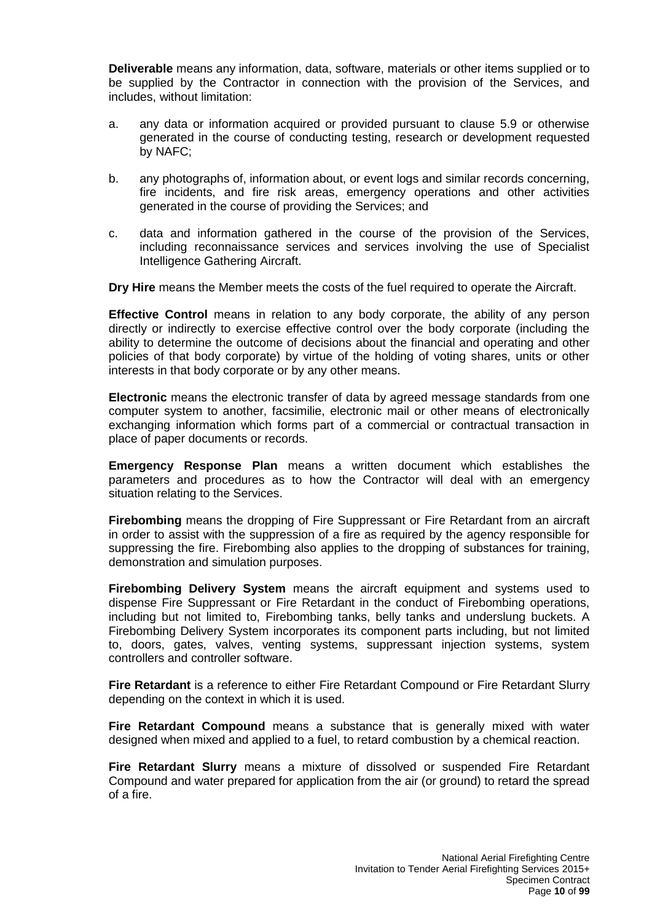**Deliverable** means any information, data, software, materials or other items supplied or to be supplied by the Contractor in connection with the provision of the Services, and includes, without limitation:

a. any data or information acquired or provided pursuant to clause 5.9 or otherwise generated in the course of conducting testing, research or development requested by NAFC;

b. any photographs of, information about, or event logs and similar records concerning, fire incidents, and fire risk areas, emergency operations and other activities generated in the course of providing the Services; and

c. data and information gathered in the course of the provision of the Services, including reconnaissance services and services involving the use of Specialist Intelligence Gathering Aircraft.

**Dry Hire** means the Member meets the costs of the fuel required to operate the Aircraft.

**Effective Control** means in relation to any body corporate, the ability of any person directly or indirectly to exercise effective control over the body corporate (including the ability to determine the outcome of decisions about the financial and operating and other policies of that body corporate) by virtue of the holding of voting shares, units or other interests in that body corporate or by any other means.

**Electronic** means the electronic transfer of data by agreed message standards from one computer system to another, facsimilie, electronic mail or other means of electronically exchanging information which forms part of a commercial or contractual transaction in place of paper documents or records.

**Emergency Response Plan** means a written document which establishes the parameters and procedures as to how the Contractor will deal with an emergency situation relating to the Services.

**Firebombing** means the dropping of Fire Suppressant or Fire Retardant from an aircraft in order to assist with the suppression of a fire as required by the agency responsible for suppressing the fire. Firebombing also applies to the dropping of substances for training, demonstration and simulation purposes.

**Firebombing Delivery System** means the aircraft equipment and systems used to dispense Fire Suppressant or Fire Retardant in the conduct of Firebombing operations, including but not limited to, Firebombing tanks, belly tanks and underslung buckets. A Firebombing Delivery System incorporates its component parts including, but not limited to, doors, gates, valves, venting systems, suppressant injection systems, system controllers and controller software.

**Fire Retardant** is a reference to either Fire Retardant Compound or Fire Retardant Slurry depending on the context in which it is used.

**Fire Retardant Compound** means a substance that is generally mixed with water designed when mixed and applied to a fuel, to retard combustion by a chemical reaction.

**Fire Retardant Slurry** means a mixture of dissolved or suspended Fire Retardant Compound and water prepared for application from the air (or ground) to retard the spread of a fire.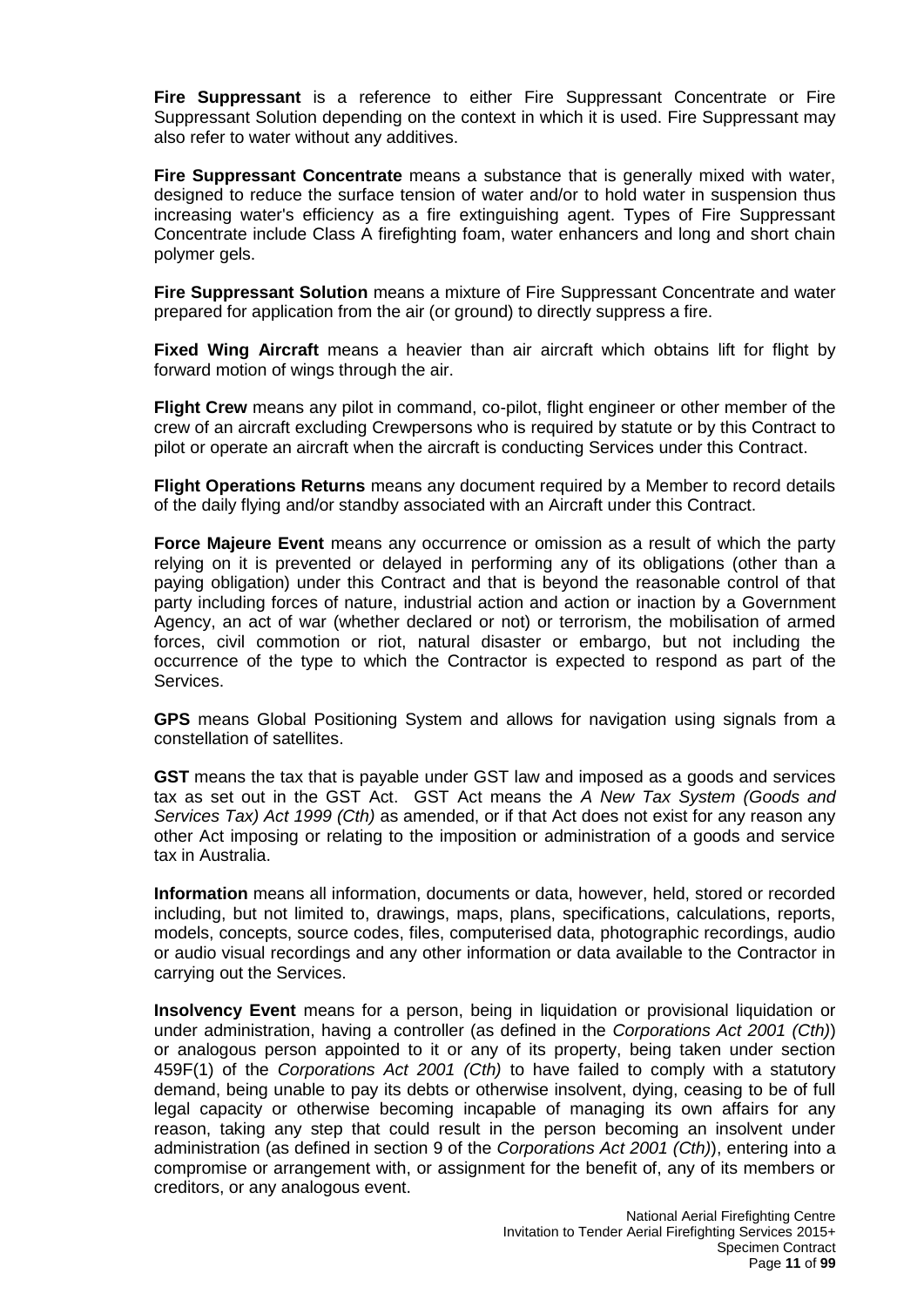**Fire Suppressant** is a reference to either Fire Suppressant Concentrate or Fire Suppressant Solution depending on the context in which it is used. Fire Suppressant may also refer to water without any additives.

**Fire Suppressant Concentrate** means a substance that is generally mixed with water, designed to reduce the surface tension of water and/or to hold water in suspension thus increasing water's efficiency as a fire extinguishing agent. Types of Fire Suppressant Concentrate include Class A firefighting foam, water enhancers and long and short chain polymer gels.

**Fire Suppressant Solution** means a mixture of Fire Suppressant Concentrate and water prepared for application from the air (or ground) to directly suppress a fire.

**Fixed Wing Aircraft** means a heavier than air aircraft which obtains lift for flight by forward motion of wings through the air.

**Flight Crew** means any pilot in command, co-pilot, flight engineer or other member of the crew of an aircraft excluding Crewpersons who is required by statute or by this Contract to pilot or operate an aircraft when the aircraft is conducting Services under this Contract.

**Flight Operations Returns** means any document required by a Member to record details of the daily flying and/or standby associated with an Aircraft under this Contract.

**Force Majeure Event** means any occurrence or omission as a result of which the party relying on it is prevented or delayed in performing any of its obligations (other than a paying obligation) under this Contract and that is beyond the reasonable control of that party including forces of nature, industrial action and action or inaction by a Government Agency, an act of war (whether declared or not) or terrorism, the mobilisation of armed forces, civil commotion or riot, natural disaster or embargo, but not including the occurrence of the type to which the Contractor is expected to respond as part of the Services.

**GPS** means Global Positioning System and allows for navigation using signals from a constellation of satellites.

**GST** means the tax that is payable under GST law and imposed as a goods and services tax as set out in the GST Act. GST Act means the *A New Tax System (Goods and Services Tax) Act 1999 (Cth)* as amended, or if that Act does not exist for any reason any other Act imposing or relating to the imposition or administration of a goods and service tax in Australia.

**Information** means all information, documents or data, however, held, stored or recorded including, but not limited to, drawings, maps, plans, specifications, calculations, reports, models, concepts, source codes, files, computerised data, photographic recordings, audio or audio visual recordings and any other information or data available to the Contractor in carrying out the Services.

**Insolvency Event** means for a person, being in liquidation or provisional liquidation or under administration, having a controller (as defined in the *Corporations Act 2001 (Cth)*) or analogous person appointed to it or any of its property, being taken under section 459F(1) of the *Corporations Act 2001 (Cth)* to have failed to comply with a statutory demand, being unable to pay its debts or otherwise insolvent, dying, ceasing to be of full legal capacity or otherwise becoming incapable of managing its own affairs for any reason, taking any step that could result in the person becoming an insolvent under administration (as defined in section 9 of the *Corporations Act 2001 (Cth)*), entering into a compromise or arrangement with, or assignment for the benefit of, any of its members or creditors, or any analogous event.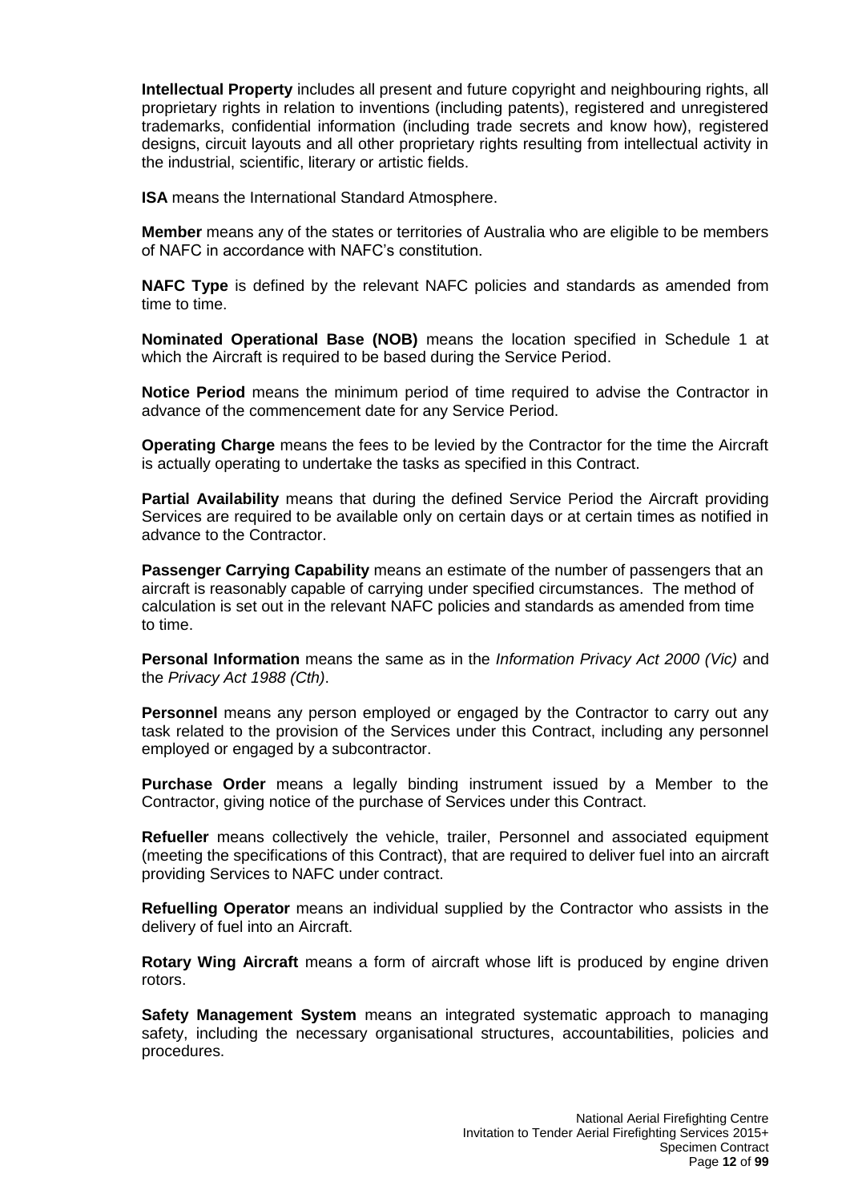**Intellectual Property** includes all present and future copyright and neighbouring rights, all proprietary rights in relation to inventions (including patents), registered and unregistered trademarks, confidential information (including trade secrets and know how), registered designs, circuit layouts and all other proprietary rights resulting from intellectual activity in the industrial, scientific, literary or artistic fields.

**ISA** means the International Standard Atmosphere.

**Member** means any of the states or territories of Australia who are eligible to be members of NAFC in accordance with NAFC's constitution.

**NAFC Type** is defined by the relevant NAFC policies and standards as amended from time to time.

**Nominated Operational Base (NOB)** means the location specified in Schedule 1 at which the Aircraft is required to be based during the Service Period.

**Notice Period** means the minimum period of time required to advise the Contractor in advance of the commencement date for any Service Period.

**Operating Charge** means the fees to be levied by the Contractor for the time the Aircraft is actually operating to undertake the tasks as specified in this Contract.

**Partial Availability** means that during the defined Service Period the Aircraft providing Services are required to be available only on certain days or at certain times as notified in advance to the Contractor.

**Passenger Carrying Capability** means an estimate of the number of passengers that an aircraft is reasonably capable of carrying under specified circumstances. The method of calculation is set out in the relevant NAFC policies and standards as amended from time to time.

**Personal Information** means the same as in the *Information Privacy Act 2000 (Vic)* and the *Privacy Act 1988 (Cth)*.

**Personnel** means any person employed or engaged by the Contractor to carry out any task related to the provision of the Services under this Contract, including any personnel employed or engaged by a subcontractor.

**Purchase Order** means a legally binding instrument issued by a Member to the Contractor, giving notice of the purchase of Services under this Contract.

**Refueller** means collectively the vehicle, trailer, Personnel and associated equipment (meeting the specifications of this Contract), that are required to deliver fuel into an aircraft providing Services to NAFC under contract.

**Refuelling Operator** means an individual supplied by the Contractor who assists in the delivery of fuel into an Aircraft.

**Rotary Wing Aircraft** means a form of aircraft whose lift is produced by engine driven rotors.

**Safety Management System** means an integrated systematic approach to managing safety, including the necessary organisational structures, accountabilities, policies and procedures.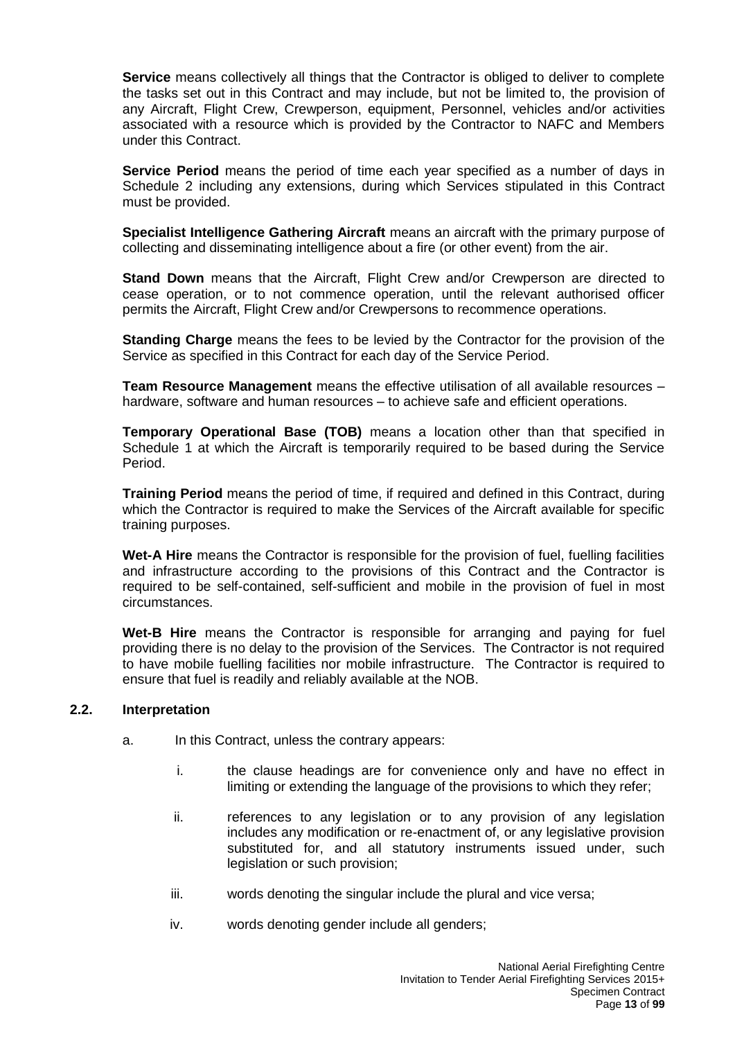**Service** means collectively all things that the Contractor is obliged to deliver to complete the tasks set out in this Contract and may include, but not be limited to, the provision of any Aircraft, Flight Crew, Crewperson, equipment, Personnel, vehicles and/or activities associated with a resource which is provided by the Contractor to NAFC and Members under this Contract.

**Service Period** means the period of time each year specified as a number of days in Schedule 2 including any extensions, during which Services stipulated in this Contract must be provided.

**Specialist Intelligence Gathering Aircraft** means an aircraft with the primary purpose of collecting and disseminating intelligence about a fire (or other event) from the air.

**Stand Down** means that the Aircraft, Flight Crew and/or Crewperson are directed to cease operation, or to not commence operation, until the relevant authorised officer permits the Aircraft, Flight Crew and/or Crewpersons to recommence operations.

**Standing Charge** means the fees to be levied by the Contractor for the provision of the Service as specified in this Contract for each day of the Service Period.

**Team Resource Management** means the effective utilisation of all available resources – hardware, software and human resources – to achieve safe and efficient operations.

**Temporary Operational Base (TOB)** means a location other than that specified in Schedule 1 at which the Aircraft is temporarily required to be based during the Service Period.

**Training Period** means the period of time, if required and defined in this Contract, during which the Contractor is required to make the Services of the Aircraft available for specific training purposes.

**Wet-A Hire** means the Contractor is responsible for the provision of fuel, fuelling facilities and infrastructure according to the provisions of this Contract and the Contractor is required to be self-contained, self-sufficient and mobile in the provision of fuel in most circumstances.

**Wet-B Hire** means the Contractor is responsible for arranging and paying for fuel providing there is no delay to the provision of the Services. The Contractor is not required to have mobile fuelling facilities nor mobile infrastructure. The Contractor is required to ensure that fuel is readily and reliably available at the NOB.

### 2.2. Interpretation

a. In this Contract, unless the contrary appears:

   i. the clause headings are for convenience only and have no effect in limiting or extending the language of the provisions to which they refer;

   ii. references to any legislation or to any provision of any legislation includes any modification or re-enactment of, or any legislative provision substituted for, and all statutory instruments issued under, such legislation or such provision;

   iii. words denoting the singular include the plural and vice versa;

   iv. words denoting gender include all genders;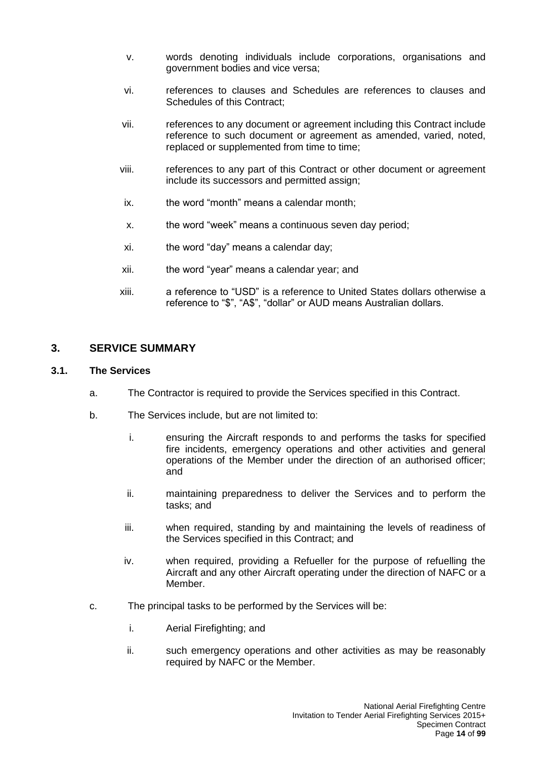v. words denoting individuals include corporations, organisations and government bodies and vice versa;

vi. references to clauses and Schedules are references to clauses and Schedules of this Contract;

vii. references to any document or agreement including this Contract include reference to such document or agreement as amended, varied, noted, replaced or supplemented from time to time;

viii. references to any part of this Contract or other document or agreement include its successors and permitted assign;

ix. the word "month" means a calendar month;

x. the word "week" means a continuous seven day period;

xi. the word "day" means a calendar day;

xii. the word "year" means a calendar year; and

xiii. a reference to "USD" is a reference to United States dollars otherwise a reference to "$", "A$", "dollar" or AUD means Australian dollars.

## 3. SERVICE SUMMARY

### 3.1. The Services

a. The Contractor is required to provide the Services specified in this Contract.

b. The Services include, but are not limited to:

   i. ensuring the Aircraft responds to and performs the tasks for specified fire incidents, emergency operations and other activities and general operations of the Member under the direction of an authorised officer; and

   ii. maintaining preparedness to deliver the Services and to perform the tasks; and

   iii. when required, standing by and maintaining the levels of readiness of the Services specified in this Contract; and

   iv. when required, providing a Refueller for the purpose of refuelling the Aircraft and any other Aircraft operating under the direction of NAFC or a Member.

c. The principal tasks to be performed by the Services will be:

   i. Aerial Firefighting; and

   ii. such emergency operations and other activities as may be reasonably required by NAFC or the Member.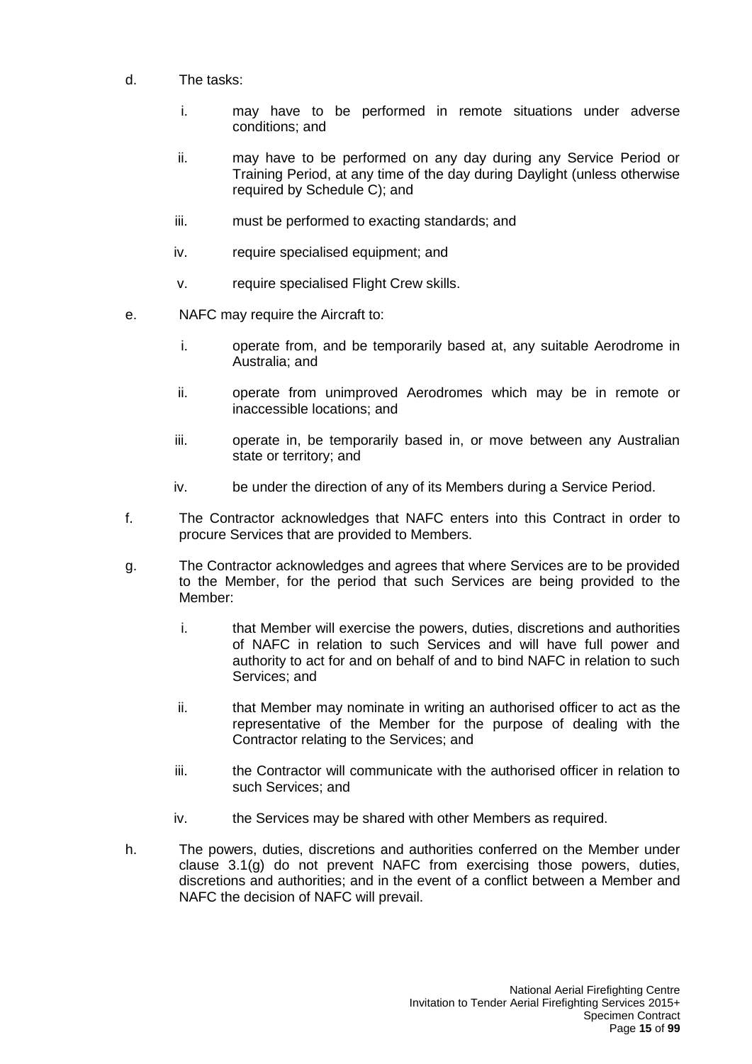d. The tasks:

   i. may have to be performed in remote situations under adverse conditions; and

   ii. may have to be performed on any day during any Service Period or Training Period, at any time of the day during Daylight (unless otherwise required by Schedule C); and

   iii. must be performed to exacting standards; and

   iv. require specialised equipment; and

   v. require specialised Flight Crew skills.

e. NAFC may require the Aircraft to:

   i. operate from, and be temporarily based at, any suitable Aerodrome in Australia; and

   ii. operate from unimproved Aerodromes which may be in remote or inaccessible locations; and

   iii. operate in, be temporarily based in, or move between any Australian state or territory; and

   iv. be under the direction of any of its Members during a Service Period.

f. The Contractor acknowledges that NAFC enters into this Contract in order to procure Services that are provided to Members.

g. The Contractor acknowledges and agrees that where Services are to be provided to the Member, for the period that such Services are being provided to the Member:

   i. that Member will exercise the powers, duties, discretions and authorities of NAFC in relation to such Services and will have full power and authority to act for and on behalf of and to bind NAFC in relation to such Services; and

   ii. that Member may nominate in writing an authorised officer to act as the representative of the Member for the purpose of dealing with the Contractor relating to the Services; and

   iii. the Contractor will communicate with the authorised officer in relation to such Services; and

   iv. the Services may be shared with other Members as required.

h. The powers, duties, discretions and authorities conferred on the Member under clause 3.1(g) do not prevent NAFC from exercising those powers, duties, discretions and authorities; and in the event of a conflict between a Member and NAFC the decision of NAFC will prevail.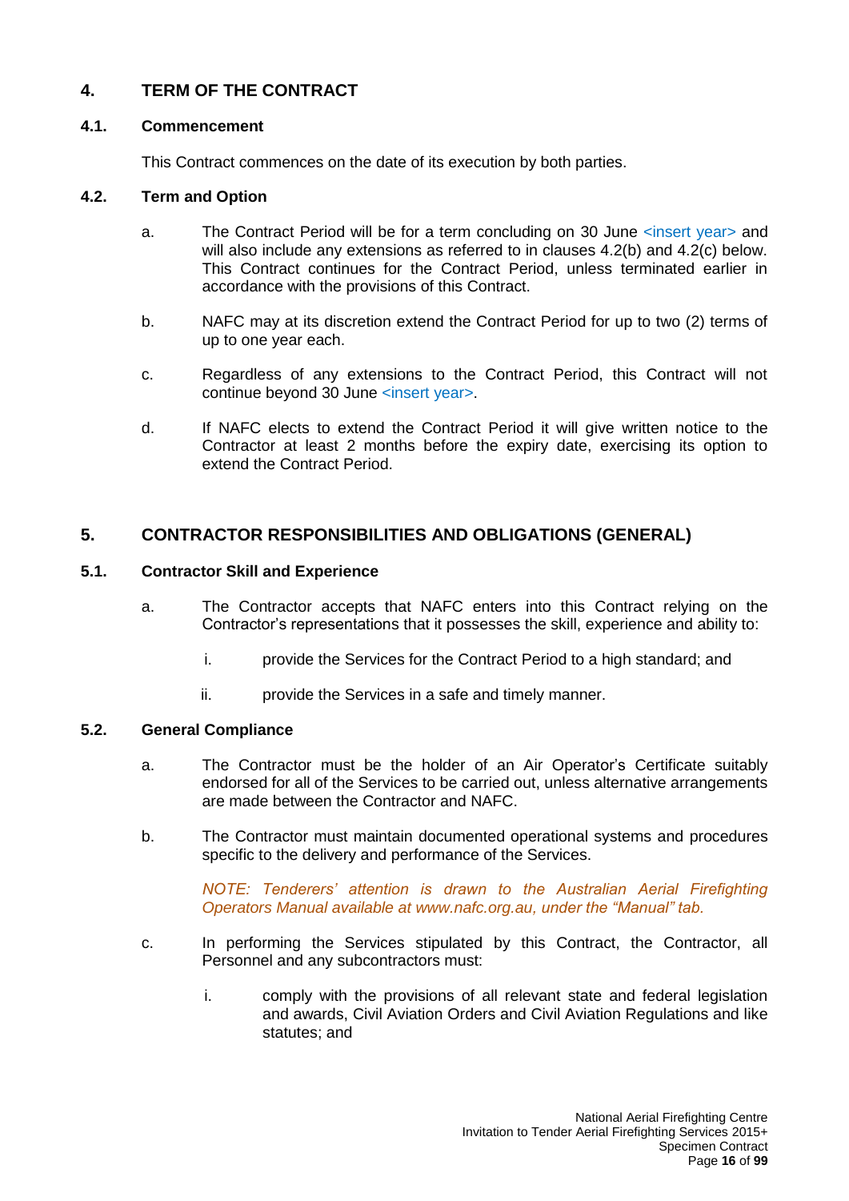## 4. TERM OF THE CONTRACT

### 4.1. Commencement

This Contract commences on the date of its execution by both parties.

### 4.2. Term and Option

a. The Contract Period will be for a term concluding on 30 June <insert year> and will also include any extensions as referred to in clauses 4.2(b) and 4.2(c) below. This Contract continues for the Contract Period, unless terminated earlier in accordance with the provisions of this Contract.

b. NAFC may at its discretion extend the Contract Period for up to two (2) terms of up to one year each.

c. Regardless of any extensions to the Contract Period, this Contract will not continue beyond 30 June <insert year>.

d. If NAFC elects to extend the Contract Period it will give written notice to the Contractor at least 2 months before the expiry date, exercising its option to extend the Contract Period.

## 5. CONTRACTOR RESPONSIBILITIES AND OBLIGATIONS (GENERAL)

### 5.1. Contractor Skill and Experience

a. The Contractor accepts that NAFC enters into this Contract relying on the Contractor's representations that it possesses the skill, experience and ability to:

   i. provide the Services for the Contract Period to a high standard; and

   ii. provide the Services in a safe and timely manner.

### 5.2. General Compliance

a. The Contractor must be the holder of an Air Operator's Certificate suitably endorsed for all of the Services to be carried out, unless alternative arrangements are made between the Contractor and NAFC.

b. The Contractor must maintain documented operational systems and procedures specific to the delivery and performance of the Services.

   *NOTE: Tenderers' attention is drawn to the Australian Aerial Firefighting Operators Manual available at www.nafc.org.au, under the "Manual" tab.*

c. In performing the Services stipulated by this Contract, the Contractor, all Personnel and any subcontractors must:

   i. comply with the provisions of all relevant state and federal legislation and awards, Civil Aviation Orders and Civil Aviation Regulations and like statutes; and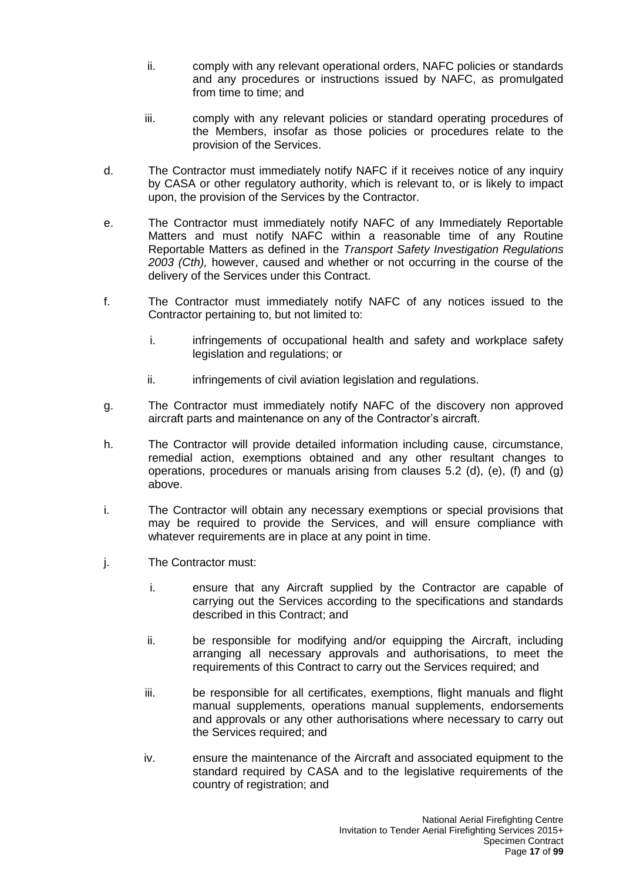ii. comply with any relevant operational orders, NAFC policies or standards and any procedures or instructions issued by NAFC, as promulgated from time to time; and

iii. comply with any relevant policies or standard operating procedures of the Members, insofar as those policies or procedures relate to the provision of the Services.

d. The Contractor must immediately notify NAFC if it receives notice of any inquiry by CASA or other regulatory authority, which is relevant to, or is likely to impact upon, the provision of the Services by the Contractor.

e. The Contractor must immediately notify NAFC of any Immediately Reportable Matters and must notify NAFC within a reasonable time of any Routine Reportable Matters as defined in the *Transport Safety Investigation Regulations 2003 (Cth),* however, caused and whether or not occurring in the course of the delivery of the Services under this Contract.

f. The Contractor must immediately notify NAFC of any notices issued to the Contractor pertaining to, but not limited to:

   i. infringements of occupational health and safety and workplace safety legislation and regulations; or

   ii. infringements of civil aviation legislation and regulations.

g. The Contractor must immediately notify NAFC of the discovery non approved aircraft parts and maintenance on any of the Contractor's aircraft.

h. The Contractor will provide detailed information including cause, circumstance, remedial action, exemptions obtained and any other resultant changes to operations, procedures or manuals arising from clauses 5.2 (d), (e), (f) and (g) above.

i. The Contractor will obtain any necessary exemptions or special provisions that may be required to provide the Services, and will ensure compliance with whatever requirements are in place at any point in time.

j. The Contractor must:

   i. ensure that any Aircraft supplied by the Contractor are capable of carrying out the Services according to the specifications and standards described in this Contract; and

   ii. be responsible for modifying and/or equipping the Aircraft, including arranging all necessary approvals and authorisations, to meet the requirements of this Contract to carry out the Services required; and

   iii. be responsible for all certificates, exemptions, flight manuals and flight manual supplements, operations manual supplements, endorsements and approvals or any other authorisations where necessary to carry out the Services required; and

   iv. ensure the maintenance of the Aircraft and associated equipment to the standard required by CASA and to the legislative requirements of the country of registration; and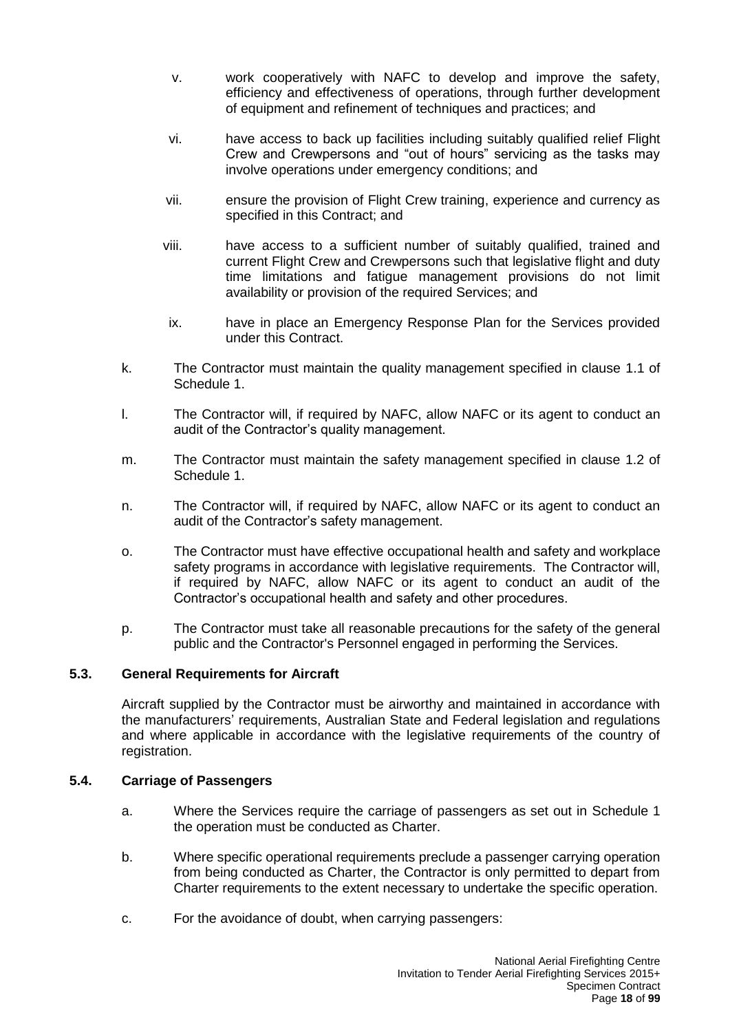v. work cooperatively with NAFC to develop and improve the safety, efficiency and effectiveness of operations, through further development of equipment and refinement of techniques and practices; and

vi. have access to back up facilities including suitably qualified relief Flight Crew and Crewpersons and "out of hours" servicing as the tasks may involve operations under emergency conditions; and

vii. ensure the provision of Flight Crew training, experience and currency as specified in this Contract; and

viii. have access to a sufficient number of suitably qualified, trained and current Flight Crew and Crewpersons such that legislative flight and duty time limitations and fatigue management provisions do not limit availability or provision of the required Services; and

ix. have in place an Emergency Response Plan for the Services provided under this Contract.

k. The Contractor must maintain the quality management specified in clause 1.1 of Schedule 1.

l. The Contractor will, if required by NAFC, allow NAFC or its agent to conduct an audit of the Contractor's quality management.

m. The Contractor must maintain the safety management specified in clause 1.2 of Schedule 1.

n. The Contractor will, if required by NAFC, allow NAFC or its agent to conduct an audit of the Contractor's safety management.

o. The Contractor must have effective occupational health and safety and workplace safety programs in accordance with legislative requirements. The Contractor will, if required by NAFC, allow NAFC or its agent to conduct an audit of the Contractor's occupational health and safety and other procedures.

p. The Contractor must take all reasonable precautions for the safety of the general public and the Contractor's Personnel engaged in performing the Services.

### 5.3. General Requirements for Aircraft

Aircraft supplied by the Contractor must be airworthy and maintained in accordance with the manufacturers' requirements, Australian State and Federal legislation and regulations and where applicable in accordance with the legislative requirements of the country of registration.

### 5.4. Carriage of Passengers

a. Where the Services require the carriage of passengers as set out in Schedule 1 the operation must be conducted as Charter.

b. Where specific operational requirements preclude a passenger carrying operation from being conducted as Charter, the Contractor is only permitted to depart from Charter requirements to the extent necessary to undertake the specific operation.

c. For the avoidance of doubt, when carrying passengers: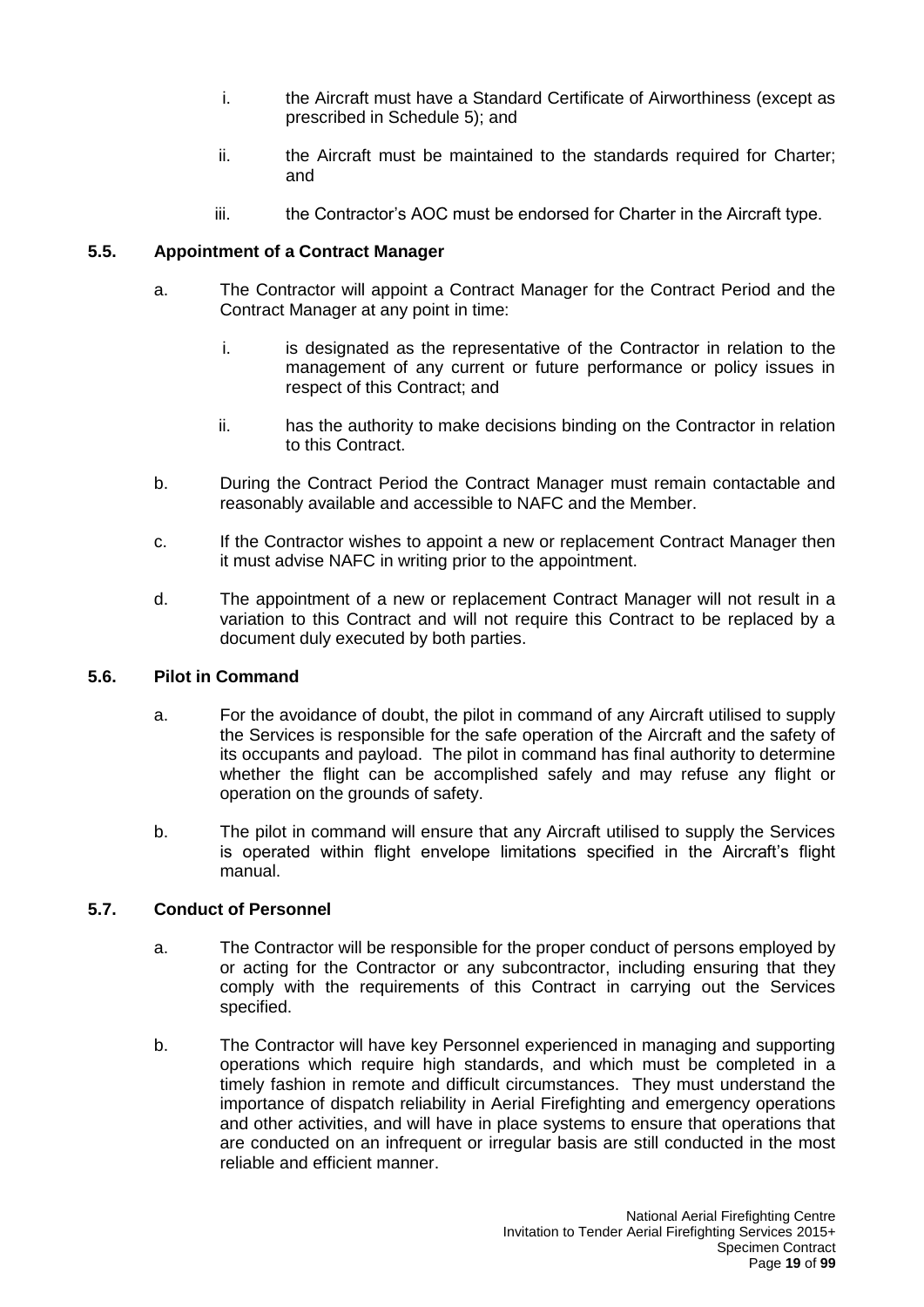i. the Aircraft must have a Standard Certificate of Airworthiness (except as prescribed in Schedule 5); and

ii. the Aircraft must be maintained to the standards required for Charter; and

iii. the Contractor's AOC must be endorsed for Charter in the Aircraft type.

### 5.5. Appointment of a Contract Manager

a. The Contractor will appoint a Contract Manager for the Contract Period and the Contract Manager at any point in time:

   i. is designated as the representative of the Contractor in relation to the management of any current or future performance or policy issues in respect of this Contract; and

   ii. has the authority to make decisions binding on the Contractor in relation to this Contract.

b. During the Contract Period the Contract Manager must remain contactable and reasonably available and accessible to NAFC and the Member.

c. If the Contractor wishes to appoint a new or replacement Contract Manager then it must advise NAFC in writing prior to the appointment.

d. The appointment of a new or replacement Contract Manager will not result in a variation to this Contract and will not require this Contract to be replaced by a document duly executed by both parties.

### 5.6. Pilot in Command

a. For the avoidance of doubt, the pilot in command of any Aircraft utilised to supply the Services is responsible for the safe operation of the Aircraft and the safety of its occupants and payload. The pilot in command has final authority to determine whether the flight can be accomplished safely and may refuse any flight or operation on the grounds of safety.

b. The pilot in command will ensure that any Aircraft utilised to supply the Services is operated within flight envelope limitations specified in the Aircraft's flight manual.

### 5.7. Conduct of Personnel

a. The Contractor will be responsible for the proper conduct of persons employed by or acting for the Contractor or any subcontractor, including ensuring that they comply with the requirements of this Contract in carrying out the Services specified.

b. The Contractor will have key Personnel experienced in managing and supporting operations which require high standards, and which must be completed in a timely fashion in remote and difficult circumstances. They must understand the importance of dispatch reliability in Aerial Firefighting and emergency operations and other activities, and will have in place systems to ensure that operations that are conducted on an infrequent or irregular basis are still conducted in the most reliable and efficient manner.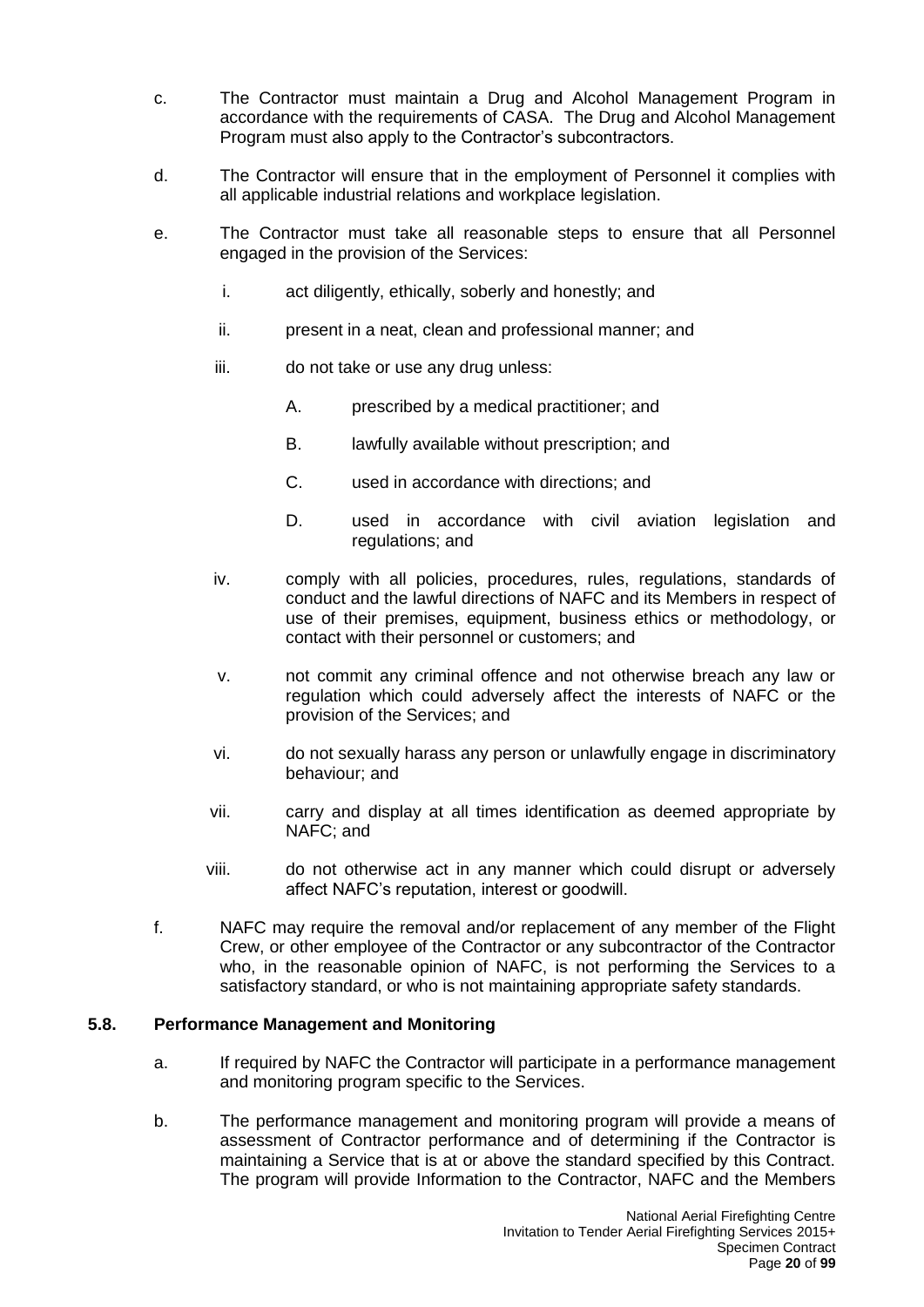c. The Contractor must maintain a Drug and Alcohol Management Program in accordance with the requirements of CASA. The Drug and Alcohol Management Program must also apply to the Contractor's subcontractors.

d. The Contractor will ensure that in the employment of Personnel it complies with all applicable industrial relations and workplace legislation.

e. The Contractor must take all reasonable steps to ensure that all Personnel engaged in the provision of the Services:

   i. act diligently, ethically, soberly and honestly; and

   ii. present in a neat, clean and professional manner; and

   iii. do not take or use any drug unless:

      A. prescribed by a medical practitioner; and

      B. lawfully available without prescription; and

      C. used in accordance with directions; and

      D. used in accordance with civil aviation legislation and regulations; and

   iv. comply with all policies, procedures, rules, regulations, standards of conduct and the lawful directions of NAFC and its Members in respect of use of their premises, equipment, business ethics or methodology, or contact with their personnel or customers; and

   v. not commit any criminal offence and not otherwise breach any law or regulation which could adversely affect the interests of NAFC or the provision of the Services; and

   vi. do not sexually harass any person or unlawfully engage in discriminatory behaviour; and

   vii. carry and display at all times identification as deemed appropriate by NAFC; and

   viii. do not otherwise act in any manner which could disrupt or adversely affect NAFC's reputation, interest or goodwill.

f. NAFC may require the removal and/or replacement of any member of the Flight Crew, or other employee of the Contractor or any subcontractor of the Contractor who, in the reasonable opinion of NAFC, is not performing the Services to a satisfactory standard, or who is not maintaining appropriate safety standards.

### 5.8. Performance Management and Monitoring

a. If required by NAFC the Contractor will participate in a performance management and monitoring program specific to the Services.

b. The performance management and monitoring program will provide a means of assessment of Contractor performance and of determining if the Contractor is maintaining a Service that is at or above the standard specified by this Contract. The program will provide Information to the Contractor, NAFC and the Members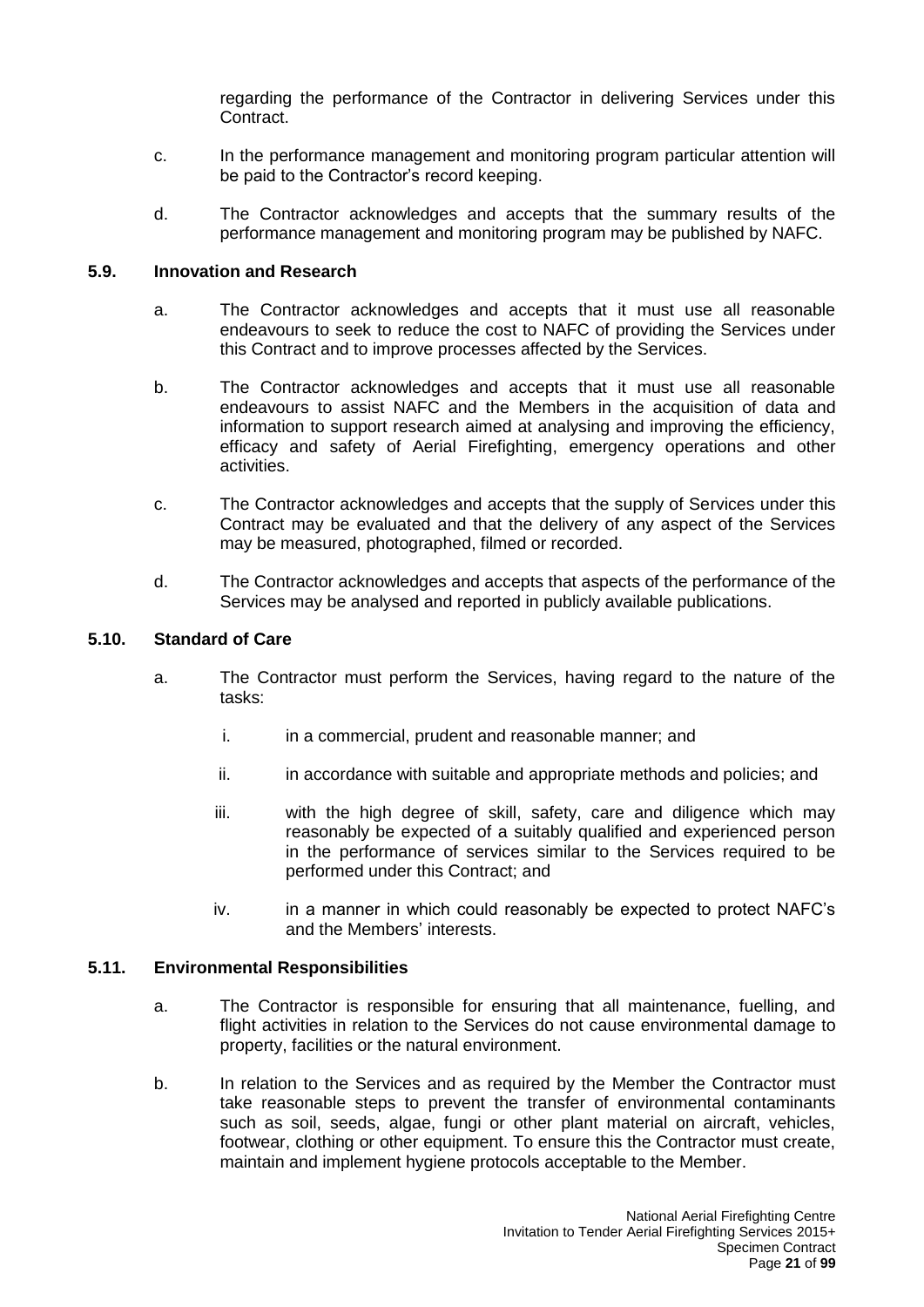regarding the performance of the Contractor in delivering Services under this Contract.

c. In the performance management and monitoring program particular attention will be paid to the Contractor's record keeping.

d. The Contractor acknowledges and accepts that the summary results of the performance management and monitoring program may be published by NAFC.

### 5.9. Innovation and Research

a. The Contractor acknowledges and accepts that it must use all reasonable endeavours to seek to reduce the cost to NAFC of providing the Services under this Contract and to improve processes affected by the Services.

b. The Contractor acknowledges and accepts that it must use all reasonable endeavours to assist NAFC and the Members in the acquisition of data and information to support research aimed at analysing and improving the efficiency, efficacy and safety of Aerial Firefighting, emergency operations and other activities.

c. The Contractor acknowledges and accepts that the supply of Services under this Contract may be evaluated and that the delivery of any aspect of the Services may be measured, photographed, filmed or recorded.

d. The Contractor acknowledges and accepts that aspects of the performance of the Services may be analysed and reported in publicly available publications.

### 5.10. Standard of Care

a. The Contractor must perform the Services, having regard to the nature of the tasks:

   i. in a commercial, prudent and reasonable manner; and

   ii. in accordance with suitable and appropriate methods and policies; and

   iii. with the high degree of skill, safety, care and diligence which may reasonably be expected of a suitably qualified and experienced person in the performance of services similar to the Services required to be performed under this Contract; and

   iv. in a manner in which could reasonably be expected to protect NAFC's and the Members' interests.

### 5.11. Environmental Responsibilities

a. The Contractor is responsible for ensuring that all maintenance, fuelling, and flight activities in relation to the Services do not cause environmental damage to property, facilities or the natural environment.

b. In relation to the Services and as required by the Member the Contractor must take reasonable steps to prevent the transfer of environmental contaminants such as soil, seeds, algae, fungi or other plant material on aircraft, vehicles, footwear, clothing or other equipment. To ensure this the Contractor must create, maintain and implement hygiene protocols acceptable to the Member.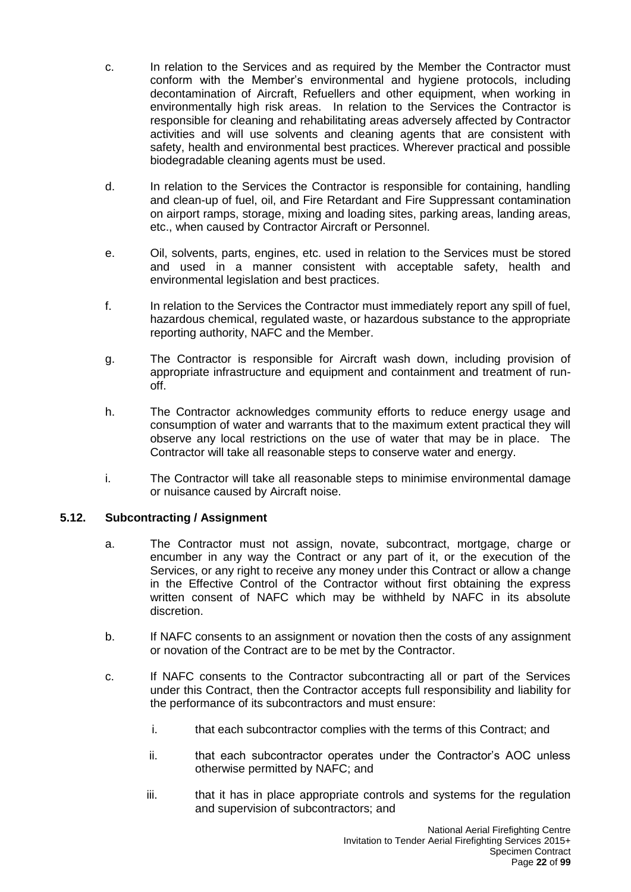c. In relation to the Services and as required by the Member the Contractor must conform with the Member's environmental and hygiene protocols, including decontamination of Aircraft, Refuellers and other equipment, when working in environmentally high risk areas. In relation to the Services the Contractor is responsible for cleaning and rehabilitating areas adversely affected by Contractor activities and will use solvents and cleaning agents that are consistent with safety, health and environmental best practices. Wherever practical and possible biodegradable cleaning agents must be used.

d. In relation to the Services the Contractor is responsible for containing, handling and clean-up of fuel, oil, and Fire Retardant and Fire Suppressant contamination on airport ramps, storage, mixing and loading sites, parking areas, landing areas, etc., when caused by Contractor Aircraft or Personnel.

e. Oil, solvents, parts, engines, etc. used in relation to the Services must be stored and used in a manner consistent with acceptable safety, health and environmental legislation and best practices.

f. In relation to the Services the Contractor must immediately report any spill of fuel, hazardous chemical, regulated waste, or hazardous substance to the appropriate reporting authority, NAFC and the Member.

g. The Contractor is responsible for Aircraft wash down, including provision of appropriate infrastructure and equipment and containment and treatment of run-off.

h. The Contractor acknowledges community efforts to reduce energy usage and consumption of water and warrants that to the maximum extent practical they will observe any local restrictions on the use of water that may be in place. The Contractor will take all reasonable steps to conserve water and energy.

i. The Contractor will take all reasonable steps to minimise environmental damage or nuisance caused by Aircraft noise.

### 5.12. Subcontracting / Assignment

a. The Contractor must not assign, novate, subcontract, mortgage, charge or encumber in any way the Contract or any part of it, or the execution of the Services, or any right to receive any money under this Contract or allow a change in the Effective Control of the Contractor without first obtaining the express written consent of NAFC which may be withheld by NAFC in its absolute discretion.

b. If NAFC consents to an assignment or novation then the costs of any assignment or novation of the Contract are to be met by the Contractor.

c. If NAFC consents to the Contractor subcontracting all or part of the Services under this Contract, then the Contractor accepts full responsibility and liability for the performance of its subcontractors and must ensure:

   i. that each subcontractor complies with the terms of this Contract; and

   ii. that each subcontractor operates under the Contractor's AOC unless otherwise permitted by NAFC; and

   iii. that it has in place appropriate controls and systems for the regulation and supervision of subcontractors; and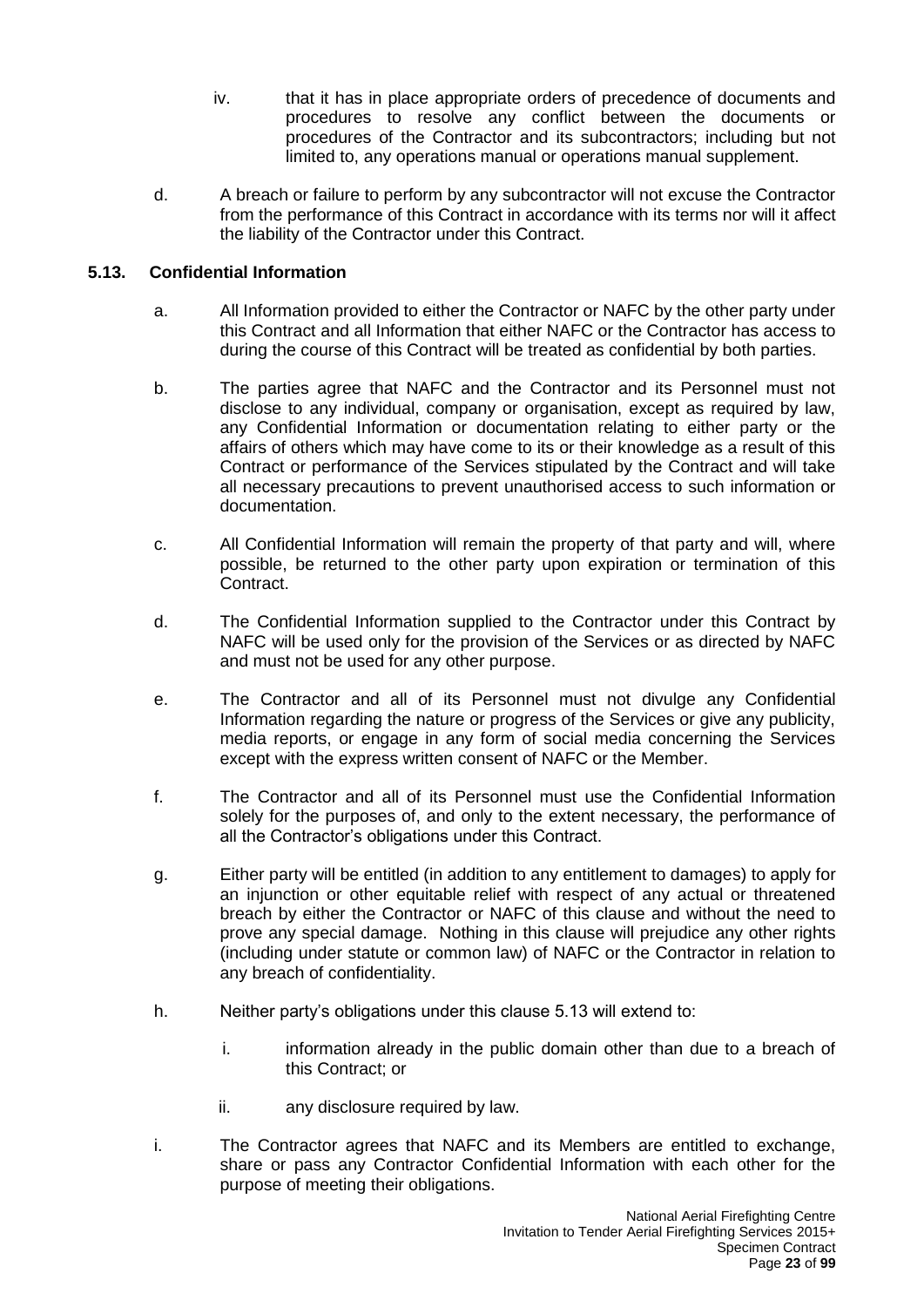iv. that it has in place appropriate orders of precedence of documents and procedures to resolve any conflict between the documents or procedures of the Contractor and its subcontractors; including but not limited to, any operations manual or operations manual supplement.

d. A breach or failure to perform by any subcontractor will not excuse the Contractor from the performance of this Contract in accordance with its terms nor will it affect the liability of the Contractor under this Contract.

### 5.13. Confidential Information

a. All Information provided to either the Contractor or NAFC by the other party under this Contract and all Information that either NAFC or the Contractor has access to during the course of this Contract will be treated as confidential by both parties.

b. The parties agree that NAFC and the Contractor and its Personnel must not disclose to any individual, company or organisation, except as required by law, any Confidential Information or documentation relating to either party or the affairs of others which may have come to its or their knowledge as a result of this Contract or performance of the Services stipulated by the Contract and will take all necessary precautions to prevent unauthorised access to such information or documentation.

c. All Confidential Information will remain the property of that party and will, where possible, be returned to the other party upon expiration or termination of this Contract.

d. The Confidential Information supplied to the Contractor under this Contract by NAFC will be used only for the provision of the Services or as directed by NAFC and must not be used for any other purpose.

e. The Contractor and all of its Personnel must not divulge any Confidential Information regarding the nature or progress of the Services or give any publicity, media reports, or engage in any form of social media concerning the Services except with the express written consent of NAFC or the Member.

f. The Contractor and all of its Personnel must use the Confidential Information solely for the purposes of, and only to the extent necessary, the performance of all the Contractor's obligations under this Contract.

g. Either party will be entitled (in addition to any entitlement to damages) to apply for an injunction or other equitable relief with respect of any actual or threatened breach by either the Contractor or NAFC of this clause and without the need to prove any special damage. Nothing in this clause will prejudice any other rights (including under statute or common law) of NAFC or the Contractor in relation to any breach of confidentiality.

h. Neither party's obligations under this clause 5.13 will extend to:

i. information already in the public domain other than due to a breach of this Contract; or

ii. any disclosure required by law.

i. The Contractor agrees that NAFC and its Members are entitled to exchange, share or pass any Contractor Confidential Information with each other for the purpose of meeting their obligations.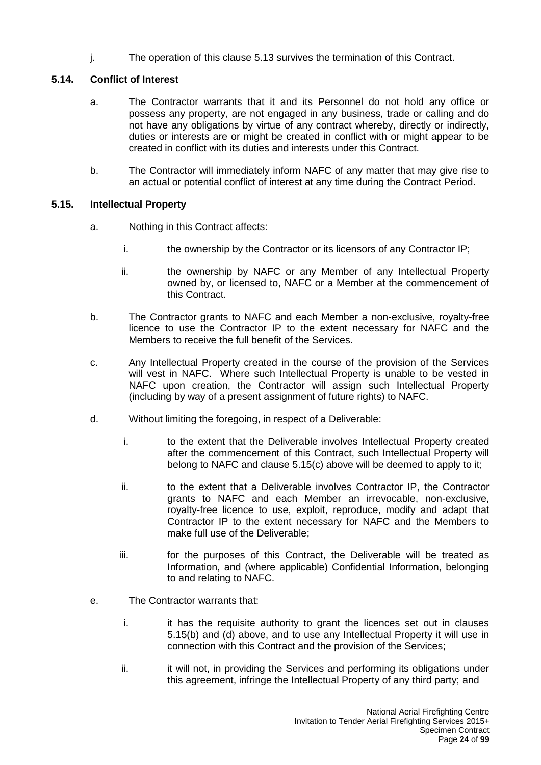j. The operation of this clause 5.13 survives the termination of this Contract.

### 5.14. Conflict of Interest

a. The Contractor warrants that it and its Personnel do not hold any office or possess any property, are not engaged in any business, trade or calling and do not have any obligations by virtue of any contract whereby, directly or indirectly, duties or interests are or might be created in conflict with or might appear to be created in conflict with its duties and interests under this Contract.

b. The Contractor will immediately inform NAFC of any matter that may give rise to an actual or potential conflict of interest at any time during the Contract Period.

### 5.15. Intellectual Property

a. Nothing in this Contract affects:

   i. the ownership by the Contractor or its licensors of any Contractor IP;

   ii. the ownership by NAFC or any Member of any Intellectual Property owned by, or licensed to, NAFC or a Member at the commencement of this Contract.

b. The Contractor grants to NAFC and each Member a non-exclusive, royalty-free licence to use the Contractor IP to the extent necessary for NAFC and the Members to receive the full benefit of the Services.

c. Any Intellectual Property created in the course of the provision of the Services will vest in NAFC. Where such Intellectual Property is unable to be vested in NAFC upon creation, the Contractor will assign such Intellectual Property (including by way of a present assignment of future rights) to NAFC.

d. Without limiting the foregoing, in respect of a Deliverable:

   i. to the extent that the Deliverable involves Intellectual Property created after the commencement of this Contract, such Intellectual Property will belong to NAFC and clause 5.15(c) above will be deemed to apply to it;

   ii. to the extent that a Deliverable involves Contractor IP, the Contractor grants to NAFC and each Member an irrevocable, non-exclusive, royalty-free licence to use, exploit, reproduce, modify and adapt that Contractor IP to the extent necessary for NAFC and the Members to make full use of the Deliverable;

   iii. for the purposes of this Contract, the Deliverable will be treated as Information, and (where applicable) Confidential Information, belonging to and relating to NAFC.

e. The Contractor warrants that:

   i. it has the requisite authority to grant the licences set out in clauses 5.15(b) and (d) above, and to use any Intellectual Property it will use in connection with this Contract and the provision of the Services;

   ii. it will not, in providing the Services and performing its obligations under this agreement, infringe the Intellectual Property of any third party; and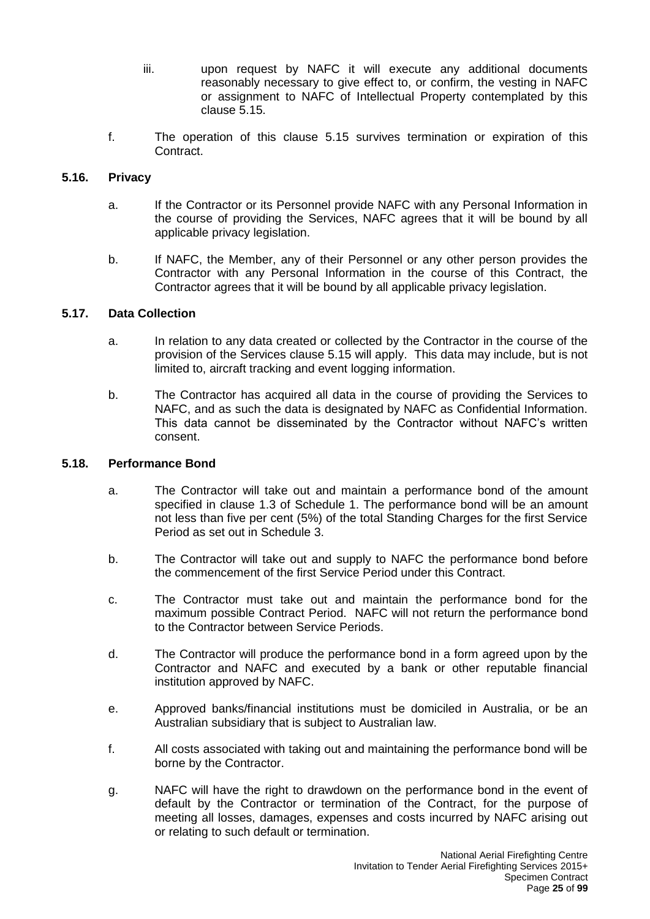iii. upon request by NAFC it will execute any additional documents reasonably necessary to give effect to, or confirm, the vesting in NAFC or assignment to NAFC of Intellectual Property contemplated by this clause 5.15.

f. The operation of this clause 5.15 survives termination or expiration of this Contract.

### 5.16. Privacy

a. If the Contractor or its Personnel provide NAFC with any Personal Information in the course of providing the Services, NAFC agrees that it will be bound by all applicable privacy legislation.

b. If NAFC, the Member, any of their Personnel or any other person provides the Contractor with any Personal Information in the course of this Contract, the Contractor agrees that it will be bound by all applicable privacy legislation.

### 5.17. Data Collection

a. In relation to any data created or collected by the Contractor in the course of the provision of the Services clause 5.15 will apply. This data may include, but is not limited to, aircraft tracking and event logging information.

b. The Contractor has acquired all data in the course of providing the Services to NAFC, and as such the data is designated by NAFC as Confidential Information. This data cannot be disseminated by the Contractor without NAFC's written consent.

### 5.18. Performance Bond

a. The Contractor will take out and maintain a performance bond of the amount specified in clause 1.3 of Schedule 1. The performance bond will be an amount not less than five per cent (5%) of the total Standing Charges for the first Service Period as set out in Schedule 3.

b. The Contractor will take out and supply to NAFC the performance bond before the commencement of the first Service Period under this Contract.

c. The Contractor must take out and maintain the performance bond for the maximum possible Contract Period. NAFC will not return the performance bond to the Contractor between Service Periods.

d. The Contractor will produce the performance bond in a form agreed upon by the Contractor and NAFC and executed by a bank or other reputable financial institution approved by NAFC.

e. Approved banks/financial institutions must be domiciled in Australia, or be an Australian subsidiary that is subject to Australian law.

f. All costs associated with taking out and maintaining the performance bond will be borne by the Contractor.

g. NAFC will have the right to drawdown on the performance bond in the event of default by the Contractor or termination of the Contract, for the purpose of meeting all losses, damages, expenses and costs incurred by NAFC arising out or relating to such default or termination.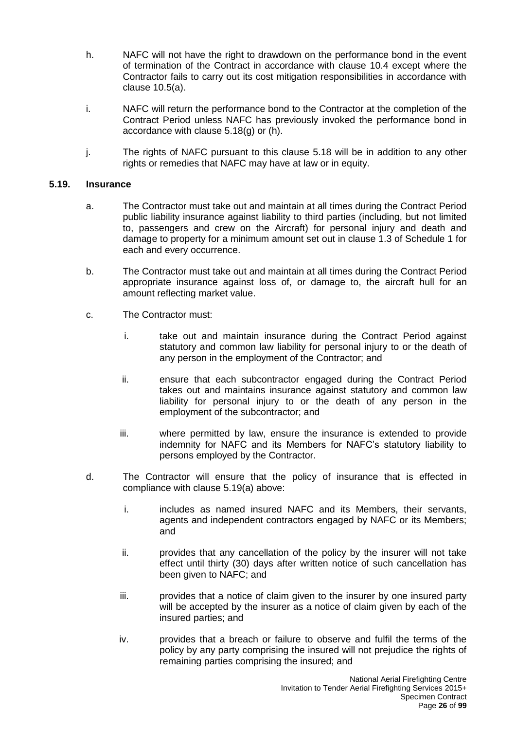h. NAFC will not have the right to drawdown on the performance bond in the event of termination of the Contract in accordance with clause 10.4 except where the Contractor fails to carry out its cost mitigation responsibilities in accordance with clause 10.5(a).

i. NAFC will return the performance bond to the Contractor at the completion of the Contract Period unless NAFC has previously invoked the performance bond in accordance with clause 5.18(g) or (h).

j. The rights of NAFC pursuant to this clause 5.18 will be in addition to any other rights or remedies that NAFC may have at law or in equity.

### 5.19. Insurance

a. The Contractor must take out and maintain at all times during the Contract Period public liability insurance against liability to third parties (including, but not limited to, passengers and crew on the Aircraft) for personal injury and death and damage to property for a minimum amount set out in clause 1.3 of Schedule 1 for each and every occurrence.

b. The Contractor must take out and maintain at all times during the Contract Period appropriate insurance against loss of, or damage to, the aircraft hull for an amount reflecting market value.

c. The Contractor must:

   i. take out and maintain insurance during the Contract Period against statutory and common law liability for personal injury to or the death of any person in the employment of the Contractor; and

   ii. ensure that each subcontractor engaged during the Contract Period takes out and maintains insurance against statutory and common law liability for personal injury to or the death of any person in the employment of the subcontractor; and

   iii. where permitted by law, ensure the insurance is extended to provide indemnity for NAFC and its Members for NAFC's statutory liability to persons employed by the Contractor.

d. The Contractor will ensure that the policy of insurance that is effected in compliance with clause 5.19(a) above:

   i. includes as named insured NAFC and its Members, their servants, agents and independent contractors engaged by NAFC or its Members; and

   ii. provides that any cancellation of the policy by the insurer will not take effect until thirty (30) days after written notice of such cancellation has been given to NAFC; and

   iii. provides that a notice of claim given to the insurer by one insured party will be accepted by the insurer as a notice of claim given by each of the insured parties; and

   iv. provides that a breach or failure to observe and fulfil the terms of the policy by any party comprising the insured will not prejudice the rights of remaining parties comprising the insured; and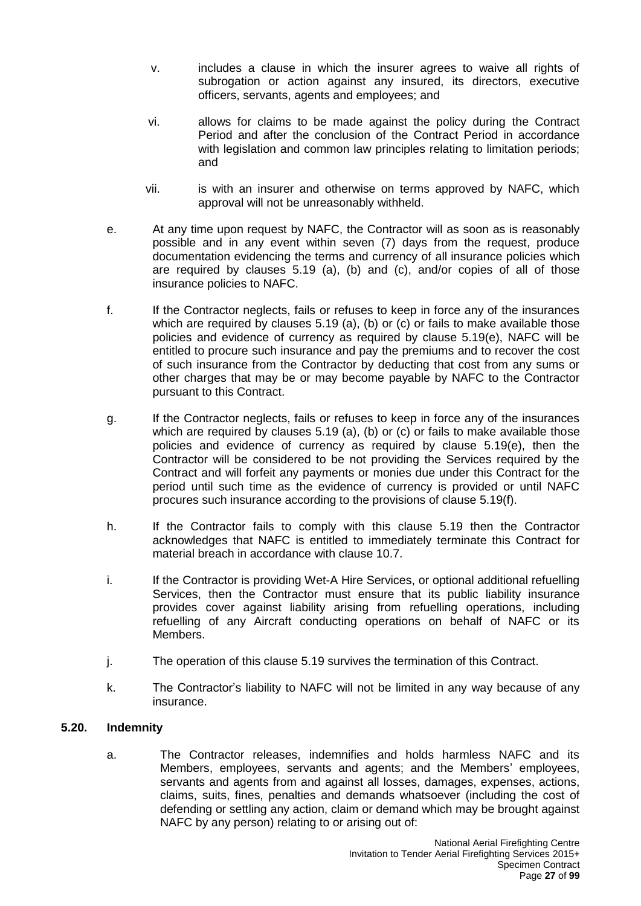v. includes a clause in which the insurer agrees to waive all rights of subrogation or action against any insured, its directors, executive officers, servants, agents and employees; and

vi. allows for claims to be made against the policy during the Contract Period and after the conclusion of the Contract Period in accordance with legislation and common law principles relating to limitation periods; and

vii. is with an insurer and otherwise on terms approved by NAFC, which approval will not be unreasonably withheld.

e. At any time upon request by NAFC, the Contractor will as soon as is reasonably possible and in any event within seven (7) days from the request, produce documentation evidencing the terms and currency of all insurance policies which are required by clauses 5.19 (a), (b) and (c), and/or copies of all of those insurance policies to NAFC.

f. If the Contractor neglects, fails or refuses to keep in force any of the insurances which are required by clauses 5.19 (a), (b) or (c) or fails to make available those policies and evidence of currency as required by clause 5.19(e), NAFC will be entitled to procure such insurance and pay the premiums and to recover the cost of such insurance from the Contractor by deducting that cost from any sums or other charges that may be or may become payable by NAFC to the Contractor pursuant to this Contract.

g. If the Contractor neglects, fails or refuses to keep in force any of the insurances which are required by clauses 5.19 (a), (b) or (c) or fails to make available those policies and evidence of currency as required by clause 5.19(e), then the Contractor will be considered to be not providing the Services required by the Contract and will forfeit any payments or monies due under this Contract for the period until such time as the evidence of currency is provided or until NAFC procures such insurance according to the provisions of clause 5.19(f).

h. If the Contractor fails to comply with this clause 5.19 then the Contractor acknowledges that NAFC is entitled to immediately terminate this Contract for material breach in accordance with clause 10.7.

i. If the Contractor is providing Wet-A Hire Services, or optional additional refuelling Services, then the Contractor must ensure that its public liability insurance provides cover against liability arising from refuelling operations, including refuelling of any Aircraft conducting operations on behalf of NAFC or its Members.

j. The operation of this clause 5.19 survives the termination of this Contract.

k. The Contractor's liability to NAFC will not be limited in any way because of any insurance.

### 5.20. Indemnity

a. The Contractor releases, indemnifies and holds harmless NAFC and its Members, employees, servants and agents; and the Members' employees, servants and agents from and against all losses, damages, expenses, actions, claims, suits, fines, penalties and demands whatsoever (including the cost of defending or settling any action, claim or demand which may be brought against NAFC by any person) relating to or arising out of: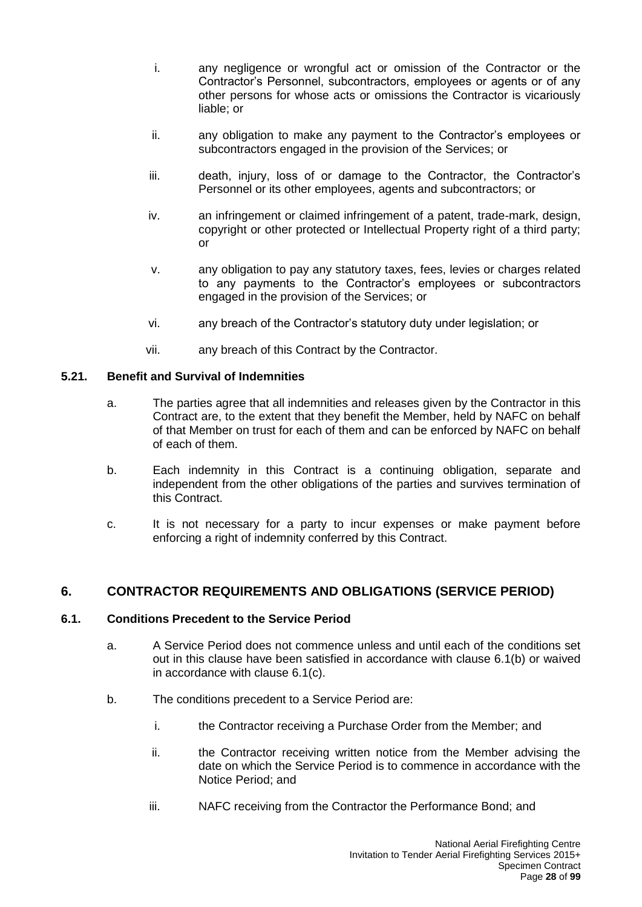i. any negligence or wrongful act or omission of the Contractor or the Contractor's Personnel, subcontractors, employees or agents or of any other persons for whose acts or omissions the Contractor is vicariously liable; or

ii. any obligation to make any payment to the Contractor's employees or subcontractors engaged in the provision of the Services; or

iii. death, injury, loss of or damage to the Contractor, the Contractor's Personnel or its other employees, agents and subcontractors; or

iv. an infringement or claimed infringement of a patent, trade-mark, design, copyright or other protected or Intellectual Property right of a third party; or

v. any obligation to pay any statutory taxes, fees, levies or charges related to any payments to the Contractor's employees or subcontractors engaged in the provision of the Services; or

vi. any breach of the Contractor's statutory duty under legislation; or

vii. any breach of this Contract by the Contractor.

### 5.21. Benefit and Survival of Indemnities

a. The parties agree that all indemnities and releases given by the Contractor in this Contract are, to the extent that they benefit the Member, held by NAFC on behalf of that Member on trust for each of them and can be enforced by NAFC on behalf of each of them.

b. Each indemnity in this Contract is a continuing obligation, separate and independent from the other obligations of the parties and survives termination of this Contract.

c. It is not necessary for a party to incur expenses or make payment before enforcing a right of indemnity conferred by this Contract.

## 6. CONTRACTOR REQUIREMENTS AND OBLIGATIONS (SERVICE PERIOD)

### 6.1. Conditions Precedent to the Service Period

a. A Service Period does not commence unless and until each of the conditions set out in this clause have been satisfied in accordance with clause 6.1(b) or waived in accordance with clause 6.1(c).

b. The conditions precedent to a Service Period are:

i. the Contractor receiving a Purchase Order from the Member; and

ii. the Contractor receiving written notice from the Member advising the date on which the Service Period is to commence in accordance with the Notice Period; and

iii. NAFC receiving from the Contractor the Performance Bond; and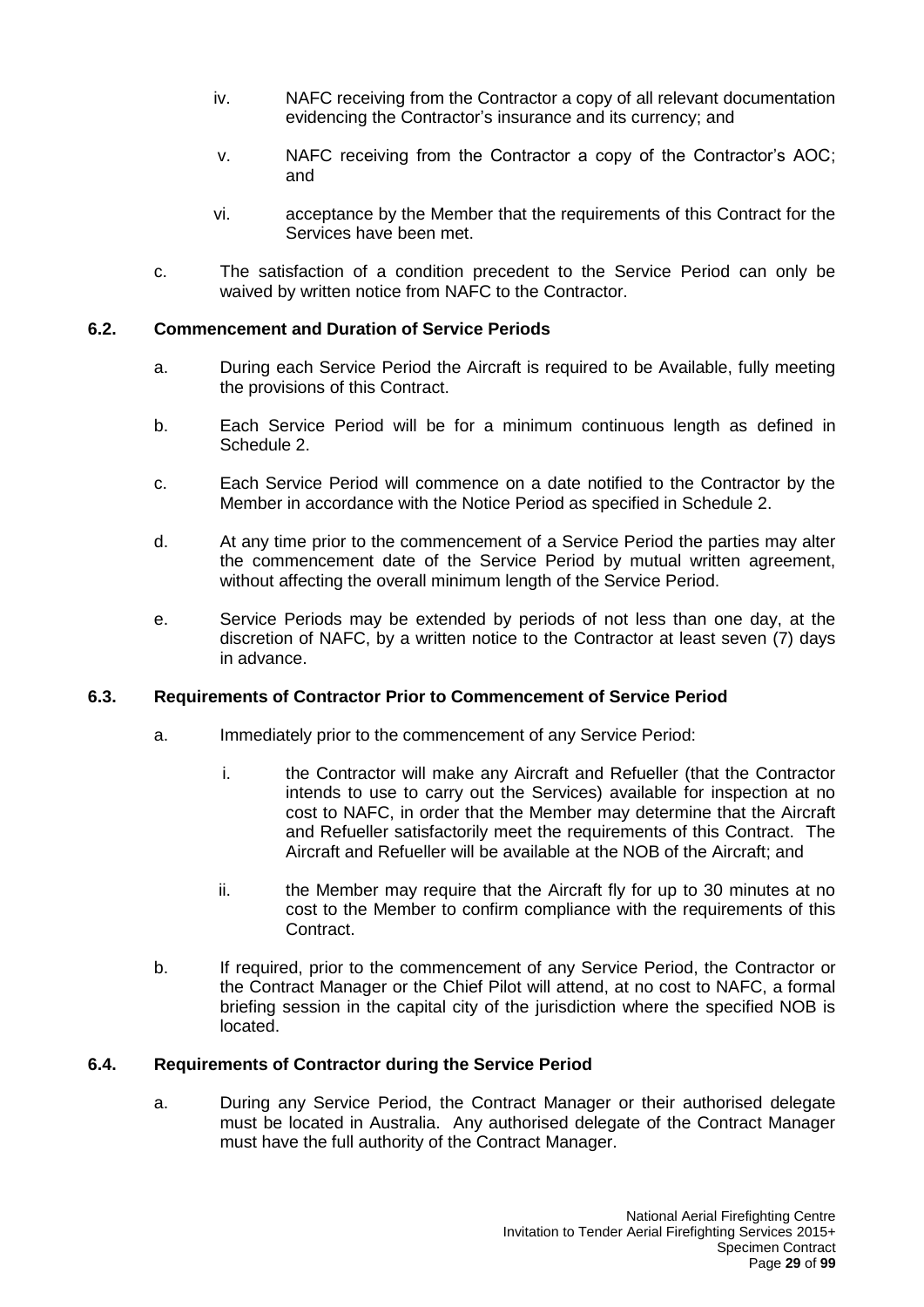iv. NAFC receiving from the Contractor a copy of all relevant documentation evidencing the Contractor's insurance and its currency; and

v. NAFC receiving from the Contractor a copy of the Contractor's AOC; and

vi. acceptance by the Member that the requirements of this Contract for the Services have been met.

c. The satisfaction of a condition precedent to the Service Period can only be waived by written notice from NAFC to the Contractor.

### 6.2. Commencement and Duration of Service Periods

a. During each Service Period the Aircraft is required to be Available, fully meeting the provisions of this Contract.

b. Each Service Period will be for a minimum continuous length as defined in Schedule 2.

c. Each Service Period will commence on a date notified to the Contractor by the Member in accordance with the Notice Period as specified in Schedule 2.

d. At any time prior to the commencement of a Service Period the parties may alter the commencement date of the Service Period by mutual written agreement, without affecting the overall minimum length of the Service Period.

e. Service Periods may be extended by periods of not less than one day, at the discretion of NAFC, by a written notice to the Contractor at least seven (7) days in advance.

### 6.3. Requirements of Contractor Prior to Commencement of Service Period

a. Immediately prior to the commencement of any Service Period:

i. the Contractor will make any Aircraft and Refueller (that the Contractor intends to use to carry out the Services) available for inspection at no cost to NAFC, in order that the Member may determine that the Aircraft and Refueller satisfactorily meet the requirements of this Contract. The Aircraft and Refueller will be available at the NOB of the Aircraft; and

ii. the Member may require that the Aircraft fly for up to 30 minutes at no cost to the Member to confirm compliance with the requirements of this Contract.

b. If required, prior to the commencement of any Service Period, the Contractor or the Contract Manager or the Chief Pilot will attend, at no cost to NAFC, a formal briefing session in the capital city of the jurisdiction where the specified NOB is located.

### 6.4. Requirements of Contractor during the Service Period

a. During any Service Period, the Contract Manager or their authorised delegate must be located in Australia. Any authorised delegate of the Contract Manager must have the full authority of the Contract Manager.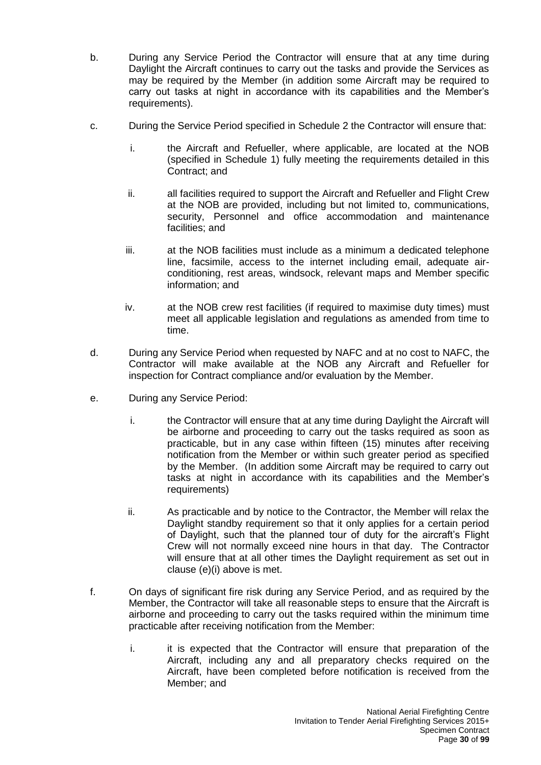b. During any Service Period the Contractor will ensure that at any time during Daylight the Aircraft continues to carry out the tasks and provide the Services as may be required by the Member (in addition some Aircraft may be required to carry out tasks at night in accordance with its capabilities and the Member's requirements).

c. During the Service Period specified in Schedule 2 the Contractor will ensure that:

   i. the Aircraft and Refueller, where applicable, are located at the NOB (specified in Schedule 1) fully meeting the requirements detailed in this Contract; and

   ii. all facilities required to support the Aircraft and Refueller and Flight Crew at the NOB are provided, including but not limited to, communications, security, Personnel and office accommodation and maintenance facilities; and

   iii. at the NOB facilities must include as a minimum a dedicated telephone line, facsimile, access to the internet including email, adequate air-conditioning, rest areas, windsock, relevant maps and Member specific information; and

   iv. at the NOB crew rest facilities (if required to maximise duty times) must meet all applicable legislation and regulations as amended from time to time.

d. During any Service Period when requested by NAFC and at no cost to NAFC, the Contractor will make available at the NOB any Aircraft and Refueller for inspection for Contract compliance and/or evaluation by the Member.

e. During any Service Period:

   i. the Contractor will ensure that at any time during Daylight the Aircraft will be airborne and proceeding to carry out the tasks required as soon as practicable, but in any case within fifteen (15) minutes after receiving notification from the Member or within such greater period as specified by the Member. (In addition some Aircraft may be required to carry out tasks at night in accordance with its capabilities and the Member's requirements)

   ii. As practicable and by notice to the Contractor, the Member will relax the Daylight standby requirement so that it only applies for a certain period of Daylight, such that the planned tour of duty for the aircraft's Flight Crew will not normally exceed nine hours in that day. The Contractor will ensure that at all other times the Daylight requirement as set out in clause (e)(i) above is met.

f. On days of significant fire risk during any Service Period, and as required by the Member, the Contractor will take all reasonable steps to ensure that the Aircraft is airborne and proceeding to carry out the tasks required within the minimum time practicable after receiving notification from the Member:

   i. it is expected that the Contractor will ensure that preparation of the Aircraft, including any and all preparatory checks required on the Aircraft, have been completed before notification is received from the Member; and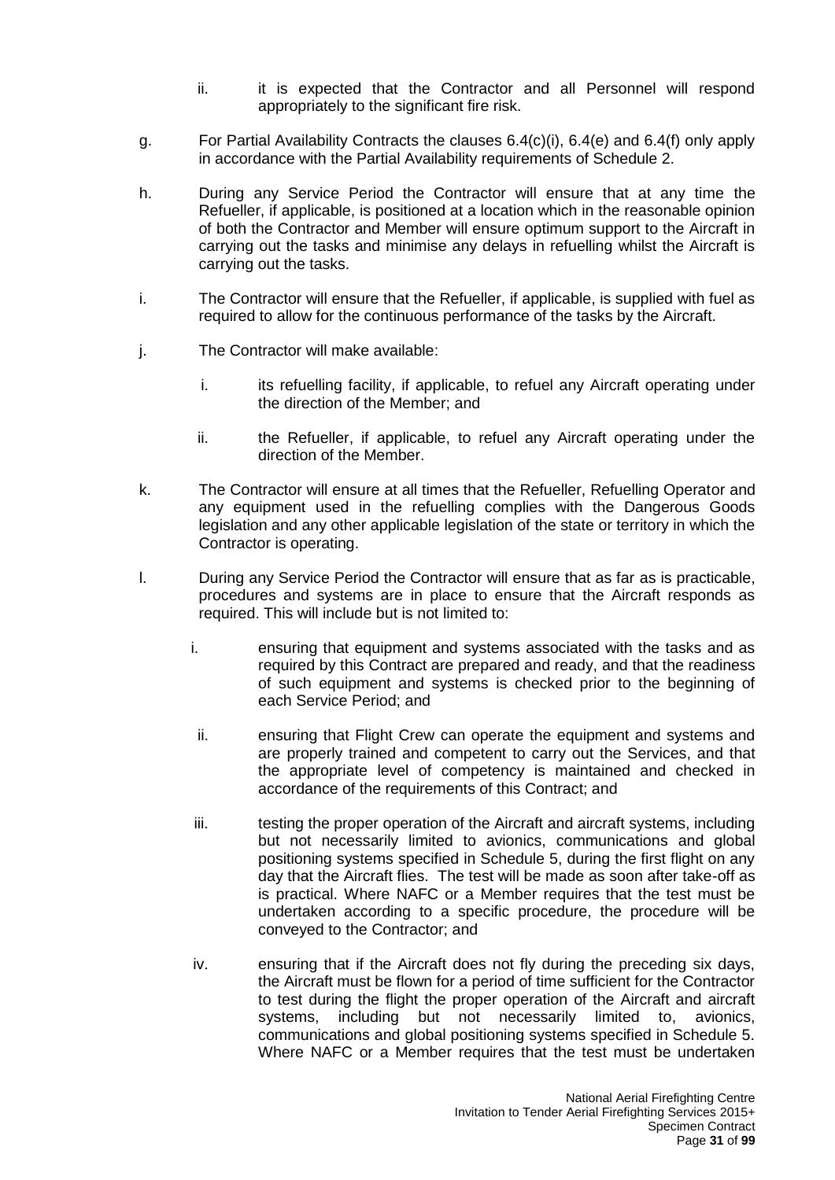ii. it is expected that the Contractor and all Personnel will respond appropriately to the significant fire risk.

g. For Partial Availability Contracts the clauses 6.4(c)(i), 6.4(e) and 6.4(f) only apply in accordance with the Partial Availability requirements of Schedule 2.

h. During any Service Period the Contractor will ensure that at any time the Refueller, if applicable, is positioned at a location which in the reasonable opinion of both the Contractor and Member will ensure optimum support to the Aircraft in carrying out the tasks and minimise any delays in refuelling whilst the Aircraft is carrying out the tasks.

i. The Contractor will ensure that the Refueller, if applicable, is supplied with fuel as required to allow for the continuous performance of the tasks by the Aircraft.

j. The Contractor will make available:

   i. its refuelling facility, if applicable, to refuel any Aircraft operating under the direction of the Member; and

   ii. the Refueller, if applicable, to refuel any Aircraft operating under the direction of the Member.

k. The Contractor will ensure at all times that the Refueller, Refuelling Operator and any equipment used in the refuelling complies with the Dangerous Goods legislation and any other applicable legislation of the state or territory in which the Contractor is operating.

l. During any Service Period the Contractor will ensure that as far as is practicable, procedures and systems are in place to ensure that the Aircraft responds as required. This will include but is not limited to:

   i. ensuring that equipment and systems associated with the tasks and as required by this Contract are prepared and ready, and that the readiness of such equipment and systems is checked prior to the beginning of each Service Period; and

   ii. ensuring that Flight Crew can operate the equipment and systems and are properly trained and competent to carry out the Services, and that the appropriate level of competency is maintained and checked in accordance of the requirements of this Contract; and

   iii. testing the proper operation of the Aircraft and aircraft systems, including but not necessarily limited to avionics, communications and global positioning systems specified in Schedule 5, during the first flight on any day that the Aircraft flies. The test will be made as soon after take-off as is practical. Where NAFC or a Member requires that the test must be undertaken according to a specific procedure, the procedure will be conveyed to the Contractor; and

   iv. ensuring that if the Aircraft does not fly during the preceding six days, the Aircraft must be flown for a period of time sufficient for the Contractor to test during the flight the proper operation of the Aircraft and aircraft systems, including but not necessarily limited to, avionics, communications and global positioning systems specified in Schedule 5. Where NAFC or a Member requires that the test must be undertaken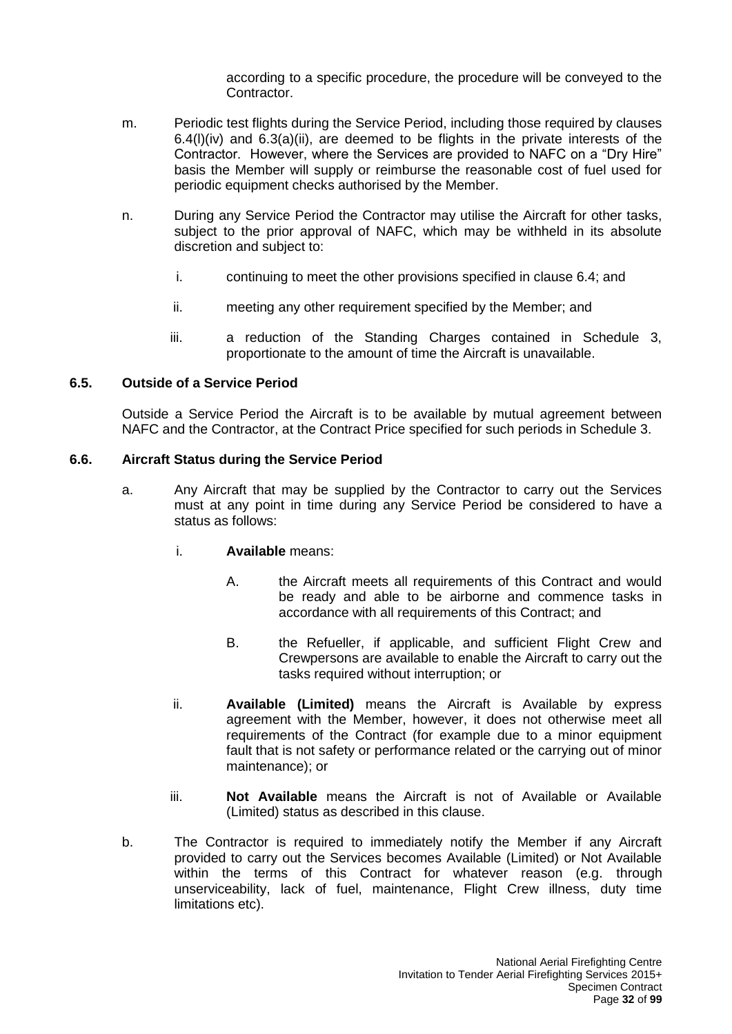according to a specific procedure, the procedure will be conveyed to the Contractor.

m. Periodic test flights during the Service Period, including those required by clauses 6.4(l)(iv) and 6.3(a)(ii), are deemed to be flights in the private interests of the Contractor. However, where the Services are provided to NAFC on a "Dry Hire" basis the Member will supply or reimburse the reasonable cost of fuel used for periodic equipment checks authorised by the Member.

n. During any Service Period the Contractor may utilise the Aircraft for other tasks, subject to the prior approval of NAFC, which may be withheld in its absolute discretion and subject to:

   i. continuing to meet the other provisions specified in clause 6.4; and

   ii. meeting any other requirement specified by the Member; and

   iii. a reduction of the Standing Charges contained in Schedule 3, proportionate to the amount of time the Aircraft is unavailable.

### 6.5. Outside of a Service Period

Outside a Service Period the Aircraft is to be available by mutual agreement between NAFC and the Contractor, at the Contract Price specified for such periods in Schedule 3.

### 6.6. Aircraft Status during the Service Period

a. Any Aircraft that may be supplied by the Contractor to carry out the Services must at any point in time during any Service Period be considered to have a status as follows:

   i. **Available** means:

      A. the Aircraft meets all requirements of this Contract and would be ready and able to be airborne and commence tasks in accordance with all requirements of this Contract; and

      B. the Refueller, if applicable, and sufficient Flight Crew and Crewpersons are available to enable the Aircraft to carry out the tasks required without interruption; or

   ii. **Available (Limited)** means the Aircraft is Available by express agreement with the Member, however, it does not otherwise meet all requirements of the Contract (for example due to a minor equipment fault that is not safety or performance related or the carrying out of minor maintenance); or

   iii. **Not Available** means the Aircraft is not of Available or Available (Limited) status as described in this clause.

b. The Contractor is required to immediately notify the Member if any Aircraft provided to carry out the Services becomes Available (Limited) or Not Available within the terms of this Contract for whatever reason (e.g. through unserviceability, lack of fuel, maintenance, Flight Crew illness, duty time limitations etc).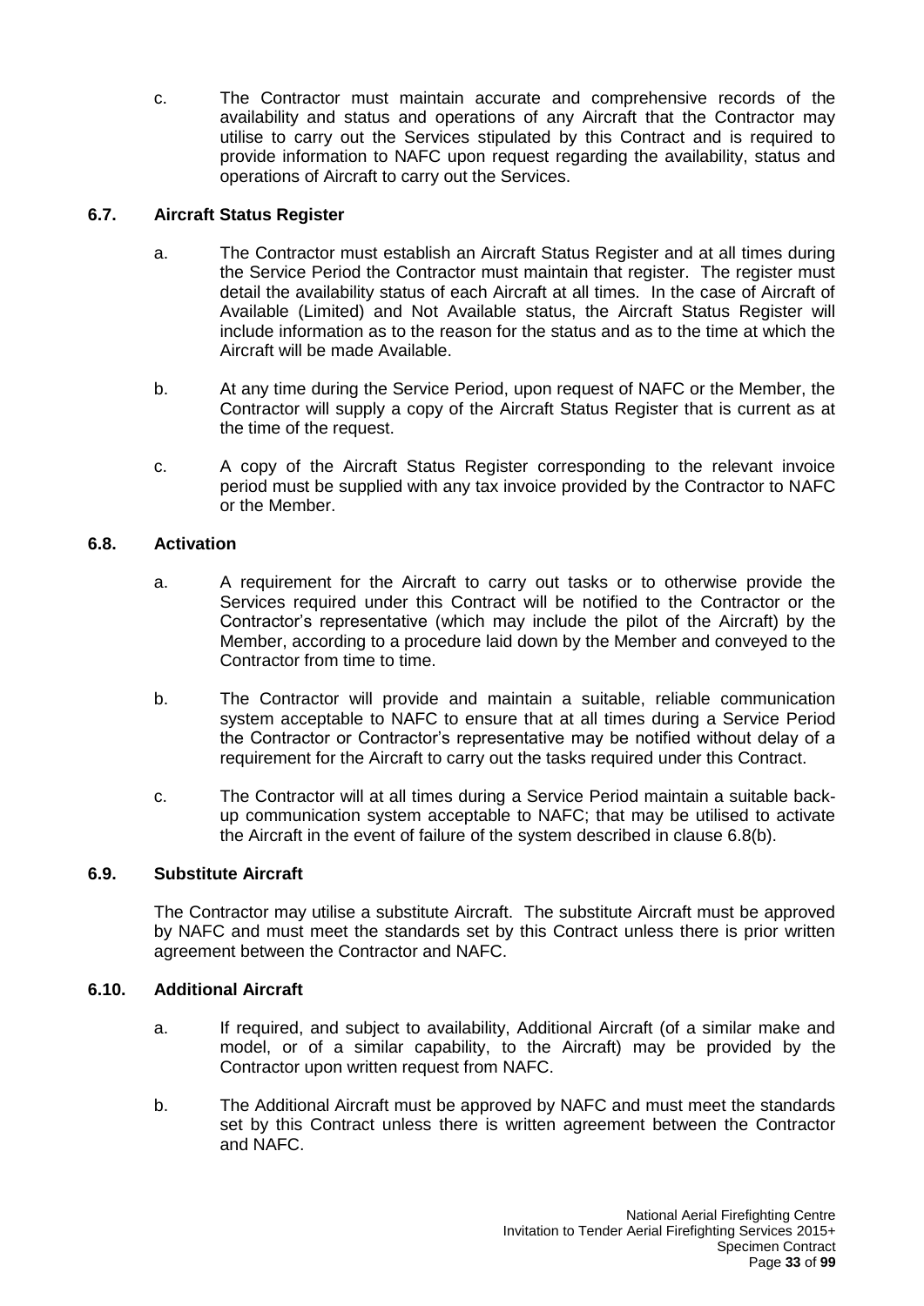c. The Contractor must maintain accurate and comprehensive records of the availability and status and operations of any Aircraft that the Contractor may utilise to carry out the Services stipulated by this Contract and is required to provide information to NAFC upon request regarding the availability, status and operations of Aircraft to carry out the Services.

### 6.7. Aircraft Status Register

a. The Contractor must establish an Aircraft Status Register and at all times during the Service Period the Contractor must maintain that register. The register must detail the availability status of each Aircraft at all times. In the case of Aircraft of Available (Limited) and Not Available status, the Aircraft Status Register will include information as to the reason for the status and as to the time at which the Aircraft will be made Available.

b. At any time during the Service Period, upon request of NAFC or the Member, the Contractor will supply a copy of the Aircraft Status Register that is current as at the time of the request.

c. A copy of the Aircraft Status Register corresponding to the relevant invoice period must be supplied with any tax invoice provided by the Contractor to NAFC or the Member.

### 6.8. Activation

a. A requirement for the Aircraft to carry out tasks or to otherwise provide the Services required under this Contract will be notified to the Contractor or the Contractor's representative (which may include the pilot of the Aircraft) by the Member, according to a procedure laid down by the Member and conveyed to the Contractor from time to time.

b. The Contractor will provide and maintain a suitable, reliable communication system acceptable to NAFC to ensure that at all times during a Service Period the Contractor or Contractor's representative may be notified without delay of a requirement for the Aircraft to carry out the tasks required under this Contract.

c. The Contractor will at all times during a Service Period maintain a suitable back-up communication system acceptable to NAFC; that may be utilised to activate the Aircraft in the event of failure of the system described in clause 6.8(b).

### 6.9. Substitute Aircraft

The Contractor may utilise a substitute Aircraft. The substitute Aircraft must be approved by NAFC and must meet the standards set by this Contract unless there is prior written agreement between the Contractor and NAFC.

### 6.10. Additional Aircraft

a. If required, and subject to availability, Additional Aircraft (of a similar make and model, or of a similar capability, to the Aircraft) may be provided by the Contractor upon written request from NAFC.

b. The Additional Aircraft must be approved by NAFC and must meet the standards set by this Contract unless there is written agreement between the Contractor and NAFC.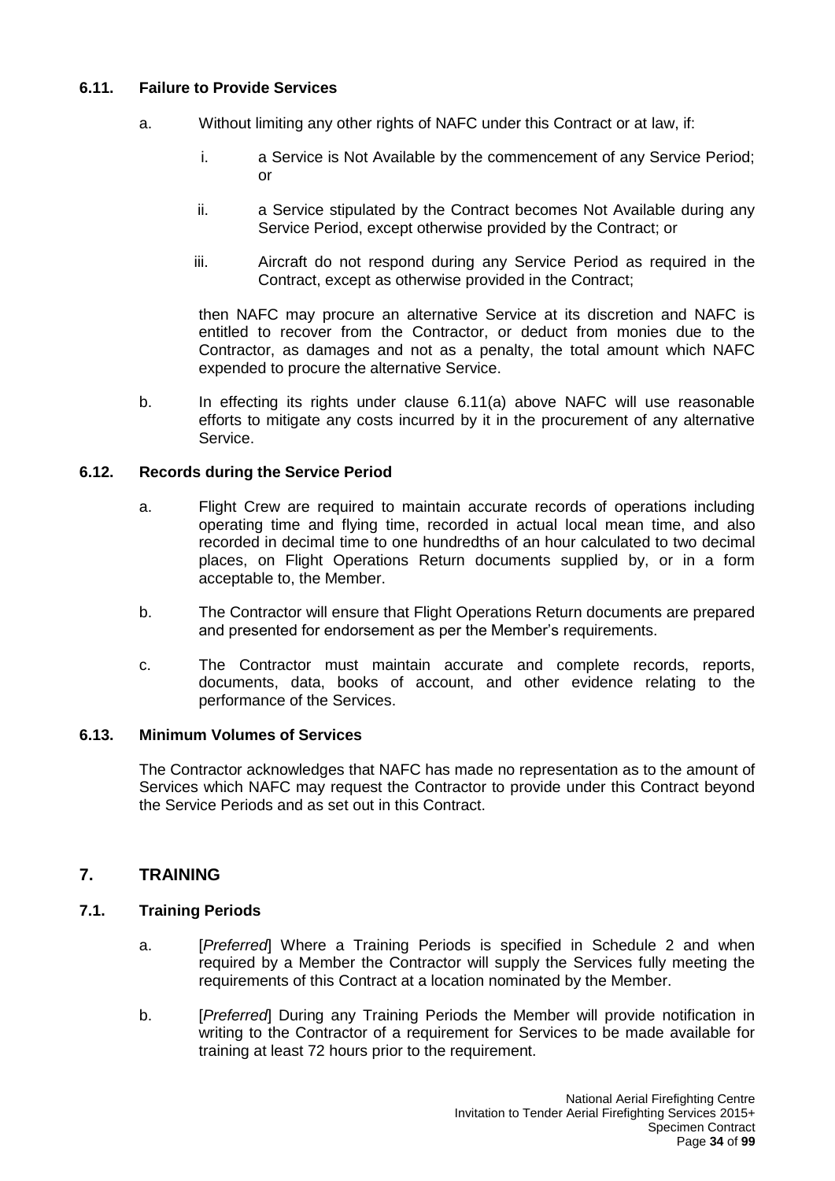### 6.11. Failure to Provide Services

a. Without limiting any other rights of NAFC under this Contract or at law, if:

   i. a Service is Not Available by the commencement of any Service Period; or

   ii. a Service stipulated by the Contract becomes Not Available during any Service Period, except otherwise provided by the Contract; or

   iii. Aircraft do not respond during any Service Period as required in the Contract, except as otherwise provided in the Contract;

   then NAFC may procure an alternative Service at its discretion and NAFC is entitled to recover from the Contractor, or deduct from monies due to the Contractor, as damages and not as a penalty, the total amount which NAFC expended to procure the alternative Service.

b. In effecting its rights under clause 6.11(a) above NAFC will use reasonable efforts to mitigate any costs incurred by it in the procurement of any alternative Service.

### 6.12. Records during the Service Period

a. Flight Crew are required to maintain accurate records of operations including operating time and flying time, recorded in actual local mean time, and also recorded in decimal time to one hundredths of an hour calculated to two decimal places, on Flight Operations Return documents supplied by, or in a form acceptable to, the Member.

b. The Contractor will ensure that Flight Operations Return documents are prepared and presented for endorsement as per the Member's requirements.

c. The Contractor must maintain accurate and complete records, reports, documents, data, books of account, and other evidence relating to the performance of the Services.

### 6.13. Minimum Volumes of Services

The Contractor acknowledges that NAFC has made no representation as to the amount of Services which NAFC may request the Contractor to provide under this Contract beyond the Service Periods and as set out in this Contract.

## 7. TRAINING

### 7.1. Training Periods

a. [*Preferred*] Where a Training Periods is specified in Schedule 2 and when required by a Member the Contractor will supply the Services fully meeting the requirements of this Contract at a location nominated by the Member.

b. [*Preferred*] During any Training Periods the Member will provide notification in writing to the Contractor of a requirement for Services to be made available for training at least 72 hours prior to the requirement.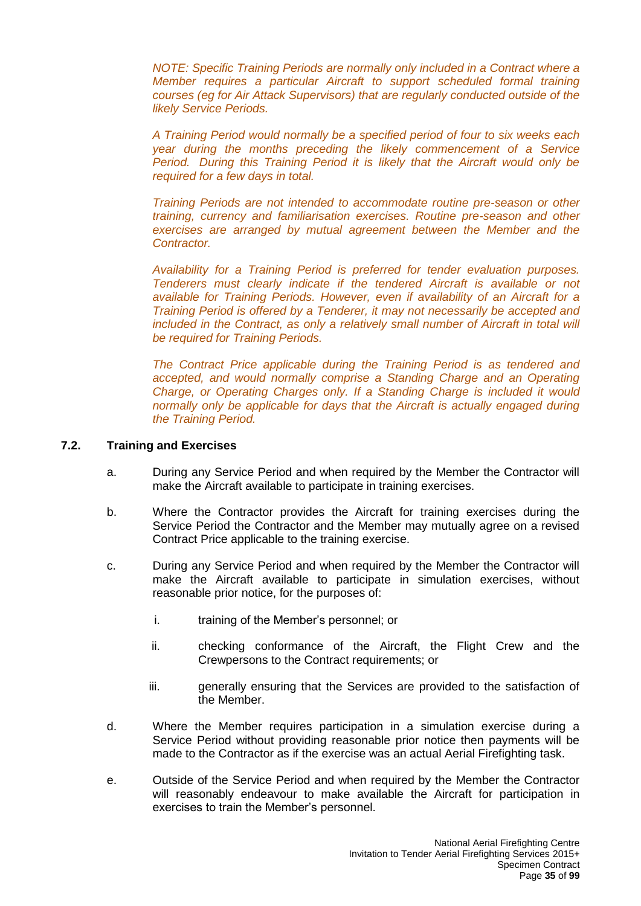*NOTE: Specific Training Periods are normally only included in a Contract where a Member requires a particular Aircraft to support scheduled formal training courses (eg for Air Attack Supervisors) that are regularly conducted outside of the likely Service Periods.*

*A Training Period would normally be a specified period of four to six weeks each year during the months preceding the likely commencement of a Service Period. During this Training Period it is likely that the Aircraft would only be required for a few days in total.*

*Training Periods are not intended to accommodate routine pre-season or other training, currency and familiarisation exercises. Routine pre-season and other exercises are arranged by mutual agreement between the Member and the Contractor.*

*Availability for a Training Period is preferred for tender evaluation purposes. Tenderers must clearly indicate if the tendered Aircraft is available or not available for Training Periods. However, even if availability of an Aircraft for a Training Period is offered by a Tenderer, it may not necessarily be accepted and included in the Contract, as only a relatively small number of Aircraft in total will be required for Training Periods.*

*The Contract Price applicable during the Training Period is as tendered and accepted, and would normally comprise a Standing Charge and an Operating Charge, or Operating Charges only. If a Standing Charge is included it would normally only be applicable for days that the Aircraft is actually engaged during the Training Period.*

### 7.2. Training and Exercises

a. During any Service Period and when required by the Member the Contractor will make the Aircraft available to participate in training exercises.

b. Where the Contractor provides the Aircraft for training exercises during the Service Period the Contractor and the Member may mutually agree on a revised Contract Price applicable to the training exercise.

c. During any Service Period and when required by the Member the Contractor will make the Aircraft available to participate in simulation exercises, without reasonable prior notice, for the purposes of:

   i. training of the Member's personnel; or

   ii. checking conformance of the Aircraft, the Flight Crew and the Crewpersons to the Contract requirements; or

   iii. generally ensuring that the Services are provided to the satisfaction of the Member.

d. Where the Member requires participation in a simulation exercise during a Service Period without providing reasonable prior notice then payments will be made to the Contractor as if the exercise was an actual Aerial Firefighting task.

e. Outside of the Service Period and when required by the Member the Contractor will reasonably endeavour to make available the Aircraft for participation in exercises to train the Member's personnel.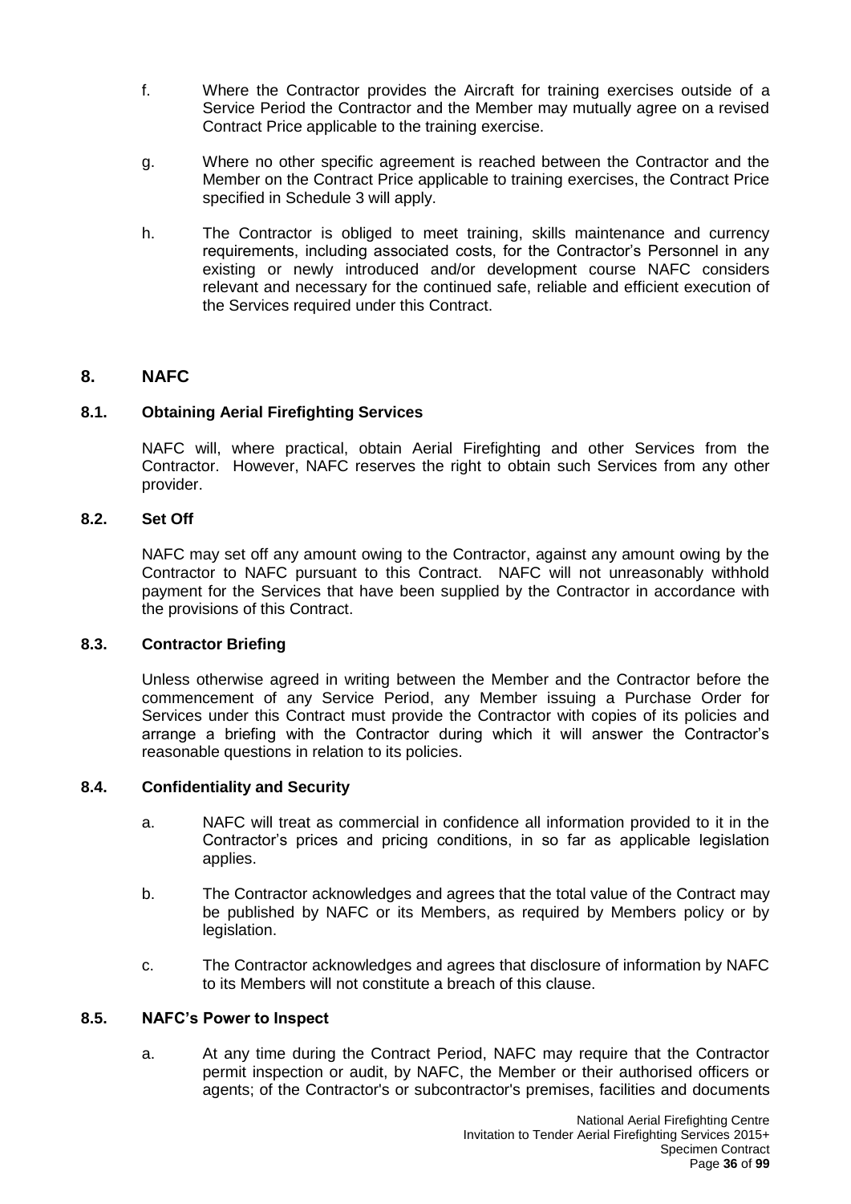f. Where the Contractor provides the Aircraft for training exercises outside of a Service Period the Contractor and the Member may mutually agree on a revised Contract Price applicable to the training exercise.

g. Where no other specific agreement is reached between the Contractor and the Member on the Contract Price applicable to training exercises, the Contract Price specified in Schedule 3 will apply.

h. The Contractor is obliged to meet training, skills maintenance and currency requirements, including associated costs, for the Contractor's Personnel in any existing or newly introduced and/or development course NAFC considers relevant and necessary for the continued safe, reliable and efficient execution of the Services required under this Contract.

## 8. NAFC

### 8.1. Obtaining Aerial Firefighting Services

NAFC will, where practical, obtain Aerial Firefighting and other Services from the Contractor. However, NAFC reserves the right to obtain such Services from any other provider.

### 8.2. Set Off

NAFC may set off any amount owing to the Contractor, against any amount owing by the Contractor to NAFC pursuant to this Contract. NAFC will not unreasonably withhold payment for the Services that have been supplied by the Contractor in accordance with the provisions of this Contract.

### 8.3. Contractor Briefing

Unless otherwise agreed in writing between the Member and the Contractor before the commencement of any Service Period, any Member issuing a Purchase Order for Services under this Contract must provide the Contractor with copies of its policies and arrange a briefing with the Contractor during which it will answer the Contractor's reasonable questions in relation to its policies.

### 8.4. Confidentiality and Security

a. NAFC will treat as commercial in confidence all information provided to it in the Contractor's prices and pricing conditions, in so far as applicable legislation applies.

b. The Contractor acknowledges and agrees that the total value of the Contract may be published by NAFC or its Members, as required by Members policy or by legislation.

c. The Contractor acknowledges and agrees that disclosure of information by NAFC to its Members will not constitute a breach of this clause.

### 8.5. NAFC's Power to Inspect

a. At any time during the Contract Period, NAFC may require that the Contractor permit inspection or audit, by NAFC, the Member or their authorised officers or agents; of the Contractor's or subcontractor's premises, facilities and documents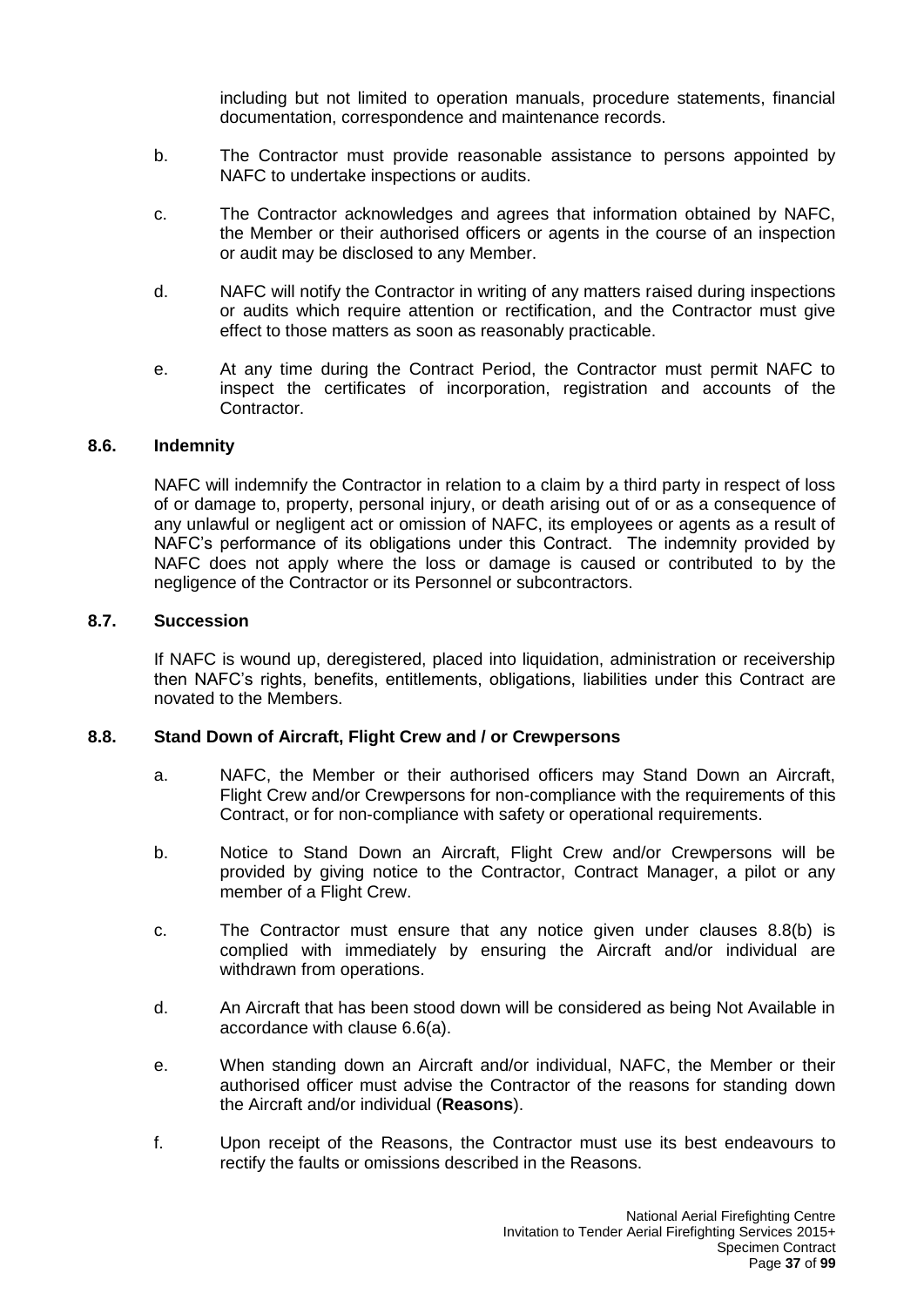including but not limited to operation manuals, procedure statements, financial documentation, correspondence and maintenance records.

b. The Contractor must provide reasonable assistance to persons appointed by NAFC to undertake inspections or audits.

c. The Contractor acknowledges and agrees that information obtained by NAFC, the Member or their authorised officers or agents in the course of an inspection or audit may be disclosed to any Member.

d. NAFC will notify the Contractor in writing of any matters raised during inspections or audits which require attention or rectification, and the Contractor must give effect to those matters as soon as reasonably practicable.

e. At any time during the Contract Period, the Contractor must permit NAFC to inspect the certificates of incorporation, registration and accounts of the Contractor.

### 8.6. Indemnity

NAFC will indemnify the Contractor in relation to a claim by a third party in respect of loss of or damage to, property, personal injury, or death arising out of or as a consequence of any unlawful or negligent act or omission of NAFC, its employees or agents as a result of NAFC's performance of its obligations under this Contract. The indemnity provided by NAFC does not apply where the loss or damage is caused or contributed to by the negligence of the Contractor or its Personnel or subcontractors.

### 8.7. Succession

If NAFC is wound up, deregistered, placed into liquidation, administration or receivership then NAFC's rights, benefits, entitlements, obligations, liabilities under this Contract are novated to the Members.

### 8.8. Stand Down of Aircraft, Flight Crew and / or Crewpersons

a. NAFC, the Member or their authorised officers may Stand Down an Aircraft, Flight Crew and/or Crewpersons for non-compliance with the requirements of this Contract, or for non-compliance with safety or operational requirements.

b. Notice to Stand Down an Aircraft, Flight Crew and/or Crewpersons will be provided by giving notice to the Contractor, Contract Manager, a pilot or any member of a Flight Crew.

c. The Contractor must ensure that any notice given under clauses 8.8(b) is complied with immediately by ensuring the Aircraft and/or individual are withdrawn from operations.

d. An Aircraft that has been stood down will be considered as being Not Available in accordance with clause 6.6(a).

e. When standing down an Aircraft and/or individual, NAFC, the Member or their authorised officer must advise the Contractor of the reasons for standing down the Aircraft and/or individual (**Reasons**).

f. Upon receipt of the Reasons, the Contractor must use its best endeavours to rectify the faults or omissions described in the Reasons.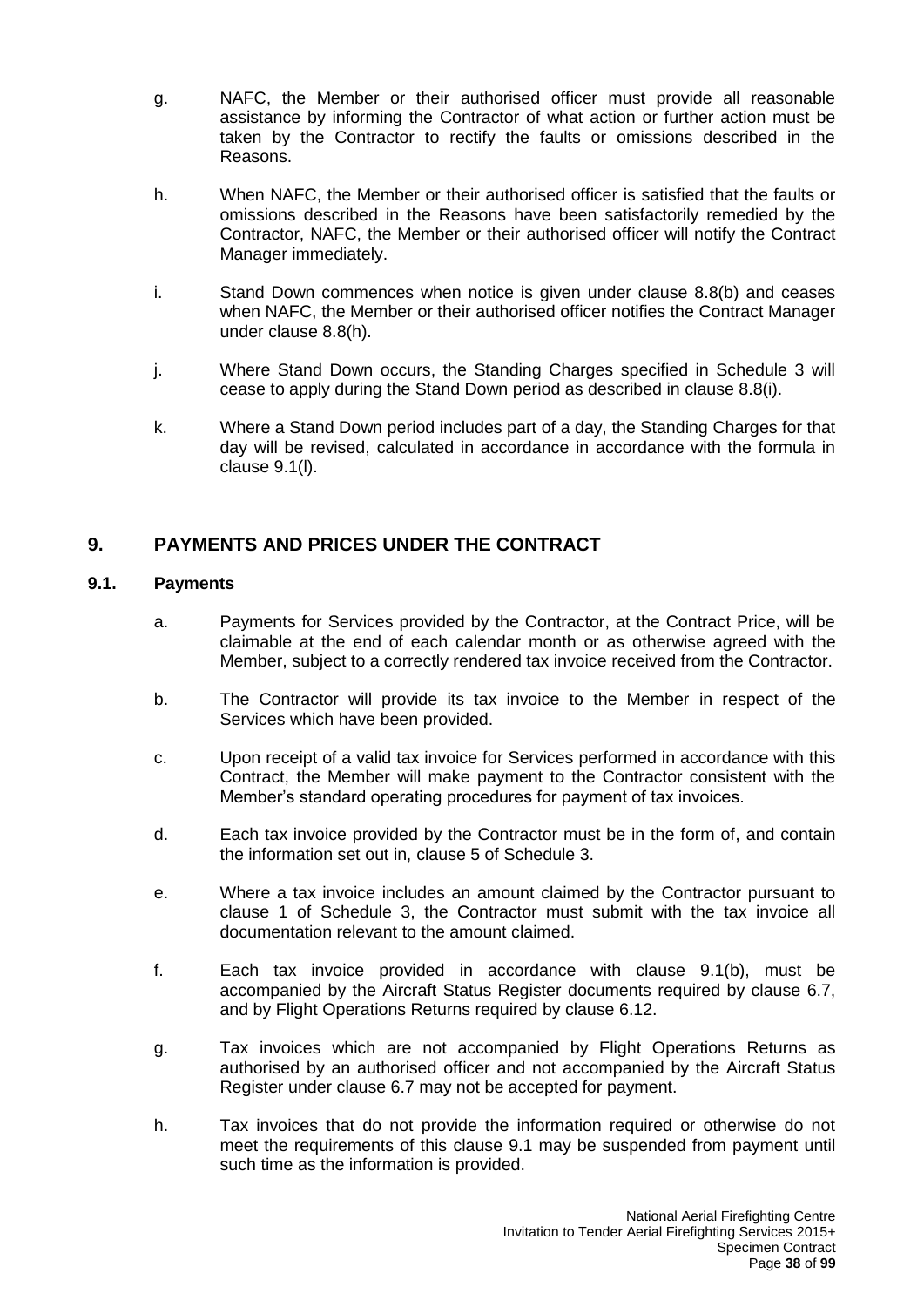g. NAFC, the Member or their authorised officer must provide all reasonable assistance by informing the Contractor of what action or further action must be taken by the Contractor to rectify the faults or omissions described in the Reasons.

h. When NAFC, the Member or their authorised officer is satisfied that the faults or omissions described in the Reasons have been satisfactorily remedied by the Contractor, NAFC, the Member or their authorised officer will notify the Contract Manager immediately.

i. Stand Down commences when notice is given under clause 8.8(b) and ceases when NAFC, the Member or their authorised officer notifies the Contract Manager under clause 8.8(h).

j. Where Stand Down occurs, the Standing Charges specified in Schedule 3 will cease to apply during the Stand Down period as described in clause 8.8(i).

k. Where a Stand Down period includes part of a day, the Standing Charges for that day will be revised, calculated in accordance in accordance with the formula in clause 9.1(l).

## 9. PAYMENTS AND PRICES UNDER THE CONTRACT

### 9.1. Payments

a. Payments for Services provided by the Contractor, at the Contract Price, will be claimable at the end of each calendar month or as otherwise agreed with the Member, subject to a correctly rendered tax invoice received from the Contractor.

b. The Contractor will provide its tax invoice to the Member in respect of the Services which have been provided.

c. Upon receipt of a valid tax invoice for Services performed in accordance with this Contract, the Member will make payment to the Contractor consistent with the Member's standard operating procedures for payment of tax invoices.

d. Each tax invoice provided by the Contractor must be in the form of, and contain the information set out in, clause 5 of Schedule 3.

e. Where a tax invoice includes an amount claimed by the Contractor pursuant to clause 1 of Schedule 3, the Contractor must submit with the tax invoice all documentation relevant to the amount claimed.

f. Each tax invoice provided in accordance with clause 9.1(b), must be accompanied by the Aircraft Status Register documents required by clause 6.7, and by Flight Operations Returns required by clause 6.12.

g. Tax invoices which are not accompanied by Flight Operations Returns as authorised by an authorised officer and not accompanied by the Aircraft Status Register under clause 6.7 may not be accepted for payment.

h. Tax invoices that do not provide the information required or otherwise do not meet the requirements of this clause 9.1 may be suspended from payment until such time as the information is provided.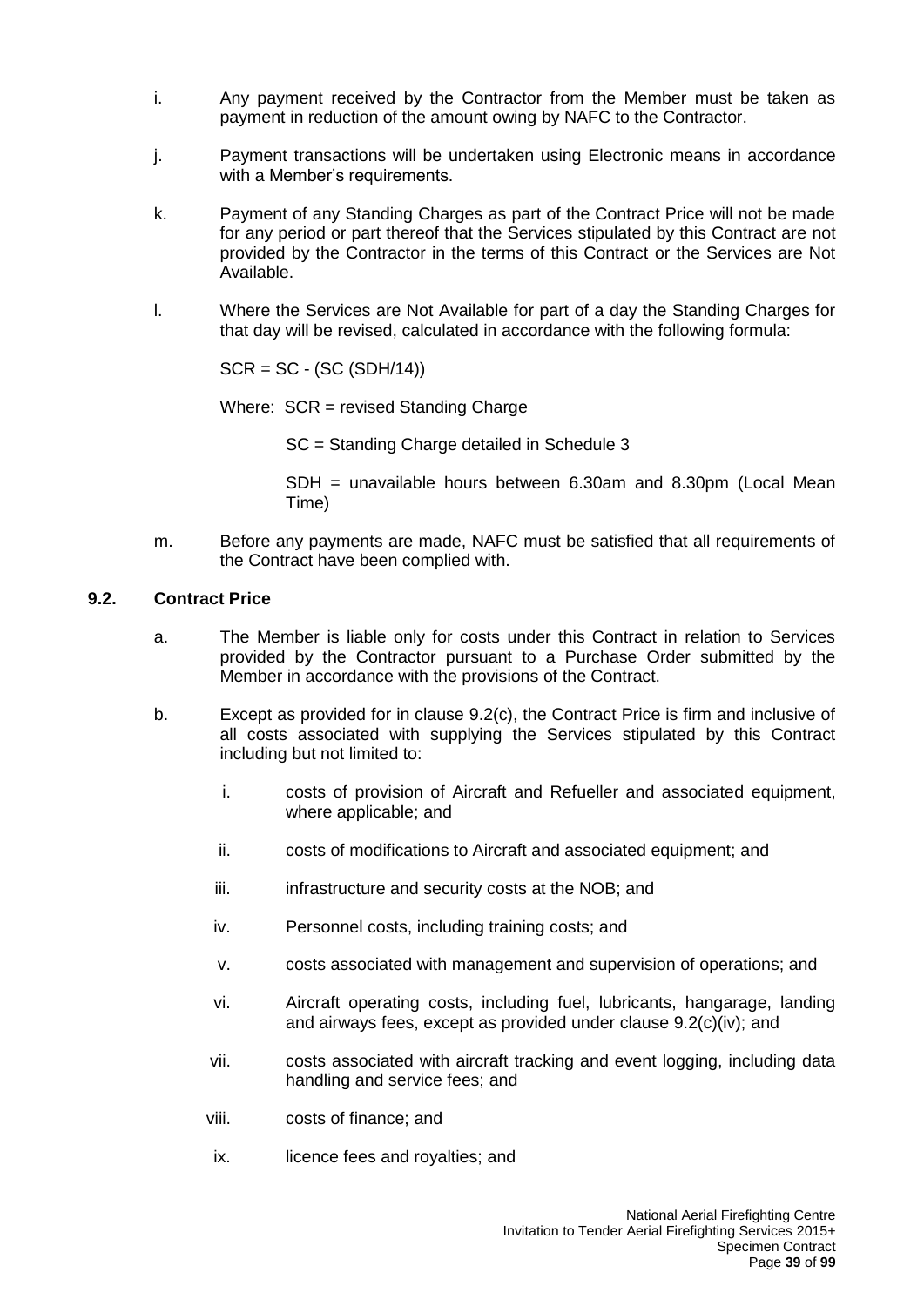i. Any payment received by the Contractor from the Member must be taken as payment in reduction of the amount owing by NAFC to the Contractor.

j. Payment transactions will be undertaken using Electronic means in accordance with a Member's requirements.

k. Payment of any Standing Charges as part of the Contract Price will not be made for any period or part thereof that the Services stipulated by this Contract are not provided by the Contractor in the terms of this Contract or the Services are Not Available.

l. Where the Services are Not Available for part of a day the Standing Charges for that day will be revised, calculated in accordance with the following formula:

$SCR = SC - (SC\ (SDH/14))$

Where: SCR = revised Standing Charge

SC = Standing Charge detailed in Schedule 3

SDH = unavailable hours between 6.30am and 8.30pm (Local Mean Time)

m. Before any payments are made, NAFC must be satisfied that all requirements of the Contract have been complied with.

### 9.2. Contract Price

a. The Member is liable only for costs under this Contract in relation to Services provided by the Contractor pursuant to a Purchase Order submitted by the Member in accordance with the provisions of the Contract.

b. Except as provided for in clause 9.2(c), the Contract Price is firm and inclusive of all costs associated with supplying the Services stipulated by this Contract including but not limited to:

   i. costs of provision of Aircraft and Refueller and associated equipment, where applicable; and

   ii. costs of modifications to Aircraft and associated equipment; and

   iii. infrastructure and security costs at the NOB; and

   iv. Personnel costs, including training costs; and

   v. costs associated with management and supervision of operations; and

   vi. Aircraft operating costs, including fuel, lubricants, hangarage, landing and airways fees, except as provided under clause 9.2(c)(iv); and

   vii. costs associated with aircraft tracking and event logging, including data handling and service fees; and

   viii. costs of finance; and

   ix. licence fees and royalties; and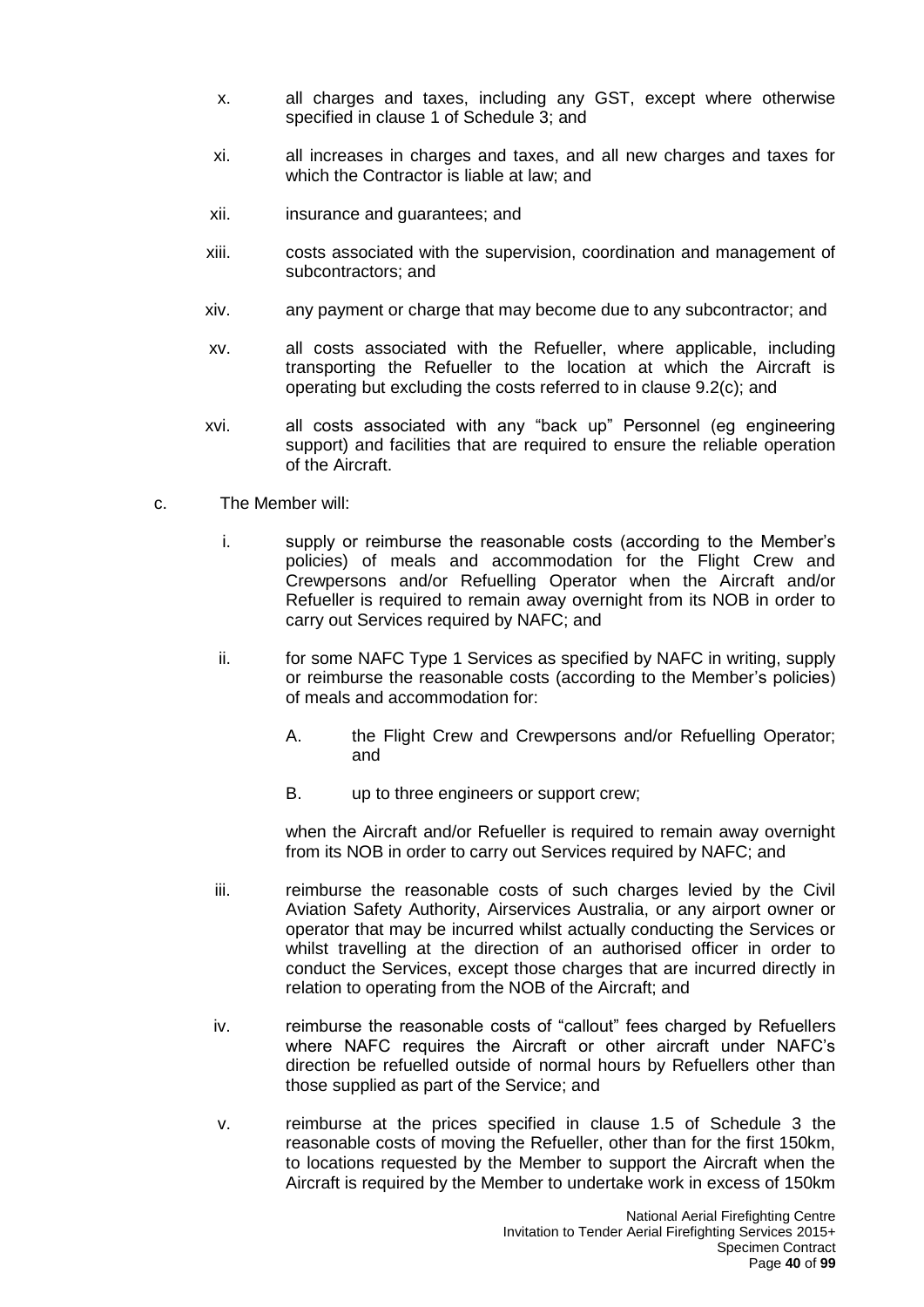x. all charges and taxes, including any GST, except where otherwise specified in clause 1 of Schedule 3; and

xi. all increases in charges and taxes, and all new charges and taxes for which the Contractor is liable at law; and

xii. insurance and guarantees; and

xiii. costs associated with the supervision, coordination and management of subcontractors; and

xiv. any payment or charge that may become due to any subcontractor; and

xv. all costs associated with the Refueller, where applicable, including transporting the Refueller to the location at which the Aircraft is operating but excluding the costs referred to in clause 9.2(c); and

xvi. all costs associated with any "back up" Personnel (eg engineering support) and facilities that are required to ensure the reliable operation of the Aircraft.

c. The Member will:

i. supply or reimburse the reasonable costs (according to the Member's policies) of meals and accommodation for the Flight Crew and Crewpersons and/or Refuelling Operator when the Aircraft and/or Refueller is required to remain away overnight from its NOB in order to carry out Services required by NAFC; and

ii. for some NAFC Type 1 Services as specified by NAFC in writing, supply or reimburse the reasonable costs (according to the Member's policies) of meals and accommodation for:

A. the Flight Crew and Crewpersons and/or Refuelling Operator; and

B. up to three engineers or support crew;

when the Aircraft and/or Refueller is required to remain away overnight from its NOB in order to carry out Services required by NAFC; and

iii. reimburse the reasonable costs of such charges levied by the Civil Aviation Safety Authority, Airservices Australia, or any airport owner or operator that may be incurred whilst actually conducting the Services or whilst travelling at the direction of an authorised officer in order to conduct the Services, except those charges that are incurred directly in relation to operating from the NOB of the Aircraft; and

iv. reimburse the reasonable costs of "callout" fees charged by Refuellers where NAFC requires the Aircraft or other aircraft under NAFC's direction be refuelled outside of normal hours by Refuellers other than those supplied as part of the Service; and

v. reimburse at the prices specified in clause 1.5 of Schedule 3 the reasonable costs of moving the Refueller, other than for the first 150km, to locations requested by the Member to support the Aircraft when the Aircraft is required by the Member to undertake work in excess of 150km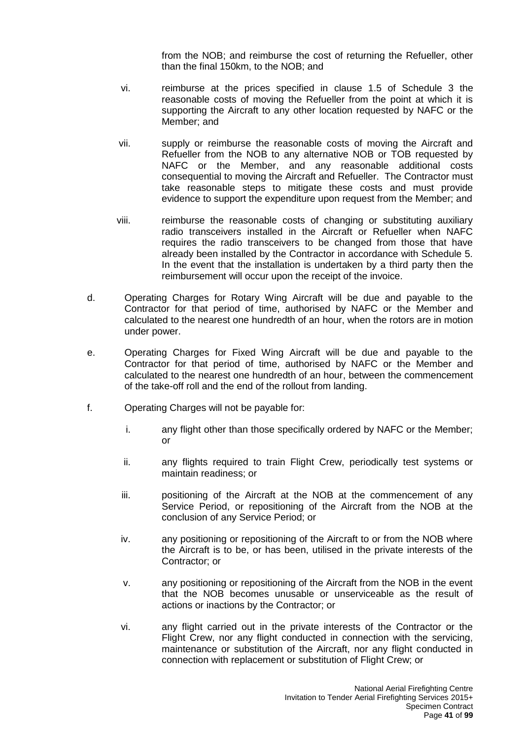from the NOB; and reimburse the cost of returning the Refueller, other than the final 150km, to the NOB; and

vi. reimburse at the prices specified in clause 1.5 of Schedule 3 the reasonable costs of moving the Refueller from the point at which it is supporting the Aircraft to any other location requested by NAFC or the Member; and

vii. supply or reimburse the reasonable costs of moving the Aircraft and Refueller from the NOB to any alternative NOB or TOB requested by NAFC or the Member, and any reasonable additional costs consequential to moving the Aircraft and Refueller. The Contractor must take reasonable steps to mitigate these costs and must provide evidence to support the expenditure upon request from the Member; and

viii. reimburse the reasonable costs of changing or substituting auxiliary radio transceivers installed in the Aircraft or Refueller when NAFC requires the radio transceivers to be changed from those that have already been installed by the Contractor in accordance with Schedule 5. In the event that the installation is undertaken by a third party then the reimbursement will occur upon the receipt of the invoice.

d. Operating Charges for Rotary Wing Aircraft will be due and payable to the Contractor for that period of time, authorised by NAFC or the Member and calculated to the nearest one hundredth of an hour, when the rotors are in motion under power.

e. Operating Charges for Fixed Wing Aircraft will be due and payable to the Contractor for that period of time, authorised by NAFC or the Member and calculated to the nearest one hundredth of an hour, between the commencement of the take-off roll and the end of the rollout from landing.

f. Operating Charges will not be payable for:

i. any flight other than those specifically ordered by NAFC or the Member; or

ii. any flights required to train Flight Crew, periodically test systems or maintain readiness; or

iii. positioning of the Aircraft at the NOB at the commencement of any Service Period, or repositioning of the Aircraft from the NOB at the conclusion of any Service Period; or

iv. any positioning or repositioning of the Aircraft to or from the NOB where the Aircraft is to be, or has been, utilised in the private interests of the Contractor; or

v. any positioning or repositioning of the Aircraft from the NOB in the event that the NOB becomes unusable or unserviceable as the result of actions or inactions by the Contractor; or

vi. any flight carried out in the private interests of the Contractor or the Flight Crew, nor any flight conducted in connection with the servicing, maintenance or substitution of the Aircraft, nor any flight conducted in connection with replacement or substitution of Flight Crew; or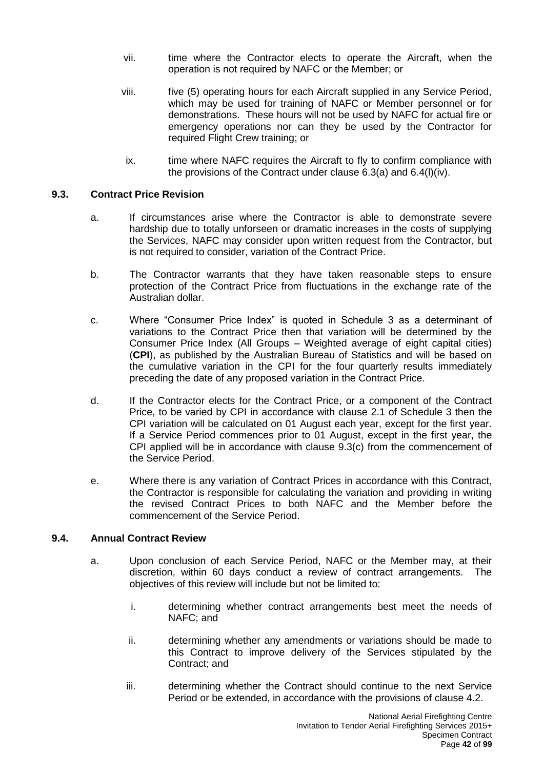vii. time where the Contractor elects to operate the Aircraft, when the operation is not required by NAFC or the Member; or

viii. five (5) operating hours for each Aircraft supplied in any Service Period, which may be used for training of NAFC or Member personnel or for demonstrations. These hours will not be used by NAFC for actual fire or emergency operations nor can they be used by the Contractor for required Flight Crew training; or

ix. time where NAFC requires the Aircraft to fly to confirm compliance with the provisions of the Contract under clause 6.3(a) and 6.4(l)(iv).

### 9.3. Contract Price Revision

a. If circumstances arise where the Contractor is able to demonstrate severe hardship due to totally unforseen or dramatic increases in the costs of supplying the Services, NAFC may consider upon written request from the Contractor, but is not required to consider, variation of the Contract Price.

b. The Contractor warrants that they have taken reasonable steps to ensure protection of the Contract Price from fluctuations in the exchange rate of the Australian dollar.

c. Where "Consumer Price Index" is quoted in Schedule 3 as a determinant of variations to the Contract Price then that variation will be determined by the Consumer Price Index (All Groups – Weighted average of eight capital cities) (**CPI**), as published by the Australian Bureau of Statistics and will be based on the cumulative variation in the CPI for the four quarterly results immediately preceding the date of any proposed variation in the Contract Price.

d. If the Contractor elects for the Contract Price, or a component of the Contract Price, to be varied by CPI in accordance with clause 2.1 of Schedule 3 then the CPI variation will be calculated on 01 August each year, except for the first year. If a Service Period commences prior to 01 August, except in the first year, the CPI applied will be in accordance with clause 9.3(c) from the commencement of the Service Period.

e. Where there is any variation of Contract Prices in accordance with this Contract, the Contractor is responsible for calculating the variation and providing in writing the revised Contract Prices to both NAFC and the Member before the commencement of the Service Period.

### 9.4. Annual Contract Review

a. Upon conclusion of each Service Period, NAFC or the Member may, at their discretion, within 60 days conduct a review of contract arrangements. The objectives of this review will include but not be limited to:

i. determining whether contract arrangements best meet the needs of NAFC; and

ii. determining whether any amendments or variations should be made to this Contract to improve delivery of the Services stipulated by the Contract; and

iii. determining whether the Contract should continue to the next Service Period or be extended, in accordance with the provisions of clause 4.2.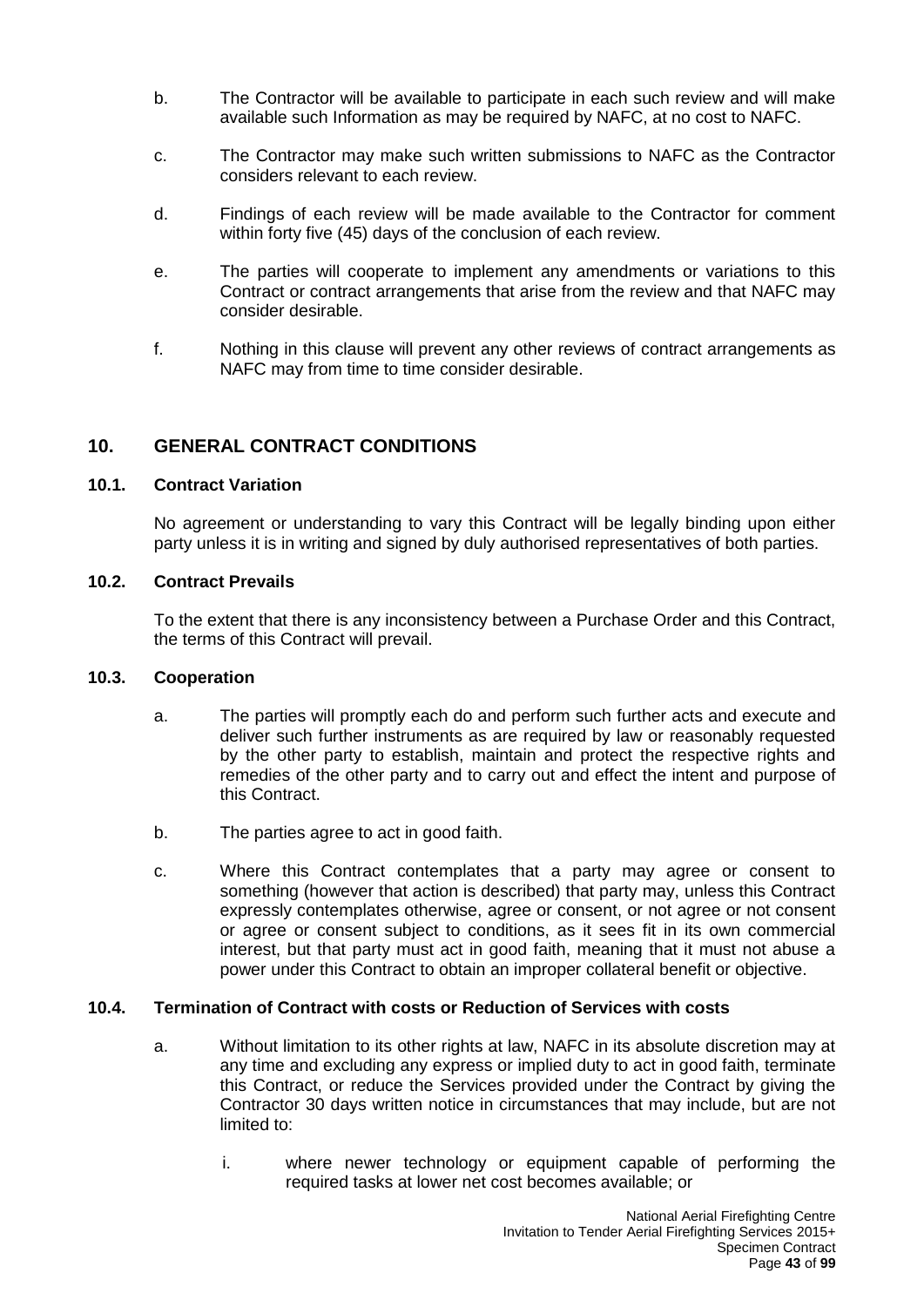b. The Contractor will be available to participate in each such review and will make available such Information as may be required by NAFC, at no cost to NAFC.

c. The Contractor may make such written submissions to NAFC as the Contractor considers relevant to each review.

d. Findings of each review will be made available to the Contractor for comment within forty five (45) days of the conclusion of each review.

e. The parties will cooperate to implement any amendments or variations to this Contract or contract arrangements that arise from the review and that NAFC may consider desirable.

f. Nothing in this clause will prevent any other reviews of contract arrangements as NAFC may from time to time consider desirable.

## 10. GENERAL CONTRACT CONDITIONS

### 10.1. Contract Variation

No agreement or understanding to vary this Contract will be legally binding upon either party unless it is in writing and signed by duly authorised representatives of both parties.

### 10.2. Contract Prevails

To the extent that there is any inconsistency between a Purchase Order and this Contract, the terms of this Contract will prevail.

### 10.3. Cooperation

a. The parties will promptly each do and perform such further acts and execute and deliver such further instruments as are required by law or reasonably requested by the other party to establish, maintain and protect the respective rights and remedies of the other party and to carry out and effect the intent and purpose of this Contract.

b. The parties agree to act in good faith.

c. Where this Contract contemplates that a party may agree or consent to something (however that action is described) that party may, unless this Contract expressly contemplates otherwise, agree or consent, or not agree or not consent or agree or consent subject to conditions, as it sees fit in its own commercial interest, but that party must act in good faith, meaning that it must not abuse a power under this Contract to obtain an improper collateral benefit or objective.

### 10.4. Termination of Contract with costs or Reduction of Services with costs

a. Without limitation to its other rights at law, NAFC in its absolute discretion may at any time and excluding any express or implied duty to act in good faith, terminate this Contract, or reduce the Services provided under the Contract by giving the Contractor 30 days written notice in circumstances that may include, but are not limited to:

   i. where newer technology or equipment capable of performing the required tasks at lower net cost becomes available; or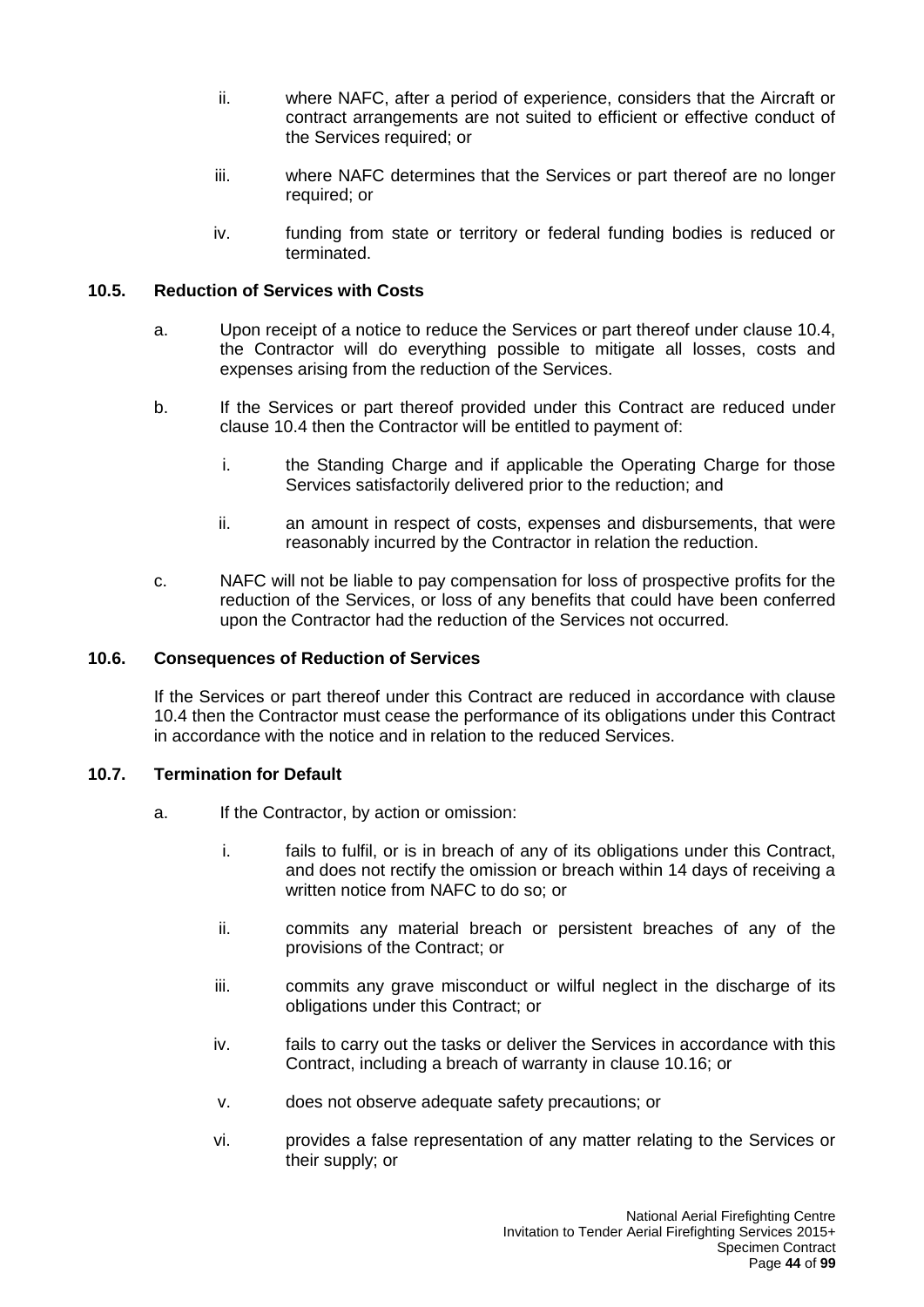ii. where NAFC, after a period of experience, considers that the Aircraft or contract arrangements are not suited to efficient or effective conduct of the Services required; or

iii. where NAFC determines that the Services or part thereof are no longer required; or

iv. funding from state or territory or federal funding bodies is reduced or terminated.

### 10.5. Reduction of Services with Costs

a. Upon receipt of a notice to reduce the Services or part thereof under clause 10.4, the Contractor will do everything possible to mitigate all losses, costs and expenses arising from the reduction of the Services.

b. If the Services or part thereof provided under this Contract are reduced under clause 10.4 then the Contractor will be entitled to payment of:

  i. the Standing Charge and if applicable the Operating Charge for those Services satisfactorily delivered prior to the reduction; and

  ii. an amount in respect of costs, expenses and disbursements, that were reasonably incurred by the Contractor in relation the reduction.

c. NAFC will not be liable to pay compensation for loss of prospective profits for the reduction of the Services, or loss of any benefits that could have been conferred upon the Contractor had the reduction of the Services not occurred.

### 10.6. Consequences of Reduction of Services

If the Services or part thereof under this Contract are reduced in accordance with clause 10.4 then the Contractor must cease the performance of its obligations under this Contract in accordance with the notice and in relation to the reduced Services.

### 10.7. Termination for Default

a. If the Contractor, by action or omission:

  i. fails to fulfil, or is in breach of any of its obligations under this Contract, and does not rectify the omission or breach within 14 days of receiving a written notice from NAFC to do so; or

  ii. commits any material breach or persistent breaches of any of the provisions of the Contract; or

  iii. commits any grave misconduct or wilful neglect in the discharge of its obligations under this Contract; or

  iv. fails to carry out the tasks or deliver the Services in accordance with this Contract, including a breach of warranty in clause 10.16; or

  v. does not observe adequate safety precautions; or

  vi. provides a false representation of any matter relating to the Services or their supply; or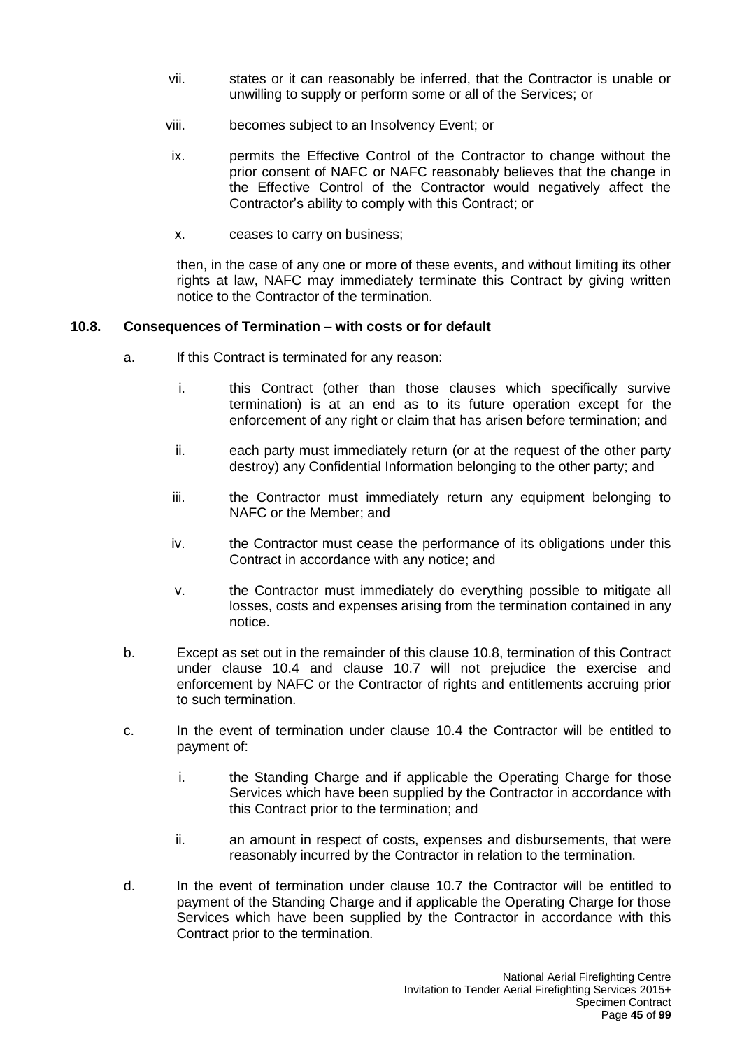vii. states or it can reasonably be inferred, that the Contractor is unable or unwilling to supply or perform some or all of the Services; or

viii. becomes subject to an Insolvency Event; or

ix. permits the Effective Control of the Contractor to change without the prior consent of NAFC or NAFC reasonably believes that the change in the Effective Control of the Contractor would negatively affect the Contractor's ability to comply with this Contract; or

x. ceases to carry on business;

then, in the case of any one or more of these events, and without limiting its other rights at law, NAFC may immediately terminate this Contract by giving written notice to the Contractor of the termination.

### 10.8. Consequences of Termination – with costs or for default

a. If this Contract is terminated for any reason:

   i. this Contract (other than those clauses which specifically survive termination) is at an end as to its future operation except for the enforcement of any right or claim that has arisen before termination; and

   ii. each party must immediately return (or at the request of the other party destroy) any Confidential Information belonging to the other party; and

   iii. the Contractor must immediately return any equipment belonging to NAFC or the Member; and

   iv. the Contractor must cease the performance of its obligations under this Contract in accordance with any notice; and

   v. the Contractor must immediately do everything possible to mitigate all losses, costs and expenses arising from the termination contained in any notice.

b. Except as set out in the remainder of this clause 10.8, termination of this Contract under clause 10.4 and clause 10.7 will not prejudice the exercise and enforcement by NAFC or the Contractor of rights and entitlements accruing prior to such termination.

c. In the event of termination under clause 10.4 the Contractor will be entitled to payment of:

   i. the Standing Charge and if applicable the Operating Charge for those Services which have been supplied by the Contractor in accordance with this Contract prior to the termination; and

   ii. an amount in respect of costs, expenses and disbursements, that were reasonably incurred by the Contractor in relation to the termination.

d. In the event of termination under clause 10.7 the Contractor will be entitled to payment of the Standing Charge and if applicable the Operating Charge for those Services which have been supplied by the Contractor in accordance with this Contract prior to the termination.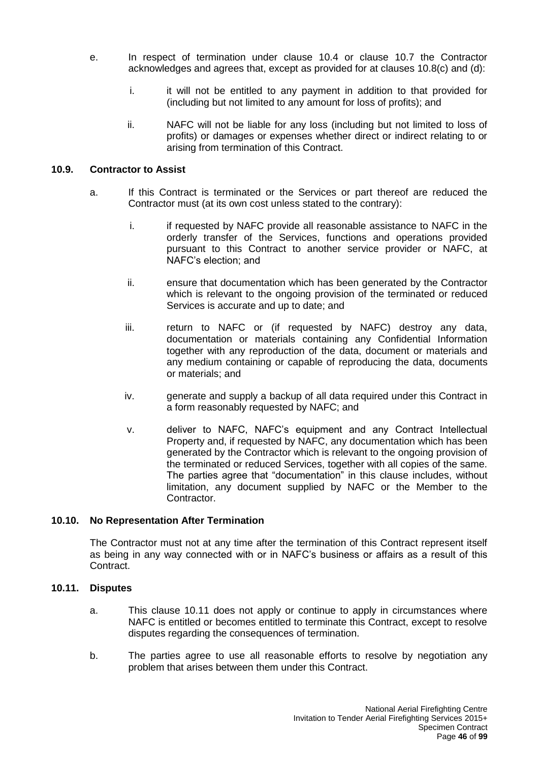e. In respect of termination under clause 10.4 or clause 10.7 the Contractor acknowledges and agrees that, except as provided for at clauses 10.8(c) and (d):

   i. it will not be entitled to any payment in addition to that provided for (including but not limited to any amount for loss of profits); and

   ii. NAFC will not be liable for any loss (including but not limited to loss of profits) or damages or expenses whether direct or indirect relating to or arising from termination of this Contract.

### 10.9. Contractor to Assist

a. If this Contract is terminated or the Services or part thereof are reduced the Contractor must (at its own cost unless stated to the contrary):

   i. if requested by NAFC provide all reasonable assistance to NAFC in the orderly transfer of the Services, functions and operations provided pursuant to this Contract to another service provider or NAFC, at NAFC's election; and

   ii. ensure that documentation which has been generated by the Contractor which is relevant to the ongoing provision of the terminated or reduced Services is accurate and up to date; and

   iii. return to NAFC or (if requested by NAFC) destroy any data, documentation or materials containing any Confidential Information together with any reproduction of the data, document or materials and any medium containing or capable of reproducing the data, documents or materials; and

   iv. generate and supply a backup of all data required under this Contract in a form reasonably requested by NAFC; and

   v. deliver to NAFC, NAFC's equipment and any Contract Intellectual Property and, if requested by NAFC, any documentation which has been generated by the Contractor which is relevant to the ongoing provision of the terminated or reduced Services, together with all copies of the same. The parties agree that "documentation" in this clause includes, without limitation, any document supplied by NAFC or the Member to the Contractor.

### 10.10. No Representation After Termination

The Contractor must not at any time after the termination of this Contract represent itself as being in any way connected with or in NAFC's business or affairs as a result of this Contract.

### 10.11. Disputes

a. This clause 10.11 does not apply or continue to apply in circumstances where NAFC is entitled or becomes entitled to terminate this Contract, except to resolve disputes regarding the consequences of termination.

b. The parties agree to use all reasonable efforts to resolve by negotiation any problem that arises between them under this Contract.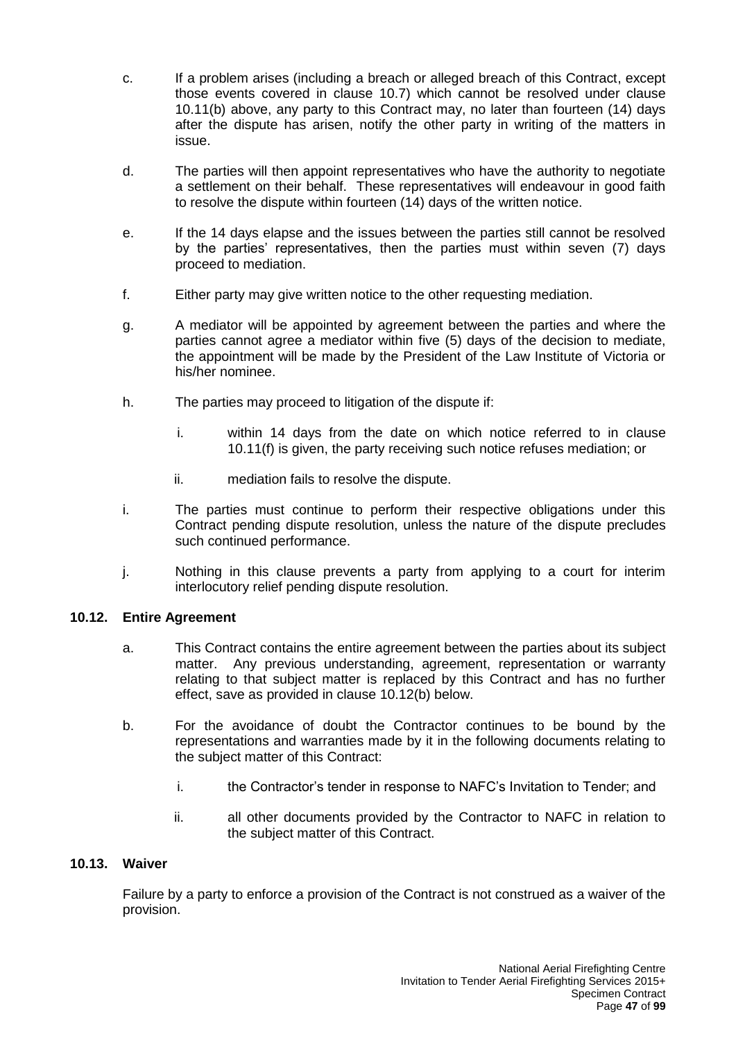c. If a problem arises (including a breach or alleged breach of this Contract, except those events covered in clause 10.7) which cannot be resolved under clause 10.11(b) above, any party to this Contract may, no later than fourteen (14) days after the dispute has arisen, notify the other party in writing of the matters in issue.

d. The parties will then appoint representatives who have the authority to negotiate a settlement on their behalf. These representatives will endeavour in good faith to resolve the dispute within fourteen (14) days of the written notice.

e. If the 14 days elapse and the issues between the parties still cannot be resolved by the parties' representatives, then the parties must within seven (7) days proceed to mediation.

f. Either party may give written notice to the other requesting mediation.

g. A mediator will be appointed by agreement between the parties and where the parties cannot agree a mediator within five (5) days of the decision to mediate, the appointment will be made by the President of the Law Institute of Victoria or his/her nominee.

h. The parties may proceed to litigation of the dispute if:

   i. within 14 days from the date on which notice referred to in clause 10.11(f) is given, the party receiving such notice refuses mediation; or

   ii. mediation fails to resolve the dispute.

i. The parties must continue to perform their respective obligations under this Contract pending dispute resolution, unless the nature of the dispute precludes such continued performance.

j. Nothing in this clause prevents a party from applying to a court for interim interlocutory relief pending dispute resolution.

### 10.12. Entire Agreement

a. This Contract contains the entire agreement between the parties about its subject matter. Any previous understanding, agreement, representation or warranty relating to that subject matter is replaced by this Contract and has no further effect, save as provided in clause 10.12(b) below.

b. For the avoidance of doubt the Contractor continues to be bound by the representations and warranties made by it in the following documents relating to the subject matter of this Contract:

   i. the Contractor's tender in response to NAFC's Invitation to Tender; and

   ii. all other documents provided by the Contractor to NAFC in relation to the subject matter of this Contract.

### 10.13. Waiver

Failure by a party to enforce a provision of the Contract is not construed as a waiver of the provision.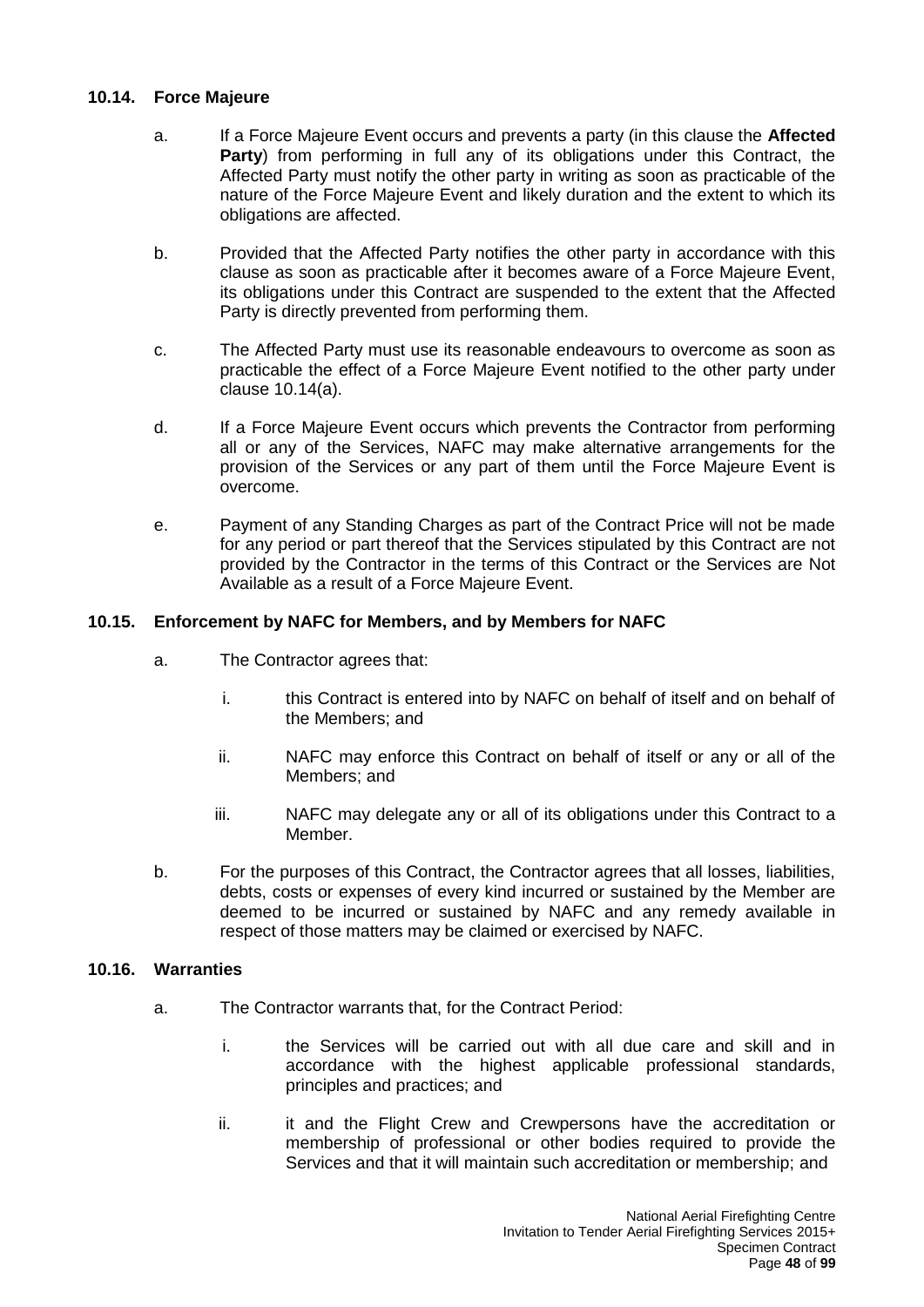### 10.14. Force Majeure

a. If a Force Majeure Event occurs and prevents a party (in this clause the **Affected Party**) from performing in full any of its obligations under this Contract, the Affected Party must notify the other party in writing as soon as practicable of the nature of the Force Majeure Event and likely duration and the extent to which its obligations are affected.

b. Provided that the Affected Party notifies the other party in accordance with this clause as soon as practicable after it becomes aware of a Force Majeure Event, its obligations under this Contract are suspended to the extent that the Affected Party is directly prevented from performing them.

c. The Affected Party must use its reasonable endeavours to overcome as soon as practicable the effect of a Force Majeure Event notified to the other party under clause 10.14(a).

d. If a Force Majeure Event occurs which prevents the Contractor from performing all or any of the Services, NAFC may make alternative arrangements for the provision of the Services or any part of them until the Force Majeure Event is overcome.

e. Payment of any Standing Charges as part of the Contract Price will not be made for any period or part thereof that the Services stipulated by this Contract are not provided by the Contractor in the terms of this Contract or the Services are Not Available as a result of a Force Majeure Event.

### 10.15. Enforcement by NAFC for Members, and by Members for NAFC

a. The Contractor agrees that:

   i. this Contract is entered into by NAFC on behalf of itself and on behalf of the Members; and

   ii. NAFC may enforce this Contract on behalf of itself or any or all of the Members; and

   iii. NAFC may delegate any or all of its obligations under this Contract to a Member.

b. For the purposes of this Contract, the Contractor agrees that all losses, liabilities, debts, costs or expenses of every kind incurred or sustained by the Member are deemed to be incurred or sustained by NAFC and any remedy available in respect of those matters may be claimed or exercised by NAFC.

### 10.16. Warranties

a. The Contractor warrants that, for the Contract Period:

   i. the Services will be carried out with all due care and skill and in accordance with the highest applicable professional standards, principles and practices; and

   ii. it and the Flight Crew and Crewpersons have the accreditation or membership of professional or other bodies required to provide the Services and that it will maintain such accreditation or membership; and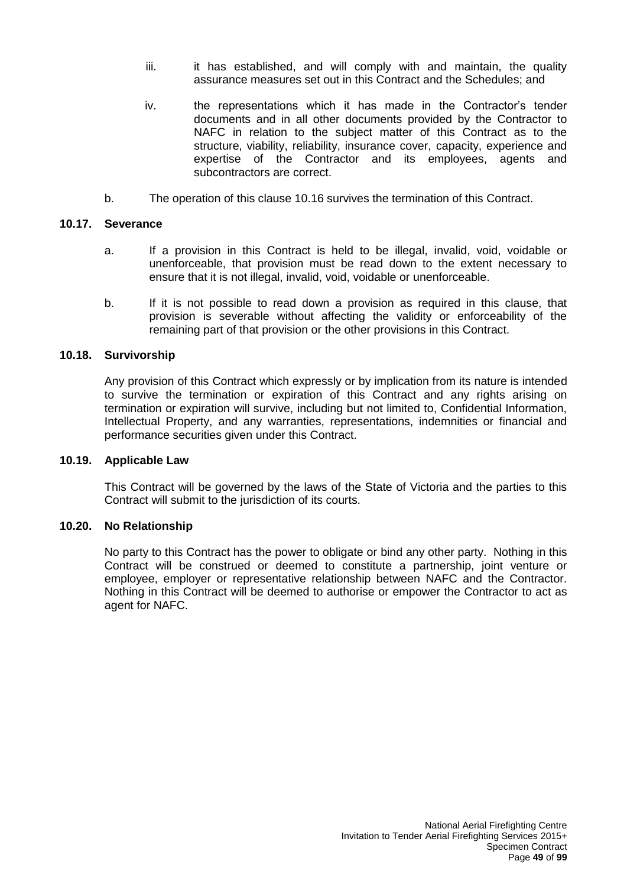iii. it has established, and will comply with and maintain, the quality assurance measures set out in this Contract and the Schedules; and

iv. the representations which it has made in the Contractor's tender documents and in all other documents provided by the Contractor to NAFC in relation to the subject matter of this Contract as to the structure, viability, reliability, insurance cover, capacity, experience and expertise of the Contractor and its employees, agents and subcontractors are correct.

b. The operation of this clause 10.16 survives the termination of this Contract.

### 10.17. Severance

a. If a provision in this Contract is held to be illegal, invalid, void, voidable or unenforceable, that provision must be read down to the extent necessary to ensure that it is not illegal, invalid, void, voidable or unenforceable.

b. If it is not possible to read down a provision as required in this clause, that provision is severable without affecting the validity or enforceability of the remaining part of that provision or the other provisions in this Contract.

### 10.18. Survivorship

Any provision of this Contract which expressly or by implication from its nature is intended to survive the termination or expiration of this Contract and any rights arising on termination or expiration will survive, including but not limited to, Confidential Information, Intellectual Property, and any warranties, representations, indemnities or financial and performance securities given under this Contract.

### 10.19. Applicable Law

This Contract will be governed by the laws of the State of Victoria and the parties to this Contract will submit to the jurisdiction of its courts.

### 10.20. No Relationship

No party to this Contract has the power to obligate or bind any other party. Nothing in this Contract will be construed or deemed to constitute a partnership, joint venture or employee, employer or representative relationship between NAFC and the Contractor. Nothing in this Contract will be deemed to authorise or empower the Contractor to act as agent for NAFC.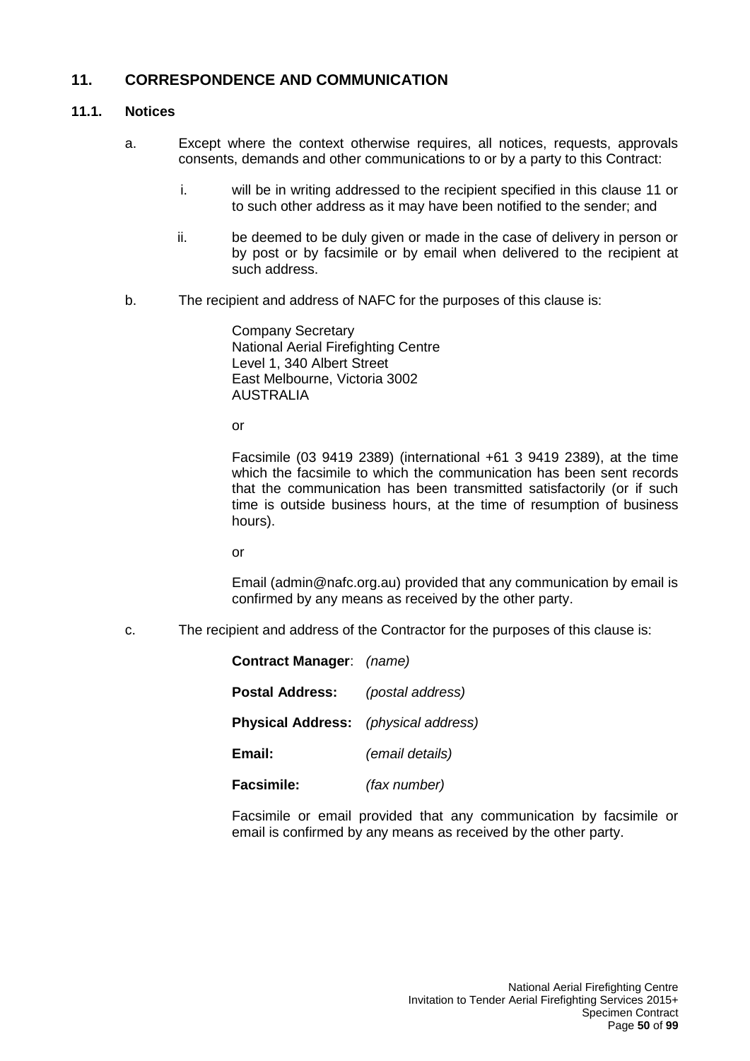## 11. CORRESPONDENCE AND COMMUNICATION

### 11.1. Notices

a. Except where the context otherwise requires, all notices, requests, approvals consents, demands and other communications to or by a party to this Contract:

   i. will be in writing addressed to the recipient specified in this clause 11 or to such other address as it may have been notified to the sender; and

   ii. be deemed to be duly given or made in the case of delivery in person or by post or by facsimile or by email when delivered to the recipient at such address.

b. The recipient and address of NAFC for the purposes of this clause is:

   Company Secretary
   National Aerial Firefighting Centre
   Level 1, 340 Albert Street
   East Melbourne, Victoria 3002
   AUSTRALIA

   or

   Facsimile (03 9419 2389) (international +61 3 9419 2389), at the time which the facsimile to which the communication has been sent records that the communication has been transmitted satisfactorily (or if such time is outside business hours, at the time of resumption of business hours).

   or

   Email (admin@nafc.org.au) provided that any communication by email is confirmed by any means as received by the other party.

c. The recipient and address of the Contractor for the purposes of this clause is:

   **Contract Manager**: *(name)*

   **Postal Address:** *(postal address)*

   **Physical Address:** *(physical address)*

   **Email:** *(email details)*

   **Facsimile:** *(fax number)*

   Facsimile or email provided that any communication by facsimile or email is confirmed by any means as received by the other party.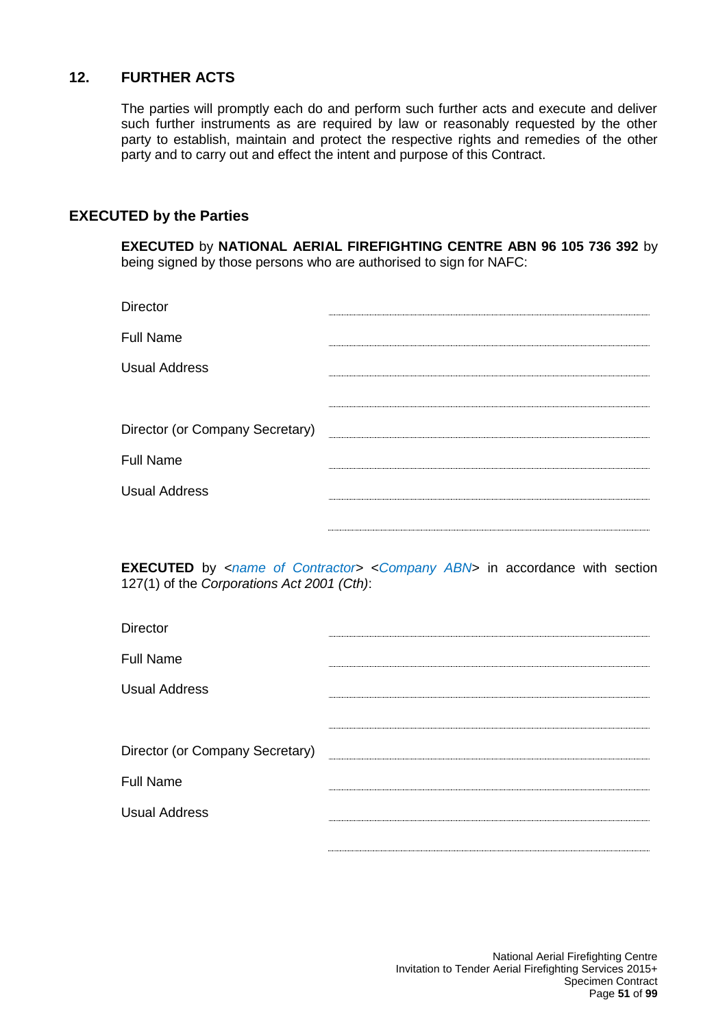## 12. FURTHER ACTS

The parties will promptly each do and perform such further acts and execute and deliver such further instruments as are required by law or reasonably requested by the other party to establish, maintain and protect the respective rights and remedies of the other party and to carry out and effect the intent and purpose of this Contract.

## EXECUTED by the Parties

**EXECUTED** by **NATIONAL AERIAL FIREFIGHTING CENTRE ABN 96 105 736 392** by being signed by those persons who are authorised to sign for NAFC:

| | |
|---|---|
| Director | ................................................ |
| Full Name | ................................................ |
| Usual Address | ................................................ |
| | ................................................ |
| Director (or Company Secretary) | ................................................ |
| Full Name | ................................................ |
| Usual Address | ................................................ |
| | ................................................ |

**EXECUTED** by <*name of Contractor*> <*Company ABN*> in accordance with section 127(1) of the *Corporations Act 2001 (Cth)*:

| | |
|---|---|
| Director | ................................................ |
| Full Name | ................................................ |
| Usual Address | ................................................ |
| | ................................................ |
| Director (or Company Secretary) | ................................................ |
| Full Name | ................................................ |
| Usual Address | ................................................ |
| | ................................................ |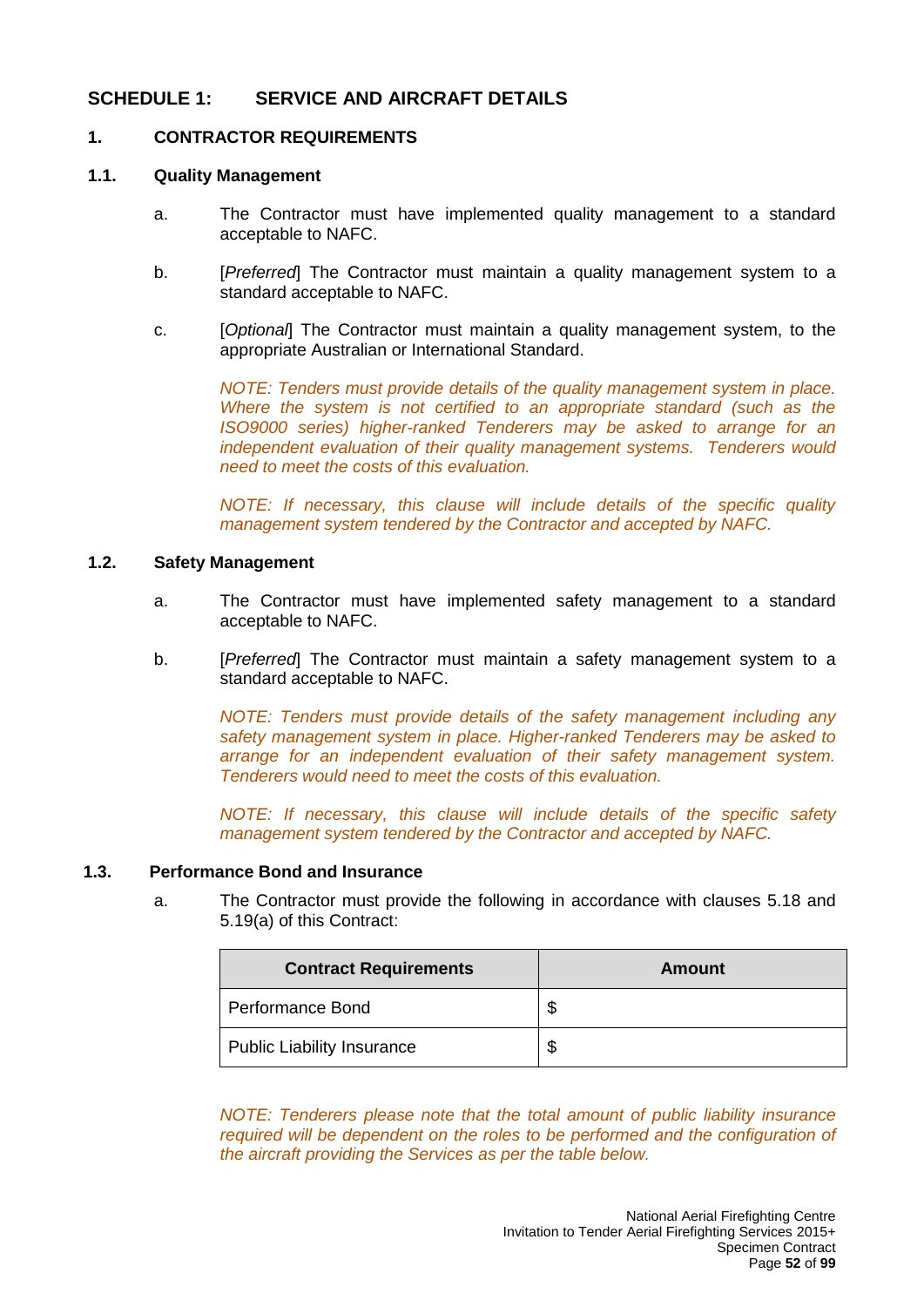# SCHEDULE 1: SERVICE AND AIRCRAFT DETAILS

## 1. CONTRACTOR REQUIREMENTS

### 1.1. Quality Management

a. The Contractor must have implemented quality management to a standard acceptable to NAFC.

b. [*Preferred*] The Contractor must maintain a quality management system to a standard acceptable to NAFC.

c. [*Optional*] The Contractor must maintain a quality management system, to the appropriate Australian or International Standard.

*NOTE: Tenders must provide details of the quality management system in place. Where the system is not certified to an appropriate standard (such as the ISO9000 series) higher-ranked Tenderers may be asked to arrange for an independent evaluation of their quality management systems. Tenderers would need to meet the costs of this evaluation.*

*NOTE: If necessary, this clause will include details of the specific quality management system tendered by the Contractor and accepted by NAFC.*

### 1.2. Safety Management

a. The Contractor must have implemented safety management to a standard acceptable to NAFC.

b. [*Preferred*] The Contractor must maintain a safety management system to a standard acceptable to NAFC.

*NOTE: Tenders must provide details of the safety management including any safety management system in place. Higher-ranked Tenderers may be asked to arrange for an independent evaluation of their safety management system. Tenderers would need to meet the costs of this evaluation.*

*NOTE: If necessary, this clause will include details of the specific safety management system tendered by the Contractor and accepted by NAFC.*

### 1.3. Performance Bond and Insurance

a. The Contractor must provide the following in accordance with clauses 5.18 and 5.19(a) of this Contract:

| Contract Requirements | Amount |
|---|---|
| Performance Bond | $ |
| Public Liability Insurance | $ |

*NOTE: Tenderers please note that the total amount of public liability insurance required will be dependent on the roles to be performed and the configuration of the aircraft providing the Services as per the table below.*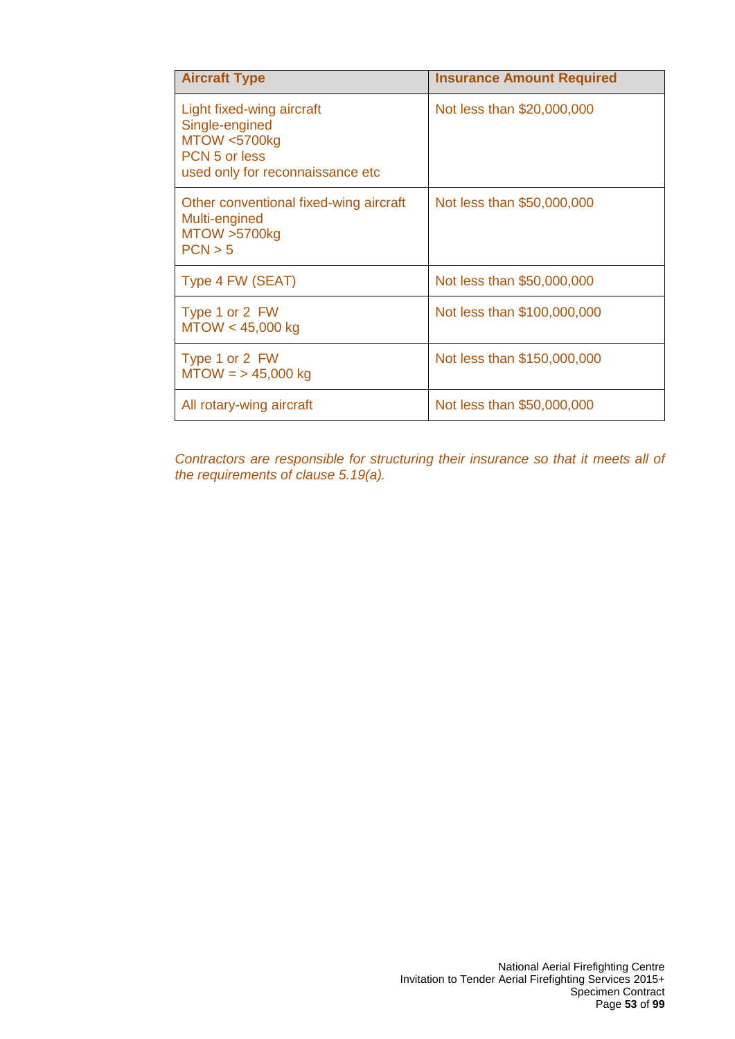| Aircraft Type | Insurance Amount Required |
|---|---|
| Light fixed-wing aircraft<br>Single-engined<br>MTOW <5700kg<br>PCN 5 or less<br>used only for reconnaissance etc | Not less than $20,000,000 |
| Other conventional fixed-wing aircraft<br>Multi-engined<br>MTOW >5700kg<br>PCN > 5 | Not less than $50,000,000 |
| Type 4 FW (SEAT) | Not less than $50,000,000 |
| Type 1 or 2 FW<br>MTOW < 45,000 kg | Not less than $100,000,000 |
| Type 1 or 2 FW<br>MTOW = > 45,000 kg | Not less than $150,000,000 |
| All rotary-wing aircraft | Not less than $50,000,000 |

*Contractors are responsible for structuring their insurance so that it meets all of the requirements of clause 5.19(a).*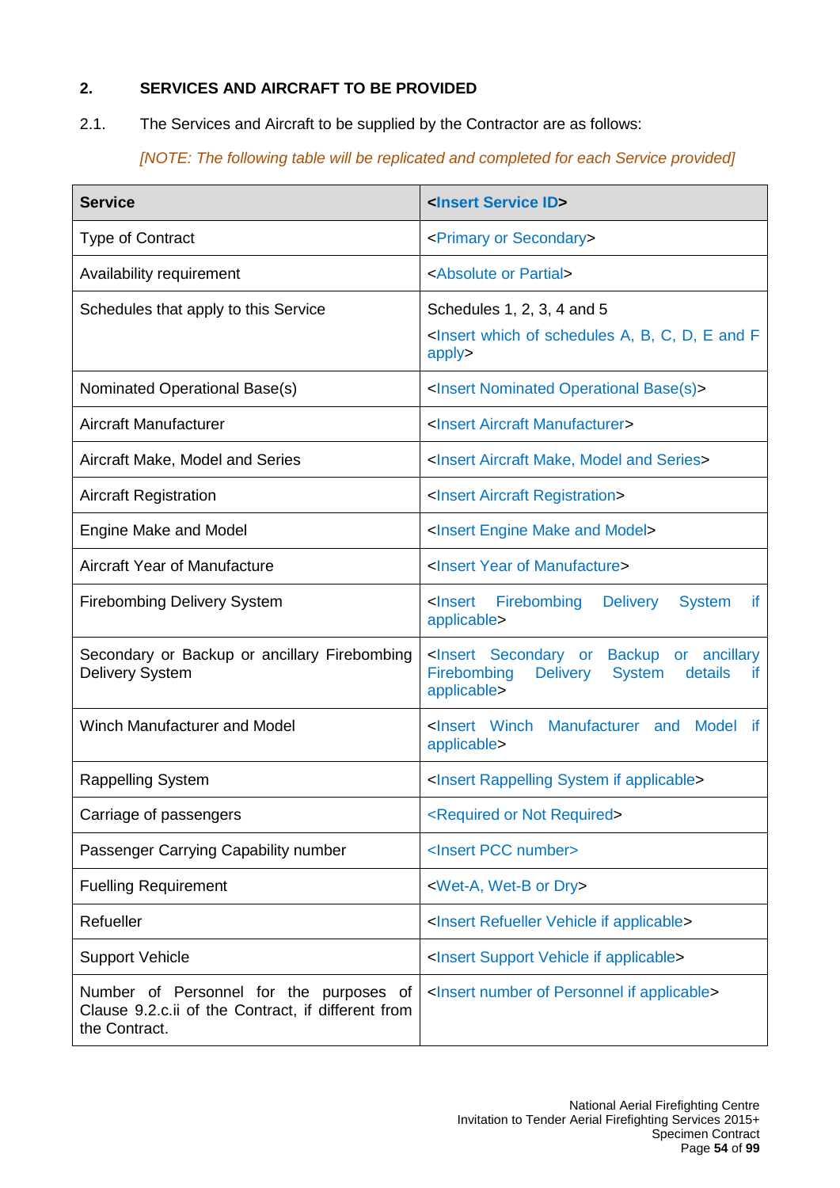## 2. SERVICES AND AIRCRAFT TO BE PROVIDED

2.1. The Services and Aircraft to be supplied by the Contractor are as follows:

*[NOTE: The following table will be replicated and completed for each Service provided]*

| **Service** | **<Insert Service ID>** |
|---|---|
| Type of Contract | <Primary or Secondary> |
| Availability requirement | <Absolute or Partial> |
| Schedules that apply to this Service | Schedules 1, 2, 3, 4 and 5<br><Insert which of schedules A, B, C, D, E and F apply> |
| Nominated Operational Base(s) | <Insert Nominated Operational Base(s)> |
| Aircraft Manufacturer | <Insert Aircraft Manufacturer> |
| Aircraft Make, Model and Series | <Insert Aircraft Make, Model and Series> |
| Aircraft Registration | <Insert Aircraft Registration> |
| Engine Make and Model | <Insert Engine Make and Model> |
| Aircraft Year of Manufacture | <Insert Year of Manufacture> |
| Firebombing Delivery System | <Insert Firebombing Delivery System if applicable> |
| Secondary or Backup or ancillary Firebombing Delivery System | <Insert Secondary or Backup or ancillary Firebombing Delivery System details if applicable> |
| Winch Manufacturer and Model | <Insert Winch Manufacturer and Model if applicable> |
| Rappelling System | <Insert Rappelling System if applicable> |
| Carriage of passengers | <Required or Not Required> |
| Passenger Carrying Capability number | <Insert PCC number> |
| Fuelling Requirement | <Wet-A, Wet-B or Dry> |
| Refueller | <Insert Refueller Vehicle if applicable> |
| Support Vehicle | <Insert Support Vehicle if applicable> |
| Number of Personnel for the purposes of Clause 9.2.c.ii of the Contract, if different from the Contract. | <Insert number of Personnel if applicable> |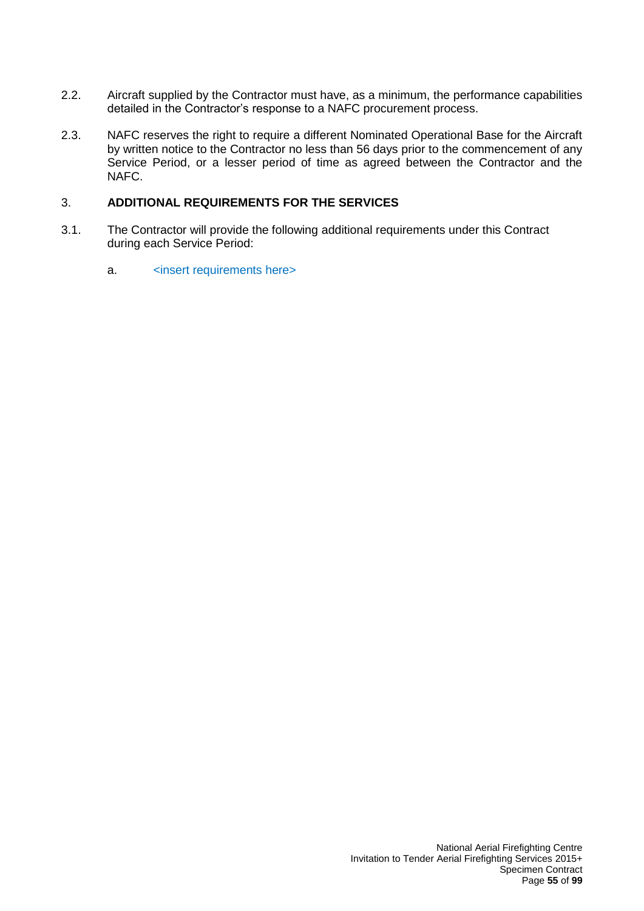2.2. Aircraft supplied by the Contractor must have, as a minimum, the performance capabilities detailed in the Contractor's response to a NAFC procurement process.

2.3. NAFC reserves the right to require a different Nominated Operational Base for the Aircraft by written notice to the Contractor no less than 56 days prior to the commencement of any Service Period, or a lesser period of time as agreed between the Contractor and the NAFC.

## 3. ADDITIONAL REQUIREMENTS FOR THE SERVICES

3.1. The Contractor will provide the following additional requirements under this Contract during each Service Period:

a. <insert requirements here>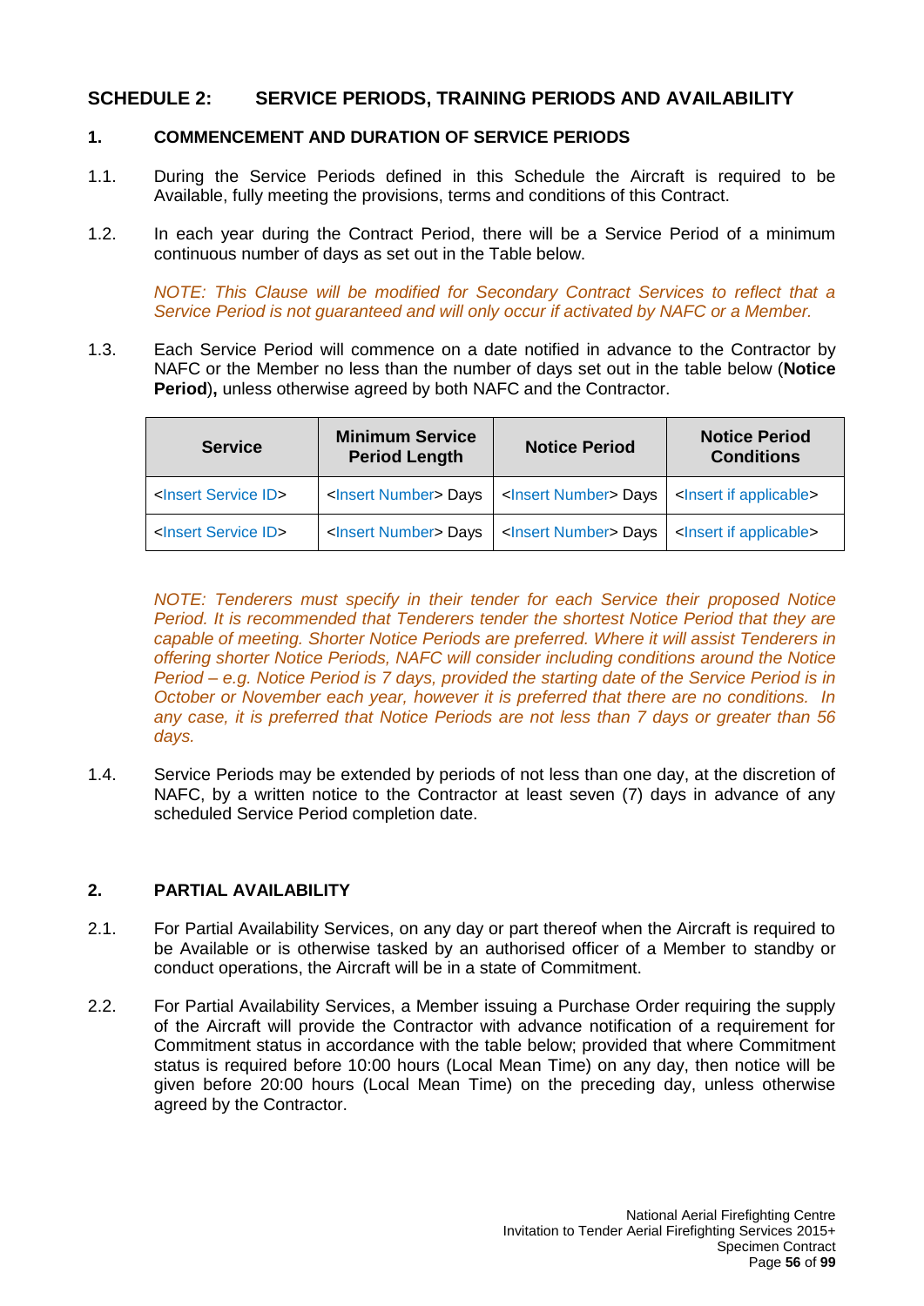## SCHEDULE 2: SERVICE PERIODS, TRAINING PERIODS AND AVAILABILITY

### 1. COMMENCEMENT AND DURATION OF SERVICE PERIODS

1.1. During the Service Periods defined in this Schedule the Aircraft is required to be Available, fully meeting the provisions, terms and conditions of this Contract.

1.2. In each year during the Contract Period, there will be a Service Period of a minimum continuous number of days as set out in the Table below.

*NOTE: This Clause will be modified for Secondary Contract Services to reflect that a Service Period is not guaranteed and will only occur if activated by NAFC or a Member.*

1.3. Each Service Period will commence on a date notified in advance to the Contractor by NAFC or the Member no less than the number of days set out in the table below (**Notice Period**), unless otherwise agreed by both NAFC and the Contractor.

| Service | Minimum Service Period Length | Notice Period | Notice Period Conditions |
|---|---|---|---|
| <Insert Service ID> | <Insert Number> Days | <Insert Number> Days | <Insert if applicable> |
| <Insert Service ID> | <Insert Number> Days | <Insert Number> Days | <Insert if applicable> |

*NOTE: Tenderers must specify in their tender for each Service their proposed Notice Period. It is recommended that Tenderers tender the shortest Notice Period that they are capable of meeting. Shorter Notice Periods are preferred. Where it will assist Tenderers in offering shorter Notice Periods, NAFC will consider including conditions around the Notice Period – e.g. Notice Period is 7 days, provided the starting date of the Service Period is in October or November each year, however it is preferred that there are no conditions. In any case, it is preferred that Notice Periods are not less than 7 days or greater than 56 days.*

1.4. Service Periods may be extended by periods of not less than one day, at the discretion of NAFC, by a written notice to the Contractor at least seven (7) days in advance of any scheduled Service Period completion date.

### 2. PARTIAL AVAILABILITY

2.1. For Partial Availability Services, on any day or part thereof when the Aircraft is required to be Available or is otherwise tasked by an authorised officer of a Member to standby or conduct operations, the Aircraft will be in a state of Commitment.

2.2. For Partial Availability Services, a Member issuing a Purchase Order requiring the supply of the Aircraft will provide the Contractor with advance notification of a requirement for Commitment status in accordance with the table below; provided that where Commitment status is required before 10:00 hours (Local Mean Time) on any day, then notice will be given before 20:00 hours (Local Mean Time) on the preceding day, unless otherwise agreed by the Contractor.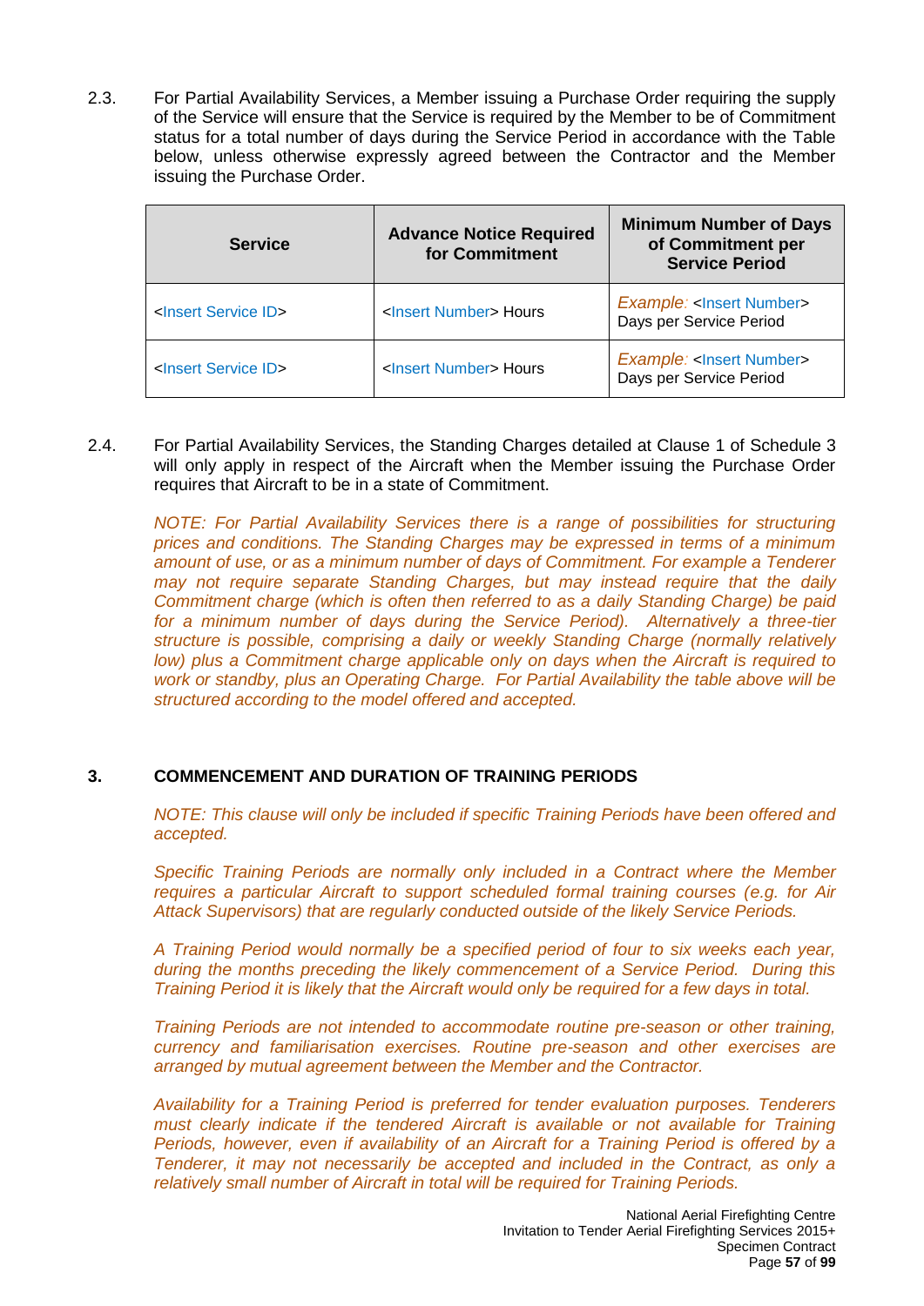2.3. For Partial Availability Services, a Member issuing a Purchase Order requiring the supply of the Service will ensure that the Service is required by the Member to be of Commitment status for a total number of days during the Service Period in accordance with the Table below, unless otherwise expressly agreed between the Contractor and the Member issuing the Purchase Order.

| Service | Advance Notice Required for Commitment | Minimum Number of Days of Commitment per Service Period |
|---|---|---|
| <Insert Service ID> | <Insert Number> Hours | *Example:* <Insert Number> Days per Service Period |
| <Insert Service ID> | <Insert Number> Hours | *Example:* <Insert Number> Days per Service Period |

2.4. For Partial Availability Services, the Standing Charges detailed at Clause 1 of Schedule 3 will only apply in respect of the Aircraft when the Member issuing the Purchase Order requires that Aircraft to be in a state of Commitment.

*NOTE: For Partial Availability Services there is a range of possibilities for structuring prices and conditions. The Standing Charges may be expressed in terms of a minimum amount of use, or as a minimum number of days of Commitment. For example a Tenderer may not require separate Standing Charges, but may instead require that the daily Commitment charge (which is often then referred to as a daily Standing Charge) be paid for a minimum number of days during the Service Period). Alternatively a three-tier structure is possible, comprising a daily or weekly Standing Charge (normally relatively low) plus a Commitment charge applicable only on days when the Aircraft is required to work or standby, plus an Operating Charge. For Partial Availability the table above will be structured according to the model offered and accepted.*

## 3. COMMENCEMENT AND DURATION OF TRAINING PERIODS

*NOTE: This clause will only be included if specific Training Periods have been offered and accepted.*

*Specific Training Periods are normally only included in a Contract where the Member requires a particular Aircraft to support scheduled formal training courses (e.g. for Air Attack Supervisors) that are regularly conducted outside of the likely Service Periods.*

*A Training Period would normally be a specified period of four to six weeks each year, during the months preceding the likely commencement of a Service Period. During this Training Period it is likely that the Aircraft would only be required for a few days in total.*

*Training Periods are not intended to accommodate routine pre-season or other training, currency and familiarisation exercises. Routine pre-season and other exercises are arranged by mutual agreement between the Member and the Contractor.*

*Availability for a Training Period is preferred for tender evaluation purposes. Tenderers must clearly indicate if the tendered Aircraft is available or not available for Training Periods, however, even if availability of an Aircraft for a Training Period is offered by a Tenderer, it may not necessarily be accepted and included in the Contract, as only a relatively small number of Aircraft in total will be required for Training Periods.*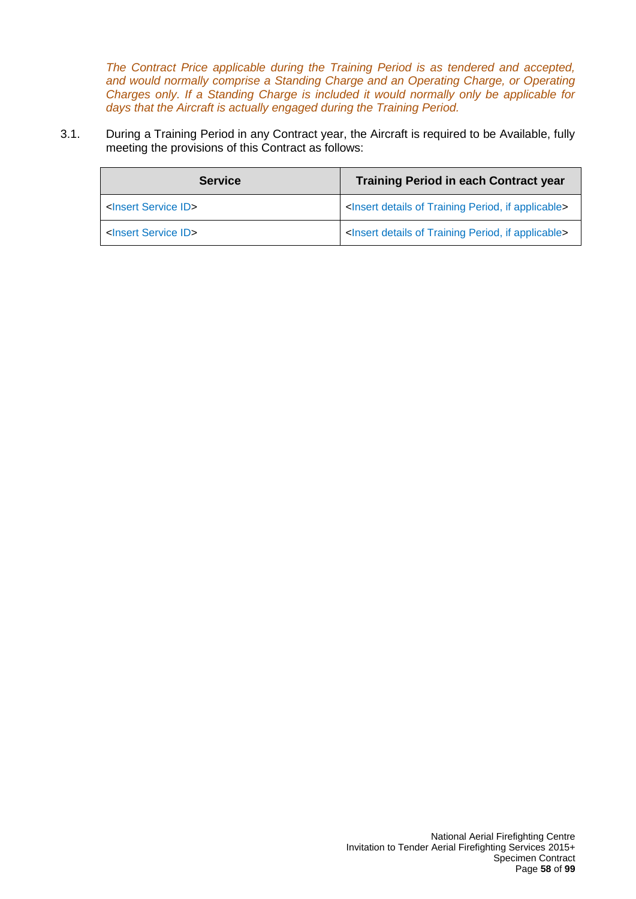*The Contract Price applicable during the Training Period is as tendered and accepted, and would normally comprise a Standing Charge and an Operating Charge, or Operating Charges only. If a Standing Charge is included it would normally only be applicable for days that the Aircraft is actually engaged during the Training Period.*

3.1. During a Training Period in any Contract year, the Aircraft is required to be Available, fully meeting the provisions of this Contract as follows:

| Service | Training Period in each Contract year |
|---|---|
| <Insert Service ID> | <Insert details of Training Period, if applicable> |
| <Insert Service ID> | <Insert details of Training Period, if applicable> |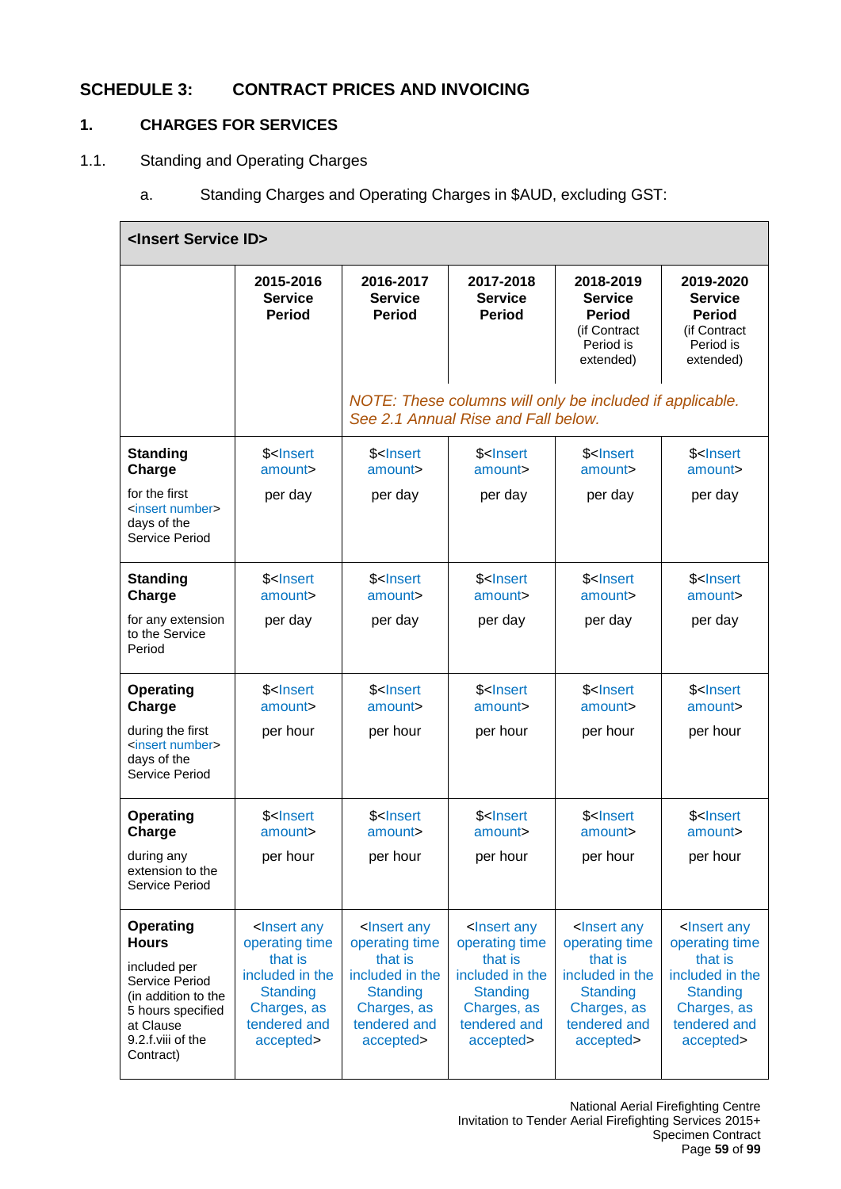# SCHEDULE 3: CONTRACT PRICES AND INVOICING

## 1. CHARGES FOR SERVICES

1.1. Standing and Operating Charges

a. Standing Charges and Operating Charges in $AUD, excluding GST:

| <Insert Service ID> | | | | | |
|---|---|---|---|---|---|
| | **2015-2016 Service Period** | **2016-2017 Service Period** | **2017-2018 Service Period** | **2018-2019 Service Period** (if Contract Period is extended) | **2019-2020 Service Period** (if Contract Period is extended) |
| | | *NOTE: These columns will only be included if applicable. See 2.1 Annual Rise and Fall below.* | | | |
| **Standing Charge** for the first <insert number> days of the Service Period | $<Insert amount> per day | $<Insert amount> per day | $<Insert amount> per day | $<Insert amount> per day | $<Insert amount> per day |
| **Standing Charge** for any extension to the Service Period | $<Insert amount> per day | $<Insert amount> per day | $<Insert amount> per day | $<Insert amount> per day | $<Insert amount> per day |
| **Operating Charge** during the first <insert number> days of the Service Period | $<Insert amount> per hour | $<Insert amount> per hour | $<Insert amount> per hour | $<Insert amount> per hour | $<Insert amount> per hour |
| **Operating Charge** during any extension to the Service Period | $<Insert amount> per hour | $<Insert amount> per hour | $<Insert amount> per hour | $<Insert amount> per hour | $<Insert amount> per hour |
| **Operating Hours** included per Service Period (in addition to the 5 hours specified at Clause 9.2.f.viii of the Contract) | <Insert any operating time that is included in the Standing Charges, as tendered and accepted> | <Insert any operating time that is included in the Standing Charges, as tendered and accepted> | <Insert any operating time that is included in the Standing Charges, as tendered and accepted> | <Insert any operating time that is included in the Standing Charges, as tendered and accepted> | <Insert any operating time that is included in the Standing Charges, as tendered and accepted> |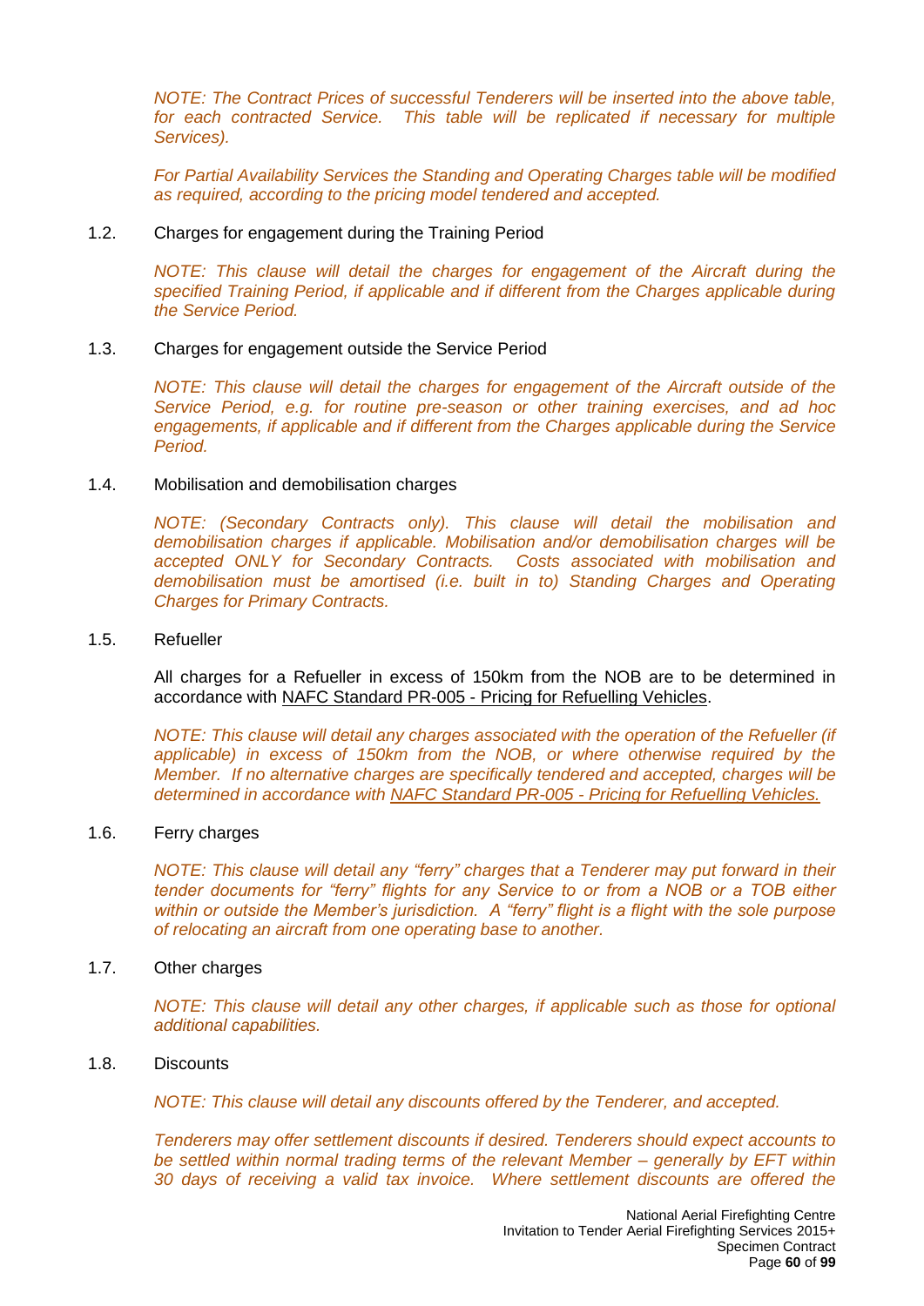*NOTE: The Contract Prices of successful Tenderers will be inserted into the above table, for each contracted Service. This table will be replicated if necessary for multiple Services).*

*For Partial Availability Services the Standing and Operating Charges table will be modified as required, according to the pricing model tendered and accepted.*

1.2. Charges for engagement during the Training Period

*NOTE: This clause will detail the charges for engagement of the Aircraft during the specified Training Period, if applicable and if different from the Charges applicable during the Service Period.*

1.3. Charges for engagement outside the Service Period

*NOTE: This clause will detail the charges for engagement of the Aircraft outside of the Service Period, e.g. for routine pre-season or other training exercises, and ad hoc engagements, if applicable and if different from the Charges applicable during the Service Period.*

1.4. Mobilisation and demobilisation charges

*NOTE: (Secondary Contracts only). This clause will detail the mobilisation and demobilisation charges if applicable. Mobilisation and/or demobilisation charges will be accepted ONLY for Secondary Contracts. Costs associated with mobilisation and demobilisation must be amortised (i.e. built in to) Standing Charges and Operating Charges for Primary Contracts.*

1.5. Refueller

All charges for a Refueller in excess of 150km from the NOB are to be determined in accordance with NAFC Standard PR-005 - Pricing for Refuelling Vehicles.

*NOTE: This clause will detail any charges associated with the operation of the Refueller (if applicable) in excess of 150km from the NOB, or where otherwise required by the Member. If no alternative charges are specifically tendered and accepted, charges will be determined in accordance with NAFC Standard PR-005 - Pricing for Refuelling Vehicles.*

1.6. Ferry charges

*NOTE: This clause will detail any "ferry" charges that a Tenderer may put forward in their tender documents for "ferry" flights for any Service to or from a NOB or a TOB either within or outside the Member's jurisdiction. A "ferry" flight is a flight with the sole purpose of relocating an aircraft from one operating base to another.*

1.7. Other charges

*NOTE: This clause will detail any other charges, if applicable such as those for optional additional capabilities.*

1.8. Discounts

*NOTE: This clause will detail any discounts offered by the Tenderer, and accepted.*

*Tenderers may offer settlement discounts if desired. Tenderers should expect accounts to be settled within normal trading terms of the relevant Member – generally by EFT within 30 days of receiving a valid tax invoice. Where settlement discounts are offered the*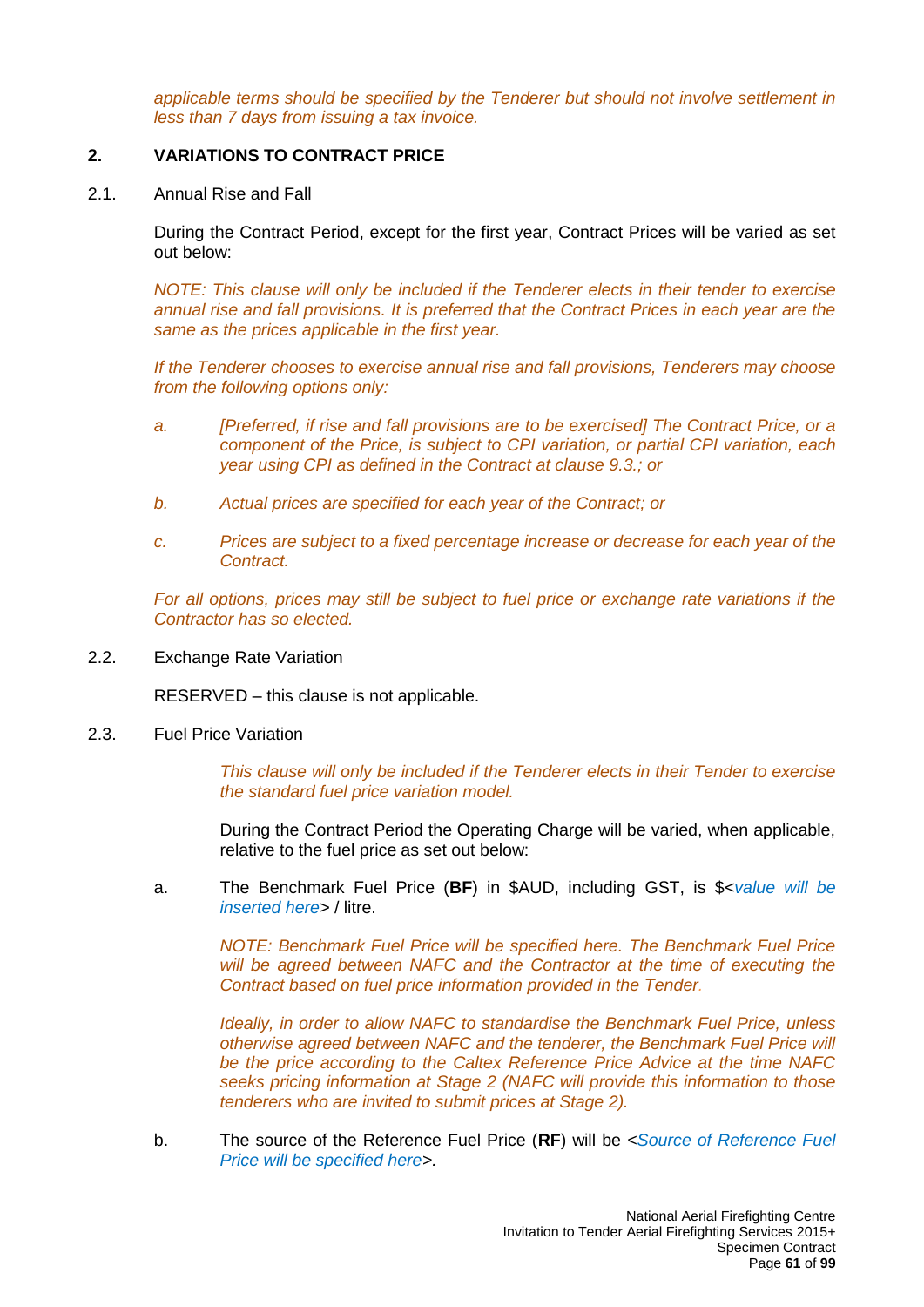*applicable terms should be specified by the Tenderer but should not involve settlement in less than 7 days from issuing a tax invoice.*

## 2. VARIATIONS TO CONTRACT PRICE

### 2.1. Annual Rise and Fall

During the Contract Period, except for the first year, Contract Prices will be varied as set out below:

*NOTE: This clause will only be included if the Tenderer elects in their tender to exercise annual rise and fall provisions. It is preferred that the Contract Prices in each year are the same as the prices applicable in the first year.*

*If the Tenderer chooses to exercise annual rise and fall provisions, Tenderers may choose from the following options only:*

*a. [Preferred, if rise and fall provisions are to be exercised] The Contract Price, or a component of the Price, is subject to CPI variation, or partial CPI variation, each year using CPI as defined in the Contract at clause 9.3.; or*

*b. Actual prices are specified for each year of the Contract; or*

*c. Prices are subject to a fixed percentage increase or decrease for each year of the Contract.*

*For all options, prices may still be subject to fuel price or exchange rate variations if the Contractor has so elected.*

### 2.2. Exchange Rate Variation

RESERVED – this clause is not applicable.

### 2.3. Fuel Price Variation

*This clause will only be included if the Tenderer elects in their Tender to exercise the standard fuel price variation model.*

During the Contract Period the Operating Charge will be varied, when applicable, relative to the fuel price as set out below:

a. The Benchmark Fuel Price (**BF**) in $AUD, including GST, is $<*value will be inserted here*> / litre.

*NOTE: Benchmark Fuel Price will be specified here. The Benchmark Fuel Price will be agreed between NAFC and the Contractor at the time of executing the Contract based on fuel price information provided in the Tender.*

*Ideally, in order to allow NAFC to standardise the Benchmark Fuel Price, unless otherwise agreed between NAFC and the tenderer, the Benchmark Fuel Price will be the price according to the Caltex Reference Price Advice at the time NAFC seeks pricing information at Stage 2 (NAFC will provide this information to those tenderers who are invited to submit prices at Stage 2).*

b. The source of the Reference Fuel Price (**RF**) will be <*Source of Reference Fuel Price will be specified here*>.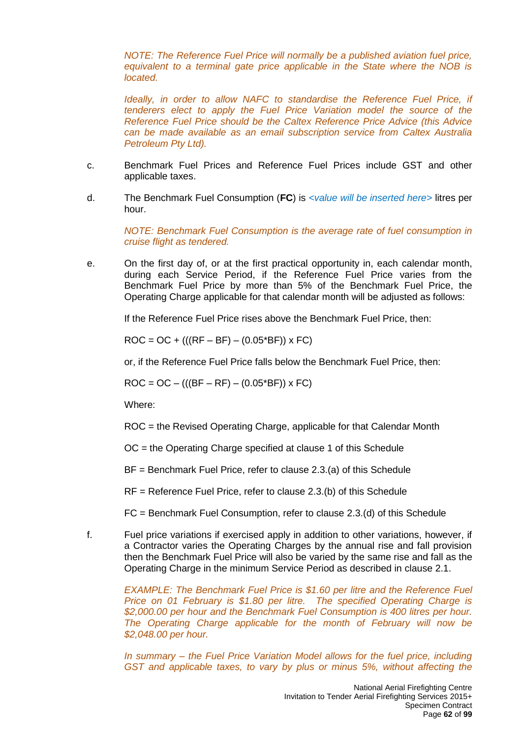*NOTE: The Reference Fuel Price will normally be a published aviation fuel price, equivalent to a terminal gate price applicable in the State where the NOB is located.*

*Ideally, in order to allow NAFC to standardise the Reference Fuel Price, if tenderers elect to apply the Fuel Price Variation model the source of the Reference Fuel Price should be the Caltex Reference Price Advice (this Advice can be made available as an email subscription service from Caltex Australia Petroleum Pty Ltd).*

c. Benchmark Fuel Prices and Reference Fuel Prices include GST and other applicable taxes.

d. The Benchmark Fuel Consumption (**FC**) is *<value will be inserted here>* litres per hour.

*NOTE: Benchmark Fuel Consumption is the average rate of fuel consumption in cruise flight as tendered.*

e. On the first day of, or at the first practical opportunity in, each calendar month, during each Service Period, if the Reference Fuel Price varies from the Benchmark Fuel Price by more than 5% of the Benchmark Fuel Price, the Operating Charge applicable for that calendar month will be adjusted as follows:

If the Reference Fuel Price rises above the Benchmark Fuel Price, then:

$$ROC = OC + (((RF - BF) - (0.05*BF)) \times FC)$$

or, if the Reference Fuel Price falls below the Benchmark Fuel Price, then:

$$ROC = OC - (((BF - RF) - (0.05*BF)) \times FC)$$

Where:

ROC = the Revised Operating Charge, applicable for that Calendar Month

OC = the Operating Charge specified at clause 1 of this Schedule

BF = Benchmark Fuel Price, refer to clause 2.3.(a) of this Schedule

RF = Reference Fuel Price, refer to clause 2.3.(b) of this Schedule

FC = Benchmark Fuel Consumption, refer to clause 2.3.(d) of this Schedule

f. Fuel price variations if exercised apply in addition to other variations, however, if a Contractor varies the Operating Charges by the annual rise and fall provision then the Benchmark Fuel Price will also be varied by the same rise and fall as the Operating Charge in the minimum Service Period as described in clause 2.1.

*EXAMPLE: The Benchmark Fuel Price is $1.60 per litre and the Reference Fuel Price on 01 February is $1.80 per litre. The specified Operating Charge is $2,000.00 per hour and the Benchmark Fuel Consumption is 400 litres per hour. The Operating Charge applicable for the month of February will now be $2,048.00 per hour.*

*In summary – the Fuel Price Variation Model allows for the fuel price, including GST and applicable taxes, to vary by plus or minus 5%, without affecting the*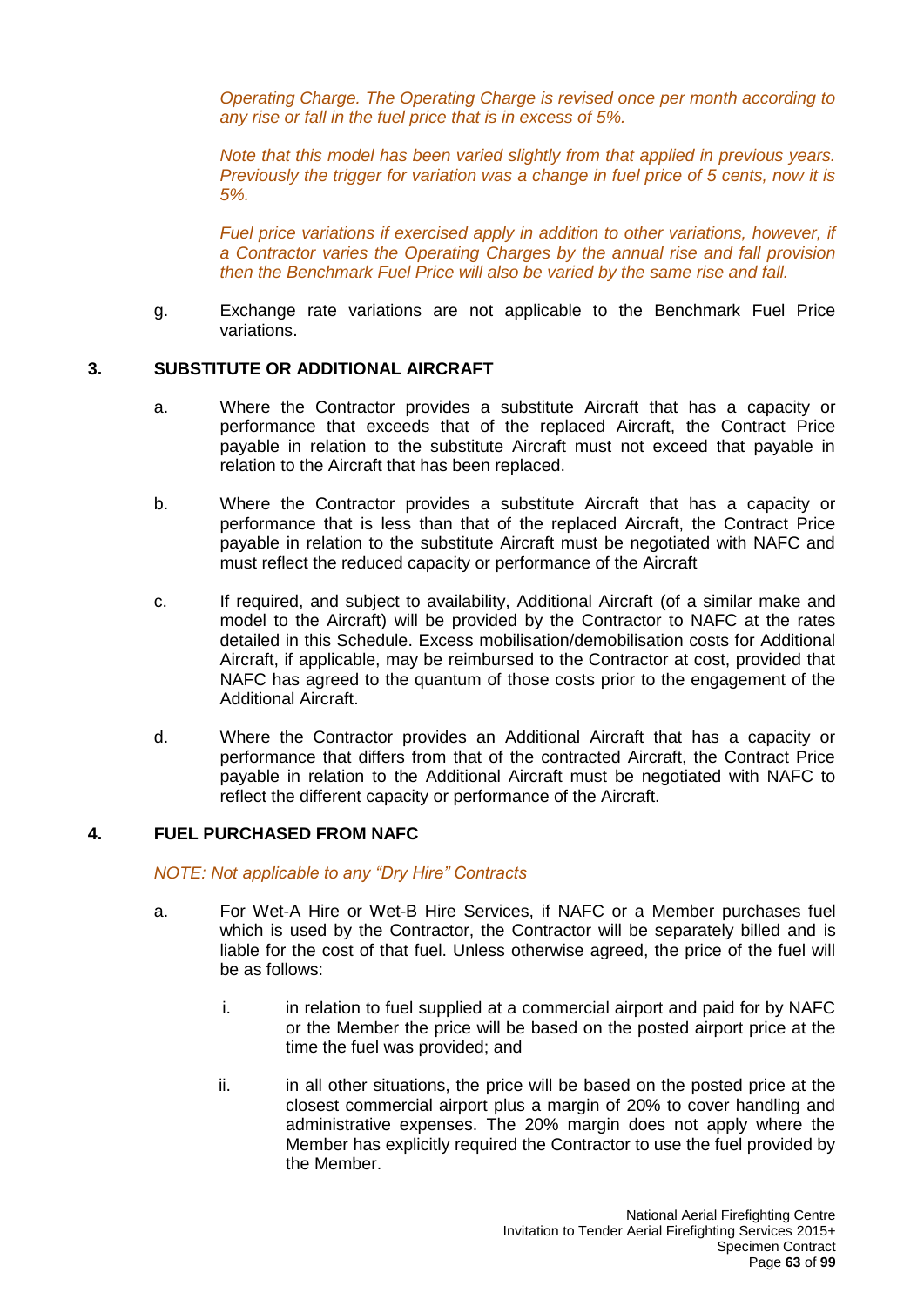*Operating Charge. The Operating Charge is revised once per month according to any rise or fall in the fuel price that is in excess of 5%.*

*Note that this model has been varied slightly from that applied in previous years. Previously the trigger for variation was a change in fuel price of 5 cents, now it is 5%.*

*Fuel price variations if exercised apply in addition to other variations, however, if a Contractor varies the Operating Charges by the annual rise and fall provision then the Benchmark Fuel Price will also be varied by the same rise and fall.*

g. Exchange rate variations are not applicable to the Benchmark Fuel Price variations.

## 3. SUBSTITUTE OR ADDITIONAL AIRCRAFT

a. Where the Contractor provides a substitute Aircraft that has a capacity or performance that exceeds that of the replaced Aircraft, the Contract Price payable in relation to the substitute Aircraft must not exceed that payable in relation to the Aircraft that has been replaced.

b. Where the Contractor provides a substitute Aircraft that has a capacity or performance that is less than that of the replaced Aircraft, the Contract Price payable in relation to the substitute Aircraft must be negotiated with NAFC and must reflect the reduced capacity or performance of the Aircraft

c. If required, and subject to availability, Additional Aircraft (of a similar make and model to the Aircraft) will be provided by the Contractor to NAFC at the rates detailed in this Schedule. Excess mobilisation/demobilisation costs for Additional Aircraft, if applicable, may be reimbursed to the Contractor at cost, provided that NAFC has agreed to the quantum of those costs prior to the engagement of the Additional Aircraft.

d. Where the Contractor provides an Additional Aircraft that has a capacity or performance that differs from that of the contracted Aircraft, the Contract Price payable in relation to the Additional Aircraft must be negotiated with NAFC to reflect the different capacity or performance of the Aircraft.

## 4. FUEL PURCHASED FROM NAFC

*NOTE: Not applicable to any "Dry Hire" Contracts*

a. For Wet-A Hire or Wet-B Hire Services, if NAFC or a Member purchases fuel which is used by the Contractor, the Contractor will be separately billed and is liable for the cost of that fuel. Unless otherwise agreed, the price of the fuel will be as follows:

   i. in relation to fuel supplied at a commercial airport and paid for by NAFC or the Member the price will be based on the posted airport price at the time the fuel was provided; and

   ii. in all other situations, the price will be based on the posted price at the closest commercial airport plus a margin of 20% to cover handling and administrative expenses. The 20% margin does not apply where the Member has explicitly required the Contractor to use the fuel provided by the Member.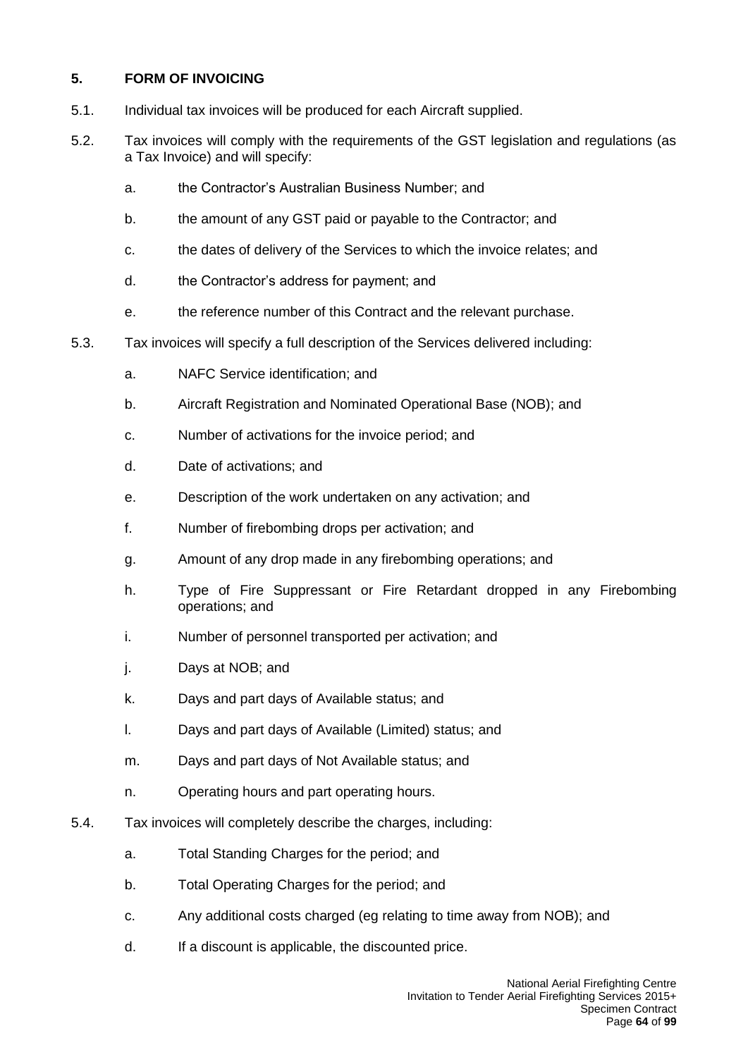## 5. FORM OF INVOICING

5.1. Individual tax invoices will be produced for each Aircraft supplied.

5.2. Tax invoices will comply with the requirements of the GST legislation and regulations (as a Tax Invoice) and will specify:

a. the Contractor's Australian Business Number; and

b. the amount of any GST paid or payable to the Contractor; and

c. the dates of delivery of the Services to which the invoice relates; and

d. the Contractor's address for payment; and

e. the reference number of this Contract and the relevant purchase.

5.3. Tax invoices will specify a full description of the Services delivered including:

a. NAFC Service identification; and

b. Aircraft Registration and Nominated Operational Base (NOB); and

c. Number of activations for the invoice period; and

d. Date of activations; and

e. Description of the work undertaken on any activation; and

f. Number of firebombing drops per activation; and

g. Amount of any drop made in any firebombing operations; and

h. Type of Fire Suppressant or Fire Retardant dropped in any Firebombing operations; and

i. Number of personnel transported per activation; and

j. Days at NOB; and

k. Days and part days of Available status; and

l. Days and part days of Available (Limited) status; and

m. Days and part days of Not Available status; and

n. Operating hours and part operating hours.

5.4. Tax invoices will completely describe the charges, including:

a. Total Standing Charges for the period; and

b. Total Operating Charges for the period; and

c. Any additional costs charged (eg relating to time away from NOB); and

d. If a discount is applicable, the discounted price.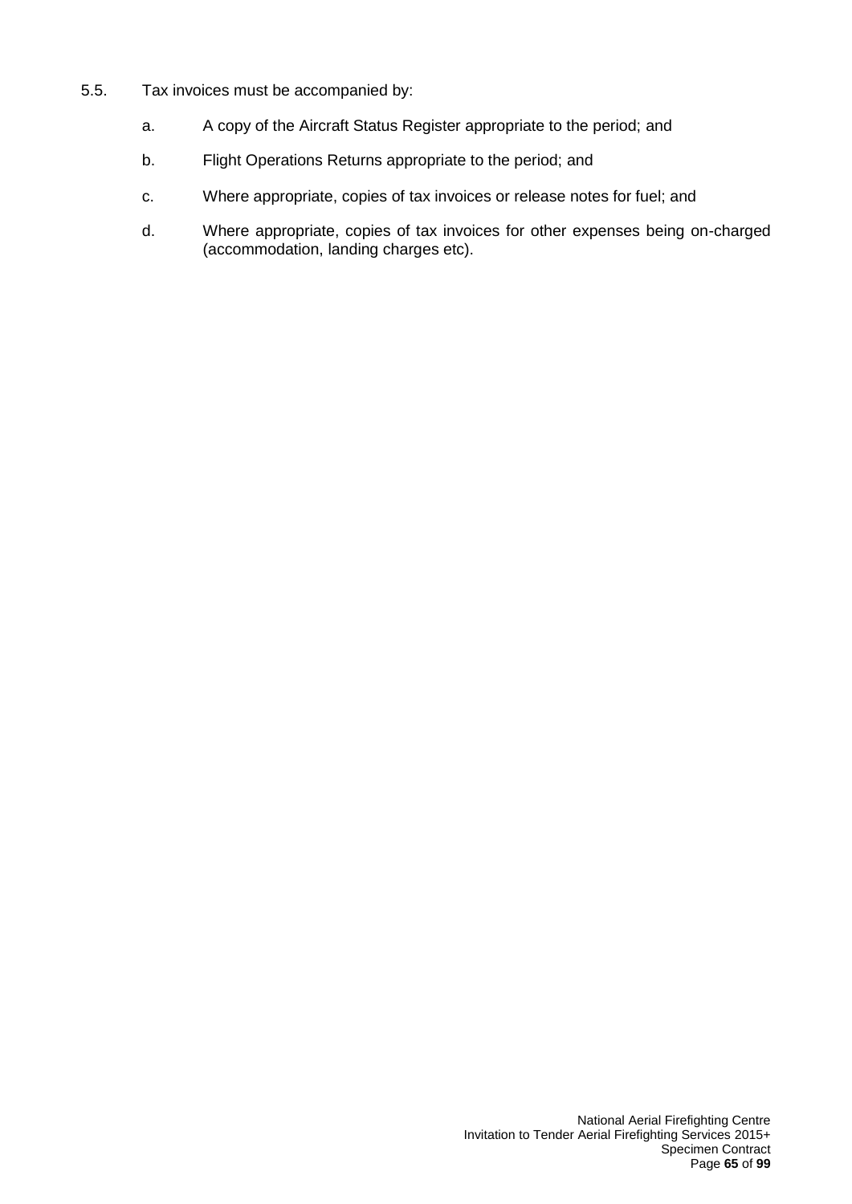5.5. Tax invoices must be accompanied by:

a. A copy of the Aircraft Status Register appropriate to the period; and

b. Flight Operations Returns appropriate to the period; and

c. Where appropriate, copies of tax invoices or release notes for fuel; and

d. Where appropriate, copies of tax invoices for other expenses being on-charged (accommodation, landing charges etc).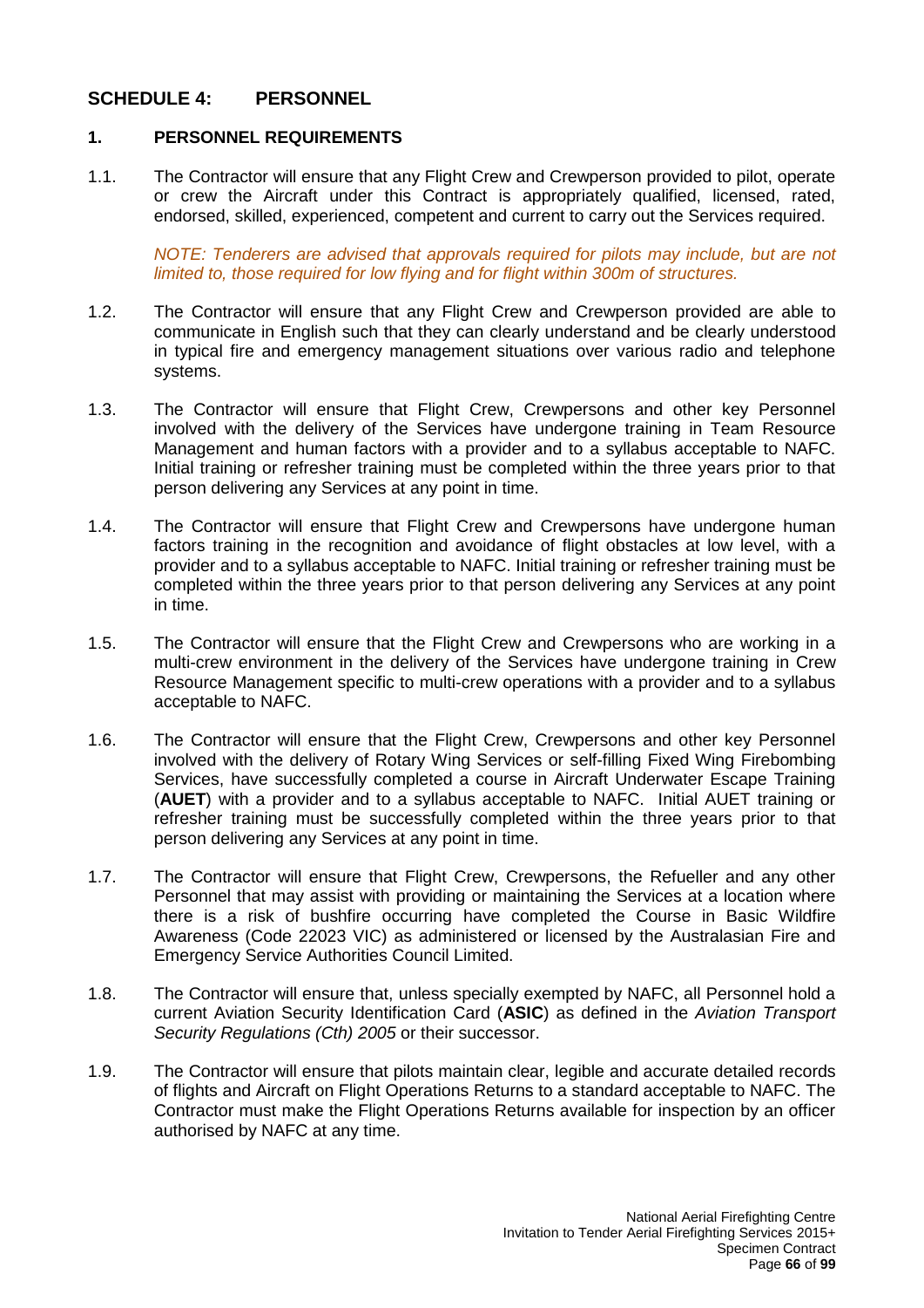## SCHEDULE 4: PERSONNEL

### 1. PERSONNEL REQUIREMENTS

1.1. The Contractor will ensure that any Flight Crew and Crewperson provided to pilot, operate or crew the Aircraft under this Contract is appropriately qualified, licensed, rated, endorsed, skilled, experienced, competent and current to carry out the Services required.

*NOTE: Tenderers are advised that approvals required for pilots may include, but are not limited to, those required for low flying and for flight within 300m of structures.*

1.2. The Contractor will ensure that any Flight Crew and Crewperson provided are able to communicate in English such that they can clearly understand and be clearly understood in typical fire and emergency management situations over various radio and telephone systems.

1.3. The Contractor will ensure that Flight Crew, Crewpersons and other key Personnel involved with the delivery of the Services have undergone training in Team Resource Management and human factors with a provider and to a syllabus acceptable to NAFC. Initial training or refresher training must be completed within the three years prior to that person delivering any Services at any point in time.

1.4. The Contractor will ensure that Flight Crew and Crewpersons have undergone human factors training in the recognition and avoidance of flight obstacles at low level, with a provider and to a syllabus acceptable to NAFC. Initial training or refresher training must be completed within the three years prior to that person delivering any Services at any point in time.

1.5. The Contractor will ensure that the Flight Crew and Crewpersons who are working in a multi-crew environment in the delivery of the Services have undergone training in Crew Resource Management specific to multi-crew operations with a provider and to a syllabus acceptable to NAFC.

1.6. The Contractor will ensure that the Flight Crew, Crewpersons and other key Personnel involved with the delivery of Rotary Wing Services or self-filling Fixed Wing Firebombing Services, have successfully completed a course in Aircraft Underwater Escape Training (**AUET**) with a provider and to a syllabus acceptable to NAFC. Initial AUET training or refresher training must be successfully completed within the three years prior to that person delivering any Services at any point in time.

1.7. The Contractor will ensure that Flight Crew, Crewpersons, the Refueller and any other Personnel that may assist with providing or maintaining the Services at a location where there is a risk of bushfire occurring have completed the Course in Basic Wildfire Awareness (Code 22023 VIC) as administered or licensed by the Australasian Fire and Emergency Service Authorities Council Limited.

1.8. The Contractor will ensure that, unless specially exempted by NAFC, all Personnel hold a current Aviation Security Identification Card (**ASIC**) as defined in the *Aviation Transport Security Regulations (Cth) 2005* or their successor.

1.9. The Contractor will ensure that pilots maintain clear, legible and accurate detailed records of flights and Aircraft on Flight Operations Returns to a standard acceptable to NAFC. The Contractor must make the Flight Operations Returns available for inspection by an officer authorised by NAFC at any time.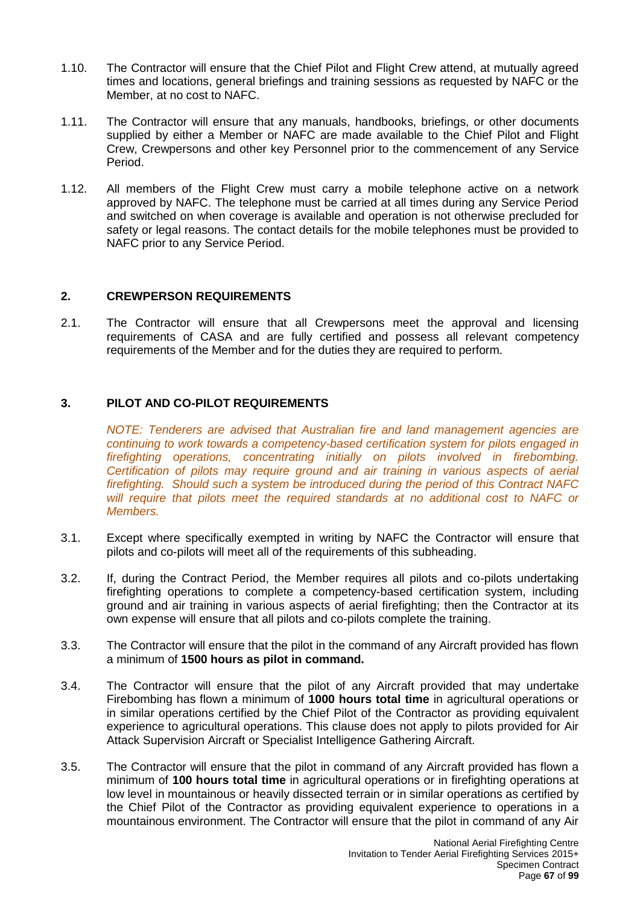1.10. The Contractor will ensure that the Chief Pilot and Flight Crew attend, at mutually agreed times and locations, general briefings and training sessions as requested by NAFC or the Member, at no cost to NAFC.

1.11. The Contractor will ensure that any manuals, handbooks, briefings, or other documents supplied by either a Member or NAFC are made available to the Chief Pilot and Flight Crew, Crewpersons and other key Personnel prior to the commencement of any Service Period.

1.12. All members of the Flight Crew must carry a mobile telephone active on a network approved by NAFC. The telephone must be carried at all times during any Service Period and switched on when coverage is available and operation is not otherwise precluded for safety or legal reasons. The contact details for the mobile telephones must be provided to NAFC prior to any Service Period.

## 2. CREWPERSON REQUIREMENTS

2.1. The Contractor will ensure that all Crewpersons meet the approval and licensing requirements of CASA and are fully certified and possess all relevant competency requirements of the Member and for the duties they are required to perform.

## 3. PILOT AND CO-PILOT REQUIREMENTS

*NOTE: Tenderers are advised that Australian fire and land management agencies are continuing to work towards a competency-based certification system for pilots engaged in firefighting operations, concentrating initially on pilots involved in firebombing. Certification of pilots may require ground and air training in various aspects of aerial firefighting. Should such a system be introduced during the period of this Contract NAFC will require that pilots meet the required standards at no additional cost to NAFC or Members.*

3.1. Except where specifically exempted in writing by NAFC the Contractor will ensure that pilots and co-pilots will meet all of the requirements of this subheading.

3.2. If, during the Contract Period, the Member requires all pilots and co-pilots undertaking firefighting operations to complete a competency-based certification system, including ground and air training in various aspects of aerial firefighting; then the Contractor at its own expense will ensure that all pilots and co-pilots complete the training.

3.3. The Contractor will ensure that the pilot in the command of any Aircraft provided has flown a minimum of **1500 hours as pilot in command.**

3.4. The Contractor will ensure that the pilot of any Aircraft provided that may undertake Firebombing has flown a minimum of **1000 hours total time** in agricultural operations or in similar operations certified by the Chief Pilot of the Contractor as providing equivalent experience to agricultural operations. This clause does not apply to pilots provided for Air Attack Supervision Aircraft or Specialist Intelligence Gathering Aircraft.

3.5. The Contractor will ensure that the pilot in command of any Aircraft provided has flown a minimum of **100 hours total time** in agricultural operations or in firefighting operations at low level in mountainous or heavily dissected terrain or in similar operations as certified by the Chief Pilot of the Contractor as providing equivalent experience to operations in a mountainous environment. The Contractor will ensure that the pilot in command of any Air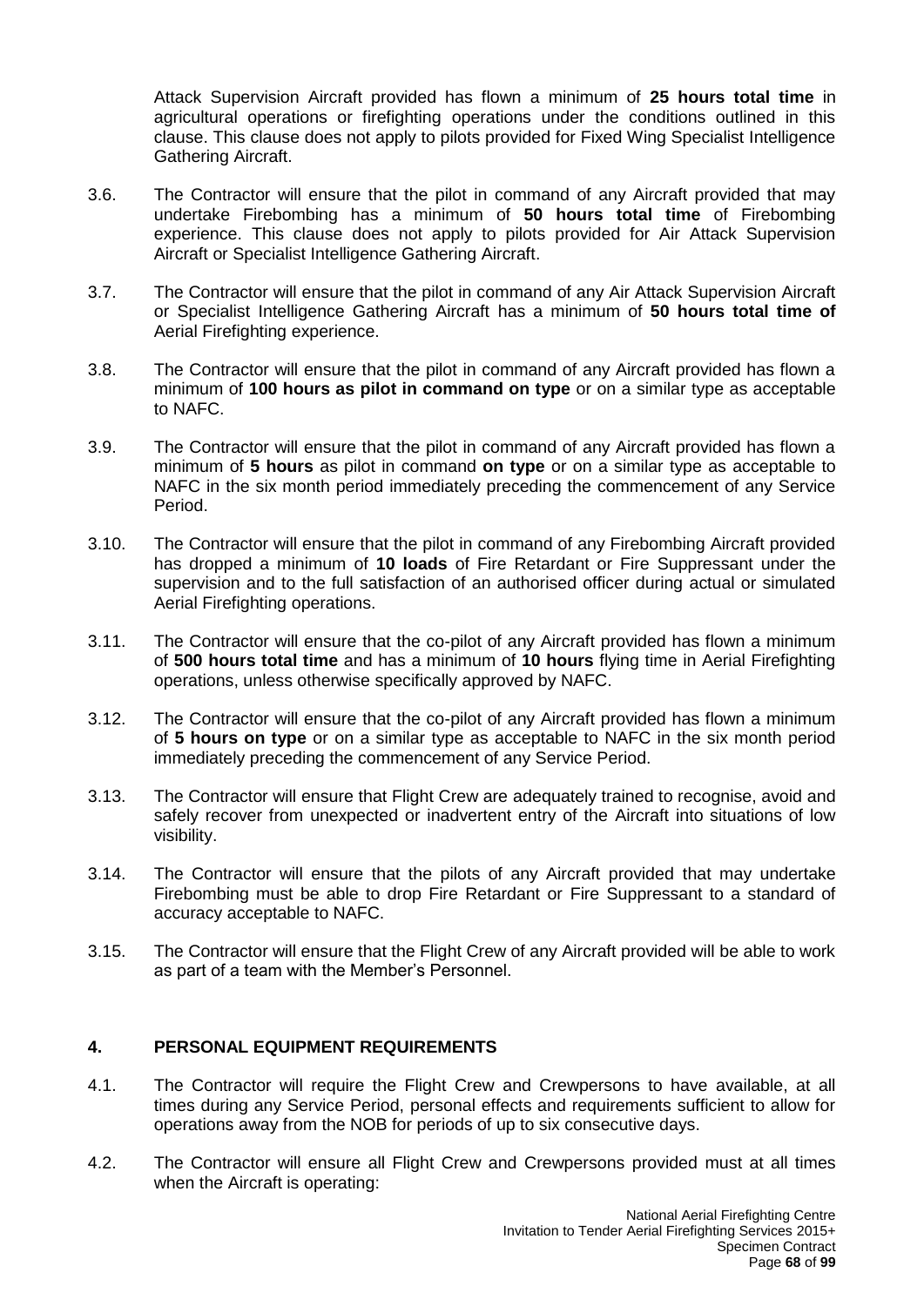Attack Supervision Aircraft provided has flown a minimum of **25 hours total time** in agricultural operations or firefighting operations under the conditions outlined in this clause. This clause does not apply to pilots provided for Fixed Wing Specialist Intelligence Gathering Aircraft.

3.6. The Contractor will ensure that the pilot in command of any Aircraft provided that may undertake Firebombing has a minimum of **50 hours total time** of Firebombing experience. This clause does not apply to pilots provided for Air Attack Supervision Aircraft or Specialist Intelligence Gathering Aircraft.

3.7. The Contractor will ensure that the pilot in command of any Air Attack Supervision Aircraft or Specialist Intelligence Gathering Aircraft has a minimum of **50 hours total time of** Aerial Firefighting experience.

3.8. The Contractor will ensure that the pilot in command of any Aircraft provided has flown a minimum of **100 hours as pilot in command on type** or on a similar type as acceptable to NAFC.

3.9. The Contractor will ensure that the pilot in command of any Aircraft provided has flown a minimum of **5 hours** as pilot in command **on type** or on a similar type as acceptable to NAFC in the six month period immediately preceding the commencement of any Service Period.

3.10. The Contractor will ensure that the pilot in command of any Firebombing Aircraft provided has dropped a minimum of **10 loads** of Fire Retardant or Fire Suppressant under the supervision and to the full satisfaction of an authorised officer during actual or simulated Aerial Firefighting operations.

3.11. The Contractor will ensure that the co-pilot of any Aircraft provided has flown a minimum of **500 hours total time** and has a minimum of **10 hours** flying time in Aerial Firefighting operations, unless otherwise specifically approved by NAFC.

3.12. The Contractor will ensure that the co-pilot of any Aircraft provided has flown a minimum of **5 hours on type** or on a similar type as acceptable to NAFC in the six month period immediately preceding the commencement of any Service Period.

3.13. The Contractor will ensure that Flight Crew are adequately trained to recognise, avoid and safely recover from unexpected or inadvertent entry of the Aircraft into situations of low visibility.

3.14. The Contractor will ensure that the pilots of any Aircraft provided that may undertake Firebombing must be able to drop Fire Retardant or Fire Suppressant to a standard of accuracy acceptable to NAFC.

3.15. The Contractor will ensure that the Flight Crew of any Aircraft provided will be able to work as part of a team with the Member's Personnel.

## 4. PERSONAL EQUIPMENT REQUIREMENTS

4.1. The Contractor will require the Flight Crew and Crewpersons to have available, at all times during any Service Period, personal effects and requirements sufficient to allow for operations away from the NOB for periods of up to six consecutive days.

4.2. The Contractor will ensure all Flight Crew and Crewpersons provided must at all times when the Aircraft is operating: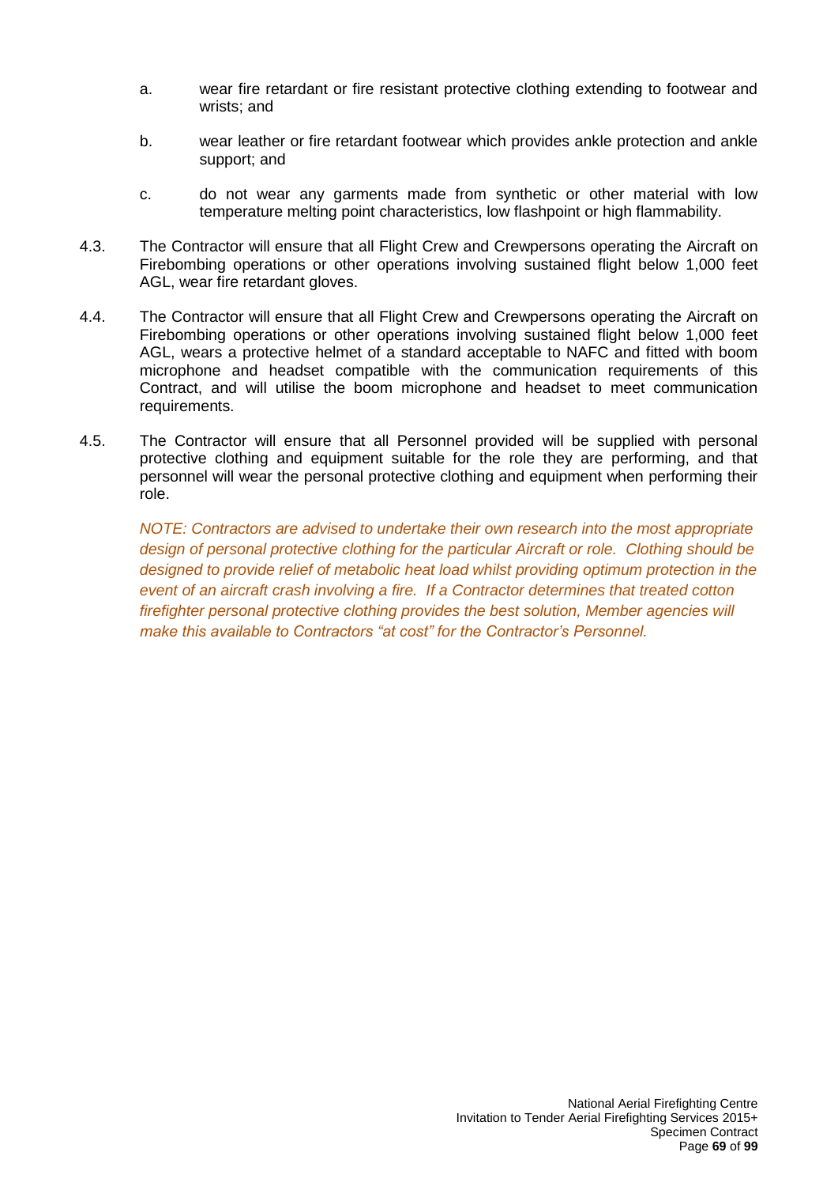a. wear fire retardant or fire resistant protective clothing extending to footwear and wrists; and

b. wear leather or fire retardant footwear which provides ankle protection and ankle support; and

c. do not wear any garments made from synthetic or other material with low temperature melting point characteristics, low flashpoint or high flammability.

4.3. The Contractor will ensure that all Flight Crew and Crewpersons operating the Aircraft on Firebombing operations or other operations involving sustained flight below 1,000 feet AGL, wear fire retardant gloves.

4.4. The Contractor will ensure that all Flight Crew and Crewpersons operating the Aircraft on Firebombing operations or other operations involving sustained flight below 1,000 feet AGL, wears a protective helmet of a standard acceptable to NAFC and fitted with boom microphone and headset compatible with the communication requirements of this Contract, and will utilise the boom microphone and headset to meet communication requirements.

4.5. The Contractor will ensure that all Personnel provided will be supplied with personal protective clothing and equipment suitable for the role they are performing, and that personnel will wear the personal protective clothing and equipment when performing their role.

*NOTE: Contractors are advised to undertake their own research into the most appropriate design of personal protective clothing for the particular Aircraft or role. Clothing should be designed to provide relief of metabolic heat load whilst providing optimum protection in the event of an aircraft crash involving a fire. If a Contractor determines that treated cotton firefighter personal protective clothing provides the best solution, Member agencies will make this available to Contractors "at cost" for the Contractor's Personnel.*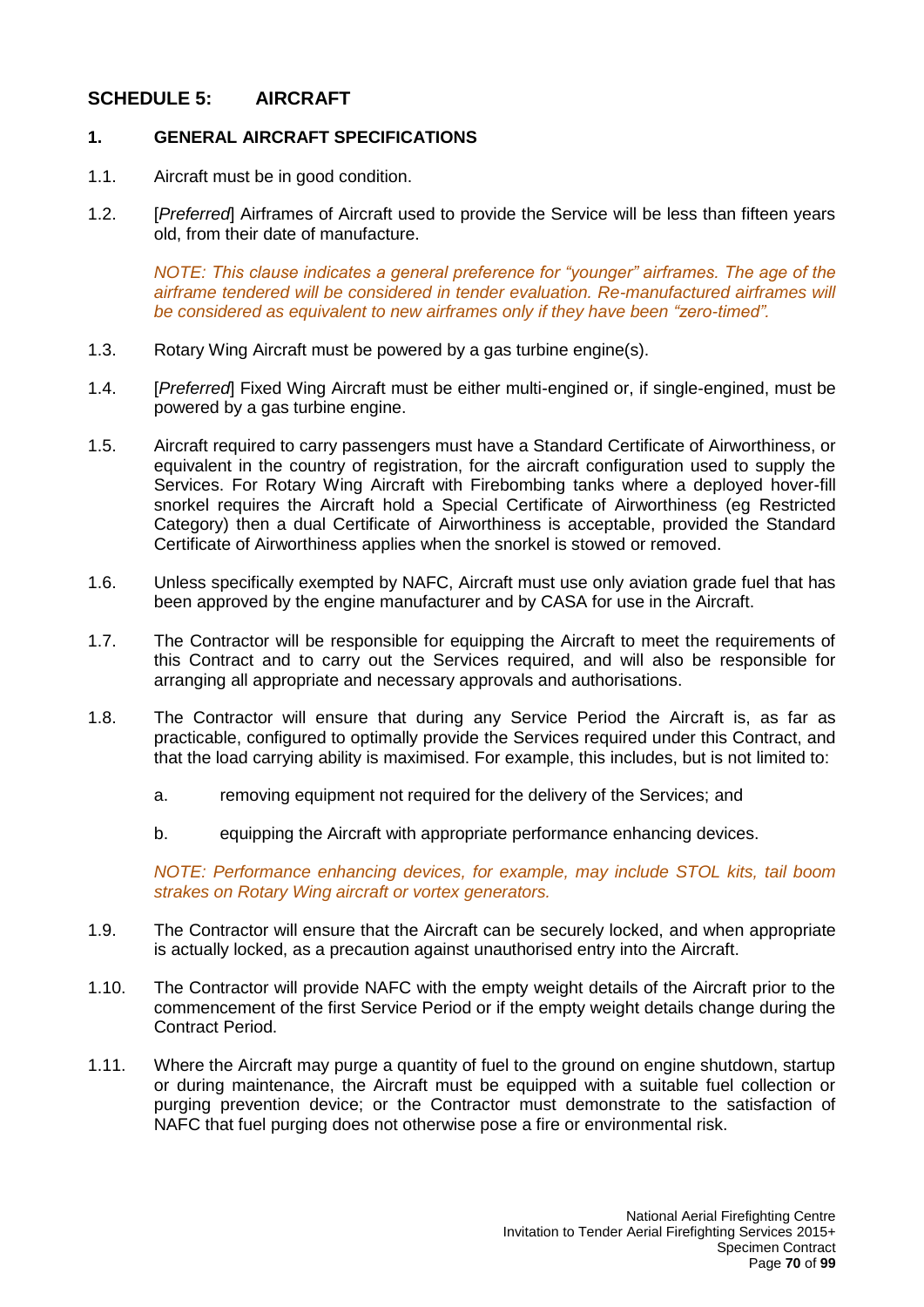## SCHEDULE 5: AIRCRAFT

### 1. GENERAL AIRCRAFT SPECIFICATIONS

1.1. Aircraft must be in good condition.

1.2. [*Preferred*] Airframes of Aircraft used to provide the Service will be less than fifteen years old, from their date of manufacture.

*NOTE: This clause indicates a general preference for "younger" airframes. The age of the airframe tendered will be considered in tender evaluation. Re-manufactured airframes will be considered as equivalent to new airframes only if they have been "zero-timed".*

1.3. Rotary Wing Aircraft must be powered by a gas turbine engine(s).

1.4. [*Preferred*] Fixed Wing Aircraft must be either multi-engined or, if single-engined, must be powered by a gas turbine engine.

1.5. Aircraft required to carry passengers must have a Standard Certificate of Airworthiness, or equivalent in the country of registration, for the aircraft configuration used to supply the Services. For Rotary Wing Aircraft with Firebombing tanks where a deployed hover-fill snorkel requires the Aircraft hold a Special Certificate of Airworthiness (eg Restricted Category) then a dual Certificate of Airworthiness is acceptable, provided the Standard Certificate of Airworthiness applies when the snorkel is stowed or removed.

1.6. Unless specifically exempted by NAFC, Aircraft must use only aviation grade fuel that has been approved by the engine manufacturer and by CASA for use in the Aircraft.

1.7. The Contractor will be responsible for equipping the Aircraft to meet the requirements of this Contract and to carry out the Services required, and will also be responsible for arranging all appropriate and necessary approvals and authorisations.

1.8. The Contractor will ensure that during any Service Period the Aircraft is, as far as practicable, configured to optimally provide the Services required under this Contract, and that the load carrying ability is maximised. For example, this includes, but is not limited to:

a. removing equipment not required for the delivery of the Services; and

b. equipping the Aircraft with appropriate performance enhancing devices.

*NOTE: Performance enhancing devices, for example, may include STOL kits, tail boom strakes on Rotary Wing aircraft or vortex generators.*

1.9. The Contractor will ensure that the Aircraft can be securely locked, and when appropriate is actually locked, as a precaution against unauthorised entry into the Aircraft.

1.10. The Contractor will provide NAFC with the empty weight details of the Aircraft prior to the commencement of the first Service Period or if the empty weight details change during the Contract Period.

1.11. Where the Aircraft may purge a quantity of fuel to the ground on engine shutdown, startup or during maintenance, the Aircraft must be equipped with a suitable fuel collection or purging prevention device; or the Contractor must demonstrate to the satisfaction of NAFC that fuel purging does not otherwise pose a fire or environmental risk.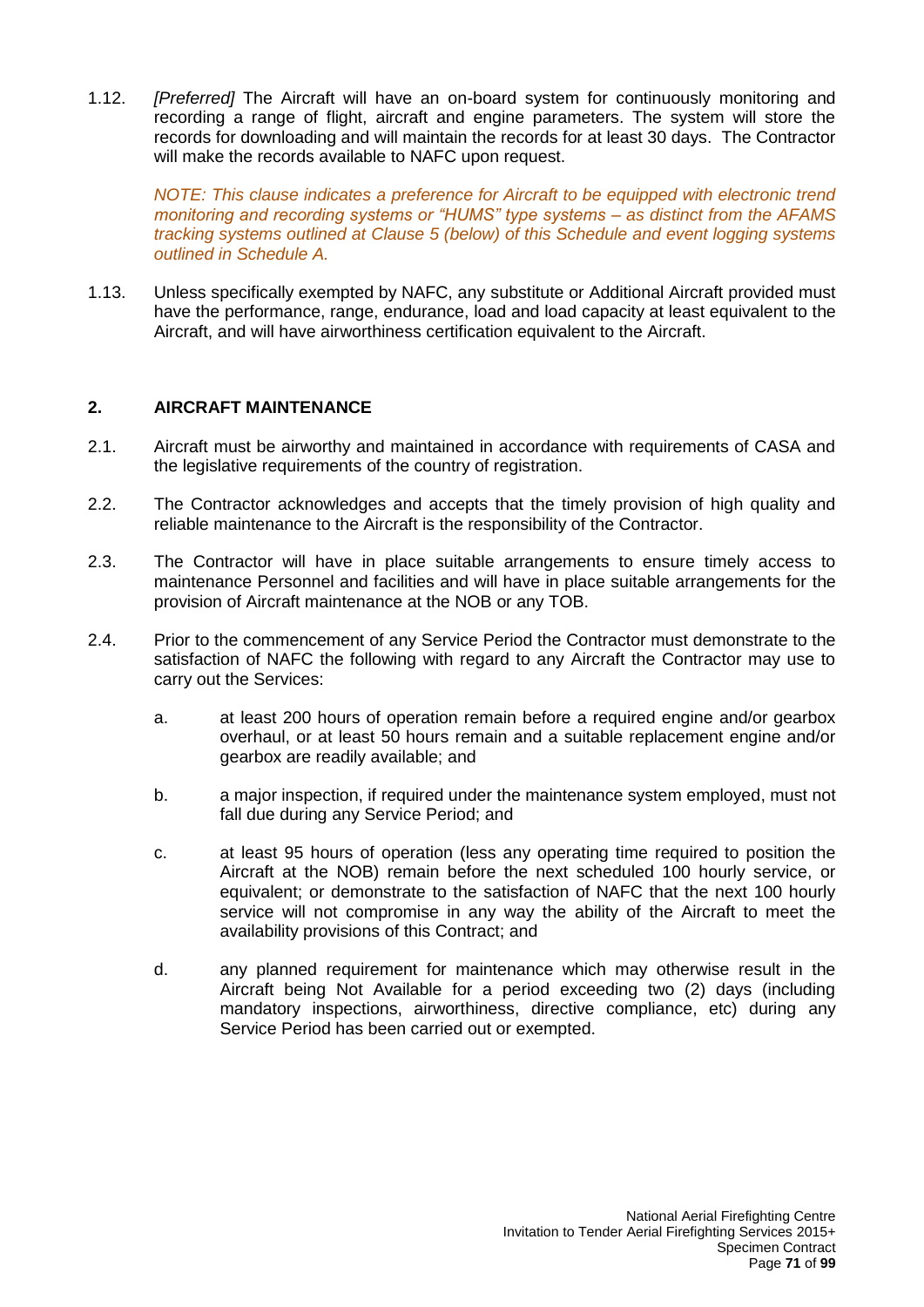1.12. *[Preferred]* The Aircraft will have an on-board system for continuously monitoring and recording a range of flight, aircraft and engine parameters. The system will store the records for downloading and will maintain the records for at least 30 days. The Contractor will make the records available to NAFC upon request.

*NOTE: This clause indicates a preference for Aircraft to be equipped with electronic trend monitoring and recording systems or "HUMS" type systems – as distinct from the AFAMS tracking systems outlined at Clause 5 (below) of this Schedule and event logging systems outlined in Schedule A.*

1.13. Unless specifically exempted by NAFC, any substitute or Additional Aircraft provided must have the performance, range, endurance, load and load capacity at least equivalent to the Aircraft, and will have airworthiness certification equivalent to the Aircraft.

## 2. AIRCRAFT MAINTENANCE

2.1. Aircraft must be airworthy and maintained in accordance with requirements of CASA and the legislative requirements of the country of registration.

2.2. The Contractor acknowledges and accepts that the timely provision of high quality and reliable maintenance to the Aircraft is the responsibility of the Contractor.

2.3. The Contractor will have in place suitable arrangements to ensure timely access to maintenance Personnel and facilities and will have in place suitable arrangements for the provision of Aircraft maintenance at the NOB or any TOB.

2.4. Prior to the commencement of any Service Period the Contractor must demonstrate to the satisfaction of NAFC the following with regard to any Aircraft the Contractor may use to carry out the Services:

a. at least 200 hours of operation remain before a required engine and/or gearbox overhaul, or at least 50 hours remain and a suitable replacement engine and/or gearbox are readily available; and

b. a major inspection, if required under the maintenance system employed, must not fall due during any Service Period; and

c. at least 95 hours of operation (less any operating time required to position the Aircraft at the NOB) remain before the next scheduled 100 hourly service, or equivalent; or demonstrate to the satisfaction of NAFC that the next 100 hourly service will not compromise in any way the ability of the Aircraft to meet the availability provisions of this Contract; and

d. any planned requirement for maintenance which may otherwise result in the Aircraft being Not Available for a period exceeding two (2) days (including mandatory inspections, airworthiness, directive compliance, etc) during any Service Period has been carried out or exempted.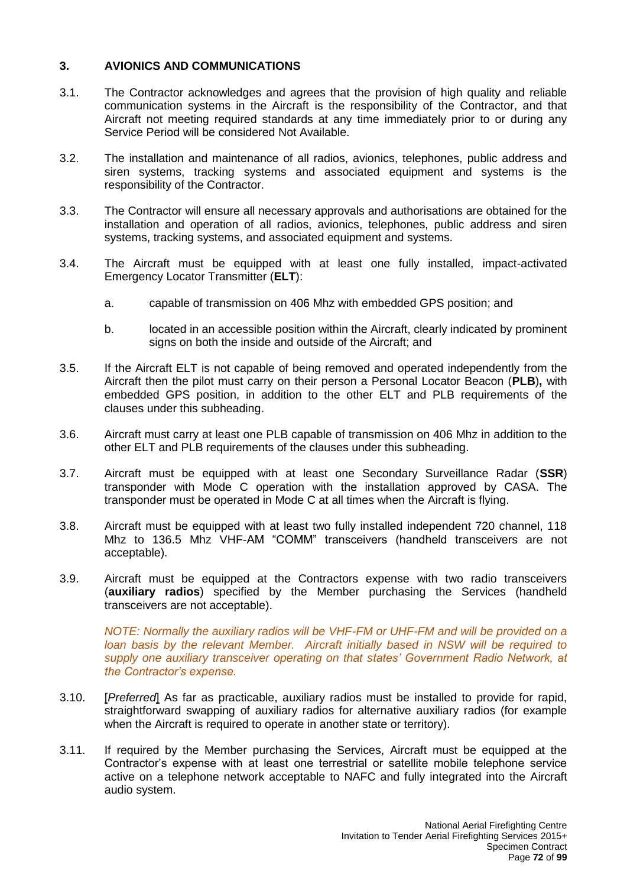### 3. AVIONICS AND COMMUNICATIONS

3.1. The Contractor acknowledges and agrees that the provision of high quality and reliable communication systems in the Aircraft is the responsibility of the Contractor, and that Aircraft not meeting required standards at any time immediately prior to or during any Service Period will be considered Not Available.

3.2. The installation and maintenance of all radios, avionics, telephones, public address and siren systems, tracking systems and associated equipment and systems is the responsibility of the Contractor.

3.3. The Contractor will ensure all necessary approvals and authorisations are obtained for the installation and operation of all radios, avionics, telephones, public address and siren systems, tracking systems, and associated equipment and systems.

3.4. The Aircraft must be equipped with at least one fully installed, impact-activated Emergency Locator Transmitter (**ELT**):

a. capable of transmission on 406 Mhz with embedded GPS position; and

b. located in an accessible position within the Aircraft, clearly indicated by prominent signs on both the inside and outside of the Aircraft; and

3.5. If the Aircraft ELT is not capable of being removed and operated independently from the Aircraft then the pilot must carry on their person a Personal Locator Beacon (**PLB**)**,** with embedded GPS position, in addition to the other ELT and PLB requirements of the clauses under this subheading.

3.6. Aircraft must carry at least one PLB capable of transmission on 406 Mhz in addition to the other ELT and PLB requirements of the clauses under this subheading.

3.7. Aircraft must be equipped with at least one Secondary Surveillance Radar (**SSR**) transponder with Mode C operation with the installation approved by CASA. The transponder must be operated in Mode C at all times when the Aircraft is flying.

3.8. Aircraft must be equipped with at least two fully installed independent 720 channel, 118 Mhz to 136.5 Mhz VHF-AM "COMM" transceivers (handheld transceivers are not acceptable).

3.9. Aircraft must be equipped at the Contractors expense with two radio transceivers (**auxiliary radios**) specified by the Member purchasing the Services (handheld transceivers are not acceptable).

*NOTE: Normally the auxiliary radios will be VHF-FM or UHF-FM and will be provided on a loan basis by the relevant Member. Aircraft initially based in NSW will be required to supply one auxiliary transceiver operating on that states' Government Radio Network, at the Contractor's expense.*

3.10. [*Preferred*] As far as practicable, auxiliary radios must be installed to provide for rapid, straightforward swapping of auxiliary radios for alternative auxiliary radios (for example when the Aircraft is required to operate in another state or territory).

3.11. If required by the Member purchasing the Services, Aircraft must be equipped at the Contractor's expense with at least one terrestrial or satellite mobile telephone service active on a telephone network acceptable to NAFC and fully integrated into the Aircraft audio system.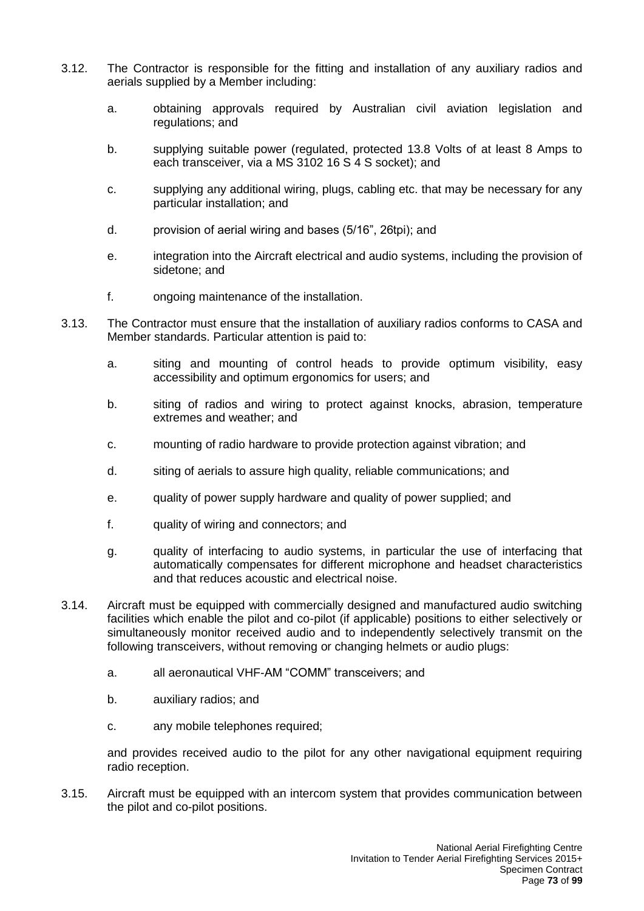3.12. The Contractor is responsible for the fitting and installation of any auxiliary radios and aerials supplied by a Member including:

   a. obtaining approvals required by Australian civil aviation legislation and regulations; and

   b. supplying suitable power (regulated, protected 13.8 Volts of at least 8 Amps to each transceiver, via a MS 3102 16 S 4 S socket); and

   c. supplying any additional wiring, plugs, cabling etc. that may be necessary for any particular installation; and

   d. provision of aerial wiring and bases (5/16”, 26tpi); and

   e. integration into the Aircraft electrical and audio systems, including the provision of sidetone; and

   f. ongoing maintenance of the installation.

3.13. The Contractor must ensure that the installation of auxiliary radios conforms to CASA and Member standards. Particular attention is paid to:

   a. siting and mounting of control heads to provide optimum visibility, easy accessibility and optimum ergonomics for users; and

   b. siting of radios and wiring to protect against knocks, abrasion, temperature extremes and weather; and

   c. mounting of radio hardware to provide protection against vibration; and

   d. siting of aerials to assure high quality, reliable communications; and

   e. quality of power supply hardware and quality of power supplied; and

   f. quality of wiring and connectors; and

   g. quality of interfacing to audio systems, in particular the use of interfacing that automatically compensates for different microphone and headset characteristics and that reduces acoustic and electrical noise.

3.14. Aircraft must be equipped with commercially designed and manufactured audio switching facilities which enable the pilot and co-pilot (if applicable) positions to either selectively or simultaneously monitor received audio and to independently selectively transmit on the following transceivers, without removing or changing helmets or audio plugs:

   a. all aeronautical VHF-AM “COMM” transceivers; and

   b. auxiliary radios; and

   c. any mobile telephones required;

   and provides received audio to the pilot for any other navigational equipment requiring radio reception.

3.15. Aircraft must be equipped with an intercom system that provides communication between the pilot and co-pilot positions.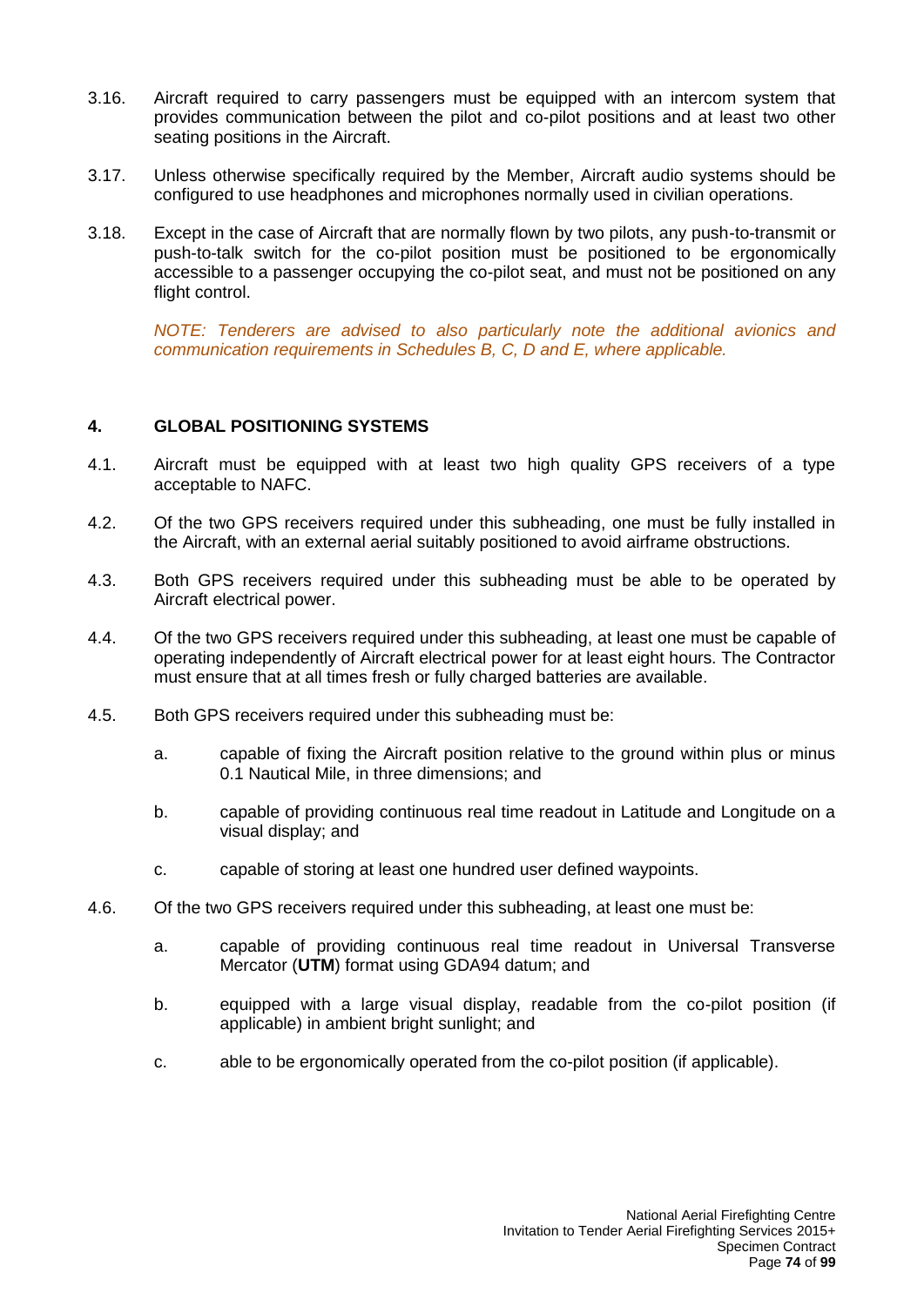3.16. Aircraft required to carry passengers must be equipped with an intercom system that provides communication between the pilot and co-pilot positions and at least two other seating positions in the Aircraft.

3.17. Unless otherwise specifically required by the Member, Aircraft audio systems should be configured to use headphones and microphones normally used in civilian operations.

3.18. Except in the case of Aircraft that are normally flown by two pilots, any push-to-transmit or push-to-talk switch for the co-pilot position must be positioned to be ergonomically accessible to a passenger occupying the co-pilot seat, and must not be positioned on any flight control.

*NOTE: Tenderers are advised to also particularly note the additional avionics and communication requirements in Schedules B, C, D and E, where applicable.*

## 4. GLOBAL POSITIONING SYSTEMS

4.1. Aircraft must be equipped with at least two high quality GPS receivers of a type acceptable to NAFC.

4.2. Of the two GPS receivers required under this subheading, one must be fully installed in the Aircraft, with an external aerial suitably positioned to avoid airframe obstructions.

4.3. Both GPS receivers required under this subheading must be able to be operated by Aircraft electrical power.

4.4. Of the two GPS receivers required under this subheading, at least one must be capable of operating independently of Aircraft electrical power for at least eight hours. The Contractor must ensure that at all times fresh or fully charged batteries are available.

4.5. Both GPS receivers required under this subheading must be:

a. capable of fixing the Aircraft position relative to the ground within plus or minus 0.1 Nautical Mile, in three dimensions; and

b. capable of providing continuous real time readout in Latitude and Longitude on a visual display; and

c. capable of storing at least one hundred user defined waypoints.

4.6. Of the two GPS receivers required under this subheading, at least one must be:

a. capable of providing continuous real time readout in Universal Transverse Mercator (**UTM**) format using GDA94 datum; and

b. equipped with a large visual display, readable from the co-pilot position (if applicable) in ambient bright sunlight; and

c. able to be ergonomically operated from the co-pilot position (if applicable).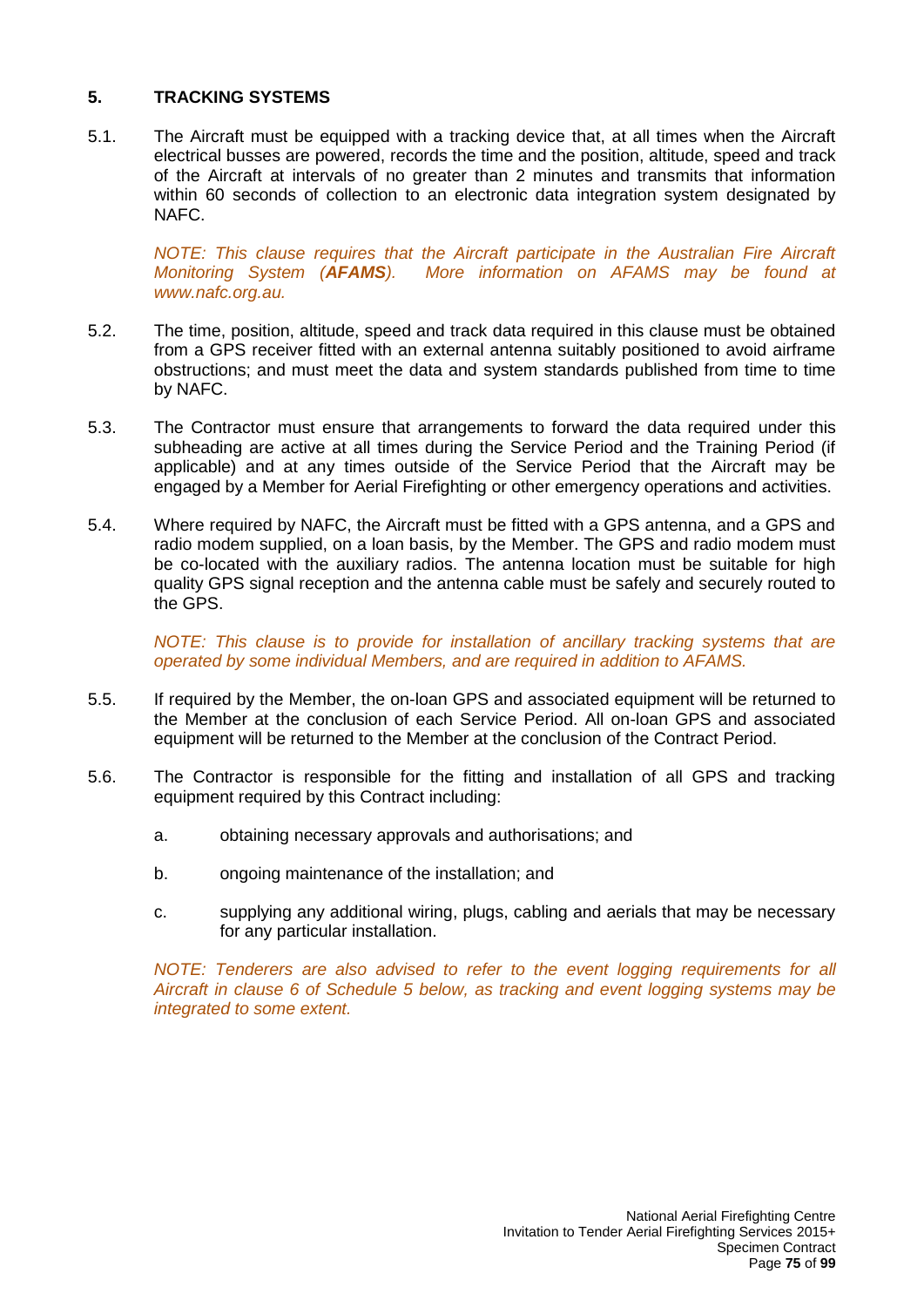## 5. TRACKING SYSTEMS

5.1. The Aircraft must be equipped with a tracking device that, at all times when the Aircraft electrical busses are powered, records the time and the position, altitude, speed and track of the Aircraft at intervals of no greater than 2 minutes and transmits that information within 60 seconds of collection to an electronic data integration system designated by NAFC.

*NOTE: This clause requires that the Aircraft participate in the Australian Fire Aircraft Monitoring System (**AFAMS**). More information on AFAMS may be found at www.nafc.org.au.*

5.2. The time, position, altitude, speed and track data required in this clause must be obtained from a GPS receiver fitted with an external antenna suitably positioned to avoid airframe obstructions; and must meet the data and system standards published from time to time by NAFC.

5.3. The Contractor must ensure that arrangements to forward the data required under this subheading are active at all times during the Service Period and the Training Period (if applicable) and at any times outside of the Service Period that the Aircraft may be engaged by a Member for Aerial Firefighting or other emergency operations and activities.

5.4. Where required by NAFC, the Aircraft must be fitted with a GPS antenna, and a GPS and radio modem supplied, on a loan basis, by the Member. The GPS and radio modem must be co-located with the auxiliary radios. The antenna location must be suitable for high quality GPS signal reception and the antenna cable must be safely and securely routed to the GPS.

*NOTE: This clause is to provide for installation of ancillary tracking systems that are operated by some individual Members, and are required in addition to AFAMS.*

5.5. If required by the Member, the on-loan GPS and associated equipment will be returned to the Member at the conclusion of each Service Period. All on-loan GPS and associated equipment will be returned to the Member at the conclusion of the Contract Period.

5.6. The Contractor is responsible for the fitting and installation of all GPS and tracking equipment required by this Contract including:

a. obtaining necessary approvals and authorisations; and

b. ongoing maintenance of the installation; and

c. supplying any additional wiring, plugs, cabling and aerials that may be necessary for any particular installation.

*NOTE: Tenderers are also advised to refer to the event logging requirements for all Aircraft in clause 6 of Schedule 5 below, as tracking and event logging systems may be integrated to some extent.*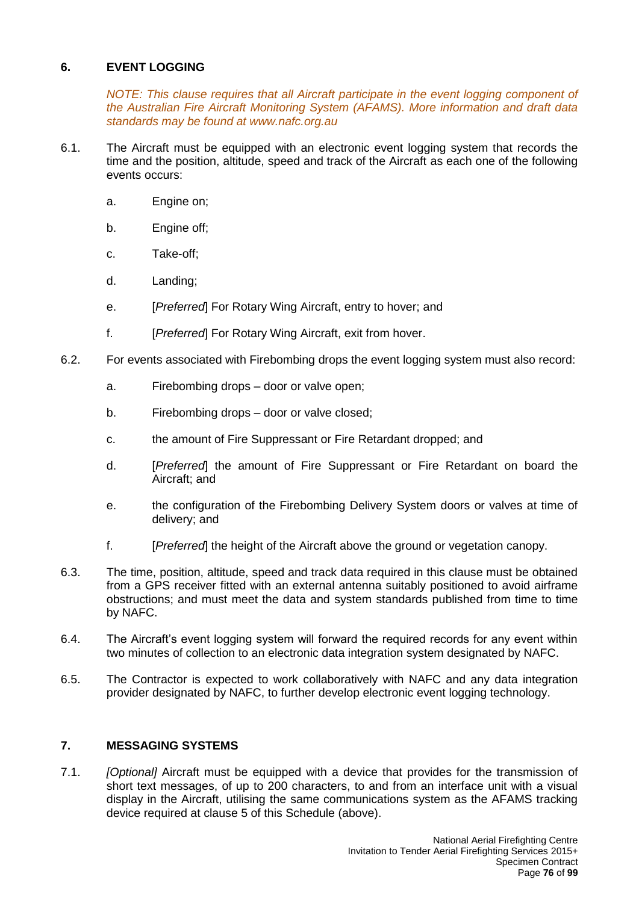## 6. EVENT LOGGING

*NOTE: This clause requires that all Aircraft participate in the event logging component of the Australian Fire Aircraft Monitoring System (AFAMS). More information and draft data standards may be found at www.nafc.org.au*

6.1. The Aircraft must be equipped with an electronic event logging system that records the time and the position, altitude, speed and track of the Aircraft as each one of the following events occurs:

   a. Engine on;

   b. Engine off;

   c. Take-off;

   d. Landing;

   e. [*Preferred*] For Rotary Wing Aircraft, entry to hover; and

   f. [*Preferred*] For Rotary Wing Aircraft, exit from hover.

6.2. For events associated with Firebombing drops the event logging system must also record:

   a. Firebombing drops – door or valve open;

   b. Firebombing drops – door or valve closed;

   c. the amount of Fire Suppressant or Fire Retardant dropped; and

   d. [*Preferred*] the amount of Fire Suppressant or Fire Retardant on board the Aircraft; and

   e. the configuration of the Firebombing Delivery System doors or valves at time of delivery; and

   f. [*Preferred*] the height of the Aircraft above the ground or vegetation canopy.

6.3. The time, position, altitude, speed and track data required in this clause must be obtained from a GPS receiver fitted with an external antenna suitably positioned to avoid airframe obstructions; and must meet the data and system standards published from time to time by NAFC.

6.4. The Aircraft's event logging system will forward the required records for any event within two minutes of collection to an electronic data integration system designated by NAFC.

6.5. The Contractor is expected to work collaboratively with NAFC and any data integration provider designated by NAFC, to further develop electronic event logging technology.

## 7. MESSAGING SYSTEMS

7.1. *[Optional]* Aircraft must be equipped with a device that provides for the transmission of short text messages, of up to 200 characters, to and from an interface unit with a visual display in the Aircraft, utilising the same communications system as the AFAMS tracking device required at clause 5 of this Schedule (above).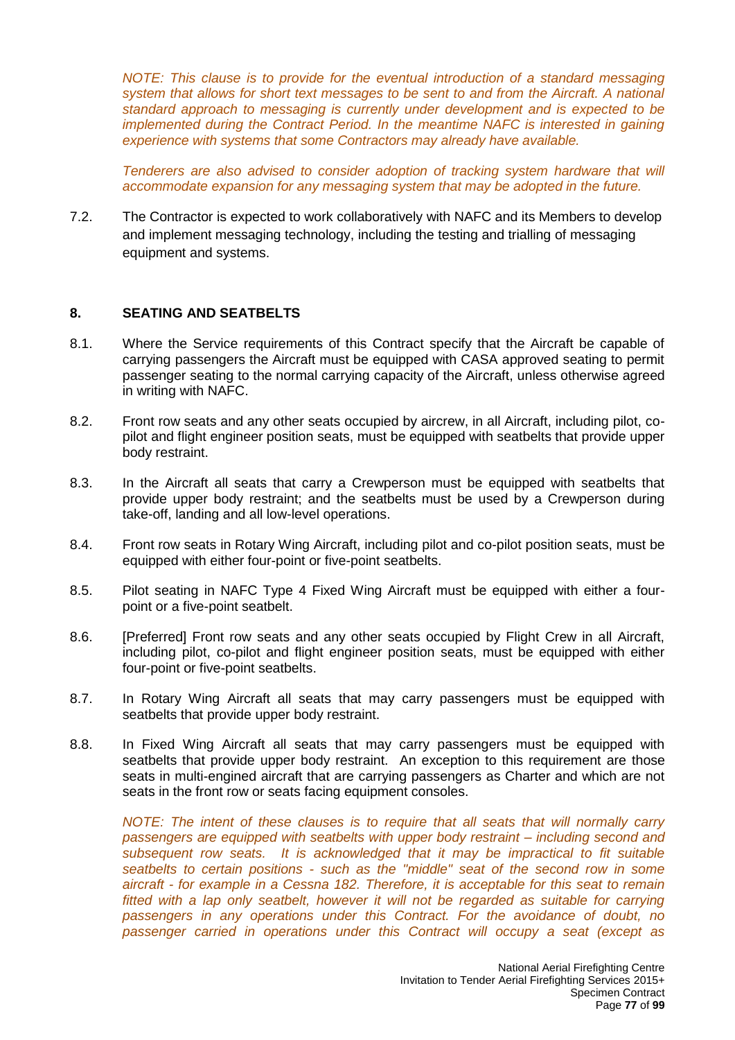*NOTE: This clause is to provide for the eventual introduction of a standard messaging system that allows for short text messages to be sent to and from the Aircraft. A national standard approach to messaging is currently under development and is expected to be implemented during the Contract Period. In the meantime NAFC is interested in gaining experience with systems that some Contractors may already have available.*

*Tenderers are also advised to consider adoption of tracking system hardware that will accommodate expansion for any messaging system that may be adopted in the future.*

7.2. The Contractor is expected to work collaboratively with NAFC and its Members to develop and implement messaging technology, including the testing and trialling of messaging equipment and systems.

## 8. SEATING AND SEATBELTS

8.1. Where the Service requirements of this Contract specify that the Aircraft be capable of carrying passengers the Aircraft must be equipped with CASA approved seating to permit passenger seating to the normal carrying capacity of the Aircraft, unless otherwise agreed in writing with NAFC.

8.2. Front row seats and any other seats occupied by aircrew, in all Aircraft, including pilot, co-pilot and flight engineer position seats, must be equipped with seatbelts that provide upper body restraint.

8.3. In the Aircraft all seats that carry a Crewperson must be equipped with seatbelts that provide upper body restraint; and the seatbelts must be used by a Crewperson during take-off, landing and all low-level operations.

8.4. Front row seats in Rotary Wing Aircraft, including pilot and co-pilot position seats, must be equipped with either four-point or five-point seatbelts.

8.5. Pilot seating in NAFC Type 4 Fixed Wing Aircraft must be equipped with either a four-point or a five-point seatbelt.

8.6. [Preferred] Front row seats and any other seats occupied by Flight Crew in all Aircraft, including pilot, co-pilot and flight engineer position seats, must be equipped with either four-point or five-point seatbelts.

8.7. In Rotary Wing Aircraft all seats that may carry passengers must be equipped with seatbelts that provide upper body restraint.

8.8. In Fixed Wing Aircraft all seats that may carry passengers must be equipped with seatbelts that provide upper body restraint. An exception to this requirement are those seats in multi-engined aircraft that are carrying passengers as Charter and which are not seats in the front row or seats facing equipment consoles.

*NOTE: The intent of these clauses is to require that all seats that will normally carry passengers are equipped with seatbelts with upper body restraint – including second and subsequent row seats. It is acknowledged that it may be impractical to fit suitable seatbelts to certain positions - such as the "middle" seat of the second row in some aircraft - for example in a Cessna 182. Therefore, it is acceptable for this seat to remain fitted with a lap only seatbelt, however it will not be regarded as suitable for carrying passengers in any operations under this Contract. For the avoidance of doubt, no passenger carried in operations under this Contract will occupy a seat (except as*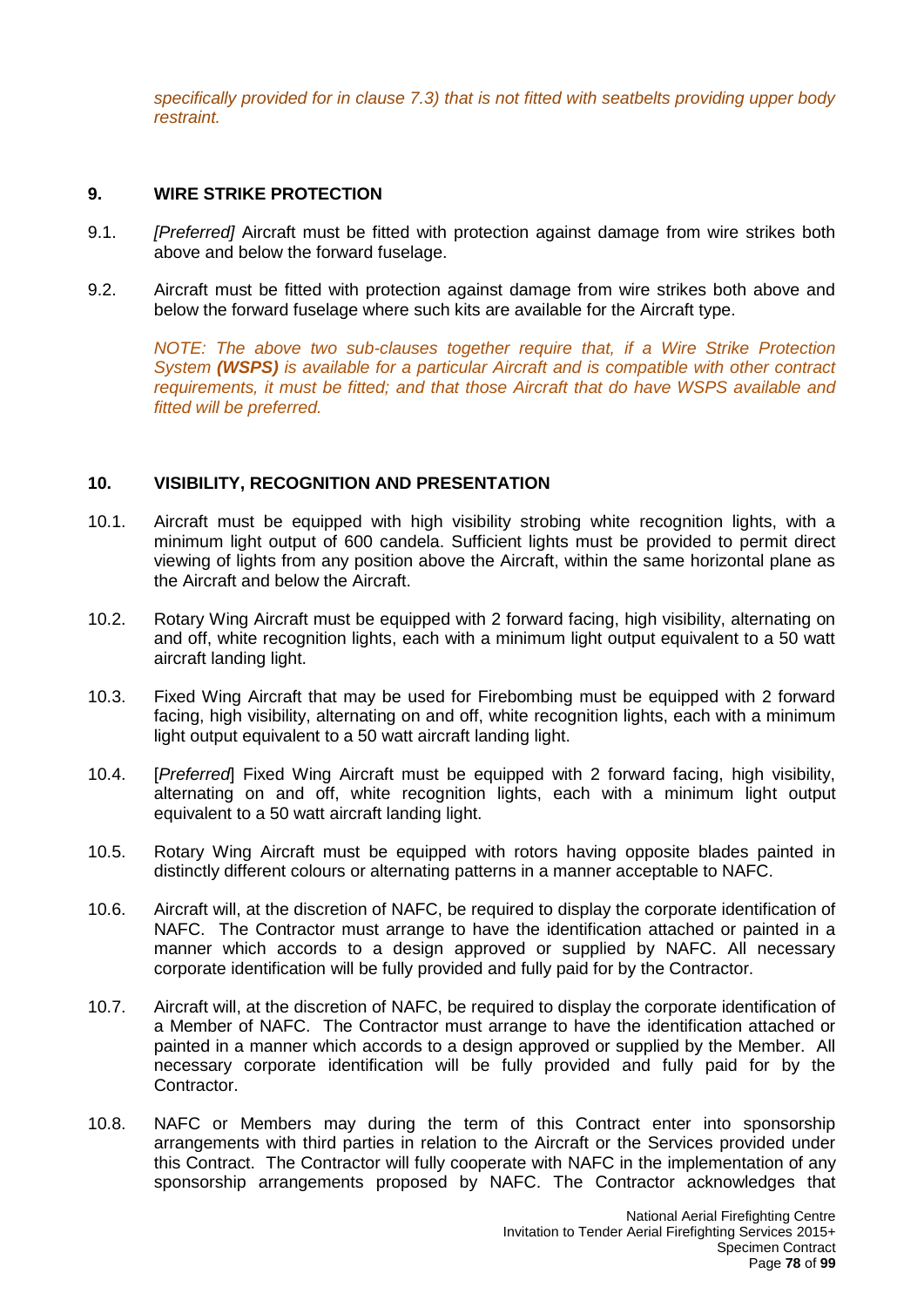*specifically provided for in clause 7.3) that is not fitted with seatbelts providing upper body restraint.*

## 9. WIRE STRIKE PROTECTION

9.1. *[Preferred]* Aircraft must be fitted with protection against damage from wire strikes both above and below the forward fuselage.

9.2. Aircraft must be fitted with protection against damage from wire strikes both above and below the forward fuselage where such kits are available for the Aircraft type.

*NOTE: The above two sub-clauses together require that, if a Wire Strike Protection System **(WSPS)** is available for a particular Aircraft and is compatible with other contract requirements, it must be fitted; and that those Aircraft that do have WSPS available and fitted will be preferred.*

## 10. VISIBILITY, RECOGNITION AND PRESENTATION

10.1. Aircraft must be equipped with high visibility strobing white recognition lights, with a minimum light output of 600 candela. Sufficient lights must be provided to permit direct viewing of lights from any position above the Aircraft, within the same horizontal plane as the Aircraft and below the Aircraft.

10.2. Rotary Wing Aircraft must be equipped with 2 forward facing, high visibility, alternating on and off, white recognition lights, each with a minimum light output equivalent to a 50 watt aircraft landing light.

10.3. Fixed Wing Aircraft that may be used for Firebombing must be equipped with 2 forward facing, high visibility, alternating on and off, white recognition lights, each with a minimum light output equivalent to a 50 watt aircraft landing light.

10.4. [*Preferred*] Fixed Wing Aircraft must be equipped with 2 forward facing, high visibility, alternating on and off, white recognition lights, each with a minimum light output equivalent to a 50 watt aircraft landing light.

10.5. Rotary Wing Aircraft must be equipped with rotors having opposite blades painted in distinctly different colours or alternating patterns in a manner acceptable to NAFC.

10.6. Aircraft will, at the discretion of NAFC, be required to display the corporate identification of NAFC. The Contractor must arrange to have the identification attached or painted in a manner which accords to a design approved or supplied by NAFC. All necessary corporate identification will be fully provided and fully paid for by the Contractor.

10.7. Aircraft will, at the discretion of NAFC, be required to display the corporate identification of a Member of NAFC. The Contractor must arrange to have the identification attached or painted in a manner which accords to a design approved or supplied by the Member. All necessary corporate identification will be fully provided and fully paid for by the Contractor.

10.8. NAFC or Members may during the term of this Contract enter into sponsorship arrangements with third parties in relation to the Aircraft or the Services provided under this Contract. The Contractor will fully cooperate with NAFC in the implementation of any sponsorship arrangements proposed by NAFC. The Contractor acknowledges that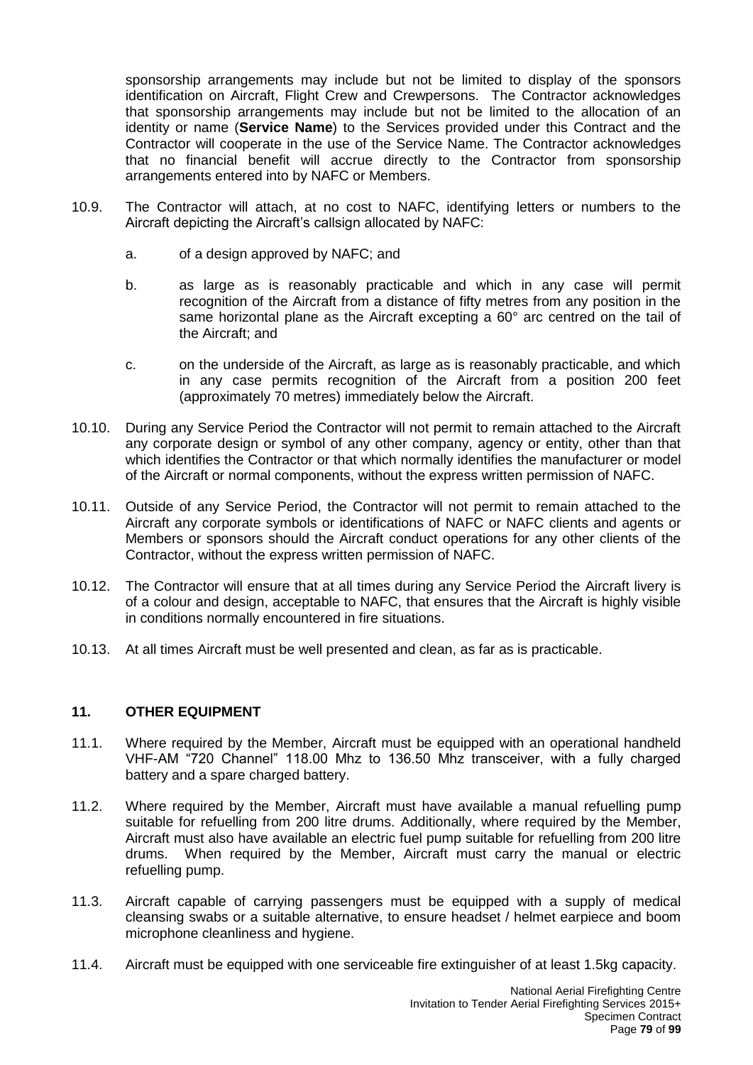sponsorship arrangements may include but not be limited to display of the sponsors identification on Aircraft, Flight Crew and Crewpersons. The Contractor acknowledges that sponsorship arrangements may include but not be limited to the allocation of an identity or name (**Service Name**) to the Services provided under this Contract and the Contractor will cooperate in the use of the Service Name. The Contractor acknowledges that no financial benefit will accrue directly to the Contractor from sponsorship arrangements entered into by NAFC or Members.

10.9. The Contractor will attach, at no cost to NAFC, identifying letters or numbers to the Aircraft depicting the Aircraft's callsign allocated by NAFC:

a. of a design approved by NAFC; and

b. as large as is reasonably practicable and which in any case will permit recognition of the Aircraft from a distance of fifty metres from any position in the same horizontal plane as the Aircraft excepting a 60° arc centred on the tail of the Aircraft; and

c. on the underside of the Aircraft, as large as is reasonably practicable, and which in any case permits recognition of the Aircraft from a position 200 feet (approximately 70 metres) immediately below the Aircraft.

10.10. During any Service Period the Contractor will not permit to remain attached to the Aircraft any corporate design or symbol of any other company, agency or entity, other than that which identifies the Contractor or that which normally identifies the manufacturer or model of the Aircraft or normal components, without the express written permission of NAFC.

10.11. Outside of any Service Period, the Contractor will not permit to remain attached to the Aircraft any corporate symbols or identifications of NAFC or NAFC clients and agents or Members or sponsors should the Aircraft conduct operations for any other clients of the Contractor, without the express written permission of NAFC.

10.12. The Contractor will ensure that at all times during any Service Period the Aircraft livery is of a colour and design, acceptable to NAFC, that ensures that the Aircraft is highly visible in conditions normally encountered in fire situations.

10.13. At all times Aircraft must be well presented and clean, as far as is practicable.

## 11. OTHER EQUIPMENT

11.1. Where required by the Member, Aircraft must be equipped with an operational handheld VHF-AM "720 Channel" 118.00 Mhz to 136.50 Mhz transceiver, with a fully charged battery and a spare charged battery.

11.2. Where required by the Member, Aircraft must have available a manual refuelling pump suitable for refuelling from 200 litre drums. Additionally, where required by the Member, Aircraft must also have available an electric fuel pump suitable for refuelling from 200 litre drums. When required by the Member, Aircraft must carry the manual or electric refuelling pump.

11.3. Aircraft capable of carrying passengers must be equipped with a supply of medical cleansing swabs or a suitable alternative, to ensure headset / helmet earpiece and boom microphone cleanliness and hygiene.

11.4. Aircraft must be equipped with one serviceable fire extinguisher of at least 1.5kg capacity.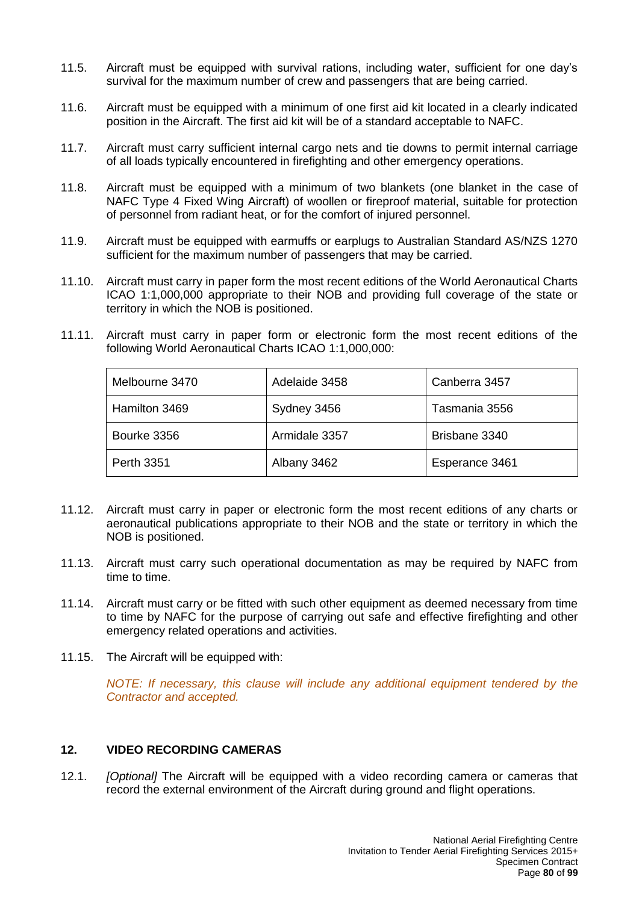11.5. Aircraft must be equipped with survival rations, including water, sufficient for one day's survival for the maximum number of crew and passengers that are being carried.

11.6. Aircraft must be equipped with a minimum of one first aid kit located in a clearly indicated position in the Aircraft. The first aid kit will be of a standard acceptable to NAFC.

11.7. Aircraft must carry sufficient internal cargo nets and tie downs to permit internal carriage of all loads typically encountered in firefighting and other emergency operations.

11.8. Aircraft must be equipped with a minimum of two blankets (one blanket in the case of NAFC Type 4 Fixed Wing Aircraft) of woollen or fireproof material, suitable for protection of personnel from radiant heat, or for the comfort of injured personnel.

11.9. Aircraft must be equipped with earmuffs or earplugs to Australian Standard AS/NZS 1270 sufficient for the maximum number of passengers that may be carried.

11.10. Aircraft must carry in paper form the most recent editions of the World Aeronautical Charts ICAO 1:1,000,000 appropriate to their NOB and providing full coverage of the state or territory in which the NOB is positioned.

11.11. Aircraft must carry in paper form or electronic form the most recent editions of the following World Aeronautical Charts ICAO 1:1,000,000:

| | | |
|---|---|---|
| Melbourne 3470 | Adelaide 3458 | Canberra 3457 |
| Hamilton 3469 | Sydney 3456 | Tasmania 3556 |
| Bourke 3356 | Armidale 3357 | Brisbane 3340 |
| Perth 3351 | Albany 3462 | Esperance 3461 |

11.12. Aircraft must carry in paper or electronic form the most recent editions of any charts or aeronautical publications appropriate to their NOB and the state or territory in which the NOB is positioned.

11.13. Aircraft must carry such operational documentation as may be required by NAFC from time to time.

11.14. Aircraft must carry or be fitted with such other equipment as deemed necessary from time to time by NAFC for the purpose of carrying out safe and effective firefighting and other emergency related operations and activities.

11.15. The Aircraft will be equipped with:

*NOTE: If necessary, this clause will include any additional equipment tendered by the Contractor and accepted.*

## 12. VIDEO RECORDING CAMERAS

12.1. *[Optional]* The Aircraft will be equipped with a video recording camera or cameras that record the external environment of the Aircraft during ground and flight operations.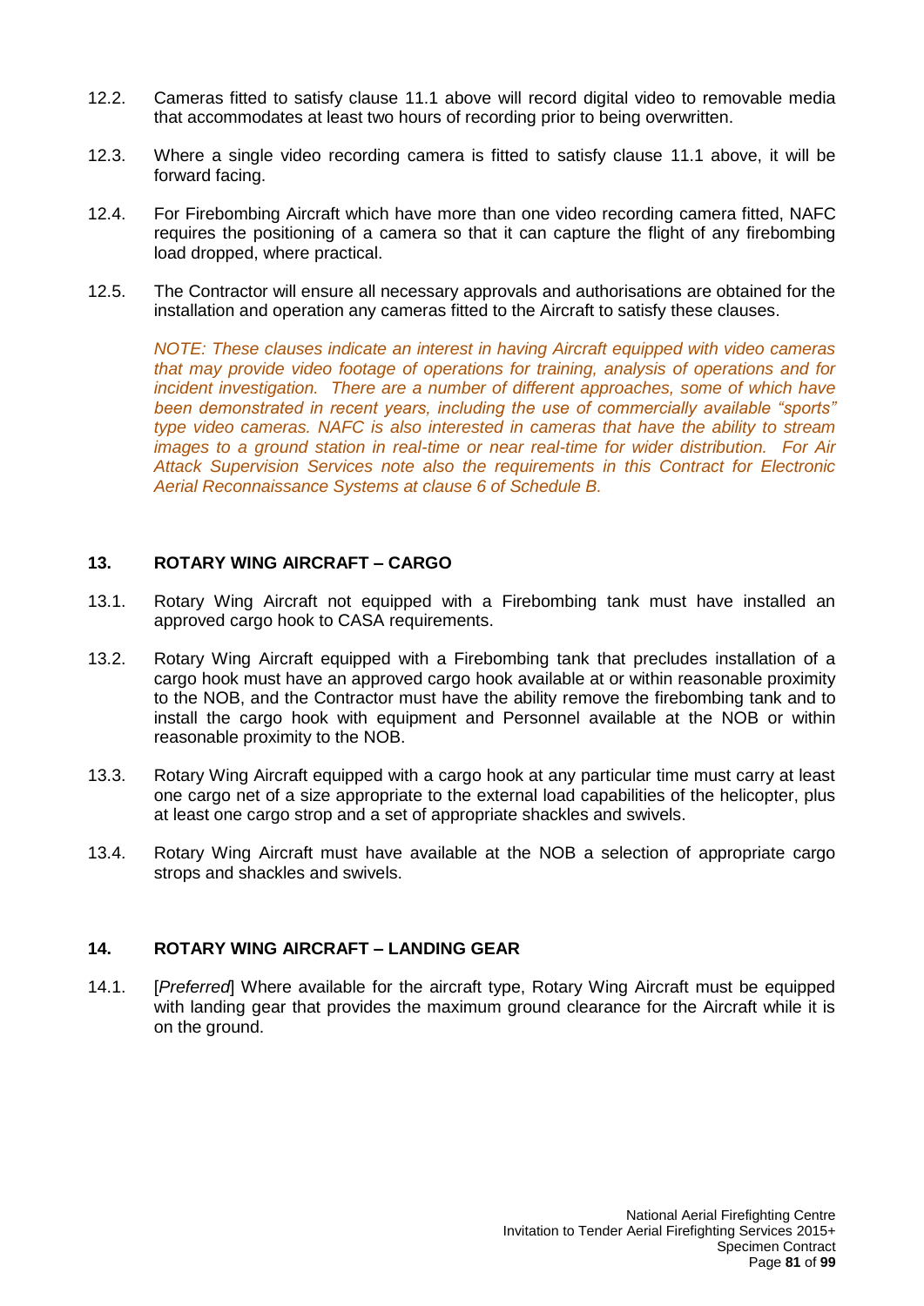12.2. Cameras fitted to satisfy clause 11.1 above will record digital video to removable media that accommodates at least two hours of recording prior to being overwritten.

12.3. Where a single video recording camera is fitted to satisfy clause 11.1 above, it will be forward facing.

12.4. For Firebombing Aircraft which have more than one video recording camera fitted, NAFC requires the positioning of a camera so that it can capture the flight of any firebombing load dropped, where practical.

12.5. The Contractor will ensure all necessary approvals and authorisations are obtained for the installation and operation any cameras fitted to the Aircraft to satisfy these clauses.

*NOTE: These clauses indicate an interest in having Aircraft equipped with video cameras that may provide video footage of operations for training, analysis of operations and for incident investigation. There are a number of different approaches, some of which have been demonstrated in recent years, including the use of commercially available "sports" type video cameras. NAFC is also interested in cameras that have the ability to stream images to a ground station in real-time or near real-time for wider distribution. For Air Attack Supervision Services note also the requirements in this Contract for Electronic Aerial Reconnaissance Systems at clause 6 of Schedule B.*

## 13. ROTARY WING AIRCRAFT – CARGO

13.1. Rotary Wing Aircraft not equipped with a Firebombing tank must have installed an approved cargo hook to CASA requirements.

13.2. Rotary Wing Aircraft equipped with a Firebombing tank that precludes installation of a cargo hook must have an approved cargo hook available at or within reasonable proximity to the NOB, and the Contractor must have the ability remove the firebombing tank and to install the cargo hook with equipment and Personnel available at the NOB or within reasonable proximity to the NOB.

13.3. Rotary Wing Aircraft equipped with a cargo hook at any particular time must carry at least one cargo net of a size appropriate to the external load capabilities of the helicopter, plus at least one cargo strop and a set of appropriate shackles and swivels.

13.4. Rotary Wing Aircraft must have available at the NOB a selection of appropriate cargo strops and shackles and swivels.

## 14. ROTARY WING AIRCRAFT – LANDING GEAR

14.1. [*Preferred*] Where available for the aircraft type, Rotary Wing Aircraft must be equipped with landing gear that provides the maximum ground clearance for the Aircraft while it is on the ground.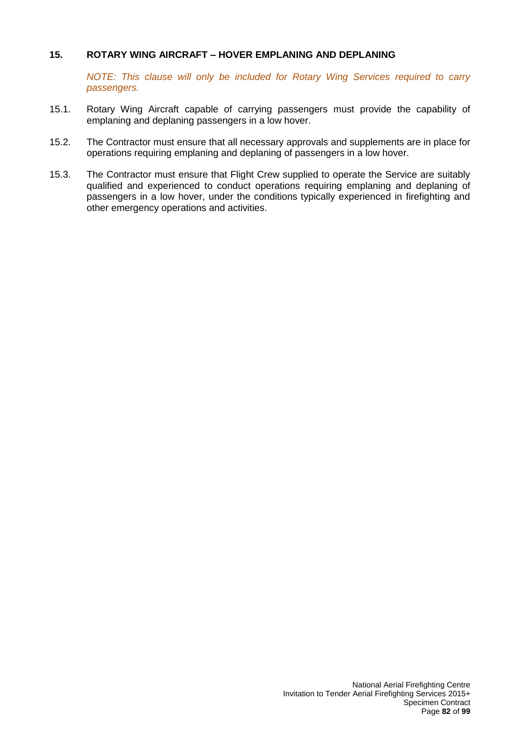## 15. ROTARY WING AIRCRAFT – HOVER EMPLANING AND DEPLANING

*NOTE: This clause will only be included for Rotary Wing Services required to carry passengers.*

15.1. Rotary Wing Aircraft capable of carrying passengers must provide the capability of emplaning and deplaning passengers in a low hover.

15.2. The Contractor must ensure that all necessary approvals and supplements are in place for operations requiring emplaning and deplaning of passengers in a low hover.

15.3. The Contractor must ensure that Flight Crew supplied to operate the Service are suitably qualified and experienced to conduct operations requiring emplaning and deplaning of passengers in a low hover, under the conditions typically experienced in firefighting and other emergency operations and activities.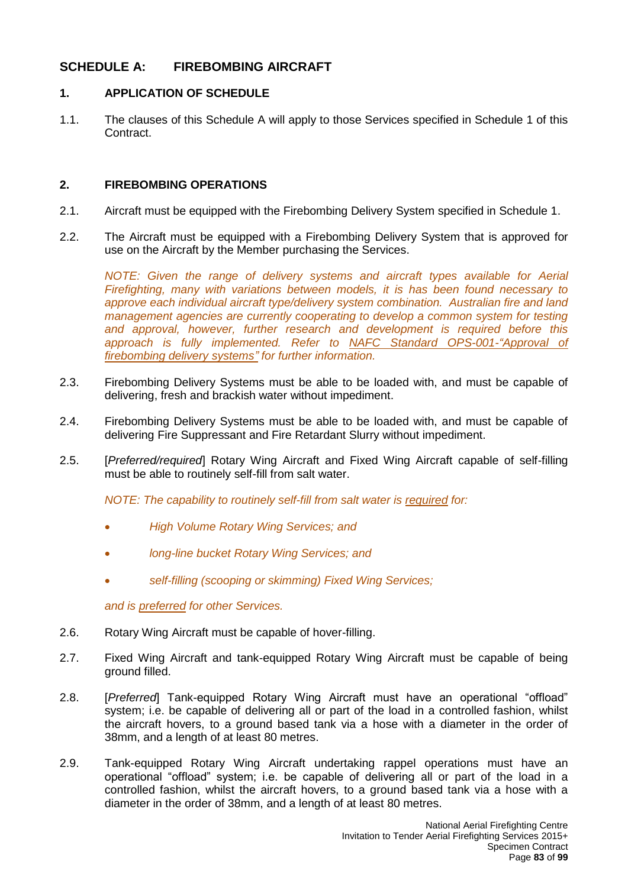## SCHEDULE A: FIREBOMBING AIRCRAFT

### 1. APPLICATION OF SCHEDULE

1.1. The clauses of this Schedule A will apply to those Services specified in Schedule 1 of this Contract.

### 2. FIREBOMBING OPERATIONS

2.1. Aircraft must be equipped with the Firebombing Delivery System specified in Schedule 1.

2.2. The Aircraft must be equipped with a Firebombing Delivery System that is approved for use on the Aircraft by the Member purchasing the Services.

*NOTE: Given the range of delivery systems and aircraft types available for Aerial Firefighting, many with variations between models, it is has been found necessary to approve each individual aircraft type/delivery system combination. Australian fire and land management agencies are currently cooperating to develop a common system for testing and approval, however, further research and development is required before this approach is fully implemented. Refer to NAFC Standard OPS-001-"Approval of firebombing delivery systems" for further information.*

2.3. Firebombing Delivery Systems must be able to be loaded with, and must be capable of delivering, fresh and brackish water without impediment.

2.4. Firebombing Delivery Systems must be able to be loaded with, and must be capable of delivering Fire Suppressant and Fire Retardant Slurry without impediment.

2.5. [*Preferred/required*] Rotary Wing Aircraft and Fixed Wing Aircraft capable of self-filling must be able to routinely self-fill from salt water.

*NOTE: The capability to routinely self-fill from salt water is required for:*

- *High Volume Rotary Wing Services; and*
- *long-line bucket Rotary Wing Services; and*
- *self-filling (scooping or skimming) Fixed Wing Services;*

*and is preferred for other Services.*

2.6. Rotary Wing Aircraft must be capable of hover-filling.

2.7. Fixed Wing Aircraft and tank-equipped Rotary Wing Aircraft must be capable of being ground filled.

2.8. [*Preferred*] Tank-equipped Rotary Wing Aircraft must have an operational "offload" system; i.e. be capable of delivering all or part of the load in a controlled fashion, whilst the aircraft hovers, to a ground based tank via a hose with a diameter in the order of 38mm, and a length of at least 80 metres.

2.9. Tank-equipped Rotary Wing Aircraft undertaking rappel operations must have an operational "offload" system; i.e. be capable of delivering all or part of the load in a controlled fashion, whilst the aircraft hovers, to a ground based tank via a hose with a diameter in the order of 38mm, and a length of at least 80 metres.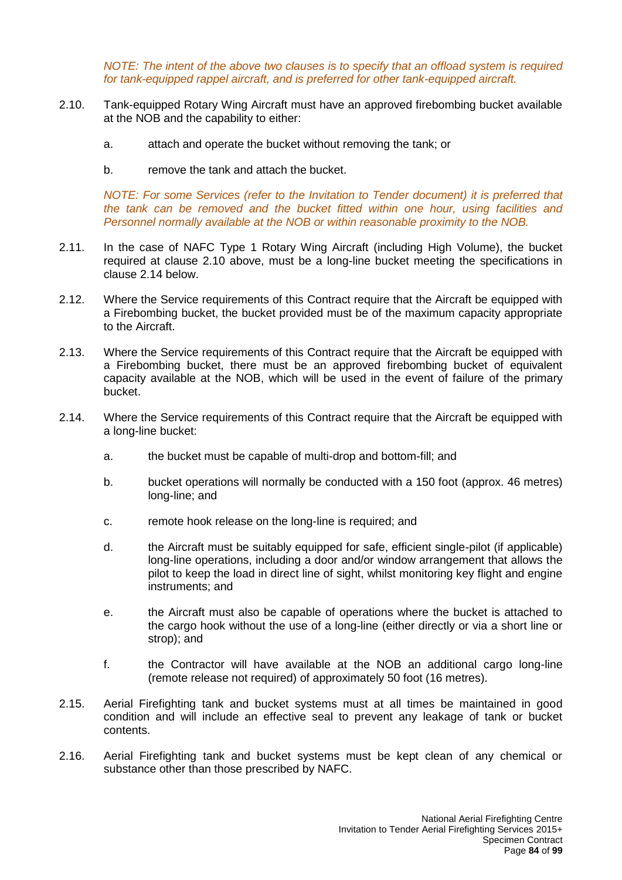*NOTE: The intent of the above two clauses is to specify that an offload system is required for tank-equipped rappel aircraft, and is preferred for other tank-equipped aircraft.*

2.10. Tank-equipped Rotary Wing Aircraft must have an approved firebombing bucket available at the NOB and the capability to either:

a. attach and operate the bucket without removing the tank; or

b. remove the tank and attach the bucket.

*NOTE: For some Services (refer to the Invitation to Tender document) it is preferred that the tank can be removed and the bucket fitted within one hour, using facilities and Personnel normally available at the NOB or within reasonable proximity to the NOB.*

2.11. In the case of NAFC Type 1 Rotary Wing Aircraft (including High Volume), the bucket required at clause 2.10 above, must be a long-line bucket meeting the specifications in clause 2.14 below.

2.12. Where the Service requirements of this Contract require that the Aircraft be equipped with a Firebombing bucket, the bucket provided must be of the maximum capacity appropriate to the Aircraft.

2.13. Where the Service requirements of this Contract require that the Aircraft be equipped with a Firebombing bucket, there must be an approved firebombing bucket of equivalent capacity available at the NOB, which will be used in the event of failure of the primary bucket.

2.14. Where the Service requirements of this Contract require that the Aircraft be equipped with a long-line bucket:

a. the bucket must be capable of multi-drop and bottom-fill; and

b. bucket operations will normally be conducted with a 150 foot (approx. 46 metres) long-line; and

c. remote hook release on the long-line is required; and

d. the Aircraft must be suitably equipped for safe, efficient single-pilot (if applicable) long-line operations, including a door and/or window arrangement that allows the pilot to keep the load in direct line of sight, whilst monitoring key flight and engine instruments; and

e. the Aircraft must also be capable of operations where the bucket is attached to the cargo hook without the use of a long-line (either directly or via a short line or strop); and

f. the Contractor will have available at the NOB an additional cargo long-line (remote release not required) of approximately 50 foot (16 metres).

2.15. Aerial Firefighting tank and bucket systems must at all times be maintained in good condition and will include an effective seal to prevent any leakage of tank or bucket contents.

2.16. Aerial Firefighting tank and bucket systems must be kept clean of any chemical or substance other than those prescribed by NAFC.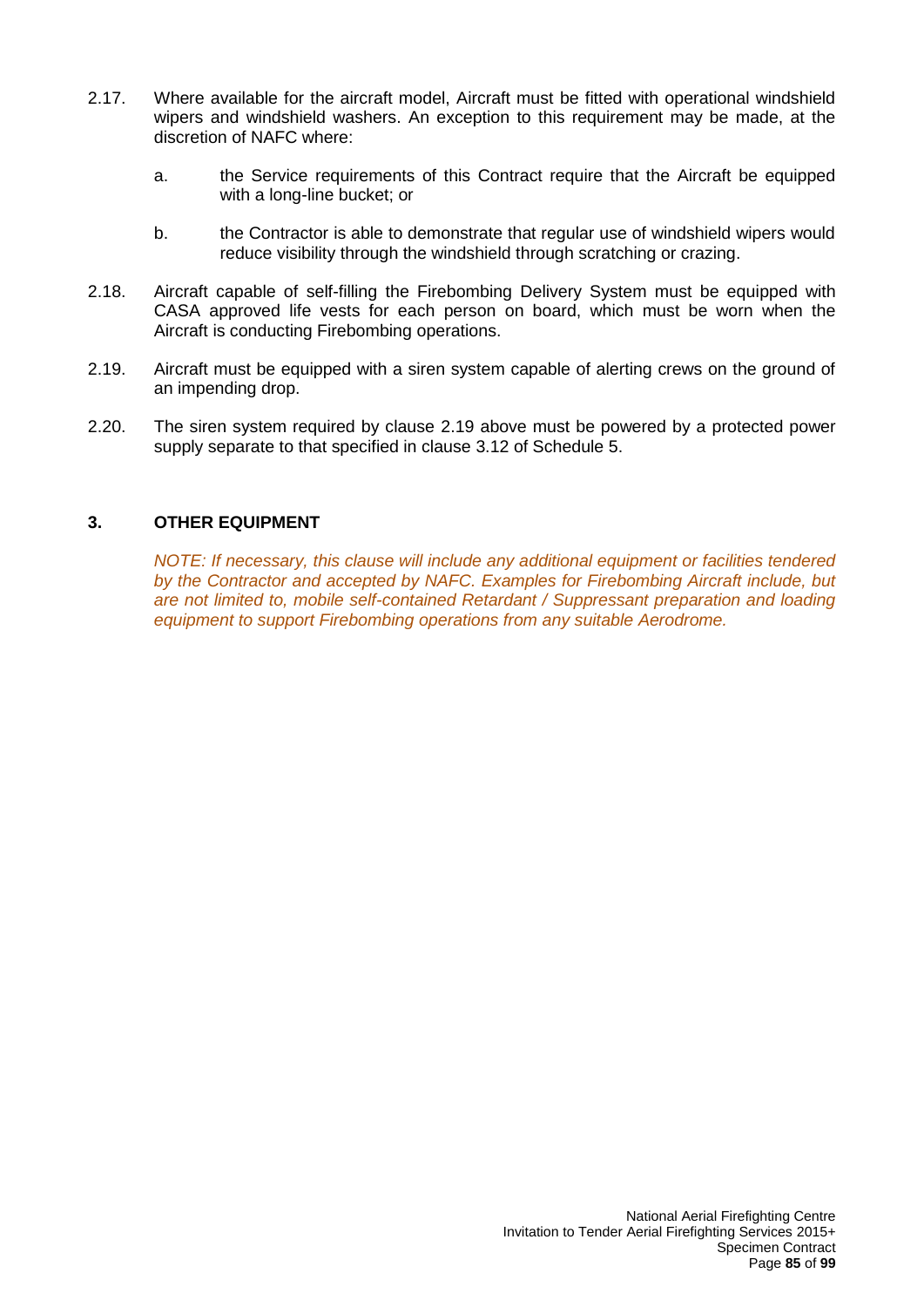2.17. Where available for the aircraft model, Aircraft must be fitted with operational windshield wipers and windshield washers. An exception to this requirement may be made, at the discretion of NAFC where:

   a. the Service requirements of this Contract require that the Aircraft be equipped with a long-line bucket; or

   b. the Contractor is able to demonstrate that regular use of windshield wipers would reduce visibility through the windshield through scratching or crazing.

2.18. Aircraft capable of self-filling the Firebombing Delivery System must be equipped with CASA approved life vests for each person on board, which must be worn when the Aircraft is conducting Firebombing operations.

2.19. Aircraft must be equipped with a siren system capable of alerting crews on the ground of an impending drop.

2.20. The siren system required by clause 2.19 above must be powered by a protected power supply separate to that specified in clause 3.12 of Schedule 5.

## 3. OTHER EQUIPMENT

*NOTE: If necessary, this clause will include any additional equipment or facilities tendered by the Contractor and accepted by NAFC. Examples for Firebombing Aircraft include, but are not limited to, mobile self-contained Retardant / Suppressant preparation and loading equipment to support Firebombing operations from any suitable Aerodrome.*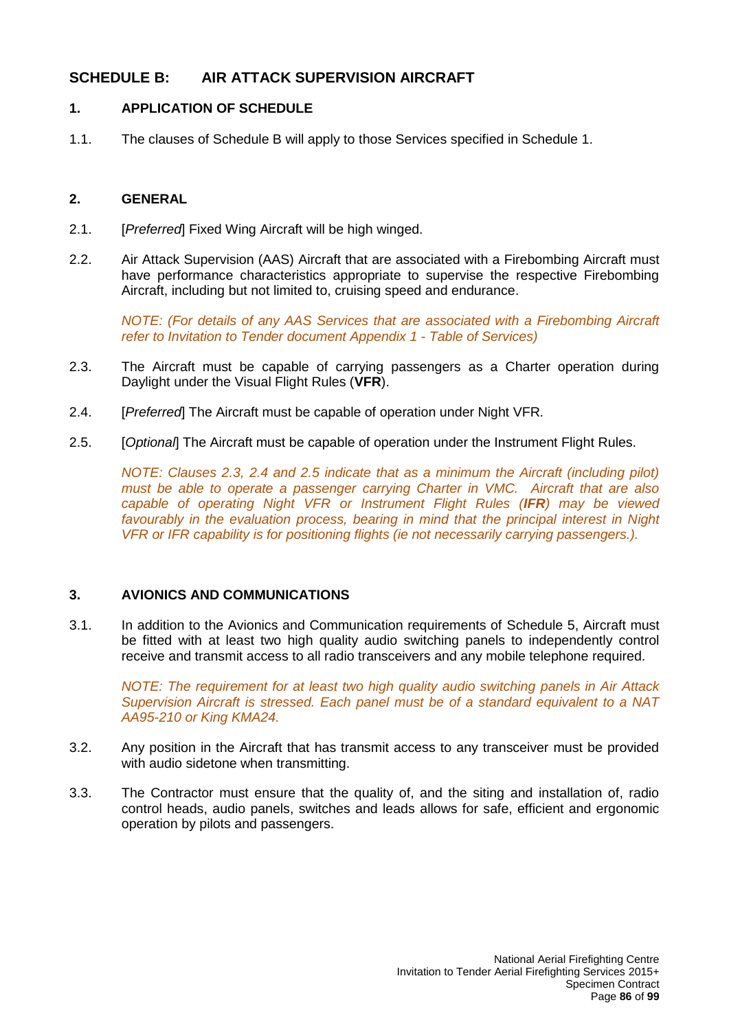## SCHEDULE B: AIR ATTACK SUPERVISION AIRCRAFT

### 1. APPLICATION OF SCHEDULE

1.1. The clauses of Schedule B will apply to those Services specified in Schedule 1.

### 2. GENERAL

2.1. [*Preferred*] Fixed Wing Aircraft will be high winged.

2.2. Air Attack Supervision (AAS) Aircraft that are associated with a Firebombing Aircraft must have performance characteristics appropriate to supervise the respective Firebombing Aircraft, including but not limited to, cruising speed and endurance.

*NOTE: (For details of any AAS Services that are associated with a Firebombing Aircraft refer to Invitation to Tender document Appendix 1 - Table of Services)*

2.3. The Aircraft must be capable of carrying passengers as a Charter operation during Daylight under the Visual Flight Rules (**VFR**).

2.4. [*Preferred*] The Aircraft must be capable of operation under Night VFR.

2.5. [*Optional*] The Aircraft must be capable of operation under the Instrument Flight Rules.

*NOTE: Clauses 2.3, 2.4 and 2.5 indicate that as a minimum the Aircraft (including pilot) must be able to operate a passenger carrying Charter in VMC. Aircraft that are also capable of operating Night VFR or Instrument Flight Rules (**IFR**) may be viewed favourably in the evaluation process, bearing in mind that the principal interest in Night VFR or IFR capability is for positioning flights (ie not necessarily carrying passengers.).*

### 3. AVIONICS AND COMMUNICATIONS

3.1. In addition to the Avionics and Communication requirements of Schedule 5, Aircraft must be fitted with at least two high quality audio switching panels to independently control receive and transmit access to all radio transceivers and any mobile telephone required.

*NOTE: The requirement for at least two high quality audio switching panels in Air Attack Supervision Aircraft is stressed. Each panel must be of a standard equivalent to a NAT AA95-210 or King KMA24.*

3.2. Any position in the Aircraft that has transmit access to any transceiver must be provided with audio sidetone when transmitting.

3.3. The Contractor must ensure that the quality of, and the siting and installation of, radio control heads, audio panels, switches and leads allows for safe, efficient and ergonomic operation by pilots and passengers.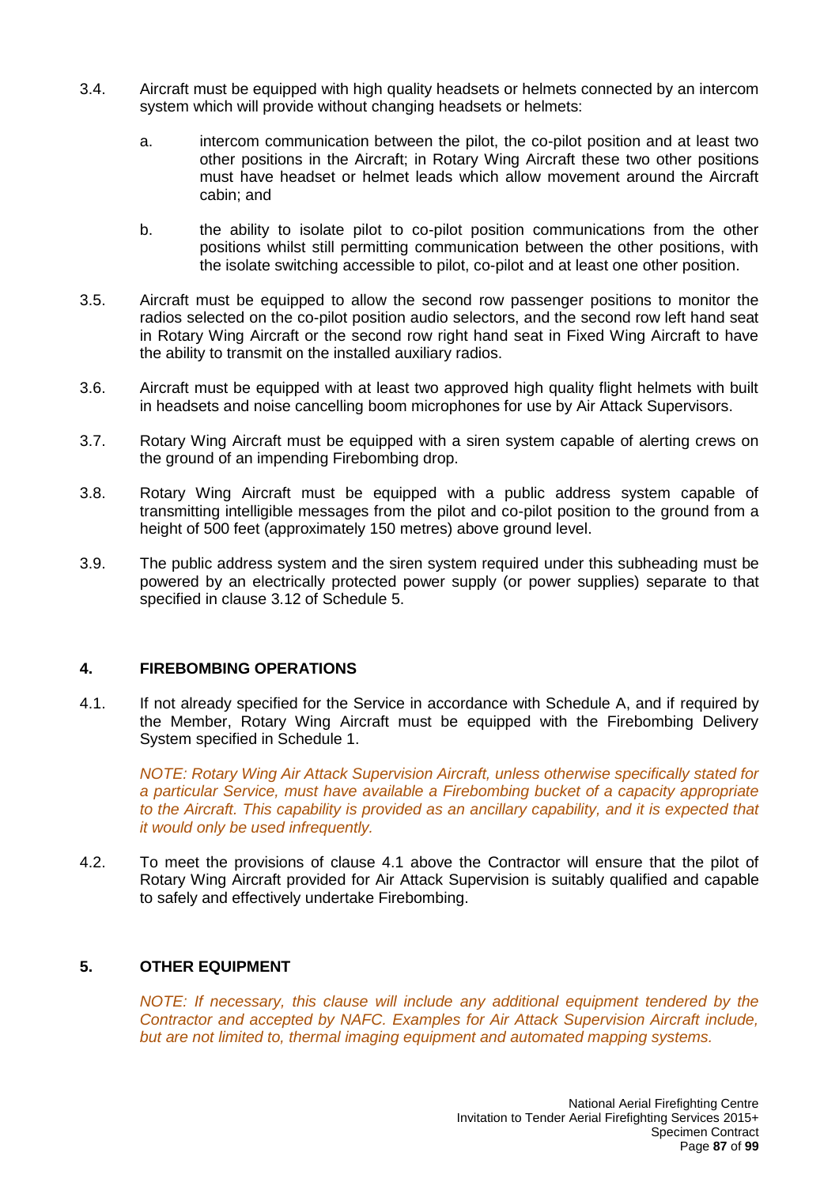3.4. Aircraft must be equipped with high quality headsets or helmets connected by an intercom system which will provide without changing headsets or helmets:

   a. intercom communication between the pilot, the co-pilot position and at least two other positions in the Aircraft; in Rotary Wing Aircraft these two other positions must have headset or helmet leads which allow movement around the Aircraft cabin; and

   b. the ability to isolate pilot to co-pilot position communications from the other positions whilst still permitting communication between the other positions, with the isolate switching accessible to pilot, co-pilot and at least one other position.

3.5. Aircraft must be equipped to allow the second row passenger positions to monitor the radios selected on the co-pilot position audio selectors, and the second row left hand seat in Rotary Wing Aircraft or the second row right hand seat in Fixed Wing Aircraft to have the ability to transmit on the installed auxiliary radios.

3.6. Aircraft must be equipped with at least two approved high quality flight helmets with built in headsets and noise cancelling boom microphones for use by Air Attack Supervisors.

3.7. Rotary Wing Aircraft must be equipped with a siren system capable of alerting crews on the ground of an impending Firebombing drop.

3.8. Rotary Wing Aircraft must be equipped with a public address system capable of transmitting intelligible messages from the pilot and co-pilot position to the ground from a height of 500 feet (approximately 150 metres) above ground level.

3.9. The public address system and the siren system required under this subheading must be powered by an electrically protected power supply (or power supplies) separate to that specified in clause 3.12 of Schedule 5.

## 4. FIREBOMBING OPERATIONS

4.1. If not already specified for the Service in accordance with Schedule A, and if required by the Member, Rotary Wing Aircraft must be equipped with the Firebombing Delivery System specified in Schedule 1.

*NOTE: Rotary Wing Air Attack Supervision Aircraft, unless otherwise specifically stated for a particular Service, must have available a Firebombing bucket of a capacity appropriate to the Aircraft. This capability is provided as an ancillary capability, and it is expected that it would only be used infrequently.*

4.2. To meet the provisions of clause 4.1 above the Contractor will ensure that the pilot of Rotary Wing Aircraft provided for Air Attack Supervision is suitably qualified and capable to safely and effectively undertake Firebombing.

## 5. OTHER EQUIPMENT

*NOTE: If necessary, this clause will include any additional equipment tendered by the Contractor and accepted by NAFC. Examples for Air Attack Supervision Aircraft include, but are not limited to, thermal imaging equipment and automated mapping systems.*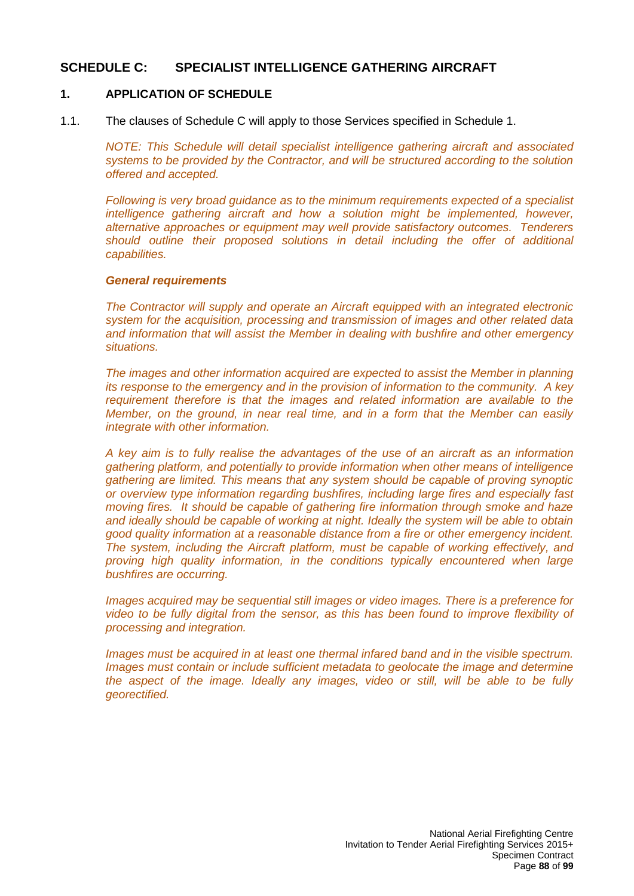## SCHEDULE C: SPECIALIST INTELLIGENCE GATHERING AIRCRAFT

### 1. APPLICATION OF SCHEDULE

1.1. The clauses of Schedule C will apply to those Services specified in Schedule 1.

*NOTE: This Schedule will detail specialist intelligence gathering aircraft and associated systems to be provided by the Contractor, and will be structured according to the solution offered and accepted.*

*Following is very broad guidance as to the minimum requirements expected of a specialist intelligence gathering aircraft and how a solution might be implemented, however, alternative approaches or equipment may well provide satisfactory outcomes. Tenderers should outline their proposed solutions in detail including the offer of additional capabilities.*

***General requirements***

*The Contractor will supply and operate an Aircraft equipped with an integrated electronic system for the acquisition, processing and transmission of images and other related data and information that will assist the Member in dealing with bushfire and other emergency situations.*

*The images and other information acquired are expected to assist the Member in planning its response to the emergency and in the provision of information to the community. A key requirement therefore is that the images and related information are available to the Member, on the ground, in near real time, and in a form that the Member can easily integrate with other information.*

*A key aim is to fully realise the advantages of the use of an aircraft as an information gathering platform, and potentially to provide information when other means of intelligence gathering are limited. This means that any system should be capable of proving synoptic or overview type information regarding bushfires, including large fires and especially fast moving fires. It should be capable of gathering fire information through smoke and haze and ideally should be capable of working at night. Ideally the system will be able to obtain good quality information at a reasonable distance from a fire or other emergency incident. The system, including the Aircraft platform, must be capable of working effectively, and proving high quality information, in the conditions typically encountered when large bushfires are occurring.*

*Images acquired may be sequential still images or video images. There is a preference for video to be fully digital from the sensor, as this has been found to improve flexibility of processing and integration.*

*Images must be acquired in at least one thermal infared band and in the visible spectrum. Images must contain or include sufficient metadata to geolocate the image and determine the aspect of the image. Ideally any images, video or still, will be able to be fully georectified.*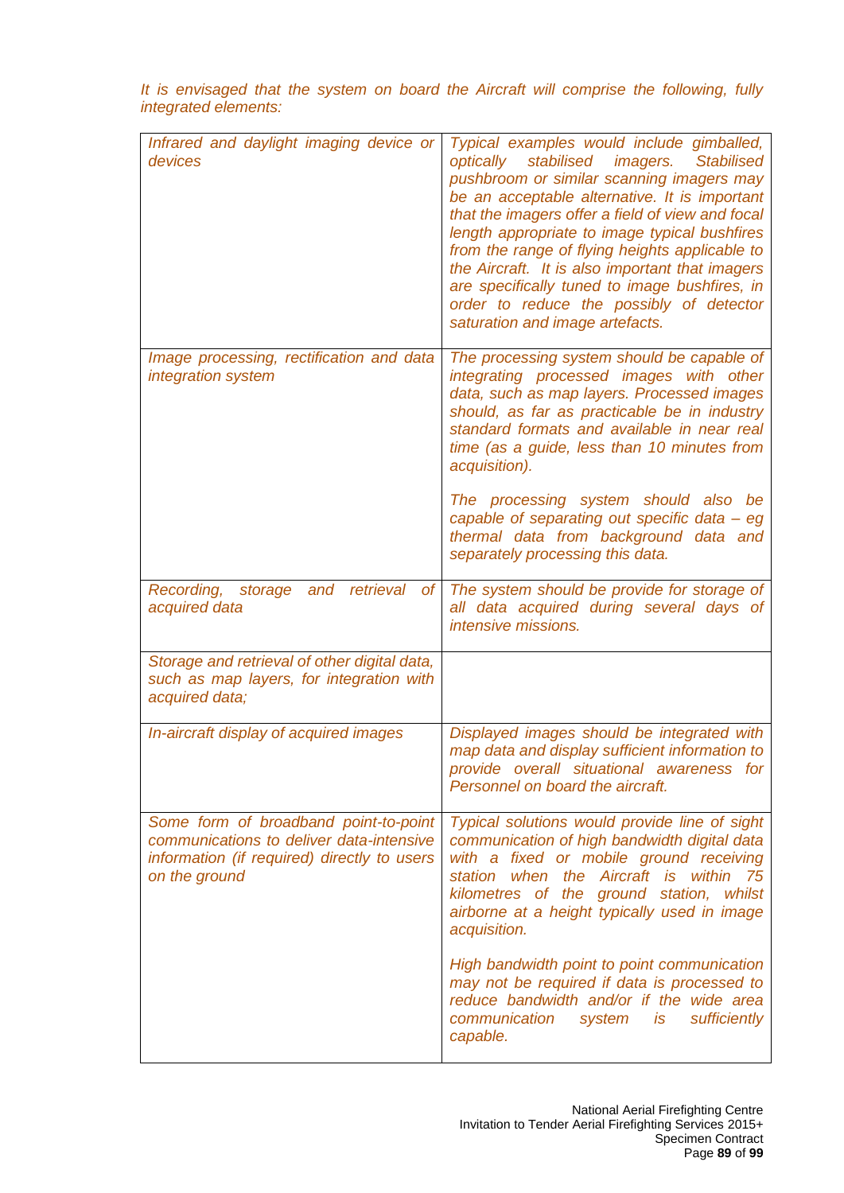*It is envisaged that the system on board the Aircraft will comprise the following, fully integrated elements:*

| | |
|---|---|
| *Infrared and daylight imaging device or devices* | *Typical examples would include gimballed, optically stabilised imagers. Stabilised pushbroom or similar scanning imagers may be an acceptable alternative. It is important that the imagers offer a field of view and focal length appropriate to image typical bushfires from the range of flying heights applicable to the Aircraft. It is also important that imagers are specifically tuned to image bushfires, in order to reduce the possibly of detector saturation and image artefacts.* |
| *Image processing, rectification and data integration system* | *The processing system should be capable of integrating processed images with other data, such as map layers. Processed images should, as far as practicable be in industry standard formats and available in near real time (as a guide, less than 10 minutes from acquisition).*<br><br>*The processing system should also be capable of separating out specific data – eg thermal data from background data and separately processing this data.* |
| *Recording, storage and retrieval of acquired data* | *The system should be provide for storage of all data acquired during several days of intensive missions.* |
| *Storage and retrieval of other digital data, such as map layers, for integration with acquired data;* | |
| *In-aircraft display of acquired images* | *Displayed images should be integrated with map data and display sufficient information to provide overall situational awareness for Personnel on board the aircraft.* |
| *Some form of broadband point-to-point communications to deliver data-intensive information (if required) directly to users on the ground* | *Typical solutions would provide line of sight communication of high bandwidth digital data with a fixed or mobile ground receiving station when the Aircraft is within 75 kilometres of the ground station, whilst airborne at a height typically used in image acquisition.*<br><br>*High bandwidth point to point communication may not be required if data is processed to reduce bandwidth and/or if the wide area communication system is sufficiently capable.* |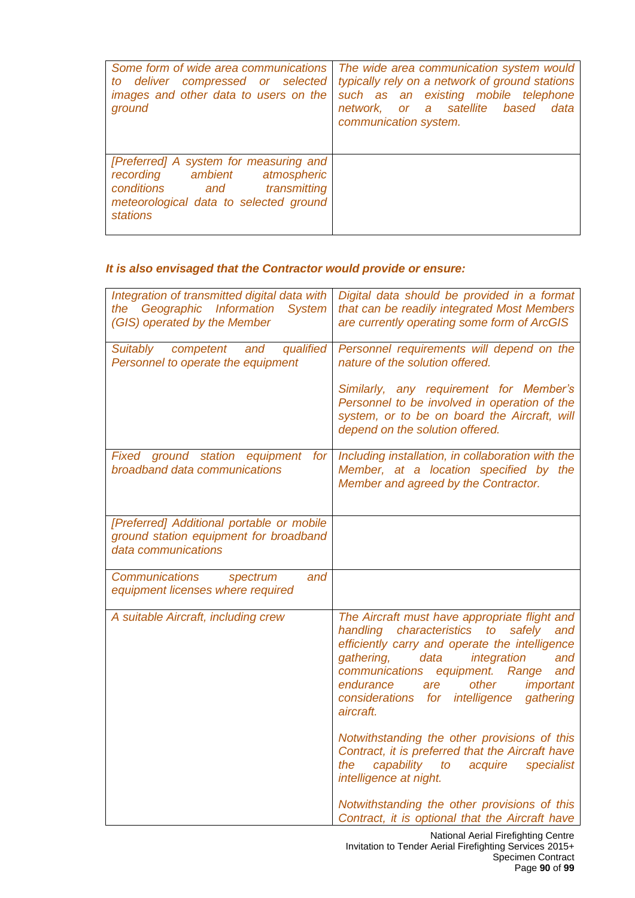| | |
|---|---|
| *Some form of wide area communications to deliver compressed or selected images and other data to users on the ground* | *The wide area communication system would typically rely on a network of ground stations such as an existing mobile telephone network, or a satellite based data communication system.* |
| *[Preferred] A system for measuring and recording ambient atmospheric conditions and transmitting meteorological data to selected ground stations* | |

***It is also envisaged that the Contractor would provide or ensure:***

| | |
|---|---|
| *Integration of transmitted digital data with the Geographic Information System (GIS) operated by the Member* | *Digital data should be provided in a format that can be readily integrated Most Members are currently operating some form of ArcGIS* |
| *Suitably competent and qualified Personnel to operate the equipment* | *Personnel requirements will depend on the nature of the solution offered.*<br><br>*Similarly, any requirement for Member's Personnel to be involved in operation of the system, or to be on board the Aircraft, will depend on the solution offered.* |
| *Fixed ground station equipment for broadband data communications* | *Including installation, in collaboration with the Member, at a location specified by the Member and agreed by the Contractor.* |
| *[Preferred] Additional portable or mobile ground station equipment for broadband data communications* | |
| *Communications spectrum and equipment licenses where required* | |
| *A suitable Aircraft, including crew* | *The Aircraft must have appropriate flight and handling characteristics to safely and efficiently carry and operate the intelligence gathering, data integration and communications equipment. Range and endurance are other important considerations for intelligence gathering aircraft.*<br><br>*Notwithstanding the other provisions of this Contract, it is preferred that the Aircraft have the capability to acquire specialist intelligence at night.*<br><br>*Notwithstanding the other provisions of this Contract, it is optional that the Aircraft have* |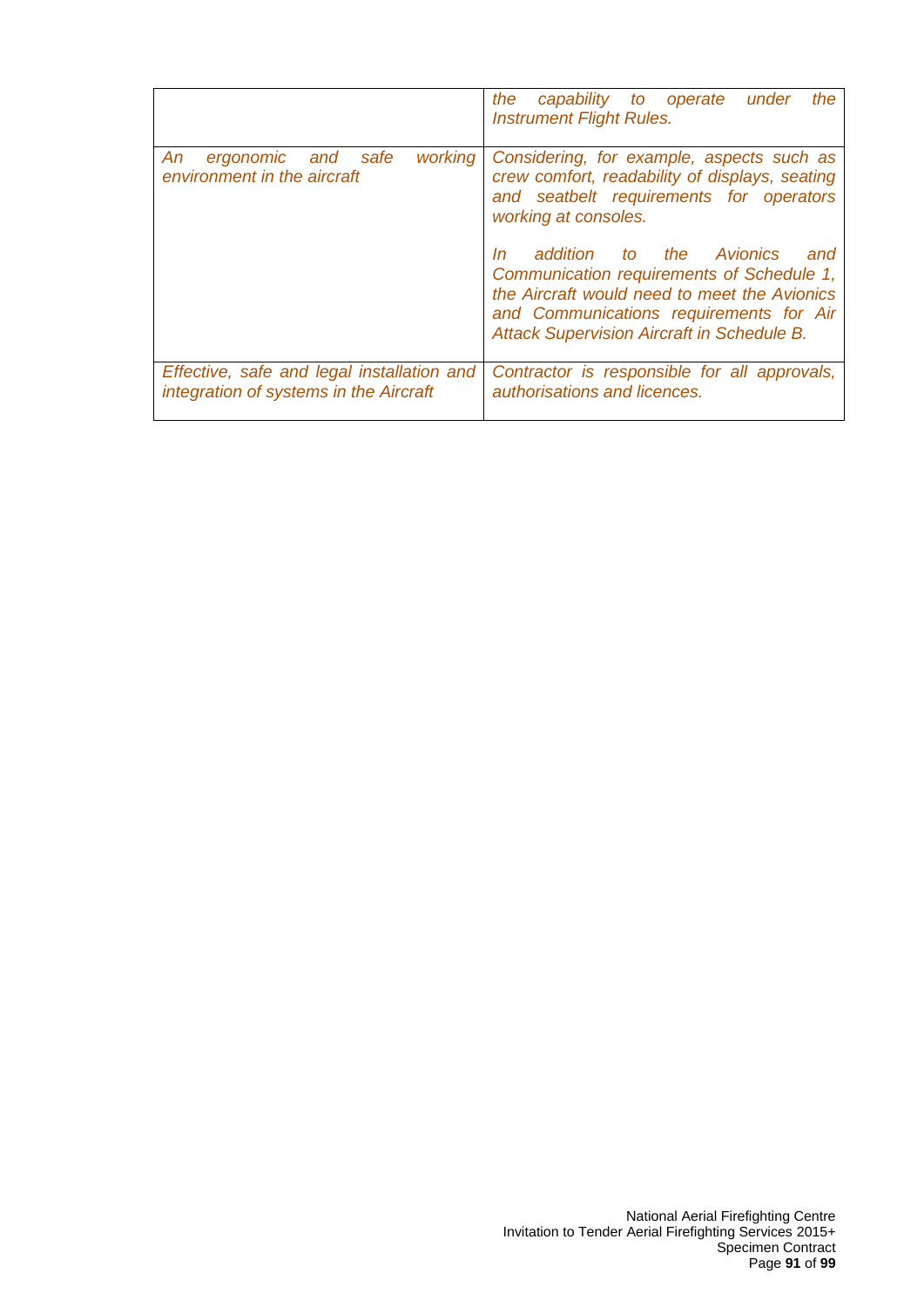| | |
|---|---|
| | *the capability to operate under the Instrument Flight Rules.* |
| *An ergonomic and safe working environment in the aircraft* | *Considering, for example, aspects such as crew comfort, readability of displays, seating and seatbelt requirements for operators working at consoles.*<br><br>*In addition to the Avionics and Communication requirements of Schedule 1, the Aircraft would need to meet the Avionics and Communications requirements for Air Attack Supervision Aircraft in Schedule B.* |
| *Effective, safe and legal installation and integration of systems in the Aircraft* | *Contractor is responsible for all approvals, authorisations and licences.* |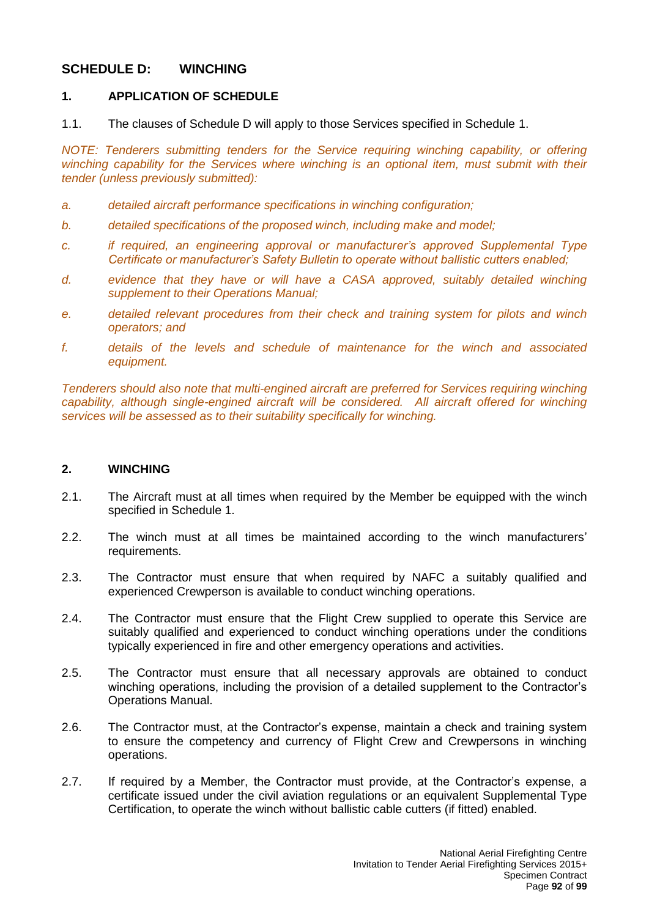## SCHEDULE D: WINCHING

### 1. APPLICATION OF SCHEDULE

1.1. The clauses of Schedule D will apply to those Services specified in Schedule 1.

*NOTE: Tenderers submitting tenders for the Service requiring winching capability, or offering winching capability for the Services where winching is an optional item, must submit with their tender (unless previously submitted):*

*a. detailed aircraft performance specifications in winching configuration;*

*b. detailed specifications of the proposed winch, including make and model;*

*c. if required, an engineering approval or manufacturer's approved Supplemental Type Certificate or manufacturer's Safety Bulletin to operate without ballistic cutters enabled;*

*d. evidence that they have or will have a CASA approved, suitably detailed winching supplement to their Operations Manual;*

*e. detailed relevant procedures from their check and training system for pilots and winch operators; and*

*f. details of the levels and schedule of maintenance for the winch and associated equipment.*

*Tenderers should also note that multi-engined aircraft are preferred for Services requiring winching capability, although single-engined aircraft will be considered. All aircraft offered for winching services will be assessed as to their suitability specifically for winching.*

### 2. WINCHING

2.1. The Aircraft must at all times when required by the Member be equipped with the winch specified in Schedule 1.

2.2. The winch must at all times be maintained according to the winch manufacturers' requirements.

2.3. The Contractor must ensure that when required by NAFC a suitably qualified and experienced Crewperson is available to conduct winching operations.

2.4. The Contractor must ensure that the Flight Crew supplied to operate this Service are suitably qualified and experienced to conduct winching operations under the conditions typically experienced in fire and other emergency operations and activities.

2.5. The Contractor must ensure that all necessary approvals are obtained to conduct winching operations, including the provision of a detailed supplement to the Contractor's Operations Manual.

2.6. The Contractor must, at the Contractor's expense, maintain a check and training system to ensure the competency and currency of Flight Crew and Crewpersons in winching operations.

2.7. If required by a Member, the Contractor must provide, at the Contractor's expense, a certificate issued under the civil aviation regulations or an equivalent Supplemental Type Certification, to operate the winch without ballistic cable cutters (if fitted) enabled.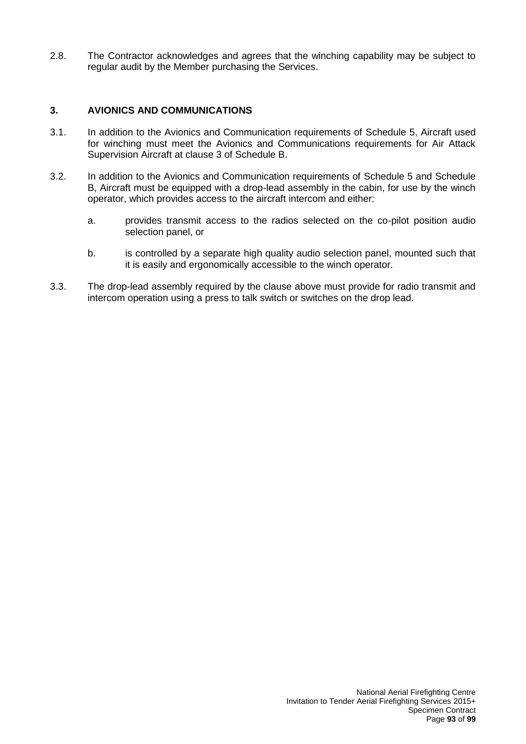2.8. The Contractor acknowledges and agrees that the winching capability may be subject to regular audit by the Member purchasing the Services.

## 3. AVIONICS AND COMMUNICATIONS

3.1. In addition to the Avionics and Communication requirements of Schedule 5, Aircraft used for winching must meet the Avionics and Communications requirements for Air Attack Supervision Aircraft at clause 3 of Schedule B.

3.2. In addition to the Avionics and Communication requirements of Schedule 5 and Schedule B, Aircraft must be equipped with a drop-lead assembly in the cabin, for use by the winch operator, which provides access to the aircraft intercom and either:

   a. provides transmit access to the radios selected on the co-pilot position audio selection panel, or

   b. is controlled by a separate high quality audio selection panel, mounted such that it is easily and ergonomically accessible to the winch operator.

3.3. The drop-lead assembly required by the clause above must provide for radio transmit and intercom operation using a press to talk switch or switches on the drop lead.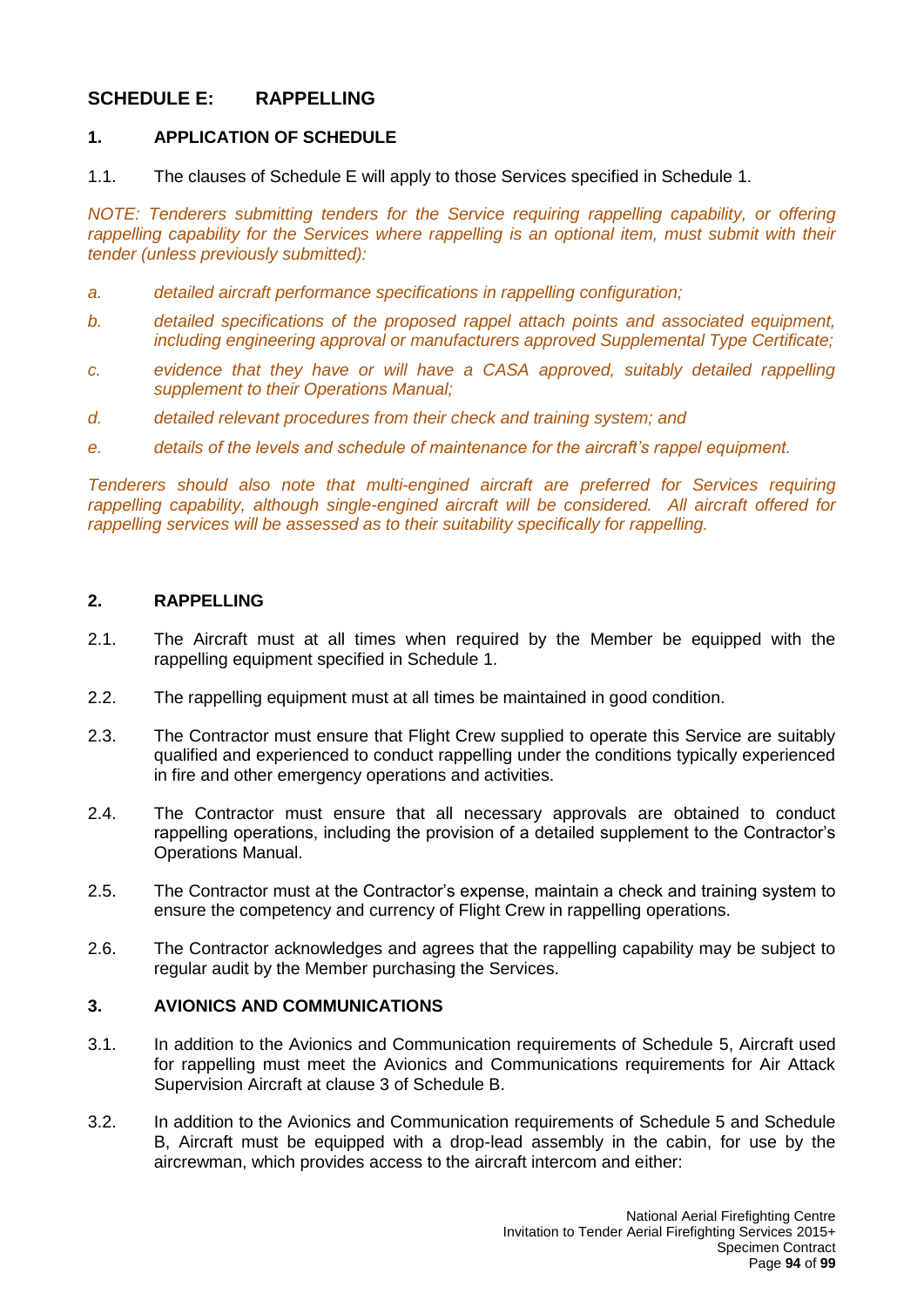## SCHEDULE E: RAPPELLING

### 1. APPLICATION OF SCHEDULE

1.1. The clauses of Schedule E will apply to those Services specified in Schedule 1.

*NOTE: Tenderers submitting tenders for the Service requiring rappelling capability, or offering rappelling capability for the Services where rappelling is an optional item, must submit with their tender (unless previously submitted):*

*a. detailed aircraft performance specifications in rappelling configuration;*

*b. detailed specifications of the proposed rappel attach points and associated equipment, including engineering approval or manufacturers approved Supplemental Type Certificate;*

*c. evidence that they have or will have a CASA approved, suitably detailed rappelling supplement to their Operations Manual;*

*d. detailed relevant procedures from their check and training system; and*

*e. details of the levels and schedule of maintenance for the aircraft's rappel equipment.*

*Tenderers should also note that multi-engined aircraft are preferred for Services requiring rappelling capability, although single-engined aircraft will be considered. All aircraft offered for rappelling services will be assessed as to their suitability specifically for rappelling.*

### 2. RAPPELLING

2.1. The Aircraft must at all times when required by the Member be equipped with the rappelling equipment specified in Schedule 1.

2.2. The rappelling equipment must at all times be maintained in good condition.

2.3. The Contractor must ensure that Flight Crew supplied to operate this Service are suitably qualified and experienced to conduct rappelling under the conditions typically experienced in fire and other emergency operations and activities.

2.4. The Contractor must ensure that all necessary approvals are obtained to conduct rappelling operations, including the provision of a detailed supplement to the Contractor's Operations Manual.

2.5. The Contractor must at the Contractor's expense, maintain a check and training system to ensure the competency and currency of Flight Crew in rappelling operations.

2.6. The Contractor acknowledges and agrees that the rappelling capability may be subject to regular audit by the Member purchasing the Services.

### 3. AVIONICS AND COMMUNICATIONS

3.1. In addition to the Avionics and Communication requirements of Schedule 5, Aircraft used for rappelling must meet the Avionics and Communications requirements for Air Attack Supervision Aircraft at clause 3 of Schedule B.

3.2. In addition to the Avionics and Communication requirements of Schedule 5 and Schedule B, Aircraft must be equipped with a drop-lead assembly in the cabin, for use by the aircrewman, which provides access to the aircraft intercom and either: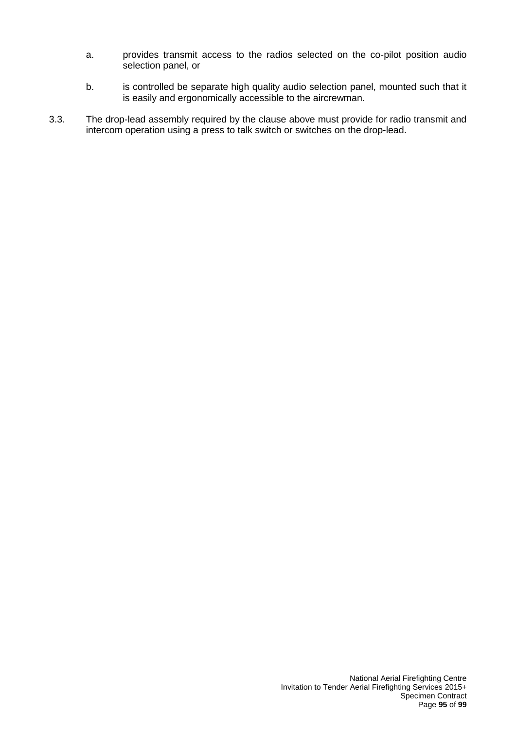a. provides transmit access to the radios selected on the co-pilot position audio selection panel, or

b. is controlled be separate high quality audio selection panel, mounted such that it is easily and ergonomically accessible to the aircrewman.

3.3. The drop-lead assembly required by the clause above must provide for radio transmit and intercom operation using a press to talk switch or switches on the drop-lead.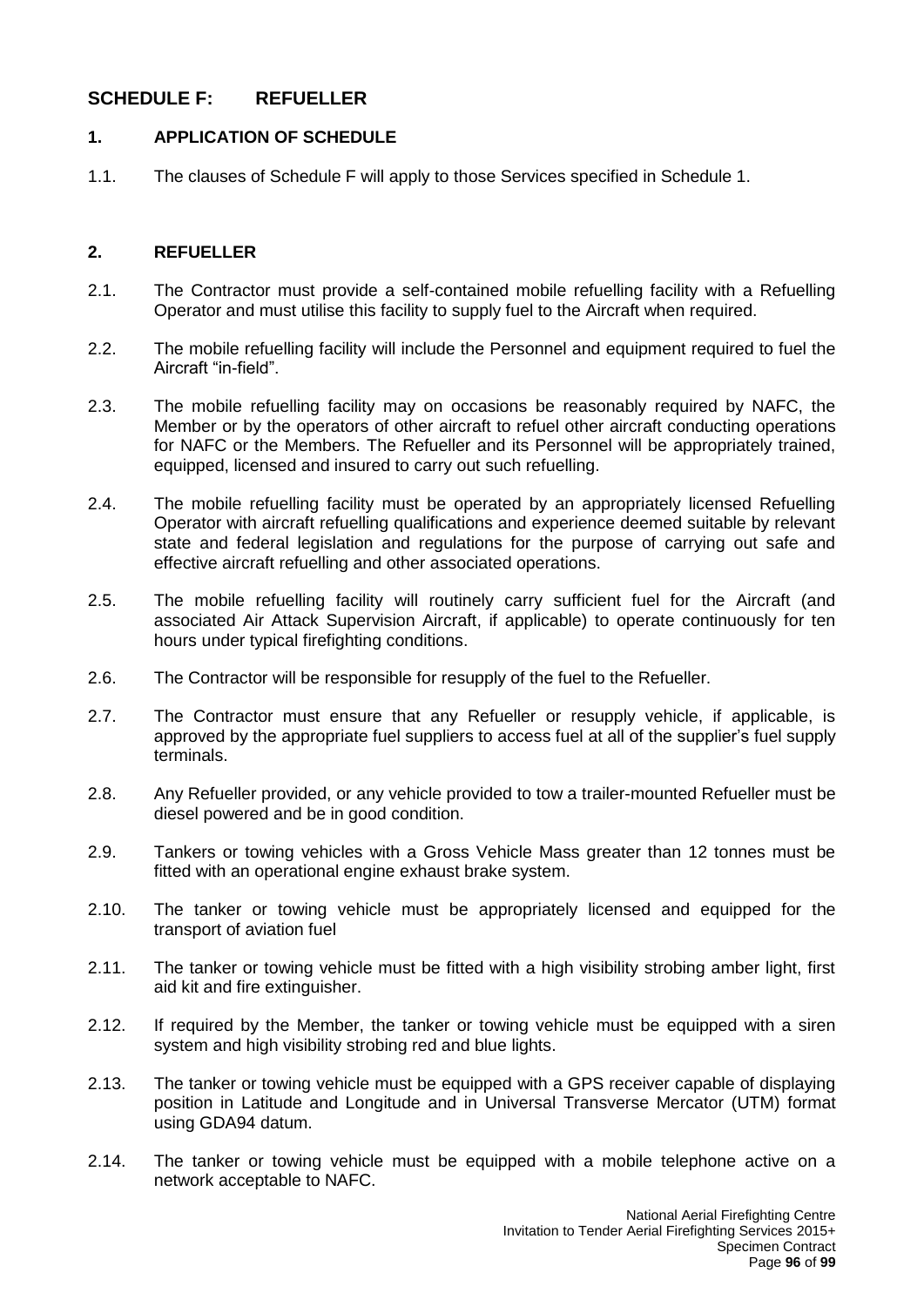## SCHEDULE F: REFUELLER

### 1. APPLICATION OF SCHEDULE

1.1. The clauses of Schedule F will apply to those Services specified in Schedule 1.

### 2. REFUELLER

2.1. The Contractor must provide a self-contained mobile refuelling facility with a Refuelling Operator and must utilise this facility to supply fuel to the Aircraft when required.

2.2. The mobile refuelling facility will include the Personnel and equipment required to fuel the Aircraft "in-field".

2.3. The mobile refuelling facility may on occasions be reasonably required by NAFC, the Member or by the operators of other aircraft to refuel other aircraft conducting operations for NAFC or the Members. The Refueller and its Personnel will be appropriately trained, equipped, licensed and insured to carry out such refuelling.

2.4. The mobile refuelling facility must be operated by an appropriately licensed Refuelling Operator with aircraft refuelling qualifications and experience deemed suitable by relevant state and federal legislation and regulations for the purpose of carrying out safe and effective aircraft refuelling and other associated operations.

2.5. The mobile refuelling facility will routinely carry sufficient fuel for the Aircraft (and associated Air Attack Supervision Aircraft, if applicable) to operate continuously for ten hours under typical firefighting conditions.

2.6. The Contractor will be responsible for resupply of the fuel to the Refueller.

2.7. The Contractor must ensure that any Refueller or resupply vehicle, if applicable, is approved by the appropriate fuel suppliers to access fuel at all of the supplier's fuel supply terminals.

2.8. Any Refueller provided, or any vehicle provided to tow a trailer-mounted Refueller must be diesel powered and be in good condition.

2.9. Tankers or towing vehicles with a Gross Vehicle Mass greater than 12 tonnes must be fitted with an operational engine exhaust brake system.

2.10. The tanker or towing vehicle must be appropriately licensed and equipped for the transport of aviation fuel

2.11. The tanker or towing vehicle must be fitted with a high visibility strobing amber light, first aid kit and fire extinguisher.

2.12. If required by the Member, the tanker or towing vehicle must be equipped with a siren system and high visibility strobing red and blue lights.

2.13. The tanker or towing vehicle must be equipped with a GPS receiver capable of displaying position in Latitude and Longitude and in Universal Transverse Mercator (UTM) format using GDA94 datum.

2.14. The tanker or towing vehicle must be equipped with a mobile telephone active on a network acceptable to NAFC.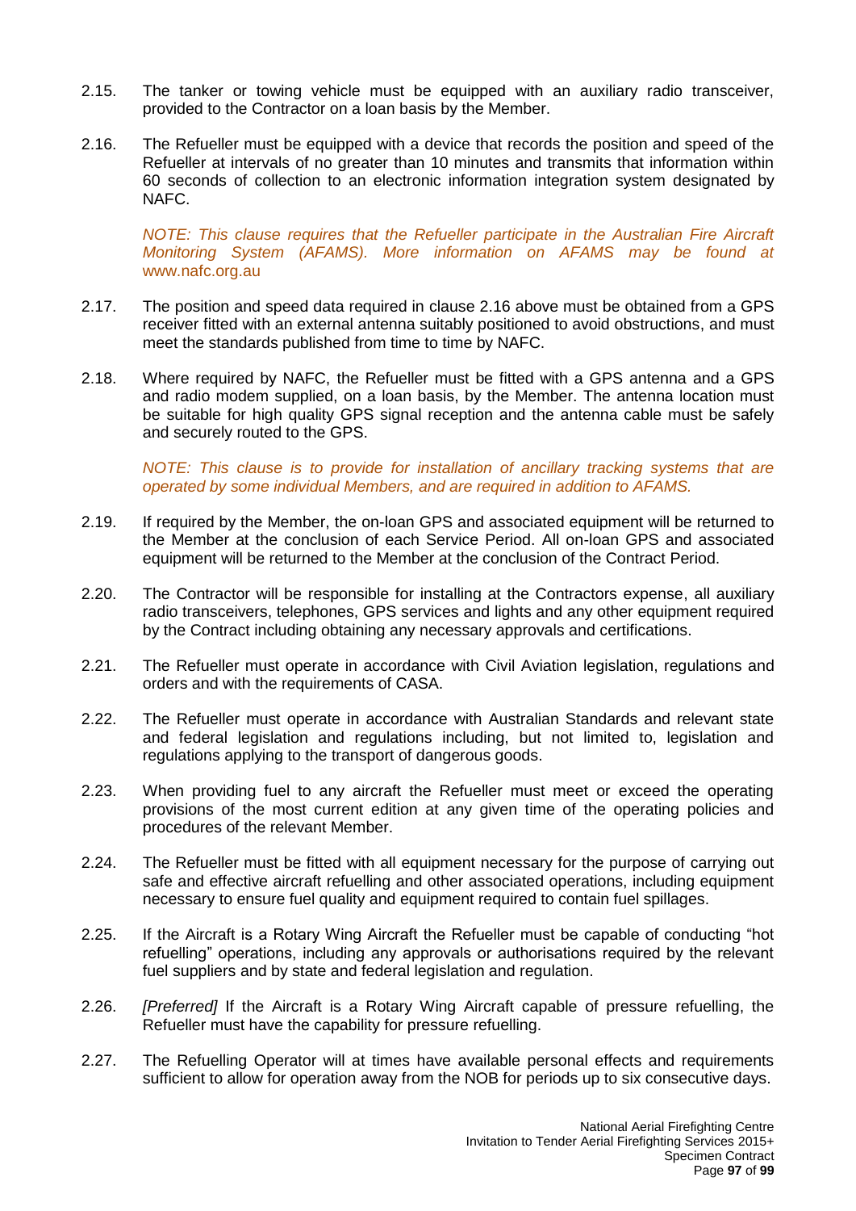2.15. The tanker or towing vehicle must be equipped with an auxiliary radio transceiver, provided to the Contractor on a loan basis by the Member.

2.16. The Refueller must be equipped with a device that records the position and speed of the Refueller at intervals of no greater than 10 minutes and transmits that information within 60 seconds of collection to an electronic information integration system designated by NAFC.

*NOTE: This clause requires that the Refueller participate in the Australian Fire Aircraft Monitoring System (AFAMS). More information on AFAMS may be found at* www.nafc.org.au

2.17. The position and speed data required in clause 2.16 above must be obtained from a GPS receiver fitted with an external antenna suitably positioned to avoid obstructions, and must meet the standards published from time to time by NAFC.

2.18. Where required by NAFC, the Refueller must be fitted with a GPS antenna and a GPS and radio modem supplied, on a loan basis, by the Member. The antenna location must be suitable for high quality GPS signal reception and the antenna cable must be safely and securely routed to the GPS.

*NOTE: This clause is to provide for installation of ancillary tracking systems that are operated by some individual Members, and are required in addition to AFAMS.*

2.19. If required by the Member, the on-loan GPS and associated equipment will be returned to the Member at the conclusion of each Service Period. All on-loan GPS and associated equipment will be returned to the Member at the conclusion of the Contract Period.

2.20. The Contractor will be responsible for installing at the Contractors expense, all auxiliary radio transceivers, telephones, GPS services and lights and any other equipment required by the Contract including obtaining any necessary approvals and certifications.

2.21. The Refueller must operate in accordance with Civil Aviation legislation, regulations and orders and with the requirements of CASA.

2.22. The Refueller must operate in accordance with Australian Standards and relevant state and federal legislation and regulations including, but not limited to, legislation and regulations applying to the transport of dangerous goods.

2.23. When providing fuel to any aircraft the Refueller must meet or exceed the operating provisions of the most current edition at any given time of the operating policies and procedures of the relevant Member.

2.24. The Refueller must be fitted with all equipment necessary for the purpose of carrying out safe and effective aircraft refuelling and other associated operations, including equipment necessary to ensure fuel quality and equipment required to contain fuel spillages.

2.25. If the Aircraft is a Rotary Wing Aircraft the Refueller must be capable of conducting "hot refuelling" operations, including any approvals or authorisations required by the relevant fuel suppliers and by state and federal legislation and regulation.

2.26. *[Preferred]* If the Aircraft is a Rotary Wing Aircraft capable of pressure refuelling, the Refueller must have the capability for pressure refuelling.

2.27. The Refuelling Operator will at times have available personal effects and requirements sufficient to allow for operation away from the NOB for periods up to six consecutive days.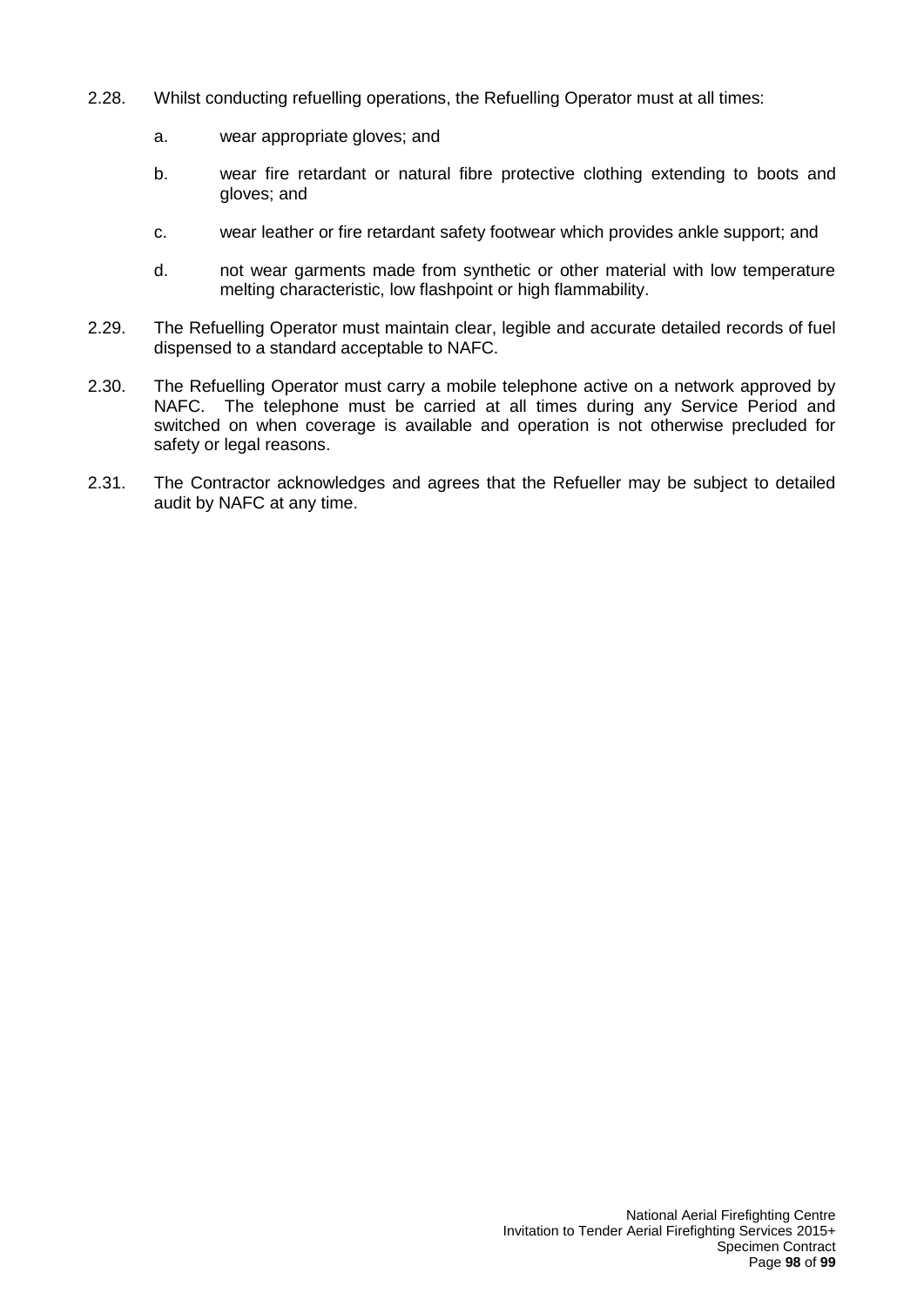2.28. Whilst conducting refuelling operations, the Refuelling Operator must at all times:

  a. wear appropriate gloves; and

  b. wear fire retardant or natural fibre protective clothing extending to boots and gloves; and

  c. wear leather or fire retardant safety footwear which provides ankle support; and

  d. not wear garments made from synthetic or other material with low temperature melting characteristic, low flashpoint or high flammability.

2.29. The Refuelling Operator must maintain clear, legible and accurate detailed records of fuel dispensed to a standard acceptable to NAFC.

2.30. The Refuelling Operator must carry a mobile telephone active on a network approved by NAFC. The telephone must be carried at all times during any Service Period and switched on when coverage is available and operation is not otherwise precluded for safety or legal reasons.

2.31. The Contractor acknowledges and agrees that the Refueller may be subject to detailed audit by NAFC at any time.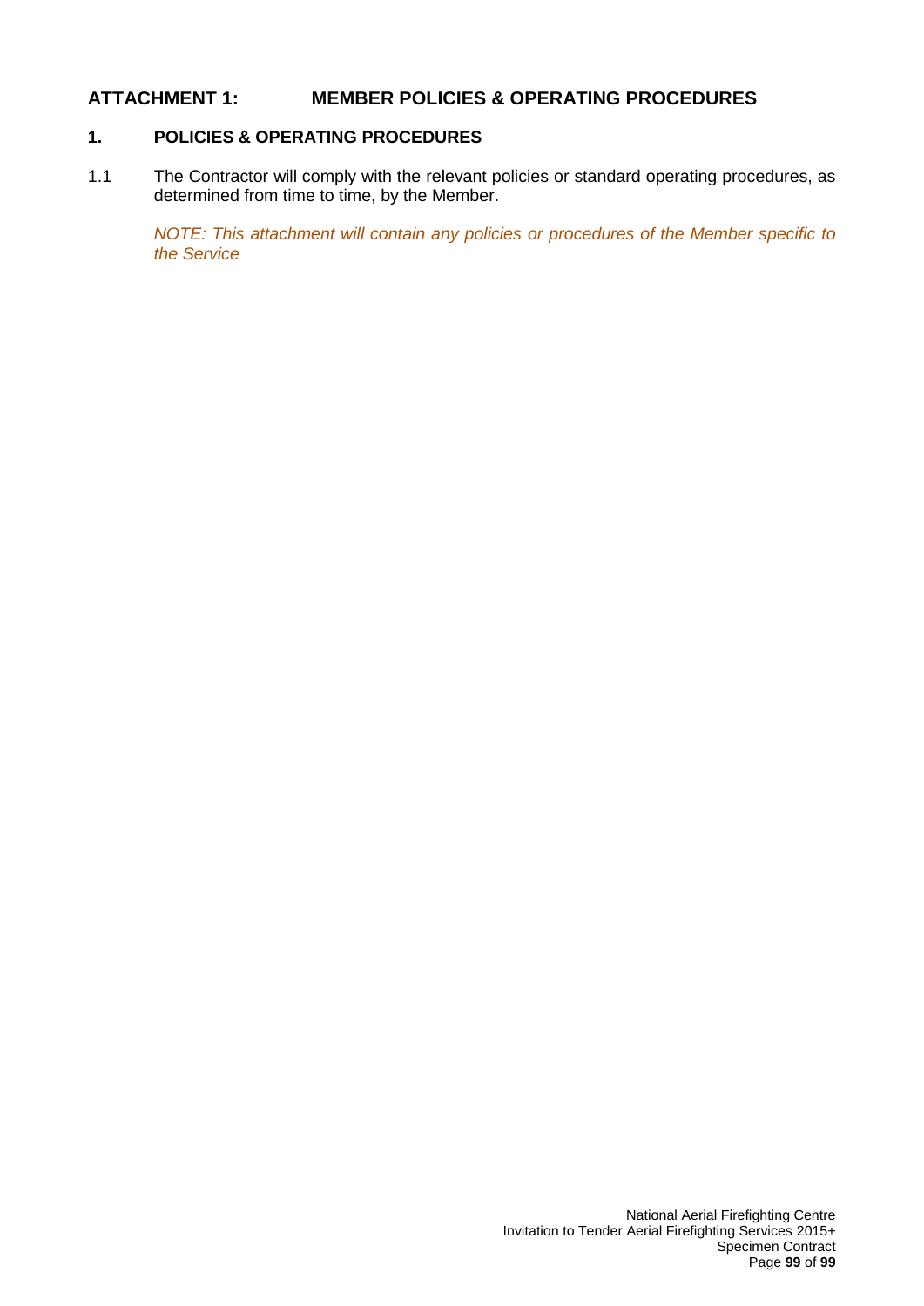# ATTACHMENT 1: MEMBER POLICIES & OPERATING PROCEDURES

## 1. POLICIES & OPERATING PROCEDURES

1.1 The Contractor will comply with the relevant policies or standard operating procedures, as determined from time to time, by the Member.

*NOTE: This attachment will contain any policies or procedures of the Member specific to the Service*